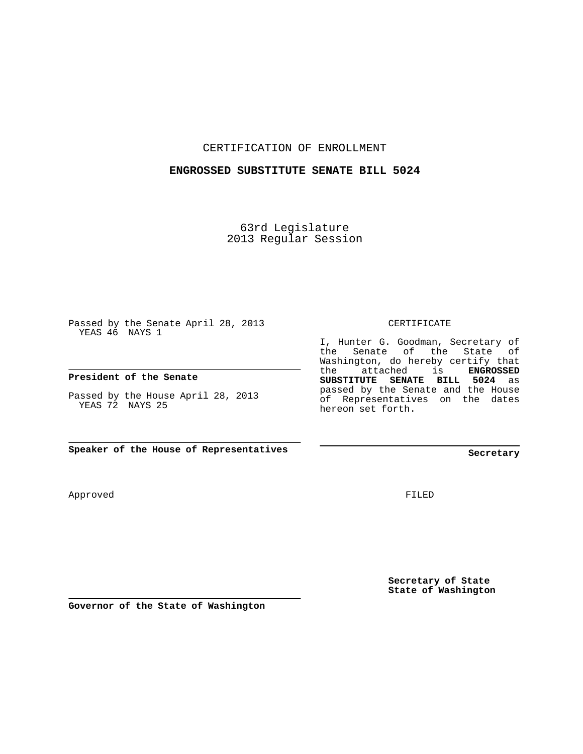CERTIFICATION OF ENROLLMENT

**ENGROSSED SUBSTITUTE SENATE BILL 5024**

63rd Legislature
2013 Regular Session

Passed by the Senate April 28, 2013
YEAS 46 NAYS 1

**President of the Senate**

Passed by the House April 28, 2013
YEAS 72 NAYS 25

**Speaker of the House of Representatives**

CERTIFICATE

I, Hunter G. Goodman, Secretary of the Senate of the State of Washington, do hereby certify that the attached is **ENGROSSED SUBSTITUTE SENATE BILL 5024** as passed by the Senate and the House of Representatives on the dates hereon set forth.

**Secretary**

Approved

FILED

**Secretary of State**
**State of Washington**

**Governor of the State of Washington**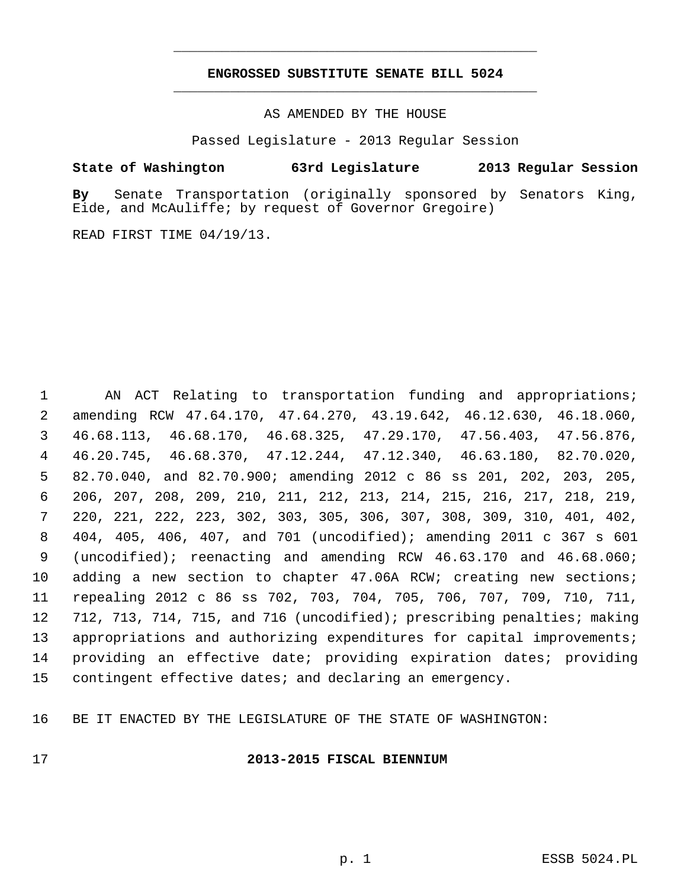# ENGROSSED SUBSTITUTE SENATE BILL 5024

AS AMENDED BY THE HOUSE

Passed Legislature - 2013 Regular Session

**State of Washington 63rd Legislature 2013 Regular Session**

**By** Senate Transportation (originally sponsored by Senators King, Eide, and McAuliffe; by request of Governor Gregoire)

READ FIRST TIME 04/19/13.

AN ACT Relating to transportation funding and appropriations; amending RCW 47.64.170, 47.64.270, 43.19.642, 46.12.630, 46.18.060, 46.68.113, 46.68.170, 46.68.325, 47.29.170, 47.56.403, 47.56.876, 46.20.745, 46.68.370, 47.12.244, 47.12.340, 46.63.180, 82.70.020, 82.70.040, and 82.70.900; amending 2012 c 86 ss 201, 202, 203, 205, 206, 207, 208, 209, 210, 211, 212, 213, 214, 215, 216, 217, 218, 219, 220, 221, 222, 223, 302, 303, 305, 306, 307, 308, 309, 310, 401, 402, 404, 405, 406, 407, and 701 (uncodified); amending 2011 c 367 s 601 (uncodified); reenacting and amending RCW 46.63.170 and 46.68.060; adding a new section to chapter 47.06A RCW; creating new sections; repealing 2012 c 86 ss 702, 703, 704, 705, 706, 707, 709, 710, 711, 712, 713, 714, 715, and 716 (uncodified); prescribing penalties; making appropriations and authorizing expenditures for capital improvements; providing an effective date; providing expiration dates; providing contingent effective dates; and declaring an emergency.

BE IT ENACTED BY THE LEGISLATURE OF THE STATE OF WASHINGTON:

## 2013-2015 FISCAL BIENNIUM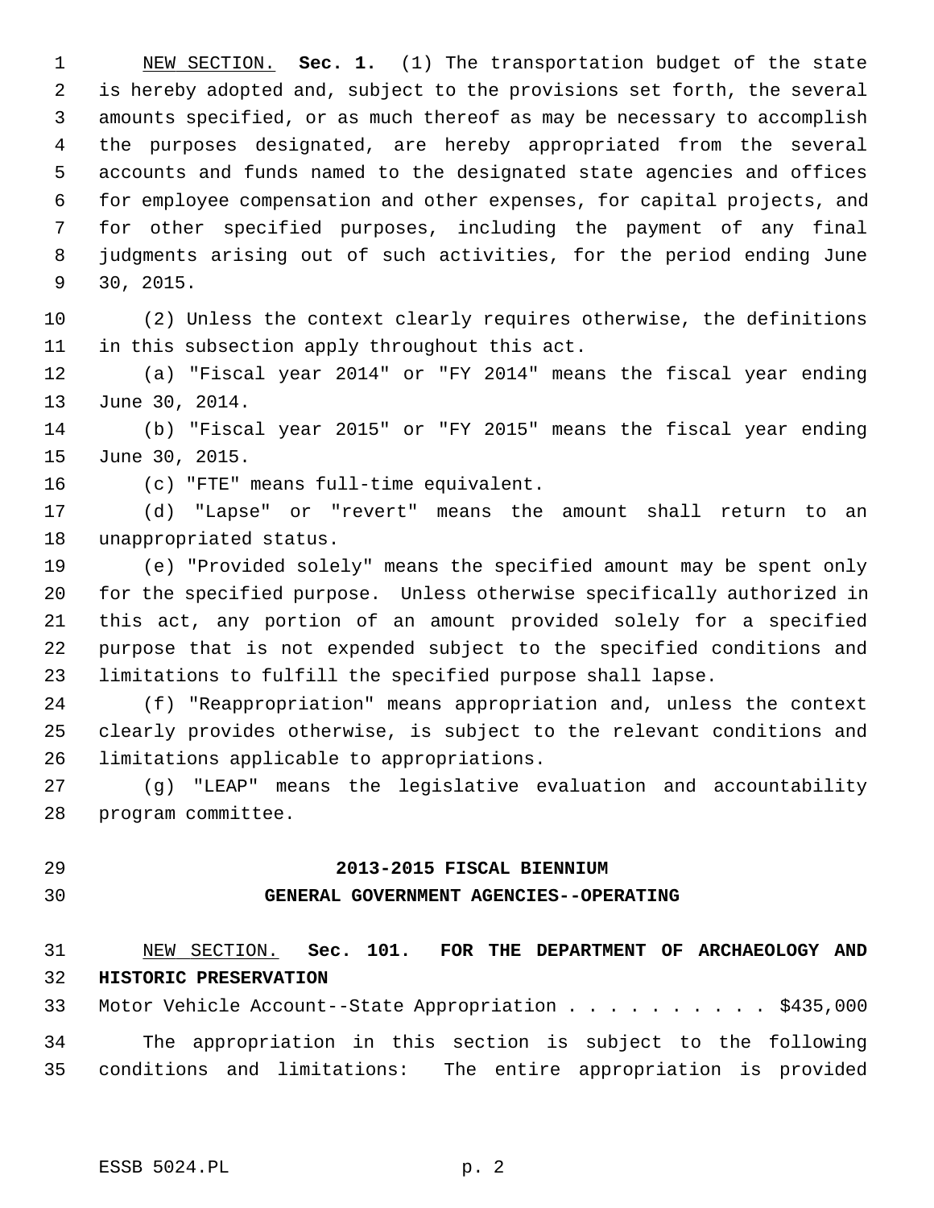NEW SECTION. **Sec. 1.** (1) The transportation budget of the state is hereby adopted and, subject to the provisions set forth, the several amounts specified, or as much thereof as may be necessary to accomplish the purposes designated, are hereby appropriated from the several accounts and funds named to the designated state agencies and offices for employee compensation and other expenses, for capital projects, and for other specified purposes, including the payment of any final judgments arising out of such activities, for the period ending June 30, 2015.

(2) Unless the context clearly requires otherwise, the definitions in this subsection apply throughout this act.

(a) "Fiscal year 2014" or "FY 2014" means the fiscal year ending June 30, 2014.

(b) "Fiscal year 2015" or "FY 2015" means the fiscal year ending June 30, 2015.

(c) "FTE" means full-time equivalent.

(d) "Lapse" or "revert" means the amount shall return to an unappropriated status.

(e) "Provided solely" means the specified amount may be spent only for the specified purpose. Unless otherwise specifically authorized in this act, any portion of an amount provided solely for a specified purpose that is not expended subject to the specified conditions and limitations to fulfill the specified purpose shall lapse.

(f) "Reappropriation" means appropriation and, unless the context clearly provides otherwise, is subject to the relevant conditions and limitations applicable to appropriations.

(g) "LEAP" means the legislative evaluation and accountability program committee.

## 2013-2015 FISCAL BIENNIUM
## GENERAL GOVERNMENT AGENCIES--OPERATING

NEW SECTION. **Sec. 101. FOR THE DEPARTMENT OF ARCHAEOLOGY AND HISTORIC PRESERVATION**

Motor Vehicle Account--State Appropriation . . . . . . . . . . $435,000

The appropriation in this section is subject to the following conditions and limitations: The entire appropriation is provided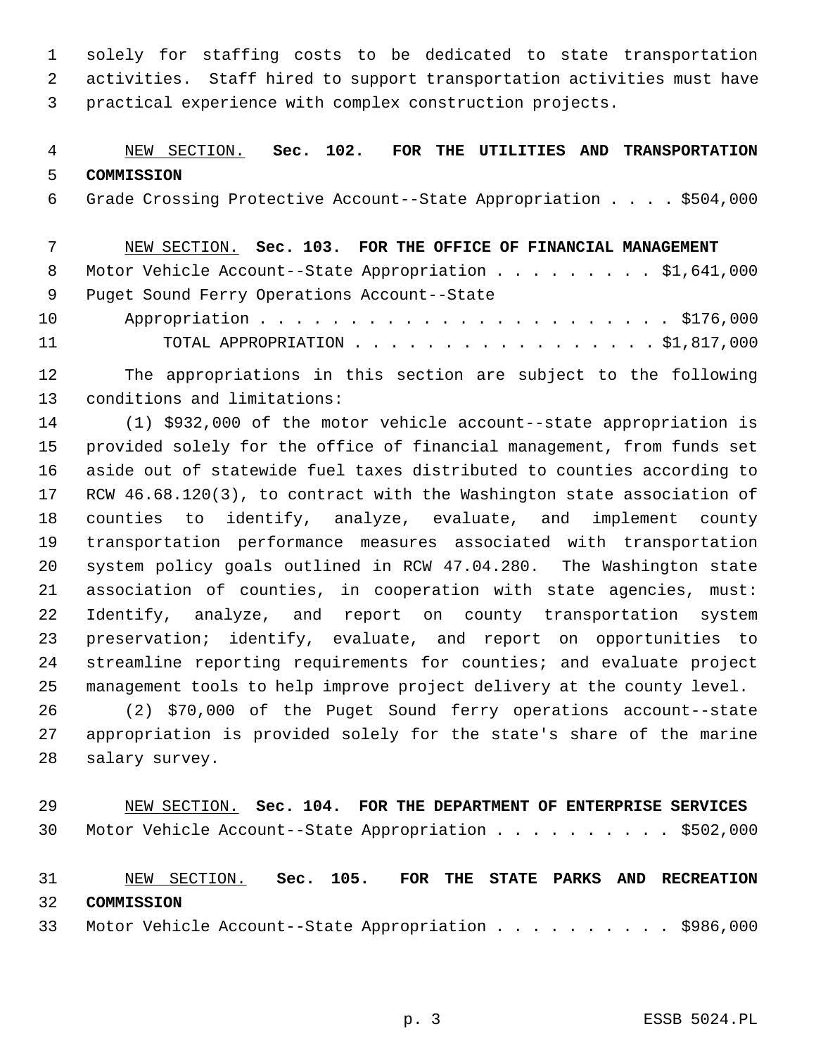solely for staffing costs to be dedicated to state transportation activities. Staff hired to support transportation activities must have practical experience with complex construction projects.

NEW SECTION. **Sec. 102. FOR THE UTILITIES AND TRANSPORTATION COMMISSION**

Grade Crossing Protective Account--State Appropriation . . . . $504,000

NEW SECTION. **Sec. 103. FOR THE OFFICE OF FINANCIAL MANAGEMENT**

Motor Vehicle Account--State Appropriation . . . . . . . . . $1,641,000

Puget Sound Ferry Operations Account--State Appropriation . . . . . . . . . . . . . . . . . . . . . . . $176,000

TOTAL APPROPRIATION . . . . . . . . . . . . . . . . . $1,817,000

The appropriations in this section are subject to the following conditions and limitations:

(1) $932,000 of the motor vehicle account--state appropriation is provided solely for the office of financial management, from funds set aside out of statewide fuel taxes distributed to counties according to RCW 46.68.120(3), to contract with the Washington state association of counties to identify, analyze, evaluate, and implement county transportation performance measures associated with transportation system policy goals outlined in RCW 47.04.280. The Washington state association of counties, in cooperation with state agencies, must: Identify, analyze, and report on county transportation system preservation; identify, evaluate, and report on opportunities to streamline reporting requirements for counties; and evaluate project management tools to help improve project delivery at the county level.

(2) $70,000 of the Puget Sound ferry operations account--state appropriation is provided solely for the state's share of the marine salary survey.

NEW SECTION. **Sec. 104. FOR THE DEPARTMENT OF ENTERPRISE SERVICES**

Motor Vehicle Account--State Appropriation . . . . . . . . . . $502,000

NEW SECTION. **Sec. 105. FOR THE STATE PARKS AND RECREATION COMMISSION**

Motor Vehicle Account--State Appropriation . . . . . . . . . . $986,000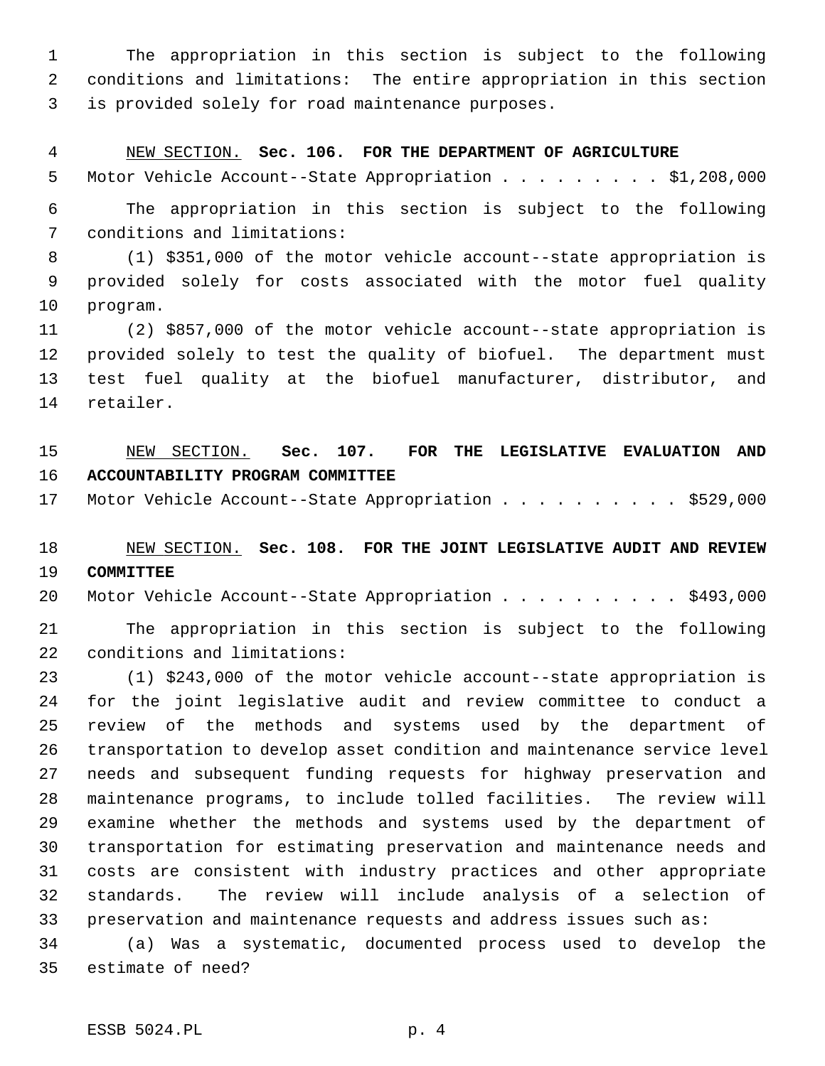The appropriation in this section is subject to the following conditions and limitations: The entire appropriation in this section is provided solely for road maintenance purposes.

NEW SECTION. **Sec. 106. FOR THE DEPARTMENT OF AGRICULTURE**

Motor Vehicle Account--State Appropriation . . . . . . . . . $1,208,000

The appropriation in this section is subject to the following conditions and limitations:

(1) $351,000 of the motor vehicle account--state appropriation is provided solely for costs associated with the motor fuel quality program.

(2) $857,000 of the motor vehicle account--state appropriation is provided solely to test the quality of biofuel. The department must test fuel quality at the biofuel manufacturer, distributor, and retailer.

NEW SECTION. **Sec. 107. FOR THE LEGISLATIVE EVALUATION AND ACCOUNTABILITY PROGRAM COMMITTEE**

Motor Vehicle Account--State Appropriation . . . . . . . . . . $529,000

NEW SECTION. **Sec. 108. FOR THE JOINT LEGISLATIVE AUDIT AND REVIEW COMMITTEE**

Motor Vehicle Account--State Appropriation . . . . . . . . . . $493,000

The appropriation in this section is subject to the following conditions and limitations:

(1) $243,000 of the motor vehicle account--state appropriation is for the joint legislative audit and review committee to conduct a review of the methods and systems used by the department of transportation to develop asset condition and maintenance service level needs and subsequent funding requests for highway preservation and maintenance programs, to include tolled facilities. The review will examine whether the methods and systems used by the department of transportation for estimating preservation and maintenance needs and costs are consistent with industry practices and other appropriate standards. The review will include analysis of a selection of preservation and maintenance requests and address issues such as:

(a) Was a systematic, documented process used to develop the estimate of need?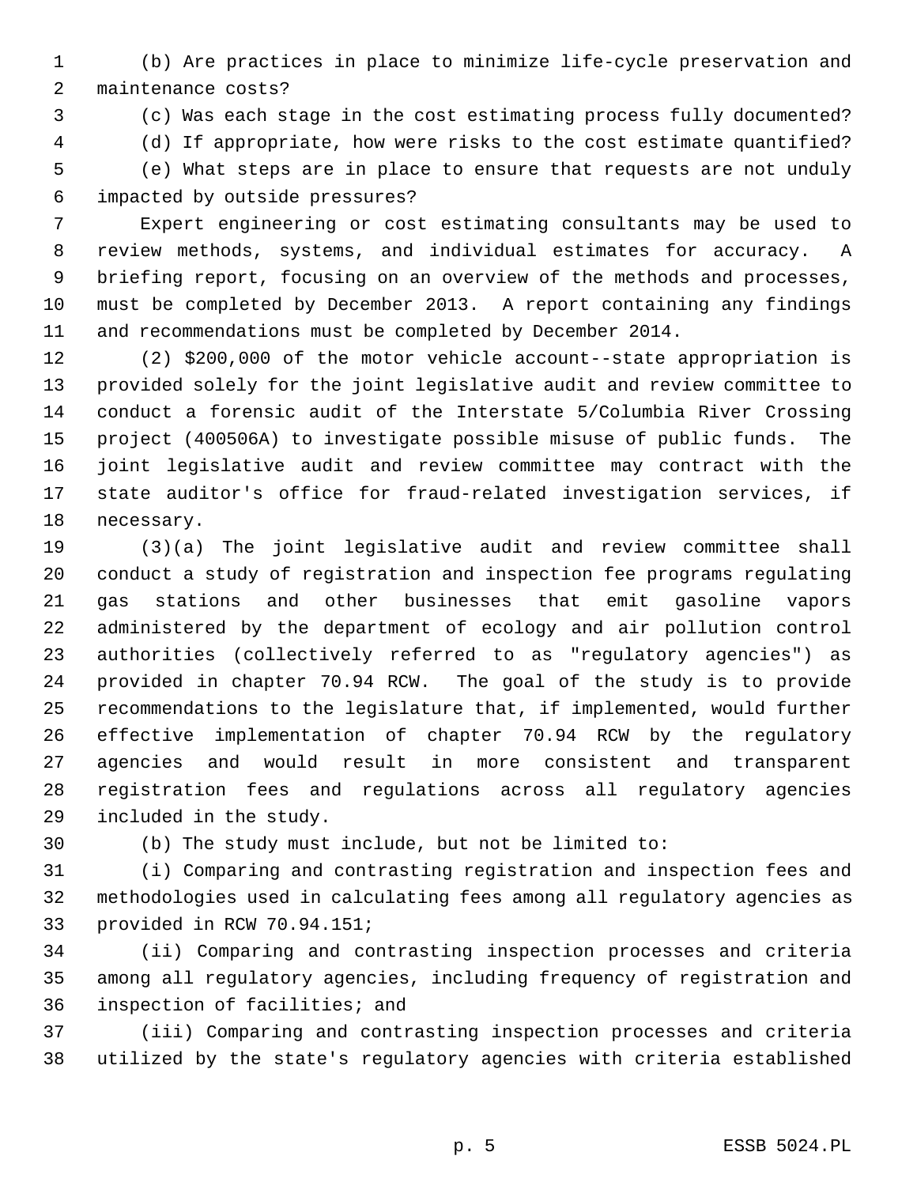(b) Are practices in place to minimize life-cycle preservation and maintenance costs?

(c) Was each stage in the cost estimating process fully documented?

(d) If appropriate, how were risks to the cost estimate quantified?

(e) What steps are in place to ensure that requests are not unduly impacted by outside pressures?

Expert engineering or cost estimating consultants may be used to review methods, systems, and individual estimates for accuracy. A briefing report, focusing on an overview of the methods and processes, must be completed by December 2013. A report containing any findings and recommendations must be completed by December 2014.

(2) $200,000 of the motor vehicle account--state appropriation is provided solely for the joint legislative audit and review committee to conduct a forensic audit of the Interstate 5/Columbia River Crossing project (400506A) to investigate possible misuse of public funds. The joint legislative audit and review committee may contract with the state auditor's office for fraud-related investigation services, if necessary.

(3)(a) The joint legislative audit and review committee shall conduct a study of registration and inspection fee programs regulating gas stations and other businesses that emit gasoline vapors administered by the department of ecology and air pollution control authorities (collectively referred to as "regulatory agencies") as provided in chapter 70.94 RCW. The goal of the study is to provide recommendations to the legislature that, if implemented, would further effective implementation of chapter 70.94 RCW by the regulatory agencies and would result in more consistent and transparent registration fees and regulations across all regulatory agencies included in the study.

(b) The study must include, but not be limited to:

(i) Comparing and contrasting registration and inspection fees and methodologies used in calculating fees among all regulatory agencies as provided in RCW 70.94.151;

(ii) Comparing and contrasting inspection processes and criteria among all regulatory agencies, including frequency of registration and inspection of facilities; and

(iii) Comparing and contrasting inspection processes and criteria utilized by the state's regulatory agencies with criteria established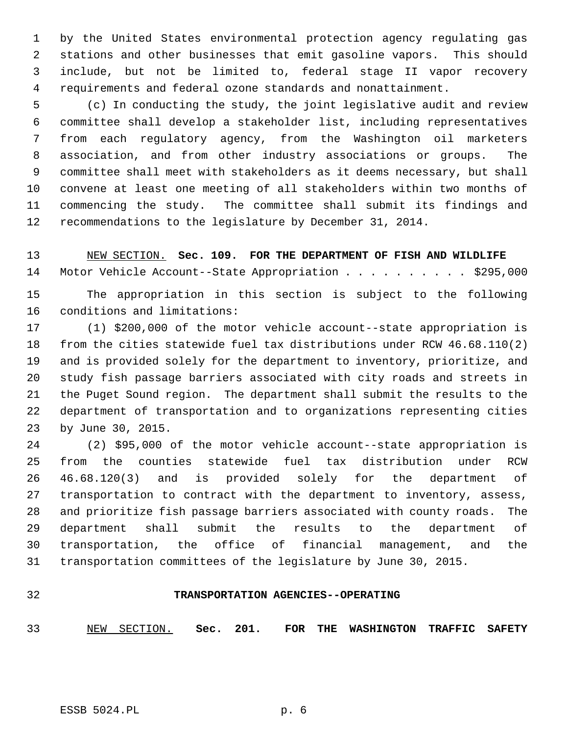by the United States environmental protection agency regulating gas stations and other businesses that emit gasoline vapors. This should include, but not be limited to, federal stage II vapor recovery requirements and federal ozone standards and nonattainment.

(c) In conducting the study, the joint legislative audit and review committee shall develop a stakeholder list, including representatives from each regulatory agency, from the Washington oil marketers association, and from other industry associations or groups. The committee shall meet with stakeholders as it deems necessary, but shall convene at least one meeting of all stakeholders within two months of commencing the study. The committee shall submit its findings and recommendations to the legislature by December 31, 2014.

NEW SECTION. **Sec. 109. FOR THE DEPARTMENT OF FISH AND WILDLIFE**

Motor Vehicle Account--State Appropriation . . . . . . . . . . $295,000

The appropriation in this section is subject to the following conditions and limitations:

(1) $200,000 of the motor vehicle account--state appropriation is from the cities statewide fuel tax distributions under RCW 46.68.110(2) and is provided solely for the department to inventory, prioritize, and study fish passage barriers associated with city roads and streets in the Puget Sound region. The department shall submit the results to the department of transportation and to organizations representing cities by June 30, 2015.

(2) $95,000 of the motor vehicle account--state appropriation is from the counties statewide fuel tax distribution under RCW 46.68.120(3) and is provided solely for the department of transportation to contract with the department to inventory, assess, and prioritize fish passage barriers associated with county roads. The department shall submit the results to the department of transportation, the office of financial management, and the transportation committees of the legislature by June 30, 2015.

## TRANSPORTATION AGENCIES--OPERATING

NEW SECTION. **Sec. 201. FOR THE WASHINGTON TRAFFIC SAFETY**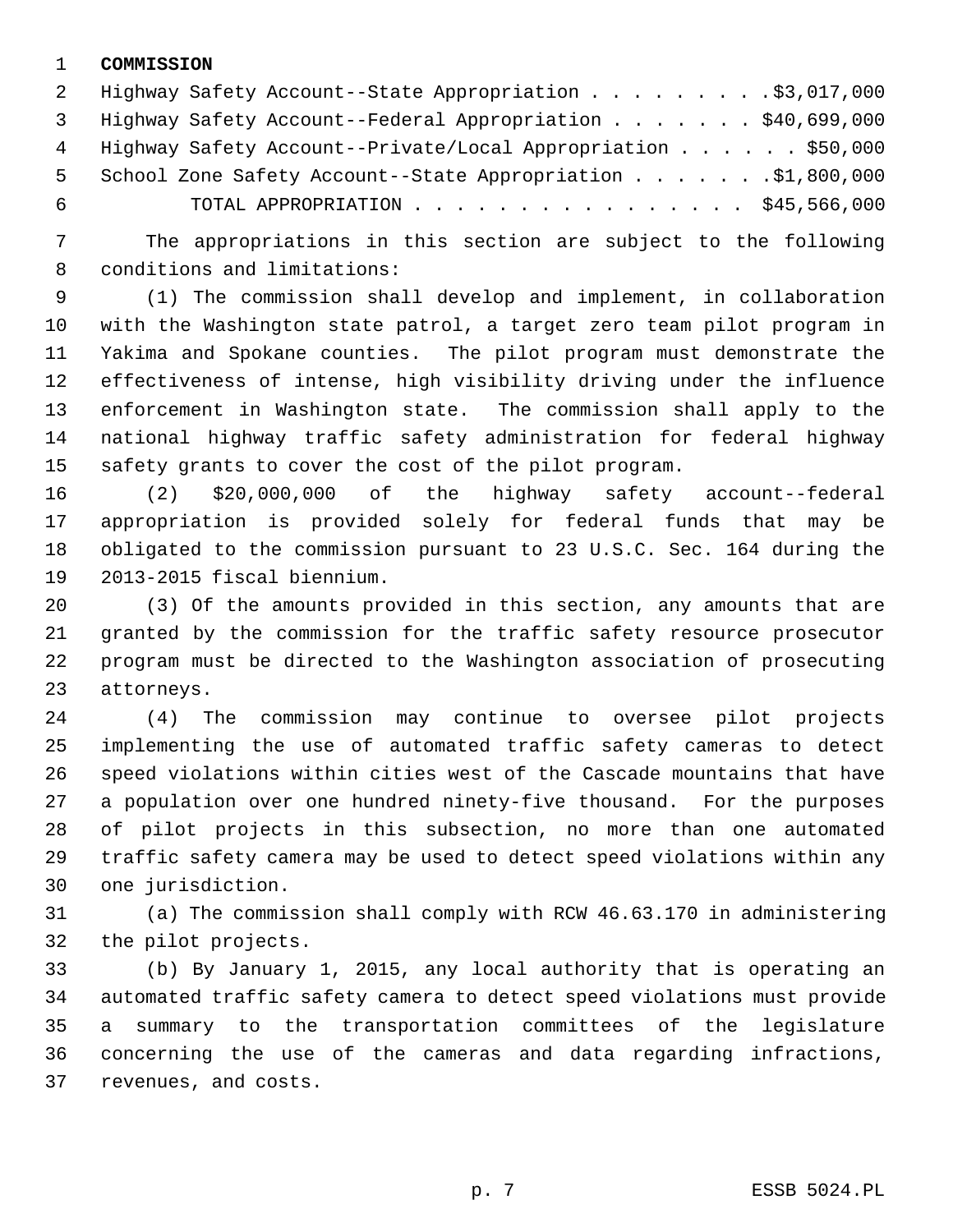**COMMISSION**

| | |
|---|---|
| Highway Safety Account--State Appropriation | $3,017,000 |
| Highway Safety Account--Federal Appropriation | $40,699,000 |
| Highway Safety Account--Private/Local Appropriation | $50,000 |
| School Zone Safety Account--State Appropriation | $1,800,000 |
| TOTAL APPROPRIATION | $45,566,000 |

The appropriations in this section are subject to the following conditions and limitations:

(1) The commission shall develop and implement, in collaboration with the Washington state patrol, a target zero team pilot program in Yakima and Spokane counties. The pilot program must demonstrate the effectiveness of intense, high visibility driving under the influence enforcement in Washington state. The commission shall apply to the national highway traffic safety administration for federal highway safety grants to cover the cost of the pilot program.

(2) $20,000,000 of the highway safety account--federal appropriation is provided solely for federal funds that may be obligated to the commission pursuant to 23 U.S.C. Sec. 164 during the 2013-2015 fiscal biennium.

(3) Of the amounts provided in this section, any amounts that are granted by the commission for the traffic safety resource prosecutor program must be directed to the Washington association of prosecuting attorneys.

(4) The commission may continue to oversee pilot projects implementing the use of automated traffic safety cameras to detect speed violations within cities west of the Cascade mountains that have a population over one hundred ninety-five thousand. For the purposes of pilot projects in this subsection, no more than one automated traffic safety camera may be used to detect speed violations within any one jurisdiction.

(a) The commission shall comply with RCW 46.63.170 in administering the pilot projects.

(b) By January 1, 2015, any local authority that is operating an automated traffic safety camera to detect speed violations must provide a summary to the transportation committees of the legislature concerning the use of the cameras and data regarding infractions, revenues, and costs.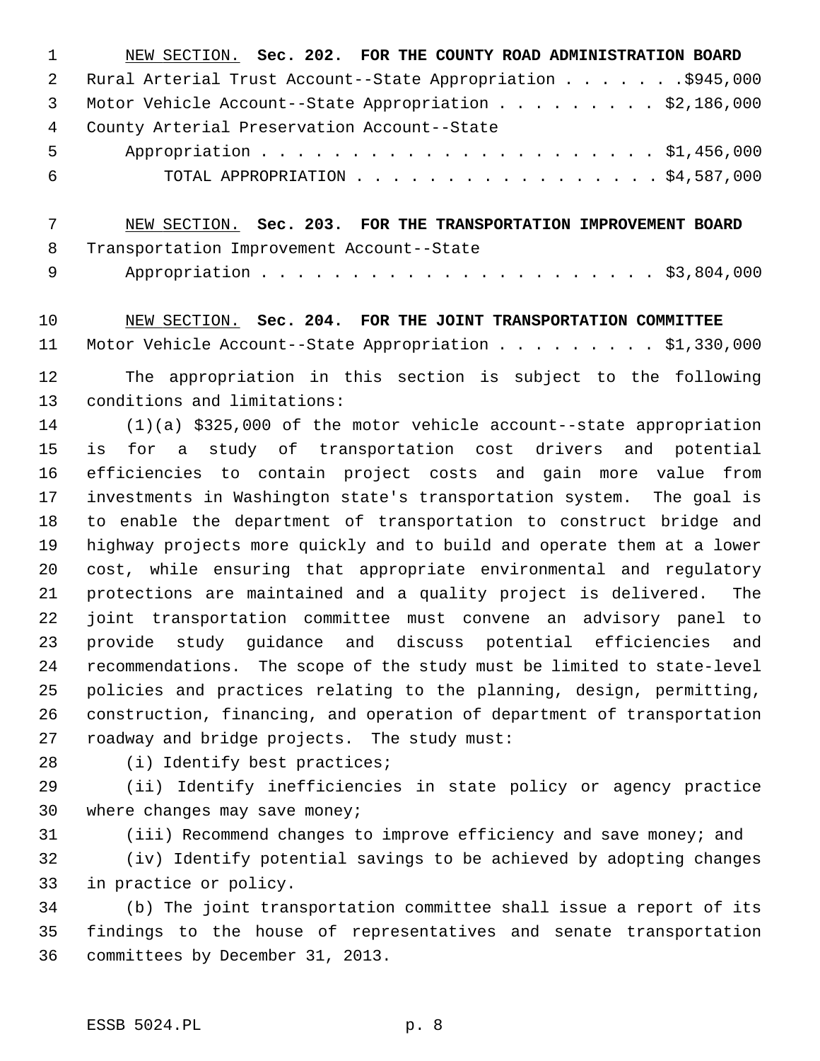NEW SECTION. **Sec. 202. FOR THE COUNTY ROAD ADMINISTRATION BOARD**

Rural Arterial Trust Account--State Appropriation . . . . . . .$945,000
Motor Vehicle Account--State Appropriation . . . . . . . . . $2,186,000
County Arterial Preservation Account--State
Appropriation . . . . . . . . . . . . . . . . . . . . . . $1,456,000
TOTAL APPROPRIATION . . . . . . . . . . . . . . . . . $4,587,000

NEW SECTION. **Sec. 203. FOR THE TRANSPORTATION IMPROVEMENT BOARD**

Transportation Improvement Account--State
Appropriation . . . . . . . . . . . . . . . . . . . . . . $3,804,000

NEW SECTION. **Sec. 204. FOR THE JOINT TRANSPORTATION COMMITTEE**

Motor Vehicle Account--State Appropriation . . . . . . . . . $1,330,000

The appropriation in this section is subject to the following conditions and limitations:

(1)(a) $325,000 of the motor vehicle account--state appropriation is for a study of transportation cost drivers and potential efficiencies to contain project costs and gain more value from investments in Washington state's transportation system. The goal is to enable the department of transportation to construct bridge and highway projects more quickly and to build and operate them at a lower cost, while ensuring that appropriate environmental and regulatory protections are maintained and a quality project is delivered. The joint transportation committee must convene an advisory panel to provide study guidance and discuss potential efficiencies and recommendations. The scope of the study must be limited to state-level policies and practices relating to the planning, design, permitting, construction, financing, and operation of department of transportation roadway and bridge projects. The study must:

(i) Identify best practices;

(ii) Identify inefficiencies in state policy or agency practice where changes may save money;

(iii) Recommend changes to improve efficiency and save money; and

(iv) Identify potential savings to be achieved by adopting changes in practice or policy.

(b) The joint transportation committee shall issue a report of its findings to the house of representatives and senate transportation committees by December 31, 2013.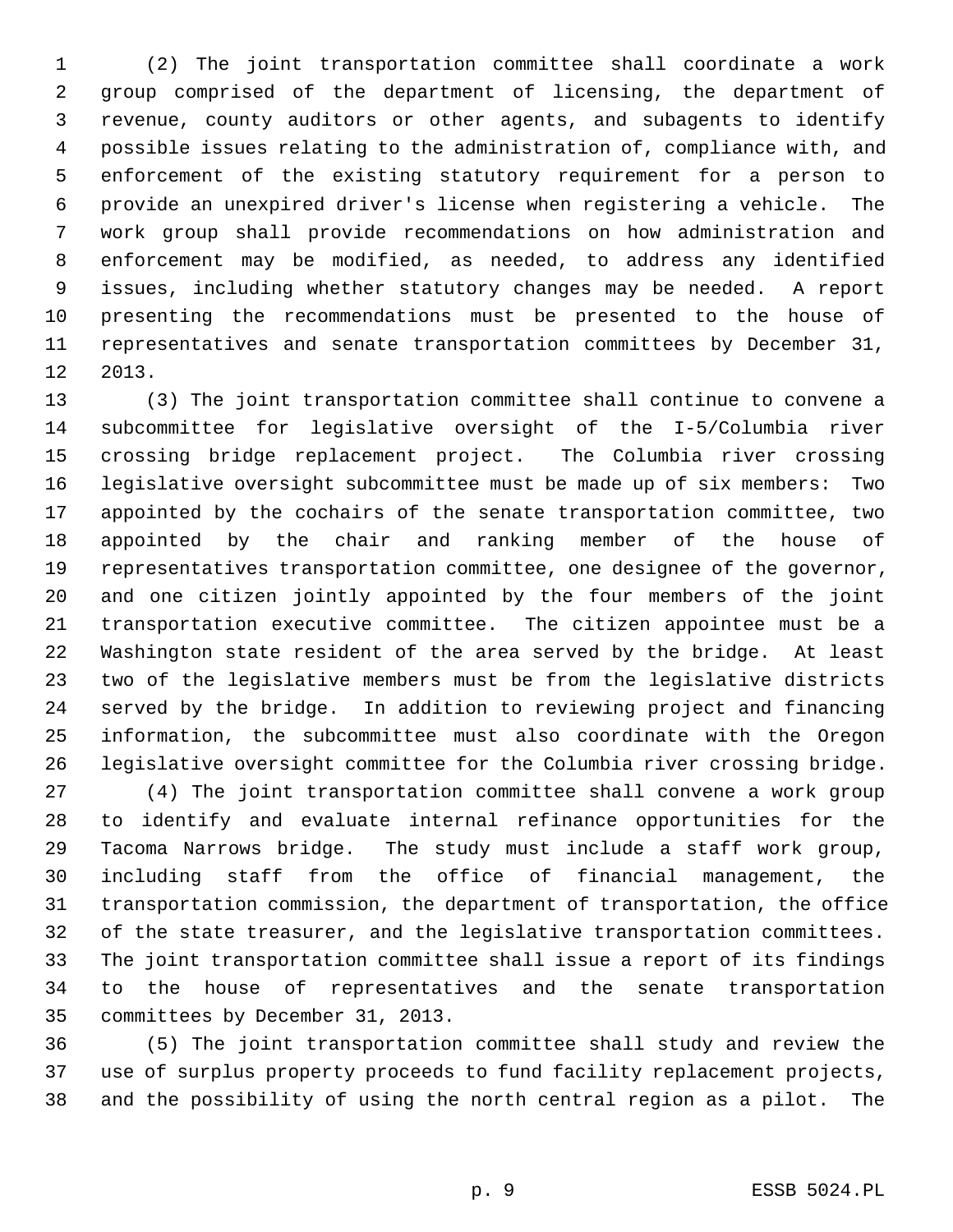(2) The joint transportation committee shall coordinate a work group comprised of the department of licensing, the department of revenue, county auditors or other agents, and subagents to identify possible issues relating to the administration of, compliance with, and enforcement of the existing statutory requirement for a person to provide an unexpired driver's license when registering a vehicle. The work group shall provide recommendations on how administration and enforcement may be modified, as needed, to address any identified issues, including whether statutory changes may be needed. A report presenting the recommendations must be presented to the house of representatives and senate transportation committees by December 31, 2013.

(3) The joint transportation committee shall continue to convene a subcommittee for legislative oversight of the I-5/Columbia river crossing bridge replacement project. The Columbia river crossing legislative oversight subcommittee must be made up of six members: Two appointed by the cochairs of the senate transportation committee, two appointed by the chair and ranking member of the house of representatives transportation committee, one designee of the governor, and one citizen jointly appointed by the four members of the joint transportation executive committee. The citizen appointee must be a Washington state resident of the area served by the bridge. At least two of the legislative members must be from the legislative districts served by the bridge. In addition to reviewing project and financing information, the subcommittee must also coordinate with the Oregon legislative oversight committee for the Columbia river crossing bridge.

(4) The joint transportation committee shall convene a work group to identify and evaluate internal refinance opportunities for the Tacoma Narrows bridge. The study must include a staff work group, including staff from the office of financial management, the transportation commission, the department of transportation, the office of the state treasurer, and the legislative transportation committees. The joint transportation committee shall issue a report of its findings to the house of representatives and the senate transportation committees by December 31, 2013.

(5) The joint transportation committee shall study and review the use of surplus property proceeds to fund facility replacement projects, and the possibility of using the north central region as a pilot. The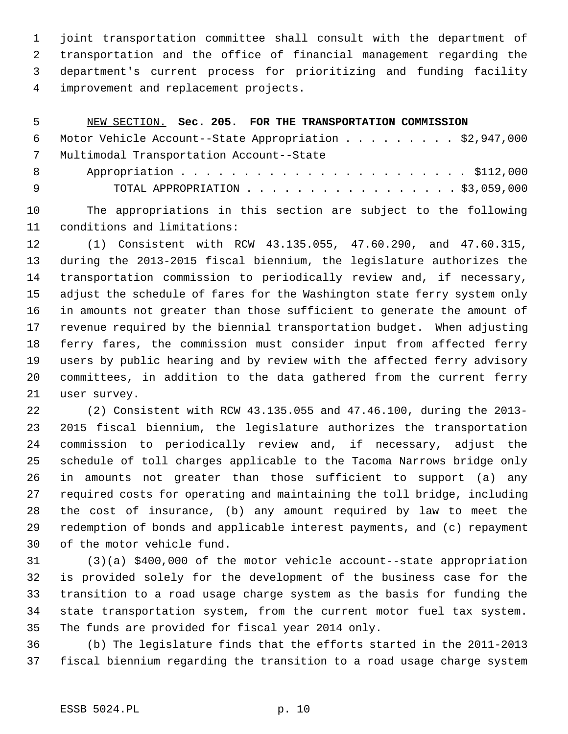joint transportation committee shall consult with the department of transportation and the office of financial management regarding the department's current process for prioritizing and funding facility improvement and replacement projects.

NEW SECTION. **Sec. 205. FOR THE TRANSPORTATION COMMISSION**

Motor Vehicle Account--State Appropriation . . . . . . . . . $2,947,000
Multimodal Transportation Account--State
Appropriation . . . . . . . . . . . . . . . . . . . . . . $112,000
TOTAL APPROPRIATION . . . . . . . . . . . . . . . . . $3,059,000

The appropriations in this section are subject to the following conditions and limitations:

(1) Consistent with RCW 43.135.055, 47.60.290, and 47.60.315, during the 2013-2015 fiscal biennium, the legislature authorizes the transportation commission to periodically review and, if necessary, adjust the schedule of fares for the Washington state ferry system only in amounts not greater than those sufficient to generate the amount of revenue required by the biennial transportation budget. When adjusting ferry fares, the commission must consider input from affected ferry users by public hearing and by review with the affected ferry advisory committees, in addition to the data gathered from the current ferry user survey.

(2) Consistent with RCW 43.135.055 and 47.46.100, during the 2013-2015 fiscal biennium, the legislature authorizes the transportation commission to periodically review and, if necessary, adjust the schedule of toll charges applicable to the Tacoma Narrows bridge only in amounts not greater than those sufficient to support (a) any required costs for operating and maintaining the toll bridge, including the cost of insurance, (b) any amount required by law to meet the redemption of bonds and applicable interest payments, and (c) repayment of the motor vehicle fund.

(3)(a) $400,000 of the motor vehicle account--state appropriation is provided solely for the development of the business case for the transition to a road usage charge system as the basis for funding the state transportation system, from the current motor fuel tax system. The funds are provided for fiscal year 2014 only.

(b) The legislature finds that the efforts started in the 2011-2013 fiscal biennium regarding the transition to a road usage charge system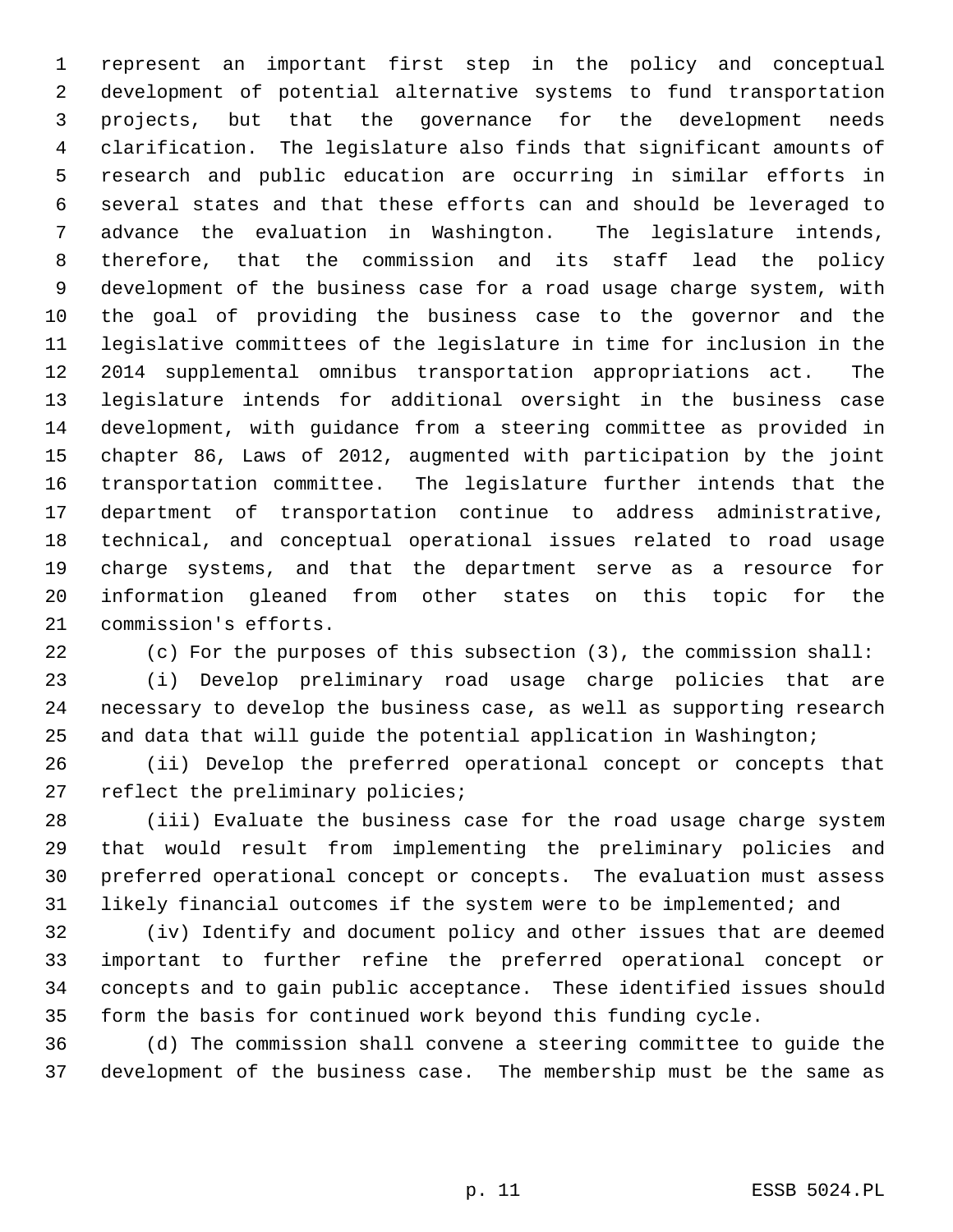represent an important first step in the policy and conceptual development of potential alternative systems to fund transportation projects, but that the governance for the development needs clarification. The legislature also finds that significant amounts of research and public education are occurring in similar efforts in several states and that these efforts can and should be leveraged to advance the evaluation in Washington. The legislature intends, therefore, that the commission and its staff lead the policy development of the business case for a road usage charge system, with the goal of providing the business case to the governor and the legislative committees of the legislature in time for inclusion in the 2014 supplemental omnibus transportation appropriations act. The legislature intends for additional oversight in the business case development, with guidance from a steering committee as provided in chapter 86, Laws of 2012, augmented with participation by the joint transportation committee. The legislature further intends that the department of transportation continue to address administrative, technical, and conceptual operational issues related to road usage charge systems, and that the department serve as a resource for information gleaned from other states on this topic for the commission's efforts.

(c) For the purposes of this subsection (3), the commission shall:

(i) Develop preliminary road usage charge policies that are necessary to develop the business case, as well as supporting research and data that will guide the potential application in Washington;

(ii) Develop the preferred operational concept or concepts that reflect the preliminary policies;

(iii) Evaluate the business case for the road usage charge system that would result from implementing the preliminary policies and preferred operational concept or concepts. The evaluation must assess likely financial outcomes if the system were to be implemented; and

(iv) Identify and document policy and other issues that are deemed important to further refine the preferred operational concept or concepts and to gain public acceptance. These identified issues should form the basis for continued work beyond this funding cycle.

(d) The commission shall convene a steering committee to guide the development of the business case. The membership must be the same as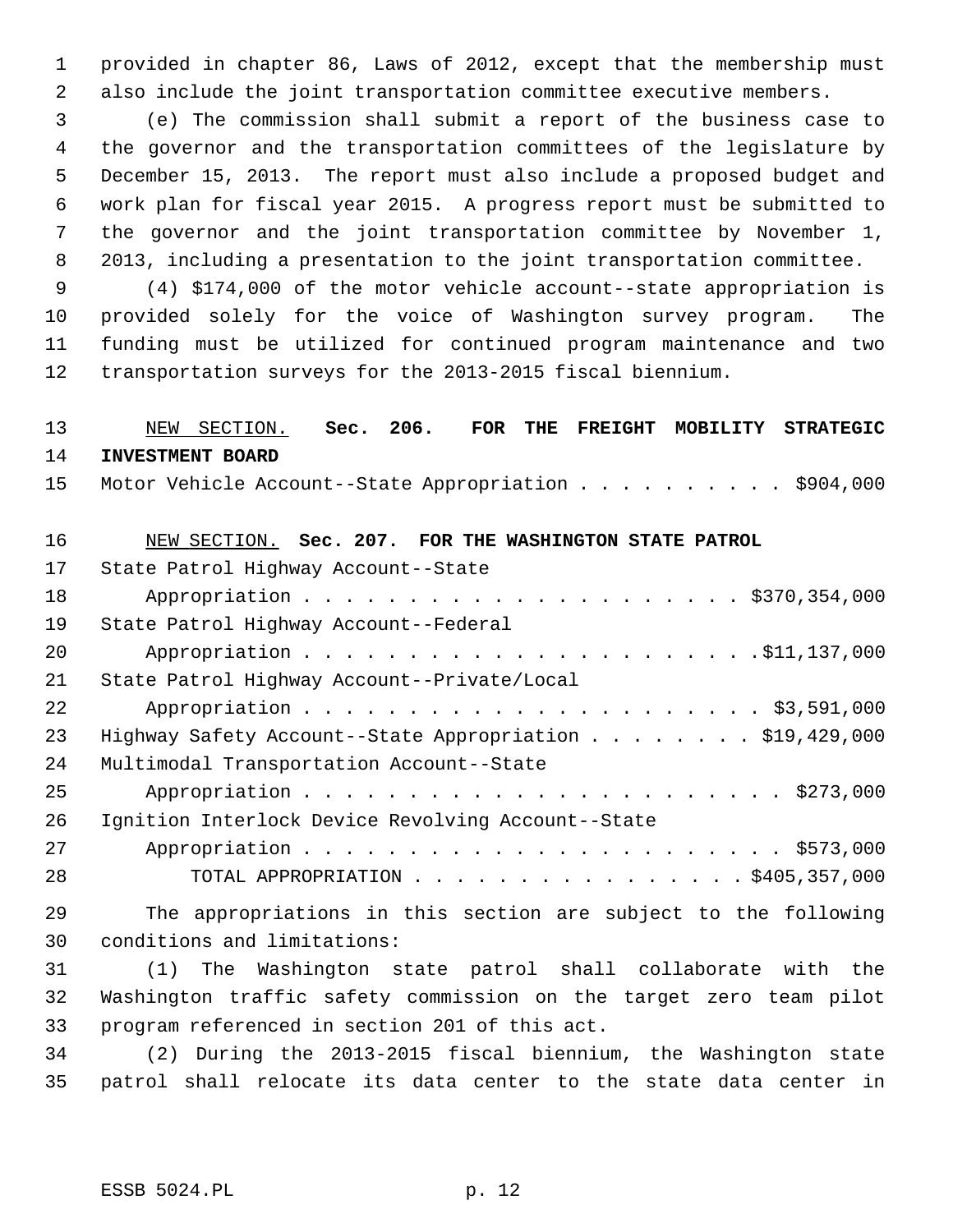provided in chapter 86, Laws of 2012, except that the membership must also include the joint transportation committee executive members.

(e) The commission shall submit a report of the business case to the governor and the transportation committees of the legislature by December 15, 2013. The report must also include a proposed budget and work plan for fiscal year 2015. A progress report must be submitted to the governor and the joint transportation committee by November 1, 2013, including a presentation to the joint transportation committee.

(4) $174,000 of the motor vehicle account--state appropriation is provided solely for the voice of Washington survey program. The funding must be utilized for continued program maintenance and two transportation surveys for the 2013-2015 fiscal biennium.

NEW SECTION. **Sec. 206. FOR THE FREIGHT MOBILITY STRATEGIC INVESTMENT BOARD**

Motor Vehicle Account--State Appropriation . . . . . . . . . . $904,000

NEW SECTION. **Sec. 207. FOR THE WASHINGTON STATE PATROL**

State Patrol Highway Account--State Appropriation . . . . . . . . . . . . . . . . . . . . . $370,354,000

State Patrol Highway Account--Federal Appropriation . . . . . . . . . . . . . . . . . . . . . .$11,137,000

State Patrol Highway Account--Private/Local Appropriation . . . . . . . . . . . . . . . . . . . . . . $3,591,000

Highway Safety Account--State Appropriation . . . . . . . . $19,429,000

Multimodal Transportation Account--State Appropriation . . . . . . . . . . . . . . . . . . . . . . . $273,000

Ignition Interlock Device Revolving Account--State Appropriation . . . . . . . . . . . . . . . . . . . . . . . $573,000

TOTAL APPROPRIATION . . . . . . . . . . . . . . . . $405,357,000

The appropriations in this section are subject to the following conditions and limitations:

(1) The Washington state patrol shall collaborate with the Washington traffic safety commission on the target zero team pilot program referenced in section 201 of this act.

(2) During the 2013-2015 fiscal biennium, the Washington state patrol shall relocate its data center to the state data center in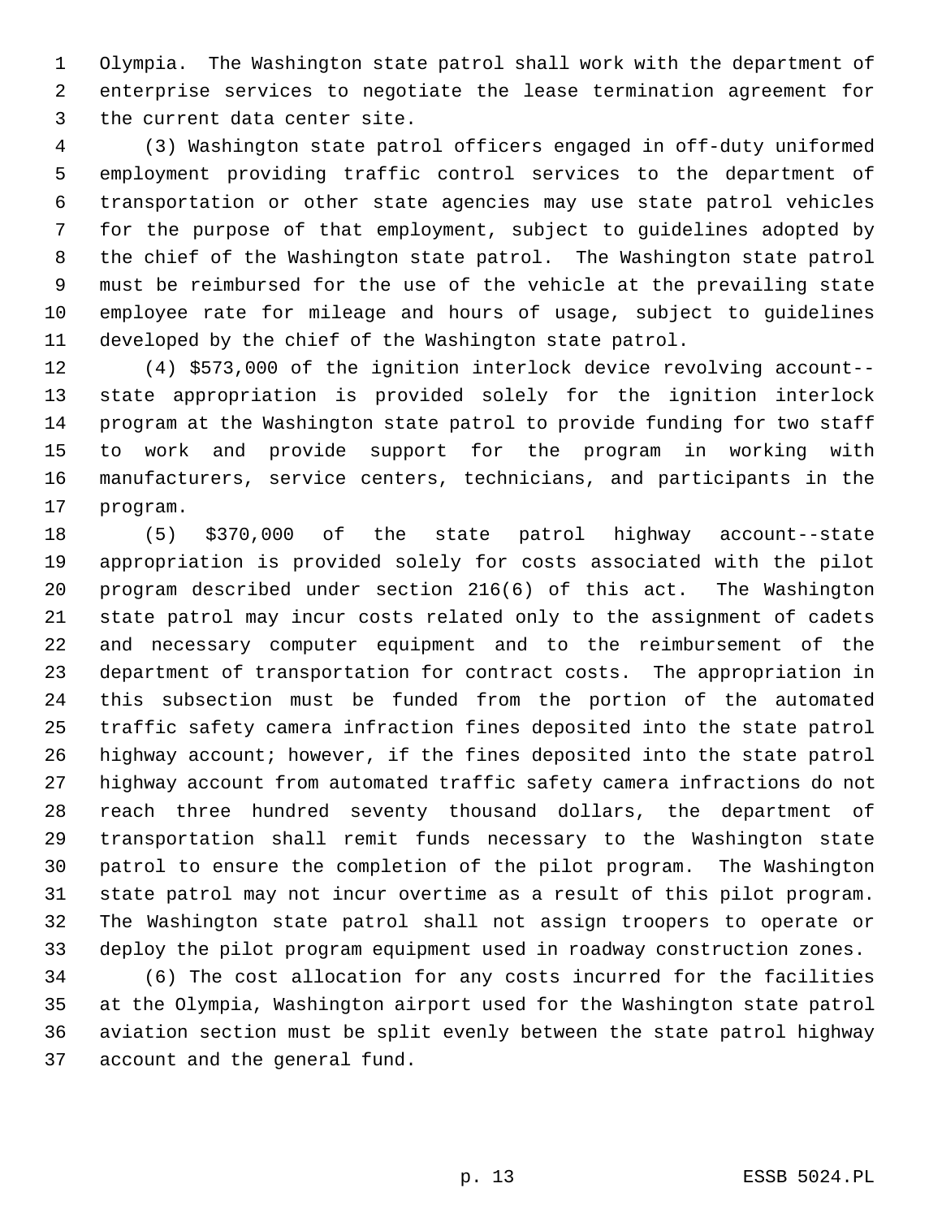Olympia. The Washington state patrol shall work with the department of enterprise services to negotiate the lease termination agreement for the current data center site.

(3) Washington state patrol officers engaged in off-duty uniformed employment providing traffic control services to the department of transportation or other state agencies may use state patrol vehicles for the purpose of that employment, subject to guidelines adopted by the chief of the Washington state patrol. The Washington state patrol must be reimbursed for the use of the vehicle at the prevailing state employee rate for mileage and hours of usage, subject to guidelines developed by the chief of the Washington state patrol.

(4) $573,000 of the ignition interlock device revolving account--state appropriation is provided solely for the ignition interlock program at the Washington state patrol to provide funding for two staff to work and provide support for the program in working with manufacturers, service centers, technicians, and participants in the program.

(5) $370,000 of the state patrol highway account--state appropriation is provided solely for costs associated with the pilot program described under section 216(6) of this act. The Washington state patrol may incur costs related only to the assignment of cadets and necessary computer equipment and to the reimbursement of the department of transportation for contract costs. The appropriation in this subsection must be funded from the portion of the automated traffic safety camera infraction fines deposited into the state patrol highway account; however, if the fines deposited into the state patrol highway account from automated traffic safety camera infractions do not reach three hundred seventy thousand dollars, the department of transportation shall remit funds necessary to the Washington state patrol to ensure the completion of the pilot program. The Washington state patrol may not incur overtime as a result of this pilot program. The Washington state patrol shall not assign troopers to operate or deploy the pilot program equipment used in roadway construction zones.

(6) The cost allocation for any costs incurred for the facilities at the Olympia, Washington airport used for the Washington state patrol aviation section must be split evenly between the state patrol highway account and the general fund.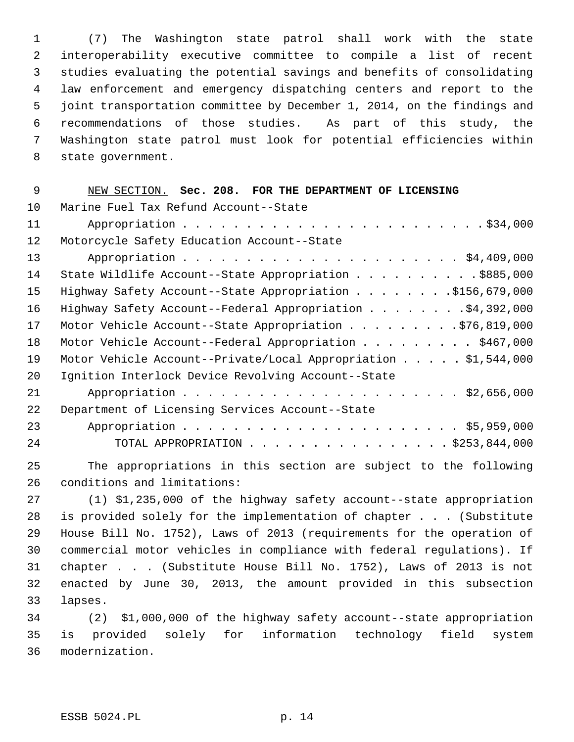(7) The Washington state patrol shall work with the state interoperability executive committee to compile a list of recent studies evaluating the potential savings and benefits of consolidating law enforcement and emergency dispatching centers and report to the joint transportation committee by December 1, 2014, on the findings and recommendations of those studies. As part of this study, the Washington state patrol must look for potential efficiencies within state government.

NEW SECTION. **Sec. 208. FOR THE DEPARTMENT OF LICENSING**

| | |
|---|---|
| Marine Fuel Tax Refund Account--State Appropriation | $34,000 |
| Motorcycle Safety Education Account--State Appropriation | $4,409,000 |
| State Wildlife Account--State Appropriation | $885,000 |
| Highway Safety Account--State Appropriation | $156,679,000 |
| Highway Safety Account--Federal Appropriation | $4,392,000 |
| Motor Vehicle Account--State Appropriation | $76,819,000 |
| Motor Vehicle Account--Federal Appropriation | $467,000 |
| Motor Vehicle Account--Private/Local Appropriation | $1,544,000 |
| Ignition Interlock Device Revolving Account--State Appropriation | $2,656,000 |
| Department of Licensing Services Account--State Appropriation | $5,959,000 |
| TOTAL APPROPRIATION | $253,844,000 |

The appropriations in this section are subject to the following conditions and limitations:

(1) $1,235,000 of the highway safety account--state appropriation is provided solely for the implementation of chapter . . . (Substitute House Bill No. 1752), Laws of 2013 (requirements for the operation of commercial motor vehicles in compliance with federal regulations). If chapter . . . (Substitute House Bill No. 1752), Laws of 2013 is not enacted by June 30, 2013, the amount provided in this subsection lapses.

(2) $1,000,000 of the highway safety account--state appropriation is provided solely for information technology field system modernization.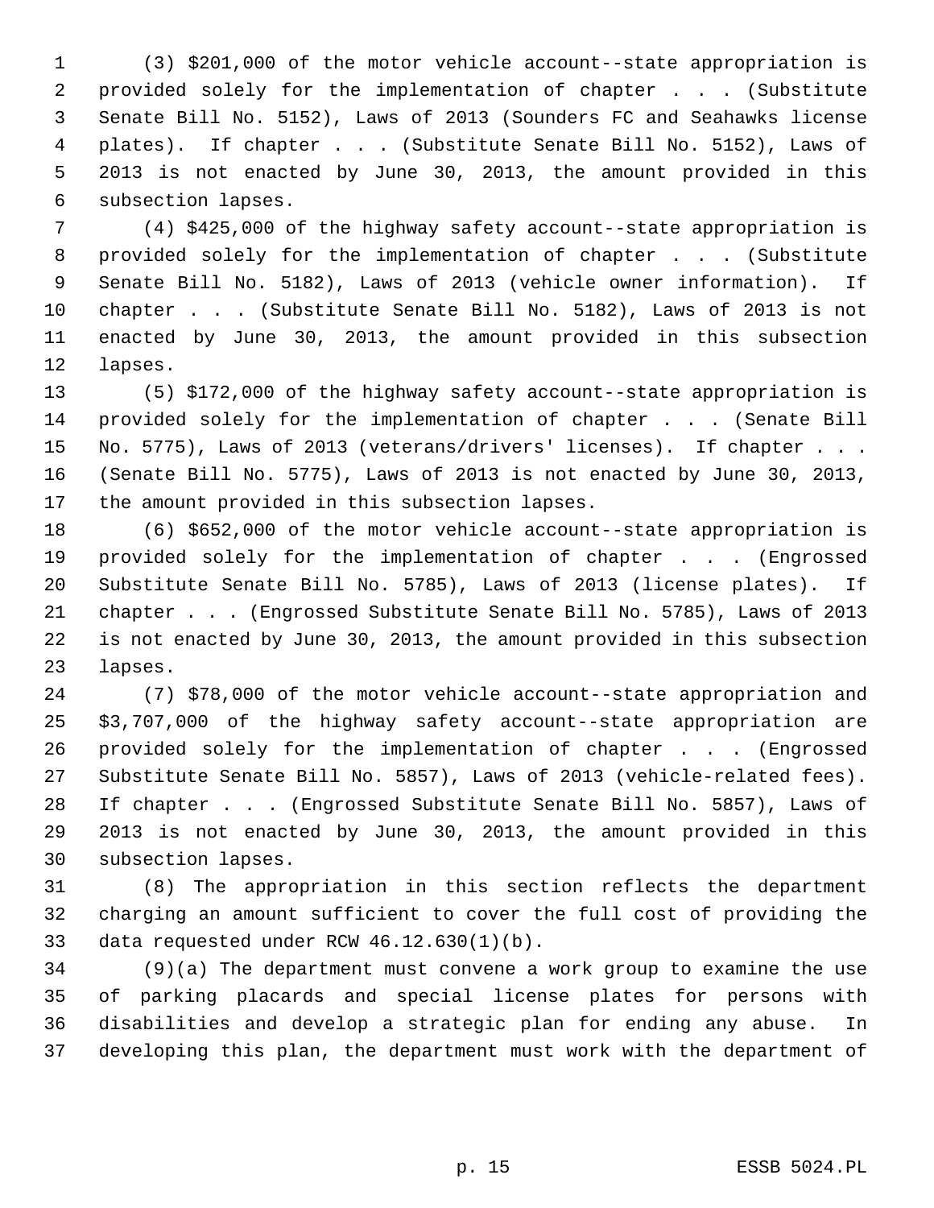(3) $201,000 of the motor vehicle account--state appropriation is provided solely for the implementation of chapter . . . (Substitute Senate Bill No. 5152), Laws of 2013 (Sounders FC and Seahawks license plates). If chapter . . . (Substitute Senate Bill No. 5152), Laws of 2013 is not enacted by June 30, 2013, the amount provided in this subsection lapses.

(4) $425,000 of the highway safety account--state appropriation is provided solely for the implementation of chapter . . . (Substitute Senate Bill No. 5182), Laws of 2013 (vehicle owner information). If chapter . . . (Substitute Senate Bill No. 5182), Laws of 2013 is not enacted by June 30, 2013, the amount provided in this subsection lapses.

(5) $172,000 of the highway safety account--state appropriation is provided solely for the implementation of chapter . . . (Senate Bill No. 5775), Laws of 2013 (veterans/drivers' licenses). If chapter . . . (Senate Bill No. 5775), Laws of 2013 is not enacted by June 30, 2013, the amount provided in this subsection lapses.

(6) $652,000 of the motor vehicle account--state appropriation is provided solely for the implementation of chapter . . . (Engrossed Substitute Senate Bill No. 5785), Laws of 2013 (license plates). If chapter . . . (Engrossed Substitute Senate Bill No. 5785), Laws of 2013 is not enacted by June 30, 2013, the amount provided in this subsection lapses.

(7) $78,000 of the motor vehicle account--state appropriation and $3,707,000 of the highway safety account--state appropriation are provided solely for the implementation of chapter . . . (Engrossed Substitute Senate Bill No. 5857), Laws of 2013 (vehicle-related fees). If chapter . . . (Engrossed Substitute Senate Bill No. 5857), Laws of 2013 is not enacted by June 30, 2013, the amount provided in this subsection lapses.

(8) The appropriation in this section reflects the department charging an amount sufficient to cover the full cost of providing the data requested under RCW 46.12.630(1)(b).

(9)(a) The department must convene a work group to examine the use of parking placards and special license plates for persons with disabilities and develop a strategic plan for ending any abuse. In developing this plan, the department must work with the department of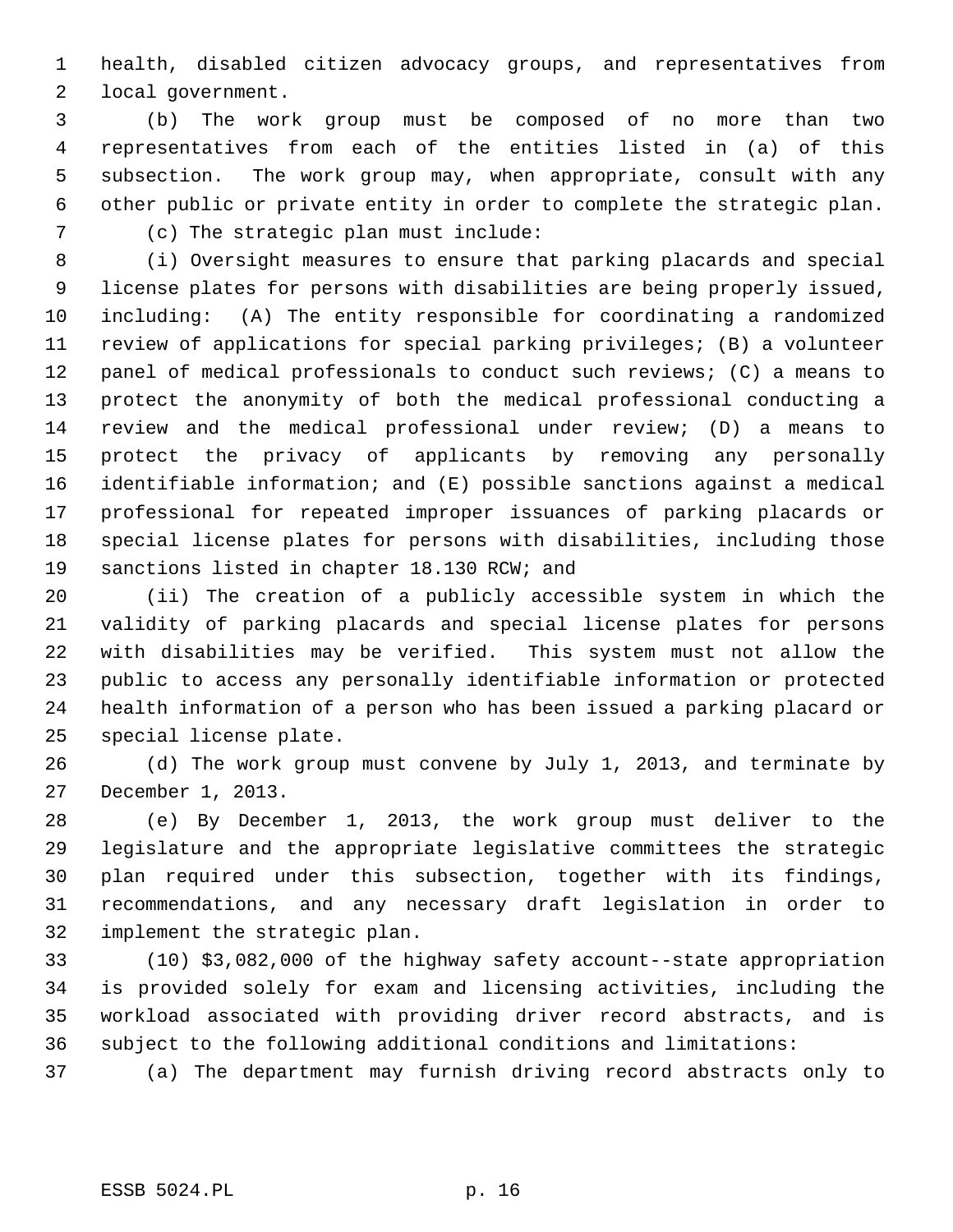health, disabled citizen advocacy groups, and representatives from local government.

(b) The work group must be composed of no more than two representatives from each of the entities listed in (a) of this subsection. The work group may, when appropriate, consult with any other public or private entity in order to complete the strategic plan.

(c) The strategic plan must include:

(i) Oversight measures to ensure that parking placards and special license plates for persons with disabilities are being properly issued, including: (A) The entity responsible for coordinating a randomized review of applications for special parking privileges; (B) a volunteer panel of medical professionals to conduct such reviews; (C) a means to protect the anonymity of both the medical professional conducting a review and the medical professional under review; (D) a means to protect the privacy of applicants by removing any personally identifiable information; and (E) possible sanctions against a medical professional for repeated improper issuances of parking placards or special license plates for persons with disabilities, including those sanctions listed in chapter 18.130 RCW; and

(ii) The creation of a publicly accessible system in which the validity of parking placards and special license plates for persons with disabilities may be verified. This system must not allow the public to access any personally identifiable information or protected health information of a person who has been issued a parking placard or special license plate.

(d) The work group must convene by July 1, 2013, and terminate by December 1, 2013.

(e) By December 1, 2013, the work group must deliver to the legislature and the appropriate legislative committees the strategic plan required under this subsection, together with its findings, recommendations, and any necessary draft legislation in order to implement the strategic plan.

(10) $3,082,000 of the highway safety account--state appropriation is provided solely for exam and licensing activities, including the workload associated with providing driver record abstracts, and is subject to the following additional conditions and limitations:

(a) The department may furnish driving record abstracts only to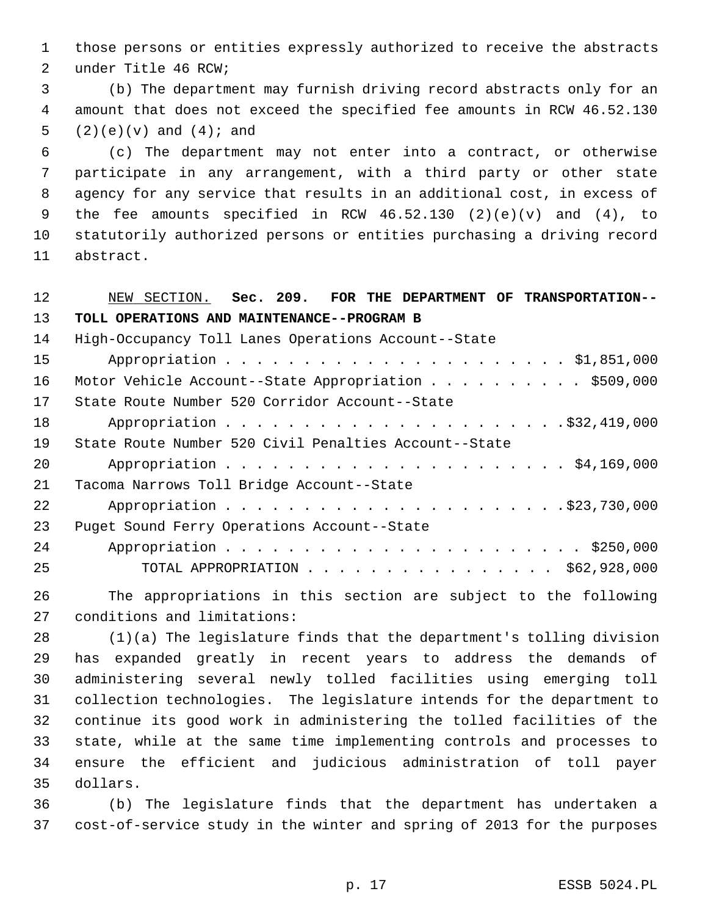those persons or entities expressly authorized to receive the abstracts under Title 46 RCW;

(b) The department may furnish driving record abstracts only for an amount that does not exceed the specified fee amounts in RCW 46.52.130 (2)(e)(v) and (4); and

(c) The department may not enter into a contract, or otherwise participate in any arrangement, with a third party or other state agency for any service that results in an additional cost, in excess of the fee amounts specified in RCW 46.52.130 (2)(e)(v) and (4), to statutorily authorized persons or entities purchasing a driving record abstract.

NEW SECTION. **Sec. 209. FOR THE DEPARTMENT OF TRANSPORTATION--TOLL OPERATIONS AND MAINTENANCE--PROGRAM B**

| | |
|---|---|
| High-Occupancy Toll Lanes Operations Account--State Appropriation | $1,851,000 |
| Motor Vehicle Account--State Appropriation | $509,000 |
| State Route Number 520 Corridor Account--State Appropriation | $32,419,000 |
| State Route Number 520 Civil Penalties Account--State Appropriation | $4,169,000 |
| Tacoma Narrows Toll Bridge Account--State Appropriation | $23,730,000 |
| Puget Sound Ferry Operations Account--State Appropriation | $250,000 |
| TOTAL APPROPRIATION | $62,928,000 |

The appropriations in this section are subject to the following conditions and limitations:

(1)(a) The legislature finds that the department's tolling division has expanded greatly in recent years to address the demands of administering several newly tolled facilities using emerging toll collection technologies. The legislature intends for the department to continue its good work in administering the tolled facilities of the state, while at the same time implementing controls and processes to ensure the efficient and judicious administration of toll payer dollars.

(b) The legislature finds that the department has undertaken a cost-of-service study in the winter and spring of 2013 for the purposes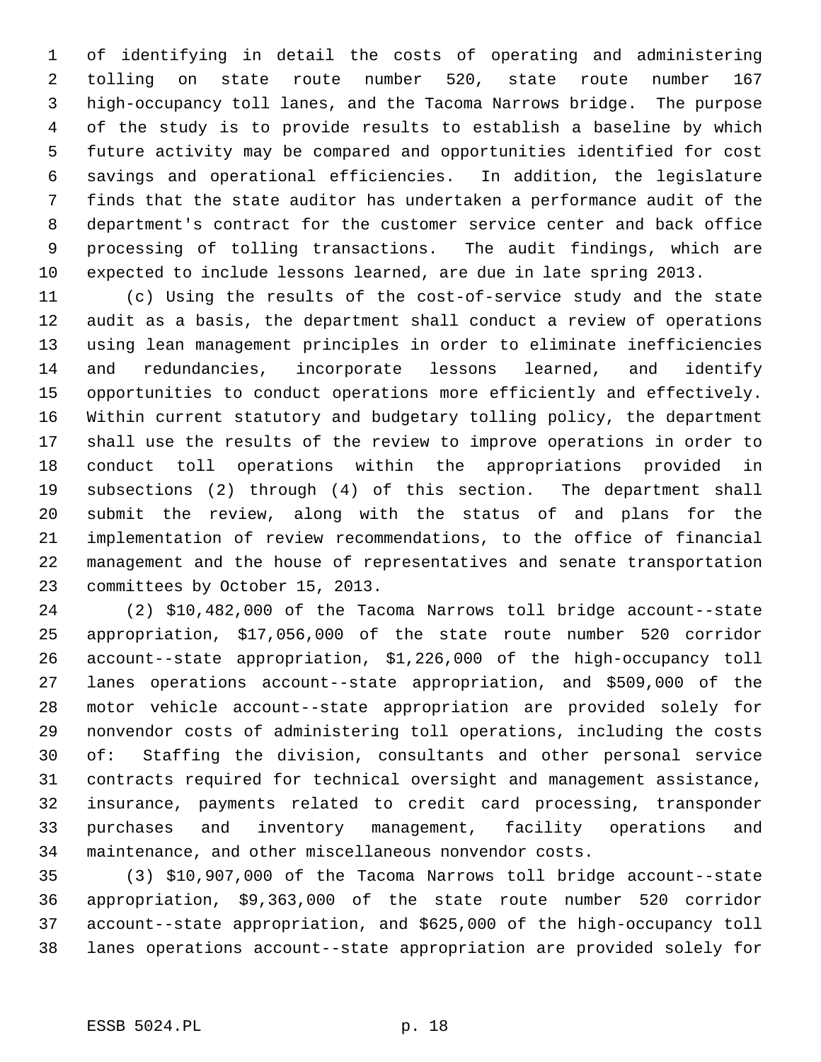of identifying in detail the costs of operating and administering tolling on state route number 520, state route number 167 high-occupancy toll lanes, and the Tacoma Narrows bridge. The purpose of the study is to provide results to establish a baseline by which future activity may be compared and opportunities identified for cost savings and operational efficiencies. In addition, the legislature finds that the state auditor has undertaken a performance audit of the department's contract for the customer service center and back office processing of tolling transactions. The audit findings, which are expected to include lessons learned, are due in late spring 2013.

(c) Using the results of the cost-of-service study and the state audit as a basis, the department shall conduct a review of operations using lean management principles in order to eliminate inefficiencies and redundancies, incorporate lessons learned, and identify opportunities to conduct operations more efficiently and effectively. Within current statutory and budgetary tolling policy, the department shall use the results of the review to improve operations in order to conduct toll operations within the appropriations provided in subsections (2) through (4) of this section. The department shall submit the review, along with the status of and plans for the implementation of review recommendations, to the office of financial management and the house of representatives and senate transportation committees by October 15, 2013.

(2) $10,482,000 of the Tacoma Narrows toll bridge account--state appropriation, $17,056,000 of the state route number 520 corridor account--state appropriation, $1,226,000 of the high-occupancy toll lanes operations account--state appropriation, and $509,000 of the motor vehicle account--state appropriation are provided solely for nonvendor costs of administering toll operations, including the costs of: Staffing the division, consultants and other personal service contracts required for technical oversight and management assistance, insurance, payments related to credit card processing, transponder purchases and inventory management, facility operations and maintenance, and other miscellaneous nonvendor costs.

(3) $10,907,000 of the Tacoma Narrows toll bridge account--state appropriation, $9,363,000 of the state route number 520 corridor account--state appropriation, and $625,000 of the high-occupancy toll lanes operations account--state appropriation are provided solely for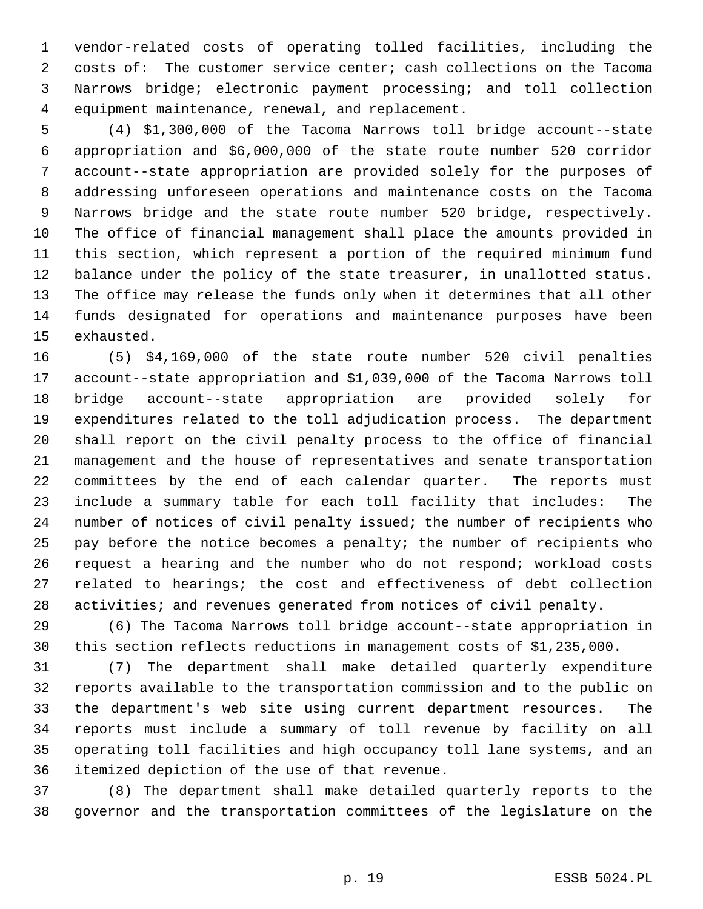vendor-related costs of operating tolled facilities, including the costs of: The customer service center; cash collections on the Tacoma Narrows bridge; electronic payment processing; and toll collection equipment maintenance, renewal, and replacement.

(4) $1,300,000 of the Tacoma Narrows toll bridge account--state appropriation and $6,000,000 of the state route number 520 corridor account--state appropriation are provided solely for the purposes of addressing unforeseen operations and maintenance costs on the Tacoma Narrows bridge and the state route number 520 bridge, respectively. The office of financial management shall place the amounts provided in this section, which represent a portion of the required minimum fund balance under the policy of the state treasurer, in unallotted status. The office may release the funds only when it determines that all other funds designated for operations and maintenance purposes have been exhausted.

(5) $4,169,000 of the state route number 520 civil penalties account--state appropriation and $1,039,000 of the Tacoma Narrows toll bridge account--state appropriation are provided solely for expenditures related to the toll adjudication process. The department shall report on the civil penalty process to the office of financial management and the house of representatives and senate transportation committees by the end of each calendar quarter. The reports must include a summary table for each toll facility that includes: The number of notices of civil penalty issued; the number of recipients who pay before the notice becomes a penalty; the number of recipients who request a hearing and the number who do not respond; workload costs related to hearings; the cost and effectiveness of debt collection activities; and revenues generated from notices of civil penalty.

(6) The Tacoma Narrows toll bridge account--state appropriation in this section reflects reductions in management costs of $1,235,000.

(7) The department shall make detailed quarterly expenditure reports available to the transportation commission and to the public on the department's web site using current department resources. The reports must include a summary of toll revenue by facility on all operating toll facilities and high occupancy toll lane systems, and an itemized depiction of the use of that revenue.

(8) The department shall make detailed quarterly reports to the governor and the transportation committees of the legislature on the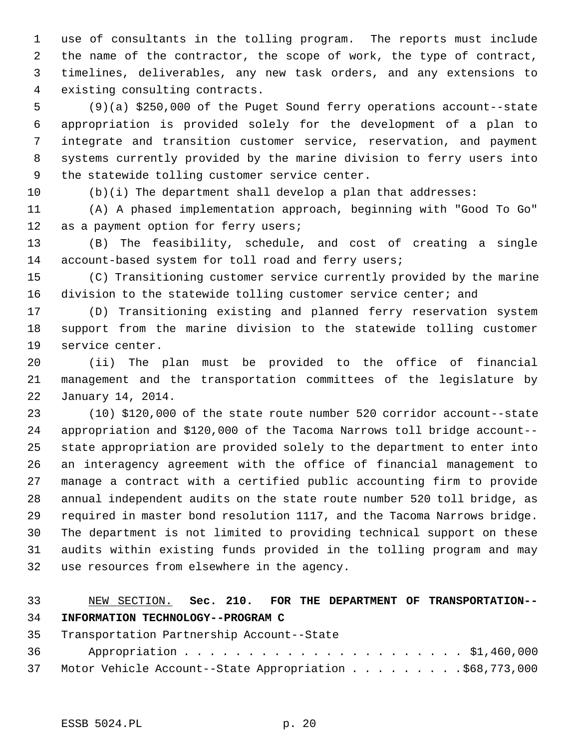use of consultants in the tolling program. The reports must include the name of the contractor, the scope of work, the type of contract, timelines, deliverables, any new task orders, and any extensions to existing consulting contracts.

(9)(a) $250,000 of the Puget Sound ferry operations account--state appropriation is provided solely for the development of a plan to integrate and transition customer service, reservation, and payment systems currently provided by the marine division to ferry users into the statewide tolling customer service center.

(b)(i) The department shall develop a plan that addresses:

(A) A phased implementation approach, beginning with "Good To Go" as a payment option for ferry users;

(B) The feasibility, schedule, and cost of creating a single account-based system for toll road and ferry users;

(C) Transitioning customer service currently provided by the marine division to the statewide tolling customer service center; and

(D) Transitioning existing and planned ferry reservation system support from the marine division to the statewide tolling customer service center.

(ii) The plan must be provided to the office of financial management and the transportation committees of the legislature by January 14, 2014.

(10) $120,000 of the state route number 520 corridor account--state appropriation and $120,000 of the Tacoma Narrows toll bridge account--state appropriation are provided solely to the department to enter into an interagency agreement with the office of financial management to manage a contract with a certified public accounting firm to provide annual independent audits on the state route number 520 toll bridge, as required in master bond resolution 1117, and the Tacoma Narrows bridge. The department is not limited to providing technical support on these audits within existing funds provided in the tolling program and may use resources from elsewhere in the agency.

NEW SECTION. **Sec. 210. FOR THE DEPARTMENT OF TRANSPORTATION--INFORMATION TECHNOLOGY--PROGRAM C**

Transportation Partnership Account--State Appropriation . . . . . . . . . . . . . . . . . . . . . . $1,460,000

Motor Vehicle Account--State Appropriation . . . . . . . . . .$68,773,000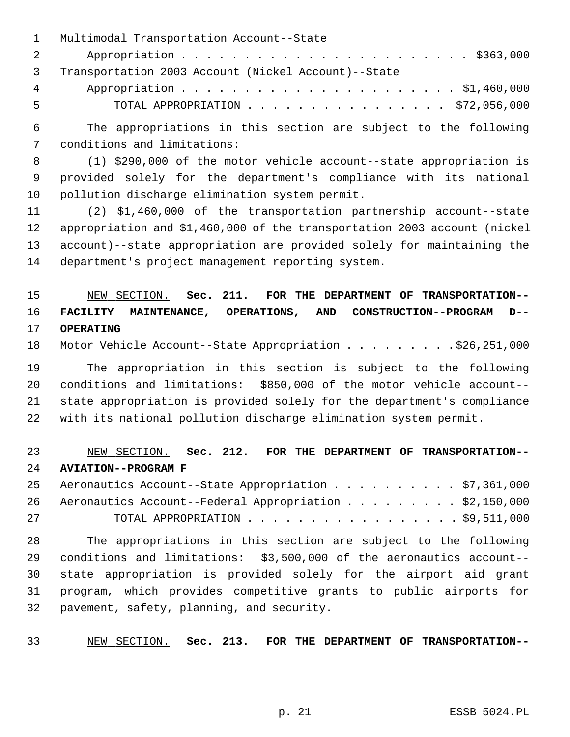Multimodal Transportation Account--State
Appropriation . . . . . . . . . . . . . . . . . . . . . . . $363,000
Transportation 2003 Account (Nickel Account)--State
Appropriation . . . . . . . . . . . . . . . . . . . . . . $1,460,000
TOTAL APPROPRIATION . . . . . . . . . . . . . . . . $72,056,000

The appropriations in this section are subject to the following conditions and limitations:

(1) $290,000 of the motor vehicle account--state appropriation is provided solely for the department's compliance with its national pollution discharge elimination system permit.

(2) $1,460,000 of the transportation partnership account--state appropriation and $1,460,000 of the transportation 2003 account (nickel account)--state appropriation are provided solely for maintaining the department's project management reporting system.

NEW SECTION. **Sec. 211. FOR THE DEPARTMENT OF TRANSPORTATION--FACILITY MAINTENANCE, OPERATIONS, AND CONSTRUCTION--PROGRAM D--OPERATING**

Motor Vehicle Account--State Appropriation . . . . . . . . .$26,251,000

The appropriation in this section is subject to the following conditions and limitations: $850,000 of the motor vehicle account--state appropriation is provided solely for the department's compliance with its national pollution discharge elimination system permit.

NEW SECTION. **Sec. 212. FOR THE DEPARTMENT OF TRANSPORTATION--AVIATION--PROGRAM F**

Aeronautics Account--State Appropriation . . . . . . . . . . $7,361,000
Aeronautics Account--Federal Appropriation . . . . . . . . . $2,150,000
TOTAL APPROPRIATION . . . . . . . . . . . . . . . . . $9,511,000

The appropriations in this section are subject to the following conditions and limitations: $3,500,000 of the aeronautics account--state appropriation is provided solely for the airport aid grant program, which provides competitive grants to public airports for pavement, safety, planning, and security.

NEW SECTION. **Sec. 213. FOR THE DEPARTMENT OF TRANSPORTATION--**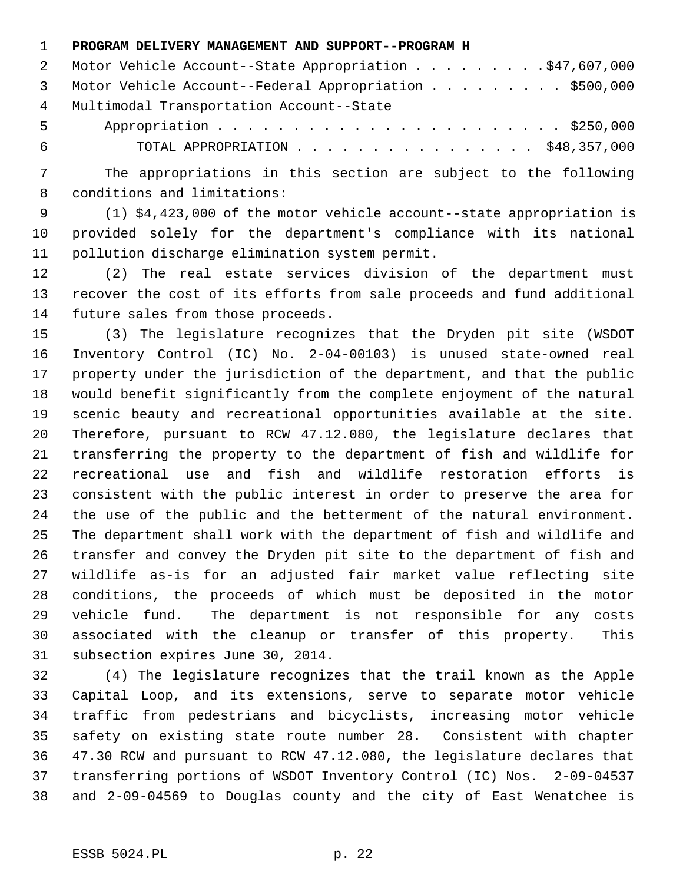**PROGRAM DELIVERY MANAGEMENT AND SUPPORT--PROGRAM H**

| | |
|---|---|
| Motor Vehicle Account--State Appropriation | $47,607,000 |
| Motor Vehicle Account--Federal Appropriation | $500,000 |
| Multimodal Transportation Account--State Appropriation | $250,000 |
| TOTAL APPROPRIATION | $48,357,000 |

The appropriations in this section are subject to the following conditions and limitations:

(1) $4,423,000 of the motor vehicle account--state appropriation is provided solely for the department's compliance with its national pollution discharge elimination system permit.

(2) The real estate services division of the department must recover the cost of its efforts from sale proceeds and fund additional future sales from those proceeds.

(3) The legislature recognizes that the Dryden pit site (WSDOT Inventory Control (IC) No. 2-04-00103) is unused state-owned real property under the jurisdiction of the department, and that the public would benefit significantly from the complete enjoyment of the natural scenic beauty and recreational opportunities available at the site. Therefore, pursuant to RCW 47.12.080, the legislature declares that transferring the property to the department of fish and wildlife for recreational use and fish and wildlife restoration efforts is consistent with the public interest in order to preserve the area for the use of the public and the betterment of the natural environment. The department shall work with the department of fish and wildlife and transfer and convey the Dryden pit site to the department of fish and wildlife as-is for an adjusted fair market value reflecting site conditions, the proceeds of which must be deposited in the motor vehicle fund. The department is not responsible for any costs associated with the cleanup or transfer of this property. This subsection expires June 30, 2014.

(4) The legislature recognizes that the trail known as the Apple Capital Loop, and its extensions, serve to separate motor vehicle traffic from pedestrians and bicyclists, increasing motor vehicle safety on existing state route number 28. Consistent with chapter 47.30 RCW and pursuant to RCW 47.12.080, the legislature declares that transferring portions of WSDOT Inventory Control (IC) Nos. 2-09-04537 and 2-09-04569 to Douglas county and the city of East Wenatchee is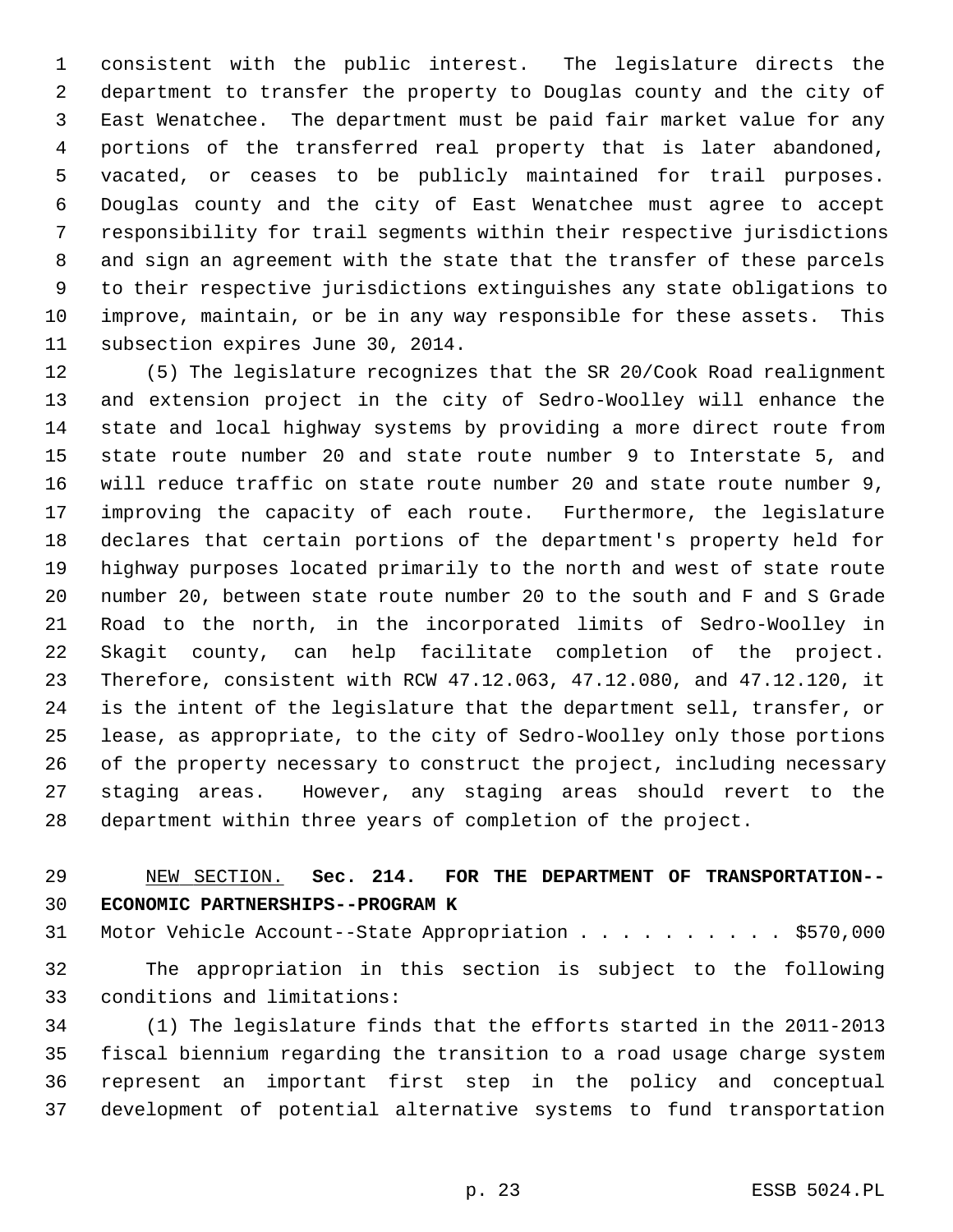consistent with the public interest. The legislature directs the department to transfer the property to Douglas county and the city of East Wenatchee. The department must be paid fair market value for any portions of the transferred real property that is later abandoned, vacated, or ceases to be publicly maintained for trail purposes. Douglas county and the city of East Wenatchee must agree to accept responsibility for trail segments within their respective jurisdictions and sign an agreement with the state that the transfer of these parcels to their respective jurisdictions extinguishes any state obligations to improve, maintain, or be in any way responsible for these assets. This subsection expires June 30, 2014.

(5) The legislature recognizes that the SR 20/Cook Road realignment and extension project in the city of Sedro-Woolley will enhance the state and local highway systems by providing a more direct route from state route number 20 and state route number 9 to Interstate 5, and will reduce traffic on state route number 20 and state route number 9, improving the capacity of each route. Furthermore, the legislature declares that certain portions of the department's property held for highway purposes located primarily to the north and west of state route number 20, between state route number 20 to the south and F and S Grade Road to the north, in the incorporated limits of Sedro-Woolley in Skagit county, can help facilitate completion of the project. Therefore, consistent with RCW 47.12.063, 47.12.080, and 47.12.120, it is the intent of the legislature that the department sell, transfer, or lease, as appropriate, to the city of Sedro-Woolley only those portions of the property necessary to construct the project, including necessary staging areas. However, any staging areas should revert to the department within three years of completion of the project.

NEW SECTION. **Sec. 214. FOR THE DEPARTMENT OF TRANSPORTATION--ECONOMIC PARTNERSHIPS--PROGRAM K**

Motor Vehicle Account--State Appropriation . . . . . . . . . . $570,000

The appropriation in this section is subject to the following conditions and limitations:

(1) The legislature finds that the efforts started in the 2011-2013 fiscal biennium regarding the transition to a road usage charge system represent an important first step in the policy and conceptual development of potential alternative systems to fund transportation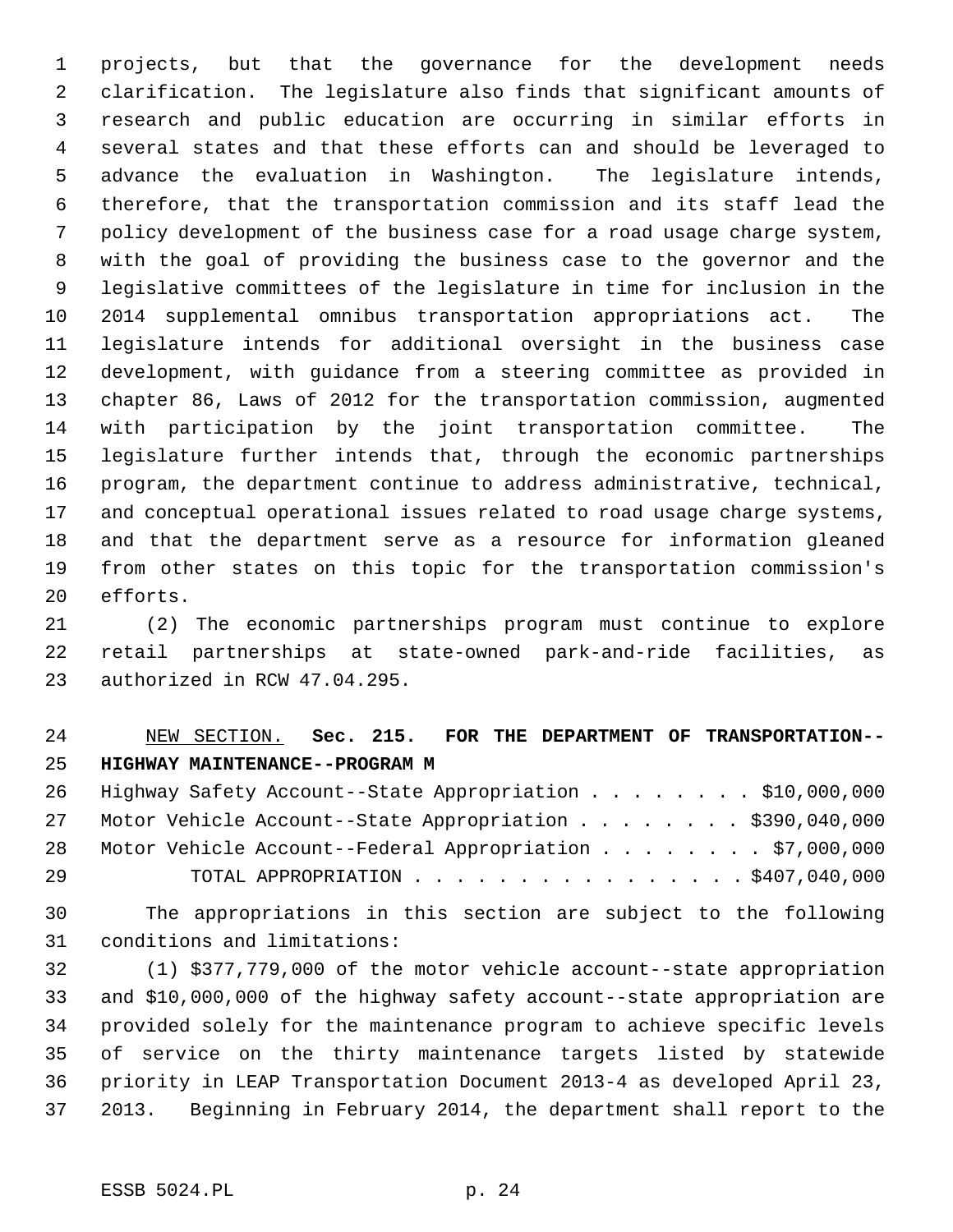projects, but that the governance for the development needs clarification. The legislature also finds that significant amounts of research and public education are occurring in similar efforts in several states and that these efforts can and should be leveraged to advance the evaluation in Washington. The legislature intends, therefore, that the transportation commission and its staff lead the policy development of the business case for a road usage charge system, with the goal of providing the business case to the governor and the legislative committees of the legislature in time for inclusion in the 2014 supplemental omnibus transportation appropriations act. The legislature intends for additional oversight in the business case development, with guidance from a steering committee as provided in chapter 86, Laws of 2012 for the transportation commission, augmented with participation by the joint transportation committee. The legislature further intends that, through the economic partnerships program, the department continue to address administrative, technical, and conceptual operational issues related to road usage charge systems, and that the department serve as a resource for information gleaned from other states on this topic for the transportation commission's efforts.

(2) The economic partnerships program must continue to explore retail partnerships at state-owned park-and-ride facilities, as authorized in RCW 47.04.295.

NEW SECTION. **Sec. 215. FOR THE DEPARTMENT OF TRANSPORTATION--HIGHWAY MAINTENANCE--PROGRAM M**

| | |
|---|---|
| Highway Safety Account--State Appropriation | $10,000,000 |
| Motor Vehicle Account--State Appropriation | $390,040,000 |
| Motor Vehicle Account--Federal Appropriation | $7,000,000 |
| TOTAL APPROPRIATION | $407,040,000 |

The appropriations in this section are subject to the following conditions and limitations:

(1) $377,779,000 of the motor vehicle account--state appropriation and $10,000,000 of the highway safety account--state appropriation are provided solely for the maintenance program to achieve specific levels of service on the thirty maintenance targets listed by statewide priority in LEAP Transportation Document 2013-4 as developed April 23, 2013. Beginning in February 2014, the department shall report to the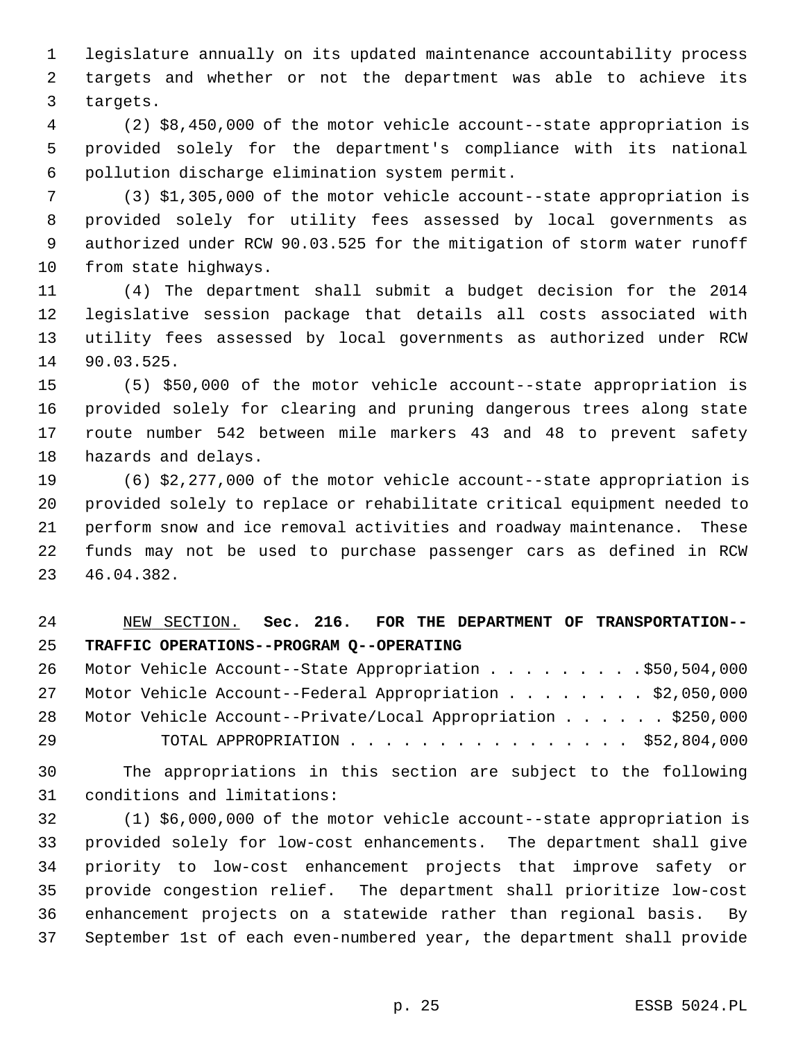legislature annually on its updated maintenance accountability process targets and whether or not the department was able to achieve its targets.

(2) $8,450,000 of the motor vehicle account--state appropriation is provided solely for the department's compliance with its national pollution discharge elimination system permit.

(3) $1,305,000 of the motor vehicle account--state appropriation is provided solely for utility fees assessed by local governments as authorized under RCW 90.03.525 for the mitigation of storm water runoff from state highways.

(4) The department shall submit a budget decision for the 2014 legislative session package that details all costs associated with utility fees assessed by local governments as authorized under RCW 90.03.525.

(5) $50,000 of the motor vehicle account--state appropriation is provided solely for clearing and pruning dangerous trees along state route number 542 between mile markers 43 and 48 to prevent safety hazards and delays.

(6) $2,277,000 of the motor vehicle account--state appropriation is provided solely to replace or rehabilitate critical equipment needed to perform snow and ice removal activities and roadway maintenance. These funds may not be used to purchase passenger cars as defined in RCW 46.04.382.

NEW SECTION. **Sec. 216. FOR THE DEPARTMENT OF TRANSPORTATION--TRAFFIC OPERATIONS--PROGRAM Q--OPERATING**

Motor Vehicle Account--State Appropriation . . . . . . . . . $50,504,000
Motor Vehicle Account--Federal Appropriation . . . . . . . . $2,050,000
Motor Vehicle Account--Private/Local Appropriation . . . . . . $250,000
TOTAL APPROPRIATION . . . . . . . . . . . . . . . . $52,804,000

The appropriations in this section are subject to the following conditions and limitations:

(1) $6,000,000 of the motor vehicle account--state appropriation is provided solely for low-cost enhancements. The department shall give priority to low-cost enhancement projects that improve safety or provide congestion relief. The department shall prioritize low-cost enhancement projects on a statewide rather than regional basis. By September 1st of each even-numbered year, the department shall provide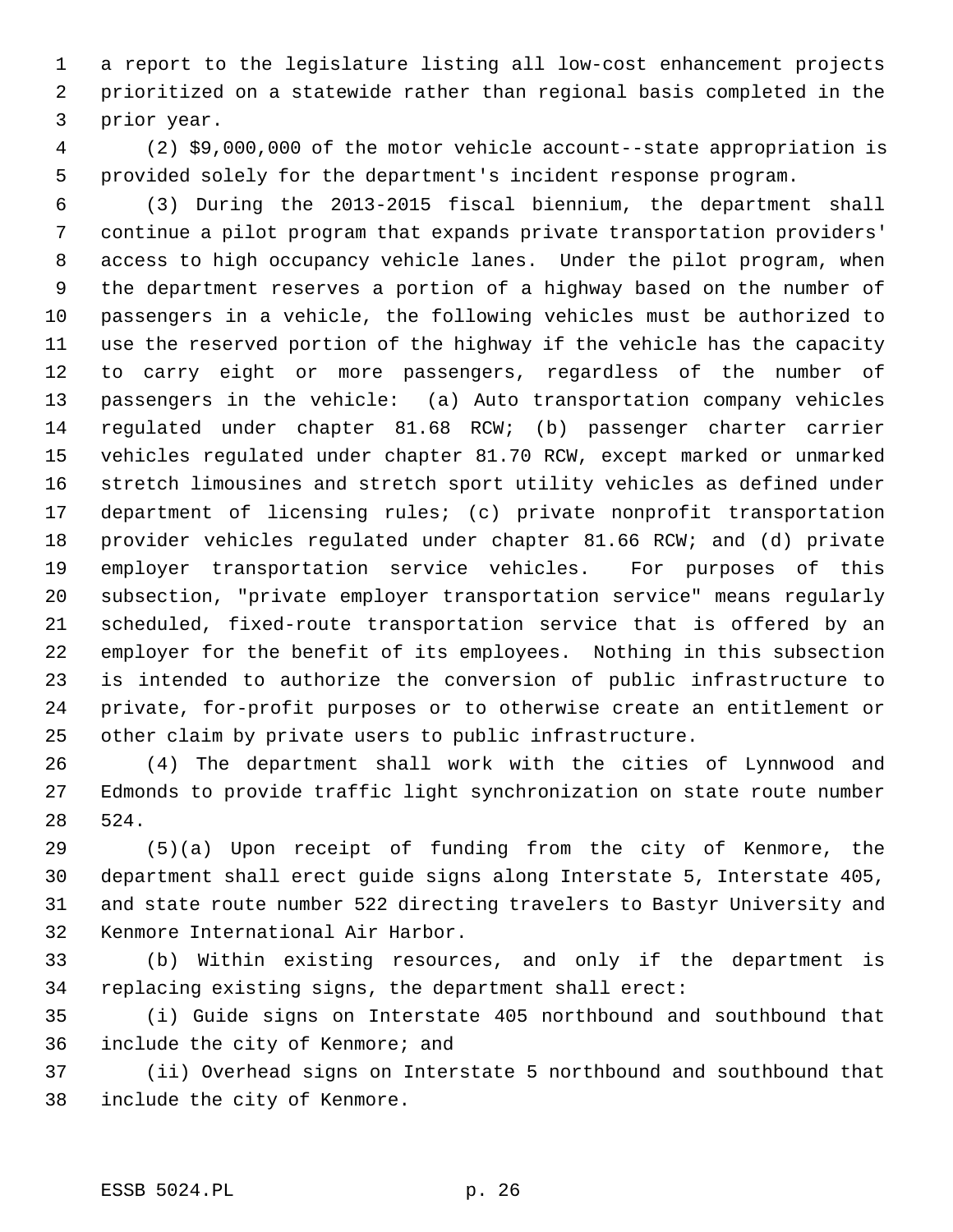a report to the legislature listing all low-cost enhancement projects prioritized on a statewide rather than regional basis completed in the prior year.

(2) $9,000,000 of the motor vehicle account--state appropriation is provided solely for the department's incident response program.

(3) During the 2013-2015 fiscal biennium, the department shall continue a pilot program that expands private transportation providers' access to high occupancy vehicle lanes. Under the pilot program, when the department reserves a portion of a highway based on the number of passengers in a vehicle, the following vehicles must be authorized to use the reserved portion of the highway if the vehicle has the capacity to carry eight or more passengers, regardless of the number of passengers in the vehicle: (a) Auto transportation company vehicles regulated under chapter 81.68 RCW; (b) passenger charter carrier vehicles regulated under chapter 81.70 RCW, except marked or unmarked stretch limousines and stretch sport utility vehicles as defined under department of licensing rules; (c) private nonprofit transportation provider vehicles regulated under chapter 81.66 RCW; and (d) private employer transportation service vehicles. For purposes of this subsection, "private employer transportation service" means regularly scheduled, fixed-route transportation service that is offered by an employer for the benefit of its employees. Nothing in this subsection is intended to authorize the conversion of public infrastructure to private, for-profit purposes or to otherwise create an entitlement or other claim by private users to public infrastructure.

(4) The department shall work with the cities of Lynnwood and Edmonds to provide traffic light synchronization on state route number 524.

(5)(a) Upon receipt of funding from the city of Kenmore, the department shall erect guide signs along Interstate 5, Interstate 405, and state route number 522 directing travelers to Bastyr University and Kenmore International Air Harbor.

(b) Within existing resources, and only if the department is replacing existing signs, the department shall erect:

(i) Guide signs on Interstate 405 northbound and southbound that include the city of Kenmore; and

(ii) Overhead signs on Interstate 5 northbound and southbound that include the city of Kenmore.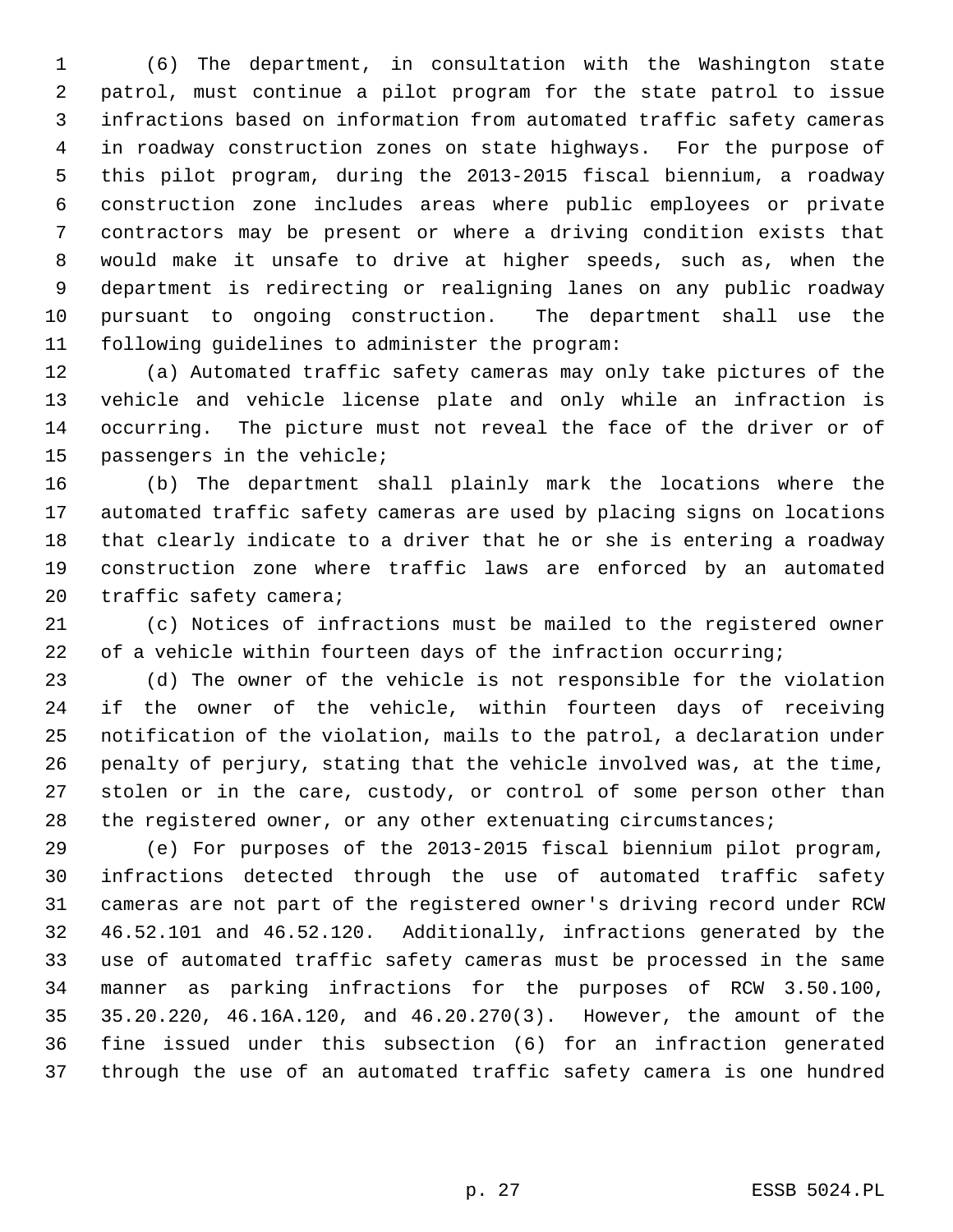(6) The department, in consultation with the Washington state patrol, must continue a pilot program for the state patrol to issue infractions based on information from automated traffic safety cameras in roadway construction zones on state highways. For the purpose of this pilot program, during the 2013-2015 fiscal biennium, a roadway construction zone includes areas where public employees or private contractors may be present or where a driving condition exists that would make it unsafe to drive at higher speeds, such as, when the department is redirecting or realigning lanes on any public roadway pursuant to ongoing construction. The department shall use the following guidelines to administer the program:

(a) Automated traffic safety cameras may only take pictures of the vehicle and vehicle license plate and only while an infraction is occurring. The picture must not reveal the face of the driver or of passengers in the vehicle;

(b) The department shall plainly mark the locations where the automated traffic safety cameras are used by placing signs on locations that clearly indicate to a driver that he or she is entering a roadway construction zone where traffic laws are enforced by an automated traffic safety camera;

(c) Notices of infractions must be mailed to the registered owner of a vehicle within fourteen days of the infraction occurring;

(d) The owner of the vehicle is not responsible for the violation if the owner of the vehicle, within fourteen days of receiving notification of the violation, mails to the patrol, a declaration under penalty of perjury, stating that the vehicle involved was, at the time, stolen or in the care, custody, or control of some person other than the registered owner, or any other extenuating circumstances;

(e) For purposes of the 2013-2015 fiscal biennium pilot program, infractions detected through the use of automated traffic safety cameras are not part of the registered owner's driving record under RCW 46.52.101 and 46.52.120. Additionally, infractions generated by the use of automated traffic safety cameras must be processed in the same manner as parking infractions for the purposes of RCW 3.50.100, 35.20.220, 46.16A.120, and 46.20.270(3). However, the amount of the fine issued under this subsection (6) for an infraction generated through the use of an automated traffic safety camera is one hundred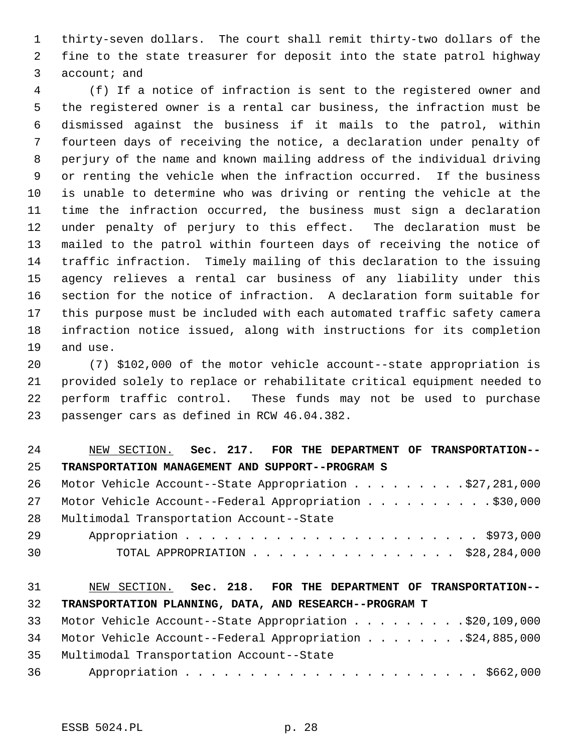thirty-seven dollars. The court shall remit thirty-two dollars of the fine to the state treasurer for deposit into the state patrol highway account; and

(f) If a notice of infraction is sent to the registered owner and the registered owner is a rental car business, the infraction must be dismissed against the business if it mails to the patrol, within fourteen days of receiving the notice, a declaration under penalty of perjury of the name and known mailing address of the individual driving or renting the vehicle when the infraction occurred. If the business is unable to determine who was driving or renting the vehicle at the time the infraction occurred, the business must sign a declaration under penalty of perjury to this effect. The declaration must be mailed to the patrol within fourteen days of receiving the notice of traffic infraction. Timely mailing of this declaration to the issuing agency relieves a rental car business of any liability under this section for the notice of infraction. A declaration form suitable for this purpose must be included with each automated traffic safety camera infraction notice issued, along with instructions for its completion and use.

(7) $102,000 of the motor vehicle account--state appropriation is provided solely to replace or rehabilitate critical equipment needed to perform traffic control. These funds may not be used to purchase passenger cars as defined in RCW 46.04.382.

NEW SECTION. **Sec. 217. FOR THE DEPARTMENT OF TRANSPORTATION--TRANSPORTATION MANAGEMENT AND SUPPORT--PROGRAM S**

Motor Vehicle Account--State Appropriation . . . . . . . . . $27,281,000
Motor Vehicle Account--Federal Appropriation . . . . . . . . . . $30,000
Multimodal Transportation Account--State
Appropriation . . . . . . . . . . . . . . . . . . . . . . . $973,000
TOTAL APPROPRIATION . . . . . . . . . . . . . . . . $28,284,000

NEW SECTION. **Sec. 218. FOR THE DEPARTMENT OF TRANSPORTATION--TRANSPORTATION PLANNING, DATA, AND RESEARCH--PROGRAM T**

Motor Vehicle Account--State Appropriation . . . . . . . . . $20,109,000
Motor Vehicle Account--Federal Appropriation . . . . . . . . $24,885,000
Multimodal Transportation Account--State
Appropriation . . . . . . . . . . . . . . . . . . . . . . . $662,000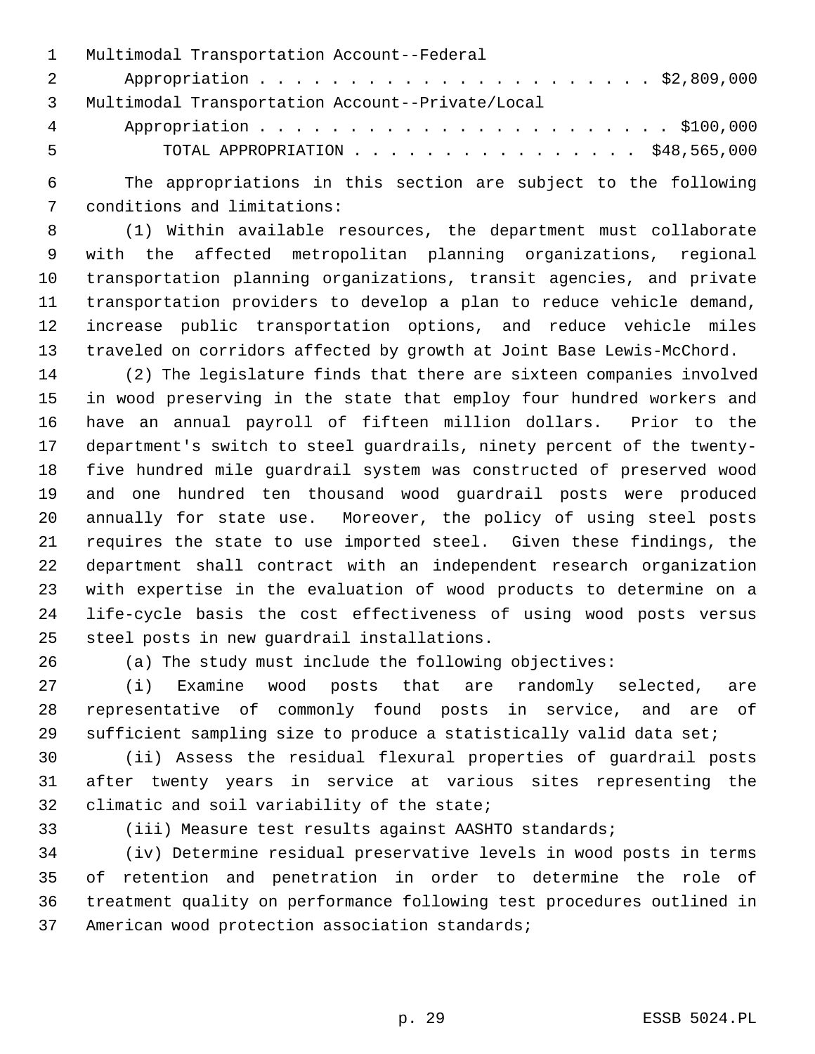Multimodal Transportation Account--Federal
Appropriation . . . . . . . . . . . . . . . . . . . . . . . $2,809,000

Multimodal Transportation Account--Private/Local
Appropriation . . . . . . . . . . . . . . . . . . . . . . . $100,000

TOTAL APPROPRIATION . . . . . . . . . . . . . . . . $48,565,000

The appropriations in this section are subject to the following conditions and limitations:

(1) Within available resources, the department must collaborate with the affected metropolitan planning organizations, regional transportation planning organizations, transit agencies, and private transportation providers to develop a plan to reduce vehicle demand, increase public transportation options, and reduce vehicle miles traveled on corridors affected by growth at Joint Base Lewis-McChord.

(2) The legislature finds that there are sixteen companies involved in wood preserving in the state that employ four hundred workers and have an annual payroll of fifteen million dollars. Prior to the department's switch to steel guardrails, ninety percent of the twenty-five hundred mile guardrail system was constructed of preserved wood and one hundred ten thousand wood guardrail posts were produced annually for state use. Moreover, the policy of using steel posts requires the state to use imported steel. Given these findings, the department shall contract with an independent research organization with expertise in the evaluation of wood products to determine on a life-cycle basis the cost effectiveness of using wood posts versus steel posts in new guardrail installations.

(a) The study must include the following objectives:

(i) Examine wood posts that are randomly selected, are representative of commonly found posts in service, and are of sufficient sampling size to produce a statistically valid data set;

(ii) Assess the residual flexural properties of guardrail posts after twenty years in service at various sites representing the climatic and soil variability of the state;

(iii) Measure test results against AASHTO standards;

(iv) Determine residual preservative levels in wood posts in terms of retention and penetration in order to determine the role of treatment quality on performance following test procedures outlined in American wood protection association standards;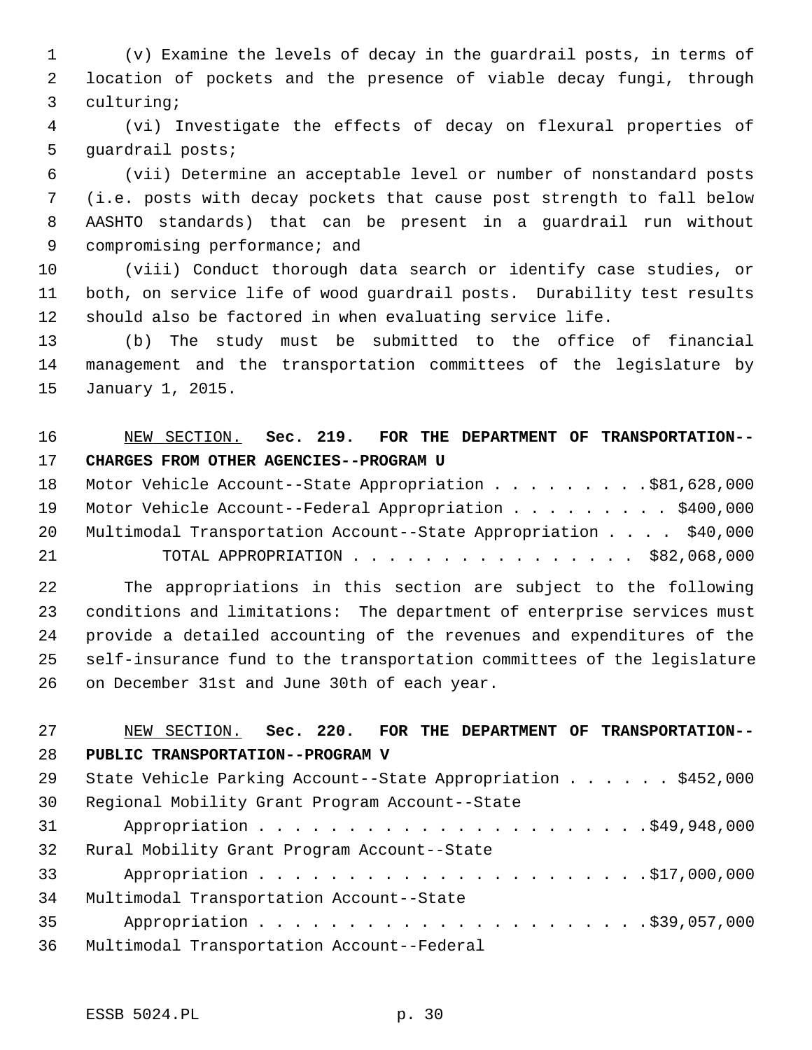(v) Examine the levels of decay in the guardrail posts, in terms of location of pockets and the presence of viable decay fungi, through culturing;

(vi) Investigate the effects of decay on flexural properties of guardrail posts;

(vii) Determine an acceptable level or number of nonstandard posts (i.e. posts with decay pockets that cause post strength to fall below AASHTO standards) that can be present in a guardrail run without compromising performance; and

(viii) Conduct thorough data search or identify case studies, or both, on service life of wood guardrail posts. Durability test results should also be factored in when evaluating service life.

(b) The study must be submitted to the office of financial management and the transportation committees of the legislature by January 1, 2015.

NEW SECTION. **Sec. 219. FOR THE DEPARTMENT OF TRANSPORTATION--CHARGES FROM OTHER AGENCIES--PROGRAM U**

| | |
|---|---|
| Motor Vehicle Account--State Appropriation | $81,628,000 |
| Motor Vehicle Account--Federal Appropriation | $400,000 |
| Multimodal Transportation Account--State Appropriation | $40,000 |
| TOTAL APPROPRIATION | $82,068,000 |

The appropriations in this section are subject to the following conditions and limitations: The department of enterprise services must provide a detailed accounting of the revenues and expenditures of the self-insurance fund to the transportation committees of the legislature on December 31st and June 30th of each year.

NEW SECTION. **Sec. 220. FOR THE DEPARTMENT OF TRANSPORTATION--PUBLIC TRANSPORTATION--PROGRAM V**

| | |
|---|---|
| State Vehicle Parking Account--State Appropriation | $452,000 |
| Regional Mobility Grant Program Account--State Appropriation | $49,948,000 |
| Rural Mobility Grant Program Account--State Appropriation | $17,000,000 |
| Multimodal Transportation Account--State Appropriation | $39,057,000 |

Multimodal Transportation Account--Federal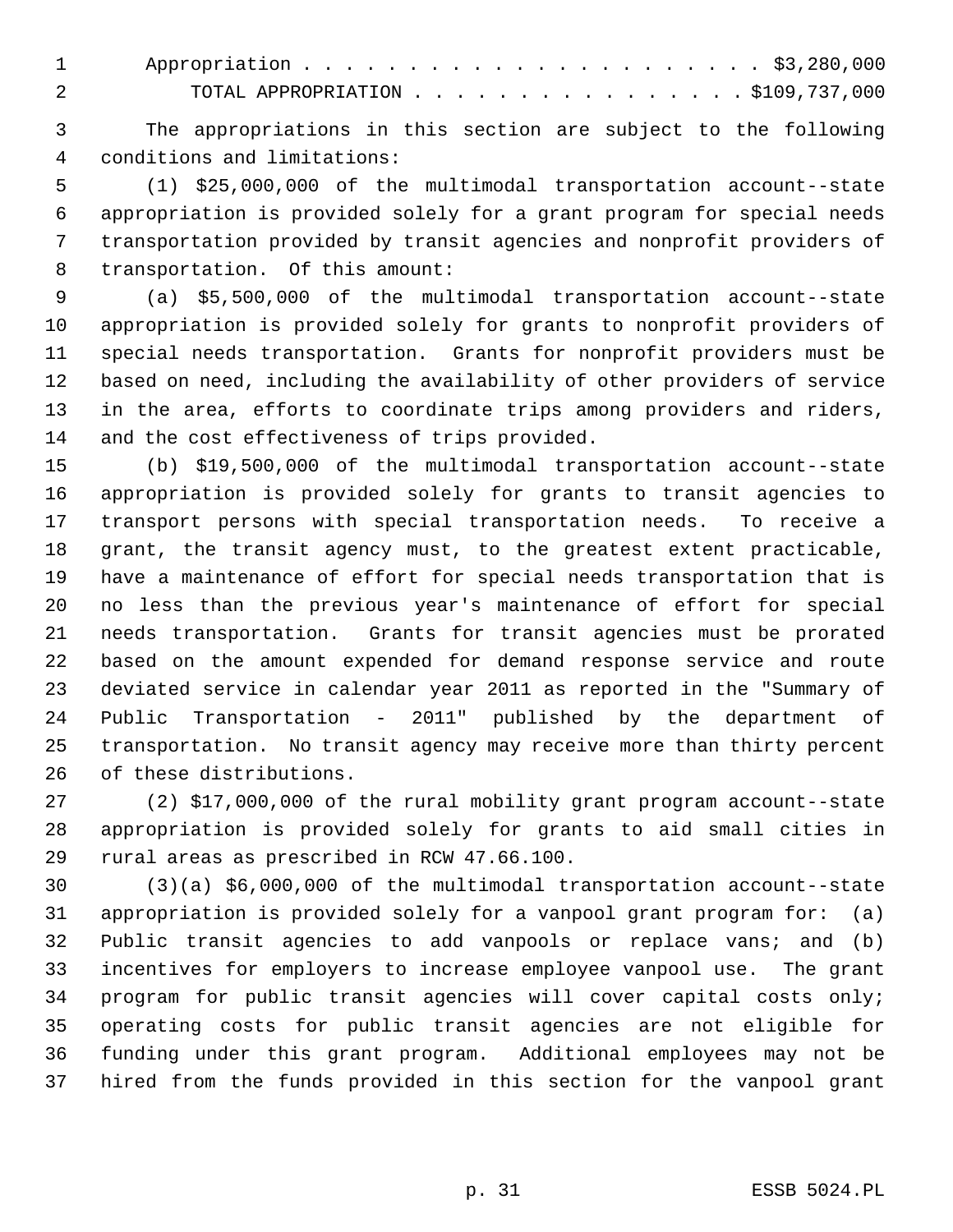Appropriation . . . . . . . . . . . . . . . . . . . . . . $3,280,000

TOTAL APPROPRIATION . . . . . . . . . . . . . . . . $109,737,000

The appropriations in this section are subject to the following conditions and limitations:

(1) $25,000,000 of the multimodal transportation account--state appropriation is provided solely for a grant program for special needs transportation provided by transit agencies and nonprofit providers of transportation. Of this amount:

(a) $5,500,000 of the multimodal transportation account--state appropriation is provided solely for grants to nonprofit providers of special needs transportation. Grants for nonprofit providers must be based on need, including the availability of other providers of service in the area, efforts to coordinate trips among providers and riders, and the cost effectiveness of trips provided.

(b) $19,500,000 of the multimodal transportation account--state appropriation is provided solely for grants to transit agencies to transport persons with special transportation needs. To receive a grant, the transit agency must, to the greatest extent practicable, have a maintenance of effort for special needs transportation that is no less than the previous year's maintenance of effort for special needs transportation. Grants for transit agencies must be prorated based on the amount expended for demand response service and route deviated service in calendar year 2011 as reported in the "Summary of Public Transportation - 2011" published by the department of transportation. No transit agency may receive more than thirty percent of these distributions.

(2) $17,000,000 of the rural mobility grant program account--state appropriation is provided solely for grants to aid small cities in rural areas as prescribed in RCW 47.66.100.

(3)(a) $6,000,000 of the multimodal transportation account--state appropriation is provided solely for a vanpool grant program for: (a) Public transit agencies to add vanpools or replace vans; and (b) incentives for employers to increase employee vanpool use. The grant program for public transit agencies will cover capital costs only; operating costs for public transit agencies are not eligible for funding under this grant program. Additional employees may not be hired from the funds provided in this section for the vanpool grant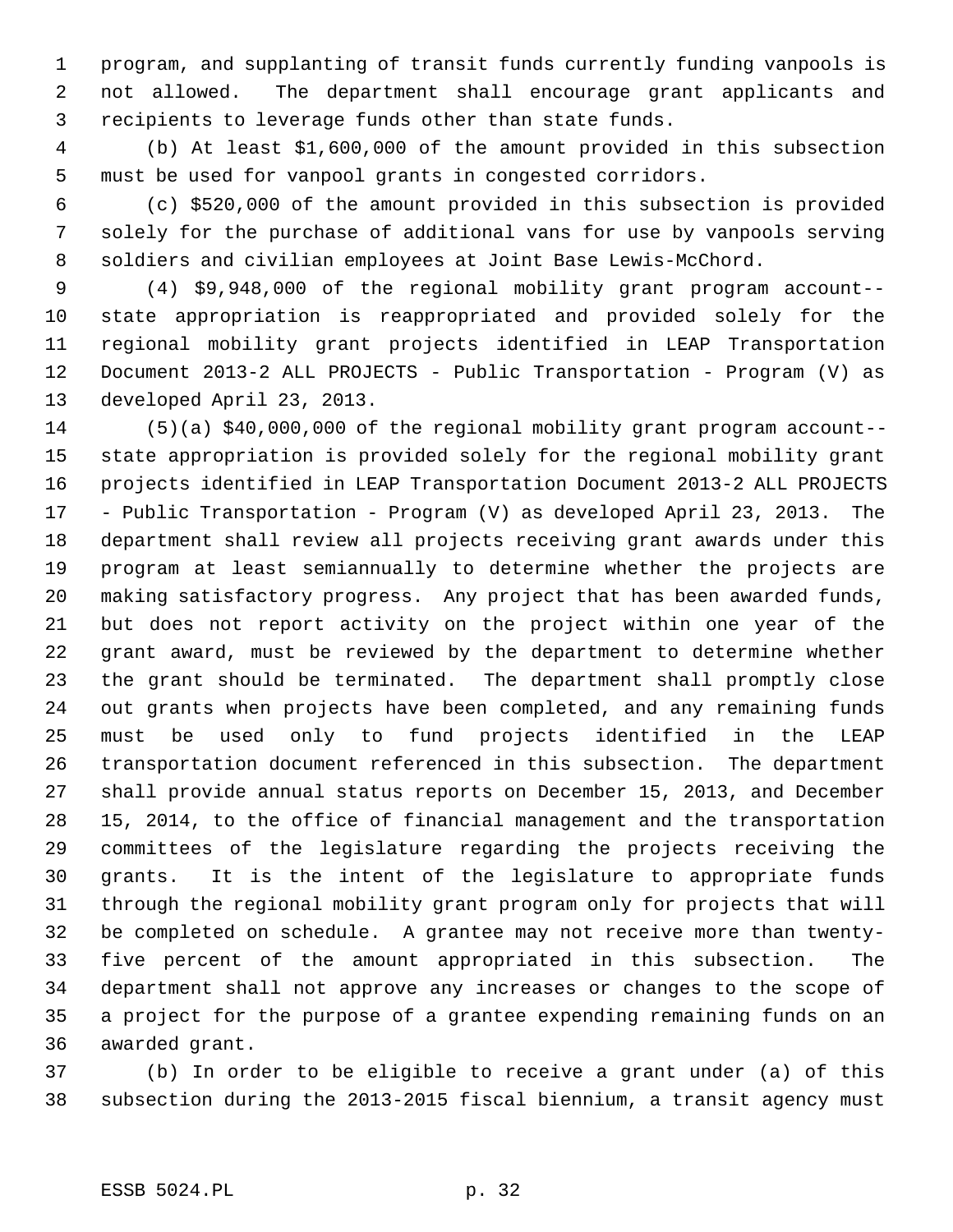program, and supplanting of transit funds currently funding vanpools is not allowed. The department shall encourage grant applicants and recipients to leverage funds other than state funds.

(b) At least $1,600,000 of the amount provided in this subsection must be used for vanpool grants in congested corridors.

(c) $520,000 of the amount provided in this subsection is provided solely for the purchase of additional vans for use by vanpools serving soldiers and civilian employees at Joint Base Lewis-McChord.

(4) $9,948,000 of the regional mobility grant program account--state appropriation is reappropriated and provided solely for the regional mobility grant projects identified in LEAP Transportation Document 2013-2 ALL PROJECTS - Public Transportation - Program (V) as developed April 23, 2013.

(5)(a) $40,000,000 of the regional mobility grant program account--state appropriation is provided solely for the regional mobility grant projects identified in LEAP Transportation Document 2013-2 ALL PROJECTS - Public Transportation - Program (V) as developed April 23, 2013. The department shall review all projects receiving grant awards under this program at least semiannually to determine whether the projects are making satisfactory progress. Any project that has been awarded funds, but does not report activity on the project within one year of the grant award, must be reviewed by the department to determine whether the grant should be terminated. The department shall promptly close out grants when projects have been completed, and any remaining funds must be used only to fund projects identified in the LEAP transportation document referenced in this subsection. The department shall provide annual status reports on December 15, 2013, and December 15, 2014, to the office of financial management and the transportation committees of the legislature regarding the projects receiving the grants. It is the intent of the legislature to appropriate funds through the regional mobility grant program only for projects that will be completed on schedule. A grantee may not receive more than twenty-five percent of the amount appropriated in this subsection. The department shall not approve any increases or changes to the scope of a project for the purpose of a grantee expending remaining funds on an awarded grant.

(b) In order to be eligible to receive a grant under (a) of this subsection during the 2013-2015 fiscal biennium, a transit agency must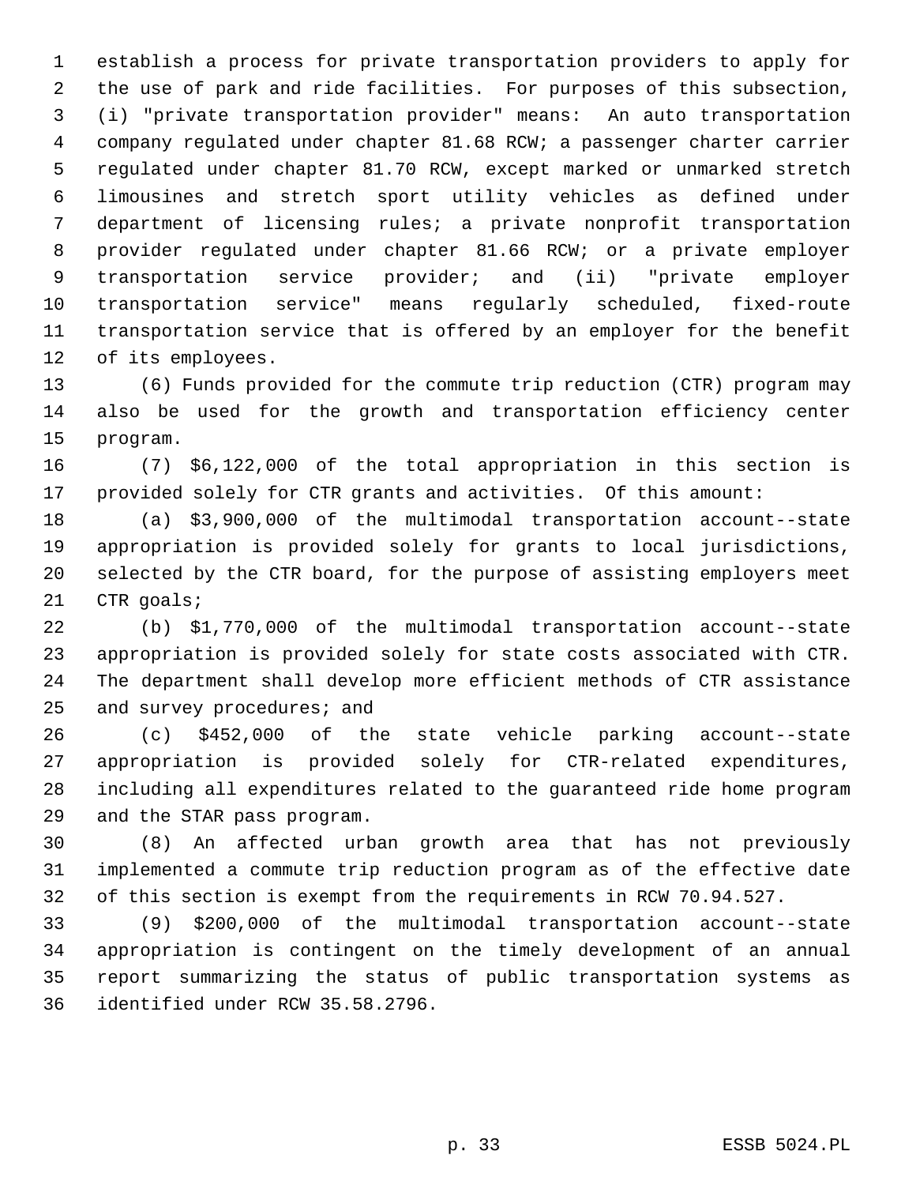establish a process for private transportation providers to apply for the use of park and ride facilities. For purposes of this subsection, (i) "private transportation provider" means: An auto transportation company regulated under chapter 81.68 RCW; a passenger charter carrier regulated under chapter 81.70 RCW, except marked or unmarked stretch limousines and stretch sport utility vehicles as defined under department of licensing rules; a private nonprofit transportation provider regulated under chapter 81.66 RCW; or a private employer transportation service provider; and (ii) "private employer transportation service" means regularly scheduled, fixed-route transportation service that is offered by an employer for the benefit of its employees.

(6) Funds provided for the commute trip reduction (CTR) program may also be used for the growth and transportation efficiency center program.

(7) $6,122,000 of the total appropriation in this section is provided solely for CTR grants and activities. Of this amount:

(a) $3,900,000 of the multimodal transportation account--state appropriation is provided solely for grants to local jurisdictions, selected by the CTR board, for the purpose of assisting employers meet CTR goals;

(b) $1,770,000 of the multimodal transportation account--state appropriation is provided solely for state costs associated with CTR. The department shall develop more efficient methods of CTR assistance and survey procedures; and

(c) $452,000 of the state vehicle parking account--state appropriation is provided solely for CTR-related expenditures, including all expenditures related to the guaranteed ride home program and the STAR pass program.

(8) An affected urban growth area that has not previously implemented a commute trip reduction program as of the effective date of this section is exempt from the requirements in RCW 70.94.527.

(9) $200,000 of the multimodal transportation account--state appropriation is contingent on the timely development of an annual report summarizing the status of public transportation systems as identified under RCW 35.58.2796.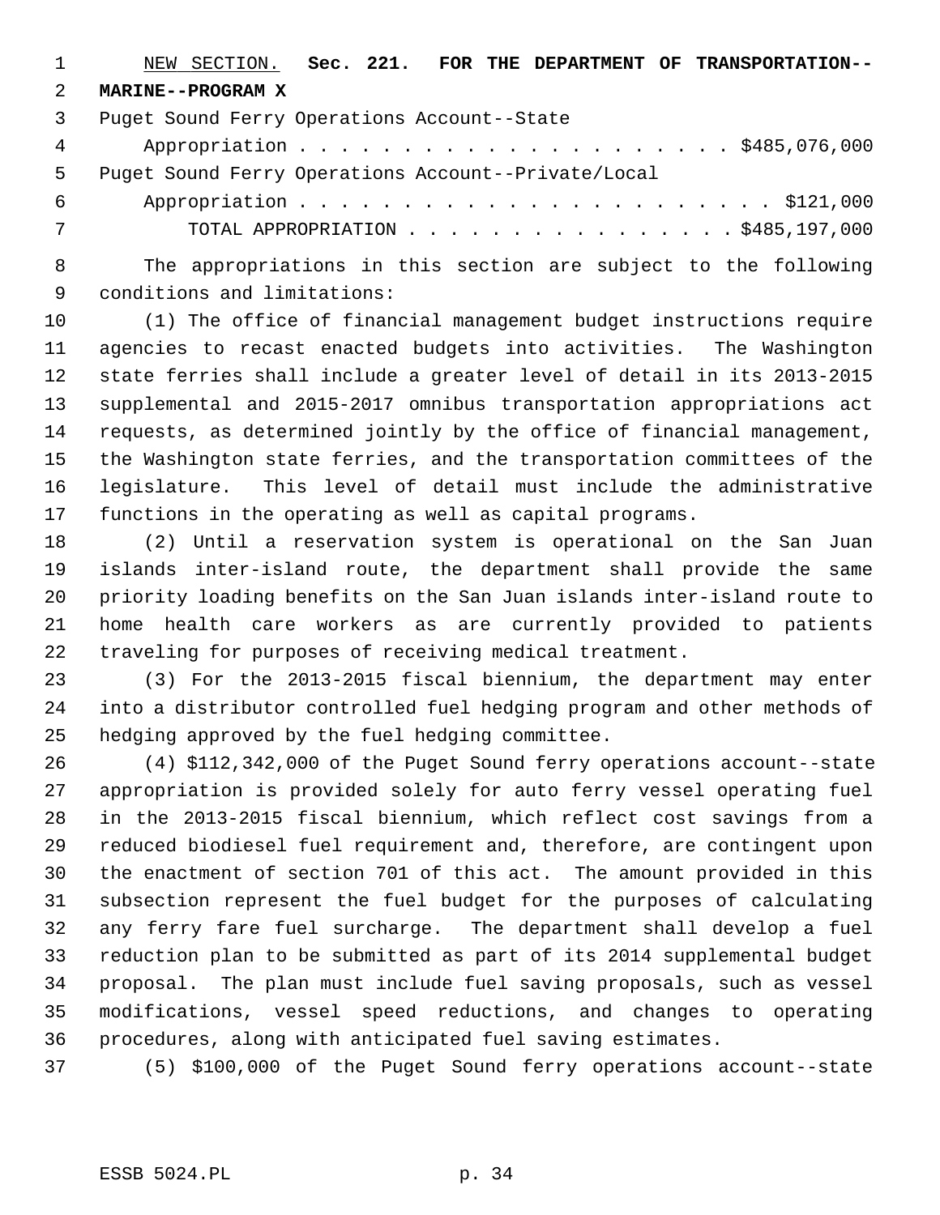NEW SECTION. **Sec. 221. FOR THE DEPARTMENT OF TRANSPORTATION--MARINE--PROGRAM X**

Puget Sound Ferry Operations Account--State Appropriation . . . . . . . . . . . . . . . . . . . . . $485,076,000

Puget Sound Ferry Operations Account--Private/Local Appropriation . . . . . . . . . . . . . . . . . . . . . . . . $121,000

TOTAL APPROPRIATION . . . . . . . . . . . . . . . . $485,197,000

The appropriations in this section are subject to the following conditions and limitations:

(1) The office of financial management budget instructions require agencies to recast enacted budgets into activities. The Washington state ferries shall include a greater level of detail in its 2013-2015 supplemental and 2015-2017 omnibus transportation appropriations act requests, as determined jointly by the office of financial management, the Washington state ferries, and the transportation committees of the legislature. This level of detail must include the administrative functions in the operating as well as capital programs.

(2) Until a reservation system is operational on the San Juan islands inter-island route, the department shall provide the same priority loading benefits on the San Juan islands inter-island route to home health care workers as are currently provided to patients traveling for purposes of receiving medical treatment.

(3) For the 2013-2015 fiscal biennium, the department may enter into a distributor controlled fuel hedging program and other methods of hedging approved by the fuel hedging committee.

(4) $112,342,000 of the Puget Sound ferry operations account--state appropriation is provided solely for auto ferry vessel operating fuel in the 2013-2015 fiscal biennium, which reflect cost savings from a reduced biodiesel fuel requirement and, therefore, are contingent upon the enactment of section 701 of this act. The amount provided in this subsection represent the fuel budget for the purposes of calculating any ferry fare fuel surcharge. The department shall develop a fuel reduction plan to be submitted as part of its 2014 supplemental budget proposal. The plan must include fuel saving proposals, such as vessel modifications, vessel speed reductions, and changes to operating procedures, along with anticipated fuel saving estimates.

(5) $100,000 of the Puget Sound ferry operations account--state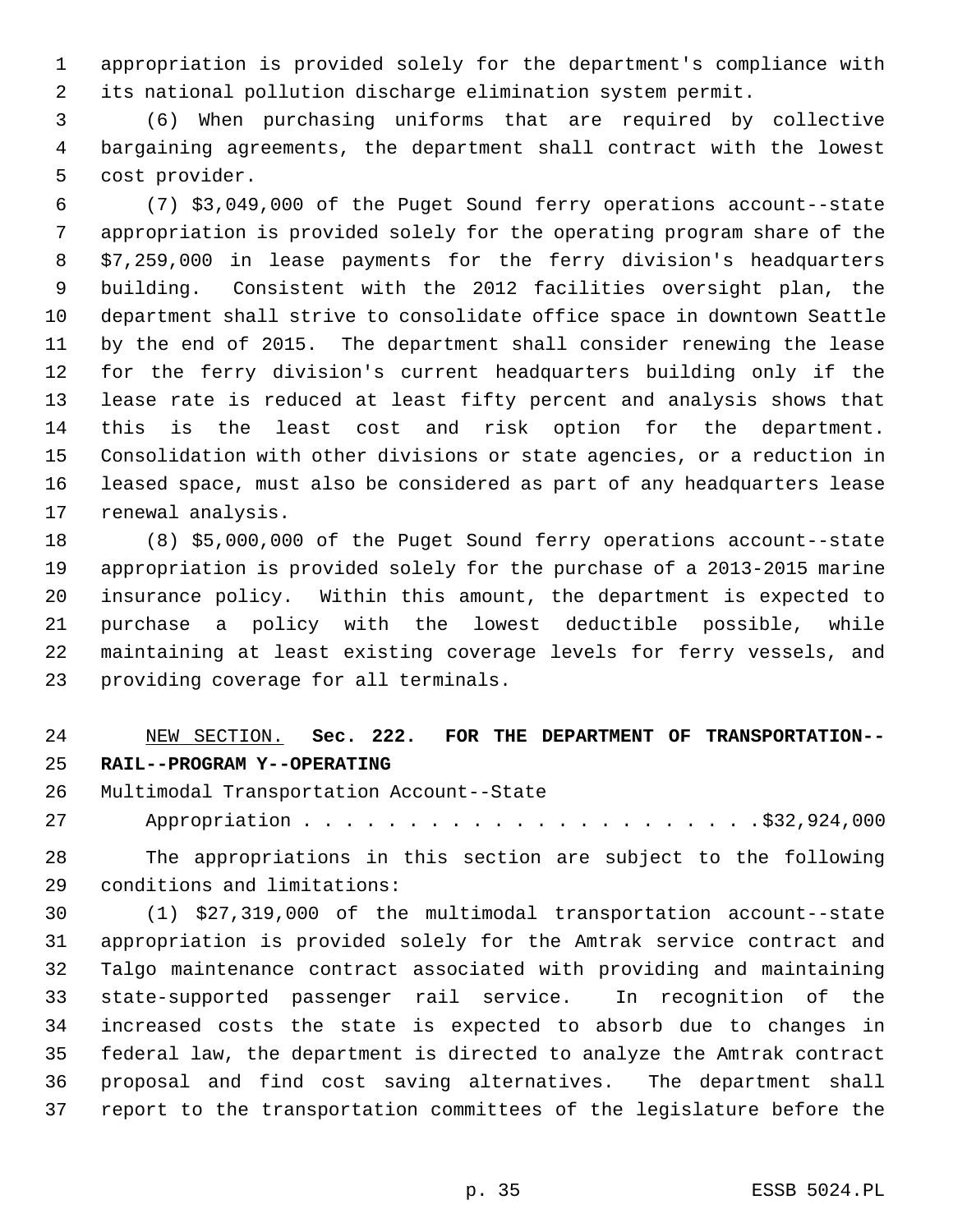appropriation is provided solely for the department's compliance with its national pollution discharge elimination system permit.

(6) When purchasing uniforms that are required by collective bargaining agreements, the department shall contract with the lowest cost provider.

(7) $3,049,000 of the Puget Sound ferry operations account--state appropriation is provided solely for the operating program share of the $7,259,000 in lease payments for the ferry division's headquarters building. Consistent with the 2012 facilities oversight plan, the department shall strive to consolidate office space in downtown Seattle by the end of 2015. The department shall consider renewing the lease for the ferry division's current headquarters building only if the lease rate is reduced at least fifty percent and analysis shows that this is the least cost and risk option for the department. Consolidation with other divisions or state agencies, or a reduction in leased space, must also be considered as part of any headquarters lease renewal analysis.

(8) $5,000,000 of the Puget Sound ferry operations account--state appropriation is provided solely for the purchase of a 2013-2015 marine insurance policy. Within this amount, the department is expected to purchase a policy with the lowest deductible possible, while maintaining at least existing coverage levels for ferry vessels, and providing coverage for all terminals.

NEW SECTION. **Sec. 222. FOR THE DEPARTMENT OF TRANSPORTATION--RAIL--PROGRAM Y--OPERATING**

Multimodal Transportation Account--State
Appropriation . . . . . . . . . . . . . . . . . . . . . . $32,924,000

The appropriations in this section are subject to the following conditions and limitations:

(1) $27,319,000 of the multimodal transportation account--state appropriation is provided solely for the Amtrak service contract and Talgo maintenance contract associated with providing and maintaining state-supported passenger rail service. In recognition of the increased costs the state is expected to absorb due to changes in federal law, the department is directed to analyze the Amtrak contract proposal and find cost saving alternatives. The department shall report to the transportation committees of the legislature before the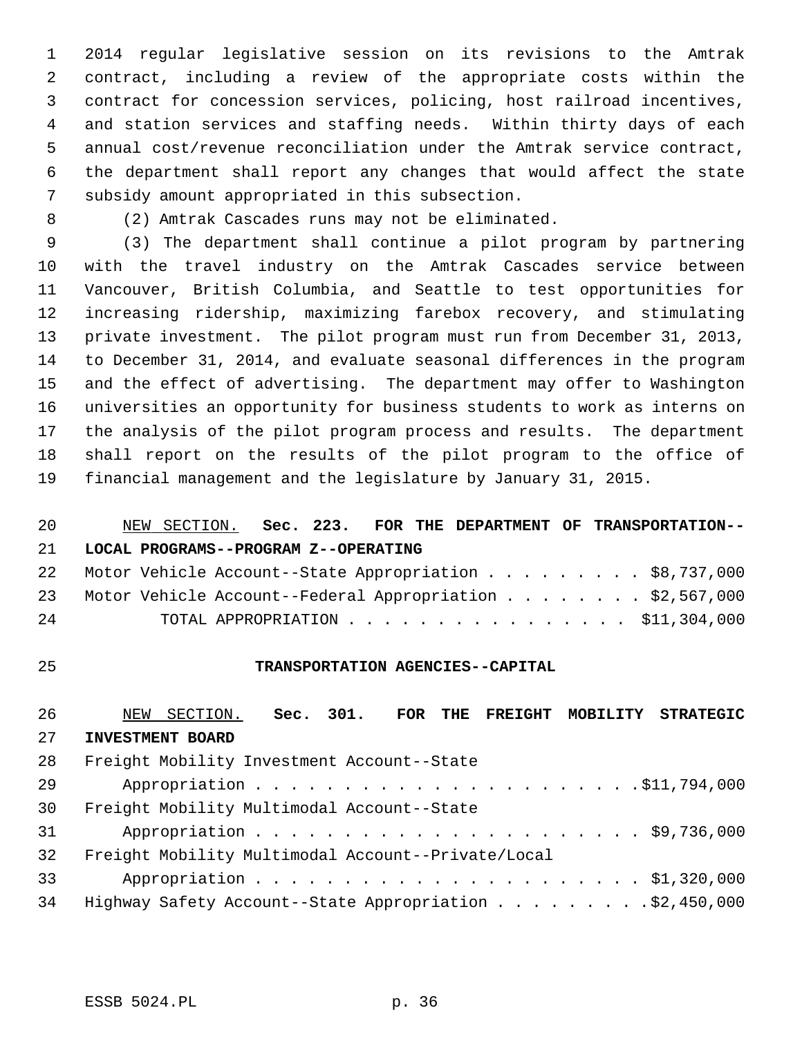2014 regular legislative session on its revisions to the Amtrak contract, including a review of the appropriate costs within the contract for concession services, policing, host railroad incentives, and station services and staffing needs. Within thirty days of each annual cost/revenue reconciliation under the Amtrak service contract, the department shall report any changes that would affect the state subsidy amount appropriated in this subsection.

(2) Amtrak Cascades runs may not be eliminated.

(3) The department shall continue a pilot program by partnering with the travel industry on the Amtrak Cascades service between Vancouver, British Columbia, and Seattle to test opportunities for increasing ridership, maximizing farebox recovery, and stimulating private investment. The pilot program must run from December 31, 2013, to December 31, 2014, and evaluate seasonal differences in the program and the effect of advertising. The department may offer to Washington universities an opportunity for business students to work as interns on the analysis of the pilot program process and results. The department shall report on the results of the pilot program to the office of financial management and the legislature by January 31, 2015.

NEW SECTION. **Sec. 223. FOR THE DEPARTMENT OF TRANSPORTATION--LOCAL PROGRAMS--PROGRAM Z--OPERATING**

Motor Vehicle Account--State Appropriation . . . . . . . . . $8,737,000
Motor Vehicle Account--Federal Appropriation . . . . . . . . $2,567,000
TOTAL APPROPRIATION . . . . . . . . . . . . . . . . $11,304,000

## TRANSPORTATION AGENCIES--CAPITAL

NEW SECTION. **Sec. 301. FOR THE FREIGHT MOBILITY STRATEGIC INVESTMENT BOARD**

Freight Mobility Investment Account--State
Appropriation . . . . . . . . . . . . . . . . . . . . . .$11,794,000
Freight Mobility Multimodal Account--State
Appropriation . . . . . . . . . . . . . . . . . . . . . . $9,736,000
Freight Mobility Multimodal Account--Private/Local
Appropriation . . . . . . . . . . . . . . . . . . . . . . $1,320,000
Highway Safety Account--State Appropriation . . . . . . . . .$2,450,000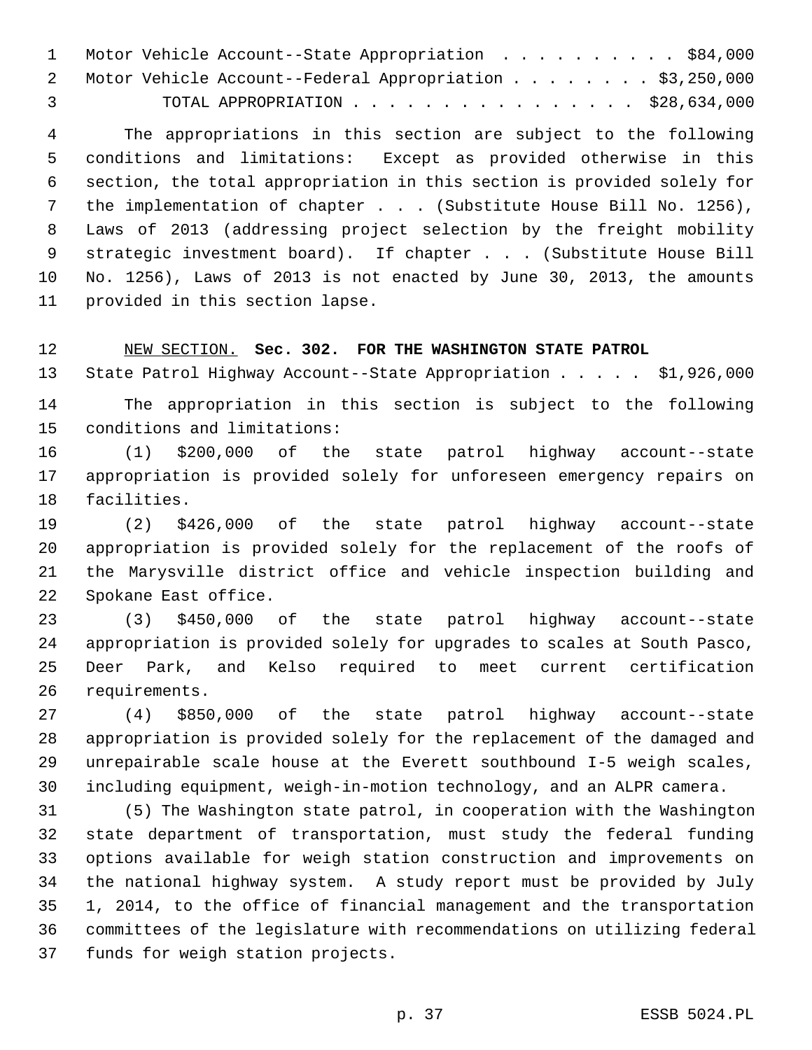Motor Vehicle Account--State Appropriation . . . . . . . . . . $84,000
Motor Vehicle Account--Federal Appropriation . . . . . . . . $3,250,000
TOTAL APPROPRIATION . . . . . . . . . . . . . . . . $28,634,000

The appropriations in this section are subject to the following conditions and limitations: Except as provided otherwise in this section, the total appropriation in this section is provided solely for the implementation of chapter . . . (Substitute House Bill No. 1256), Laws of 2013 (addressing project selection by the freight mobility strategic investment board). If chapter . . . (Substitute House Bill No. 1256), Laws of 2013 is not enacted by June 30, 2013, the amounts provided in this section lapse.

NEW SECTION. **Sec. 302. FOR THE WASHINGTON STATE PATROL**

State Patrol Highway Account--State Appropriation . . . . . $1,926,000

The appropriation in this section is subject to the following conditions and limitations:

(1) $200,000 of the state patrol highway account--state appropriation is provided solely for unforeseen emergency repairs on facilities.

(2) $426,000 of the state patrol highway account--state appropriation is provided solely for the replacement of the roofs of the Marysville district office and vehicle inspection building and Spokane East office.

(3) $450,000 of the state patrol highway account--state appropriation is provided solely for upgrades to scales at South Pasco, Deer Park, and Kelso required to meet current certification requirements.

(4) $850,000 of the state patrol highway account--state appropriation is provided solely for the replacement of the damaged and unrepairable scale house at the Everett southbound I-5 weigh scales, including equipment, weigh-in-motion technology, and an ALPR camera.

(5) The Washington state patrol, in cooperation with the Washington state department of transportation, must study the federal funding options available for weigh station construction and improvements on the national highway system. A study report must be provided by July 1, 2014, to the office of financial management and the transportation committees of the legislature with recommendations on utilizing federal funds for weigh station projects.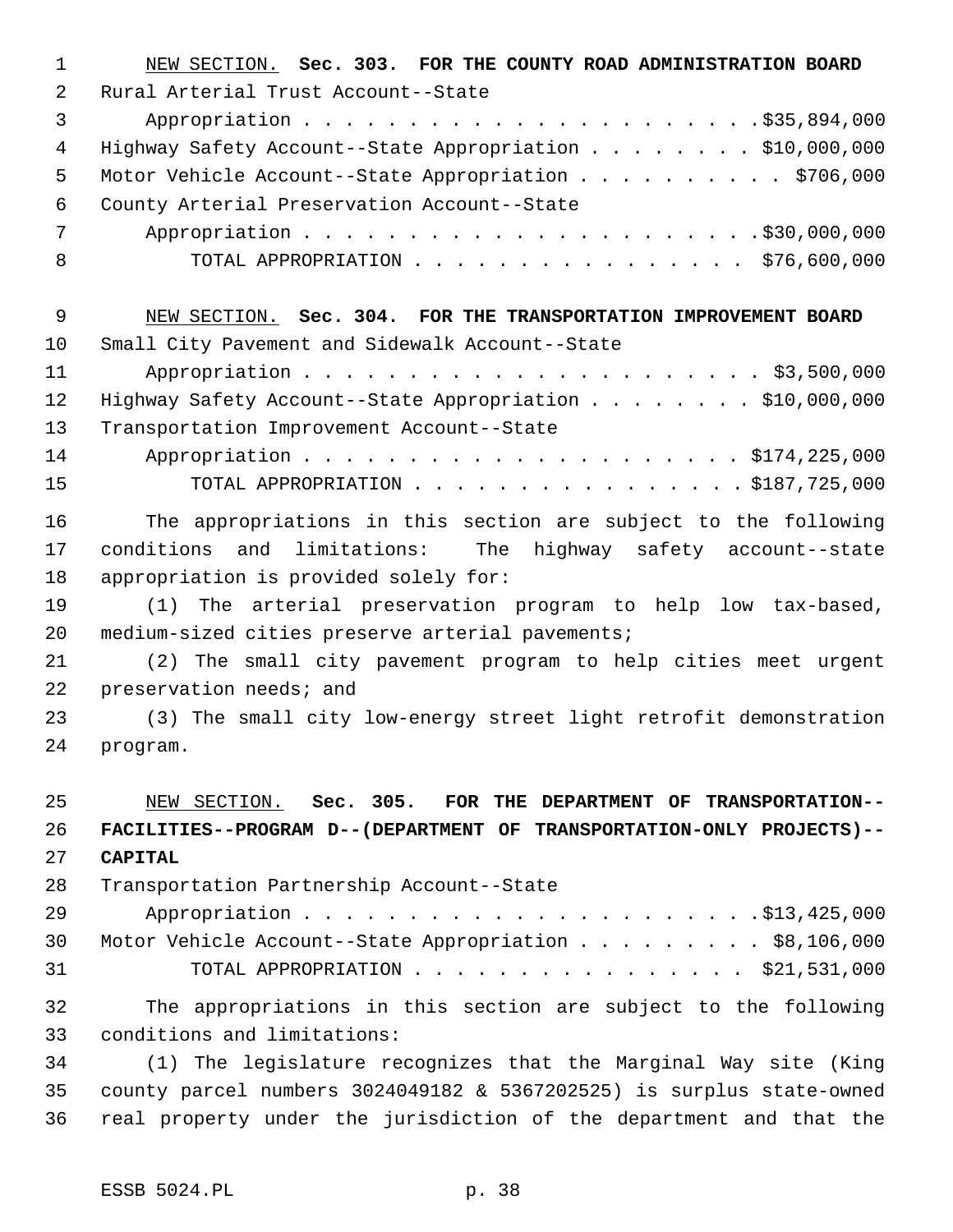NEW SECTION. **Sec. 303. FOR THE COUNTY ROAD ADMINISTRATION BOARD**

Rural Arterial Trust Account--State
Appropriation . . . . . . . . . . . . . . . . . . . . . . $35,894,000
Highway Safety Account--State Appropriation . . . . . . . . $10,000,000
Motor Vehicle Account--State Appropriation . . . . . . . . . . $706,000
County Arterial Preservation Account--State
Appropriation . . . . . . . . . . . . . . . . . . . . . . $30,000,000
TOTAL APPROPRIATION . . . . . . . . . . . . . . . . $76,600,000

NEW SECTION. **Sec. 304. FOR THE TRANSPORTATION IMPROVEMENT BOARD**

Small City Pavement and Sidewalk Account--State
Appropriation . . . . . . . . . . . . . . . . . . . . . . $3,500,000
Highway Safety Account--State Appropriation . . . . . . . . $10,000,000
Transportation Improvement Account--State
Appropriation . . . . . . . . . . . . . . . . . . . . . . $174,225,000
TOTAL APPROPRIATION . . . . . . . . . . . . . . . . $187,725,000

The appropriations in this section are subject to the following conditions and limitations: The highway safety account--state appropriation is provided solely for:

(1) The arterial preservation program to help low tax-based, medium-sized cities preserve arterial pavements;

(2) The small city pavement program to help cities meet urgent preservation needs; and

(3) The small city low-energy street light retrofit demonstration program.

NEW SECTION. **Sec. 305. FOR THE DEPARTMENT OF TRANSPORTATION--FACILITIES--PROGRAM D--(DEPARTMENT OF TRANSPORTATION-ONLY PROJECTS)--CAPITAL**

Transportation Partnership Account--State
Appropriation . . . . . . . . . . . . . . . . . . . . . . $13,425,000
Motor Vehicle Account--State Appropriation . . . . . . . . . $8,106,000
TOTAL APPROPRIATION . . . . . . . . . . . . . . . . $21,531,000

The appropriations in this section are subject to the following conditions and limitations:

(1) The legislature recognizes that the Marginal Way site (King county parcel numbers 3024049182 & 5367202525) is surplus state-owned real property under the jurisdiction of the department and that the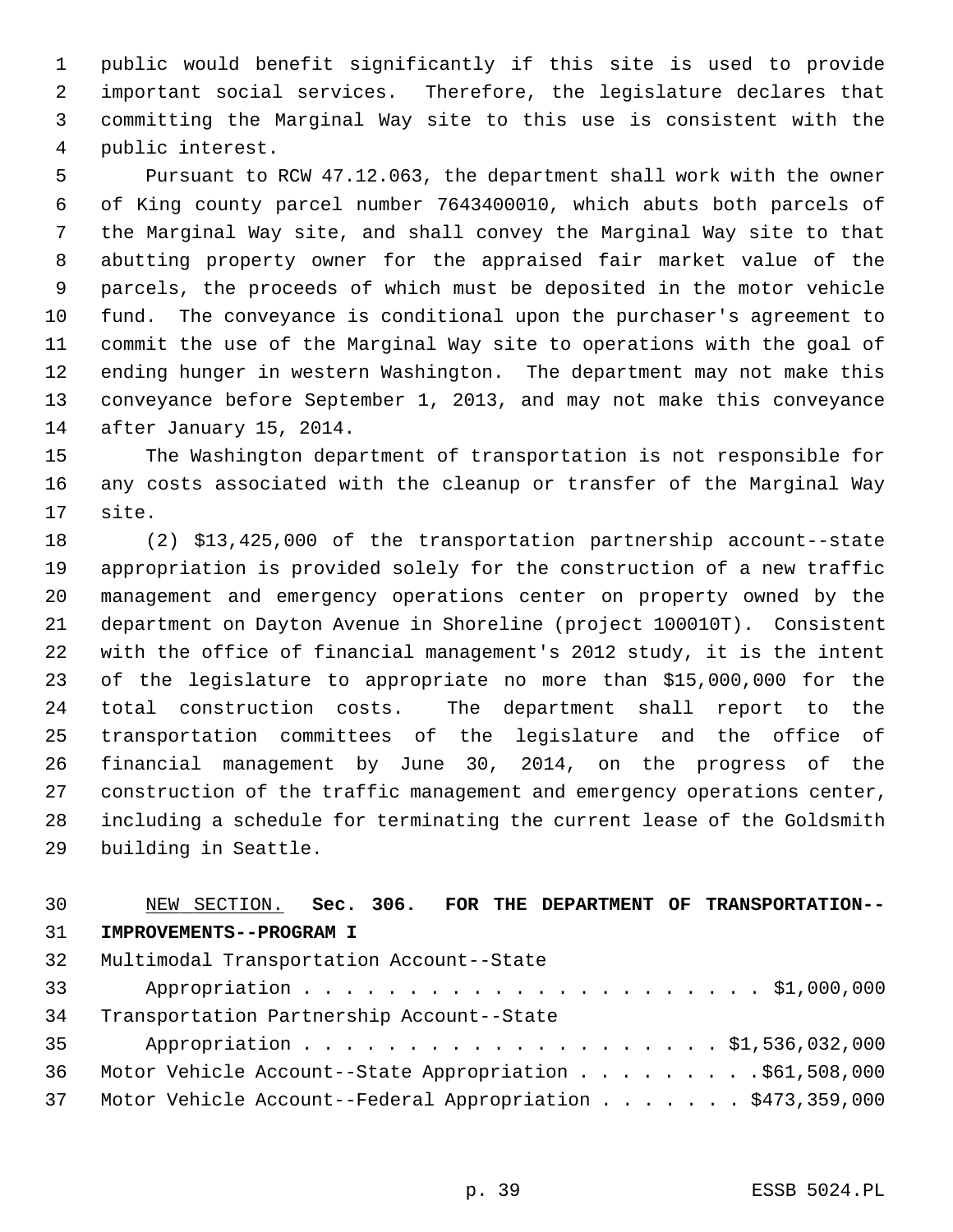public would benefit significantly if this site is used to provide important social services. Therefore, the legislature declares that committing the Marginal Way site to this use is consistent with the public interest.

Pursuant to RCW 47.12.063, the department shall work with the owner of King county parcel number 7643400010, which abuts both parcels of the Marginal Way site, and shall convey the Marginal Way site to that abutting property owner for the appraised fair market value of the parcels, the proceeds of which must be deposited in the motor vehicle fund. The conveyance is conditional upon the purchaser's agreement to commit the use of the Marginal Way site to operations with the goal of ending hunger in western Washington. The department may not make this conveyance before September 1, 2013, and may not make this conveyance after January 15, 2014.

The Washington department of transportation is not responsible for any costs associated with the cleanup or transfer of the Marginal Way site.

(2) $13,425,000 of the transportation partnership account--state appropriation is provided solely for the construction of a new traffic management and emergency operations center on property owned by the department on Dayton Avenue in Shoreline (project 100010T). Consistent with the office of financial management's 2012 study, it is the intent of the legislature to appropriate no more than $15,000,000 for the total construction costs. The department shall report to the transportation committees of the legislature and the office of financial management by June 30, 2014, on the progress of the construction of the traffic management and emergency operations center, including a schedule for terminating the current lease of the Goldsmith building in Seattle.

NEW SECTION. **Sec. 306. FOR THE DEPARTMENT OF TRANSPORTATION--IMPROVEMENTS--PROGRAM I**

Multimodal Transportation Account--State Appropriation . . . . . . . . . . . . . . . . . . . . . . $1,000,000

Transportation Partnership Account--State Appropriation . . . . . . . . . . . . . . . . . . . . $1,536,032,000

Motor Vehicle Account--State Appropriation . . . . . . . . . $61,508,000

Motor Vehicle Account--Federal Appropriation . . . . . . . $473,359,000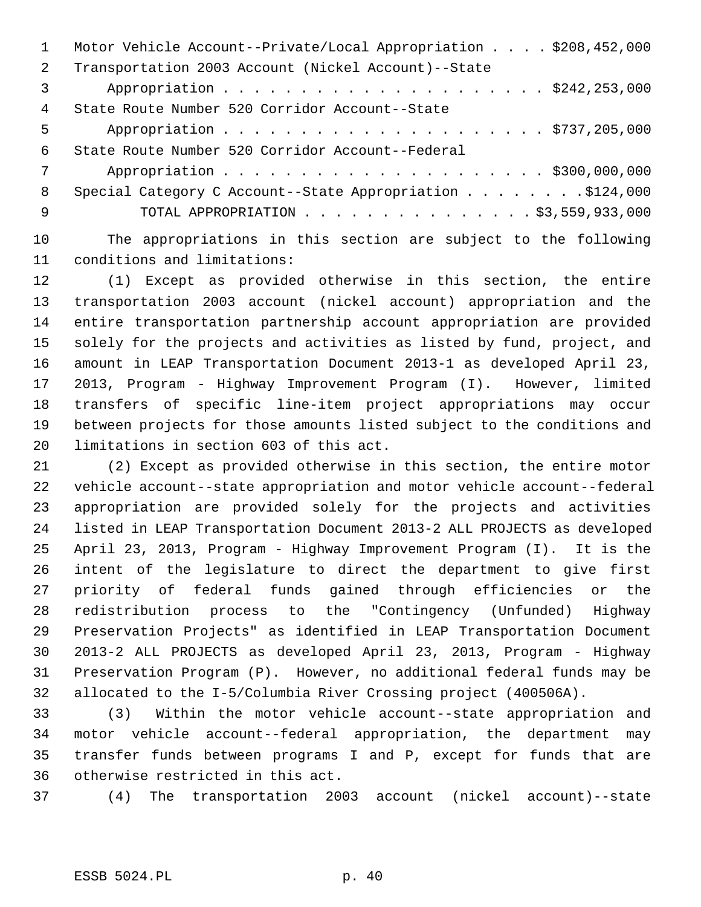Motor Vehicle Account--Private/Local Appropriation . . . . $208,452,000
Transportation 2003 Account (Nickel Account)--State
Appropriation . . . . . . . . . . . . . . . . . . . . . . $242,253,000
State Route Number 520 Corridor Account--State
Appropriation . . . . . . . . . . . . . . . . . . . . . . $737,205,000
State Route Number 520 Corridor Account--Federal
Appropriation . . . . . . . . . . . . . . . . . . . . . . $300,000,000
Special Category C Account--State Appropriation . . . . . . . . $124,000
TOTAL APPROPRIATION . . . . . . . . . . . . . . . $3,559,933,000

The appropriations in this section are subject to the following conditions and limitations:

(1) Except as provided otherwise in this section, the entire transportation 2003 account (nickel account) appropriation and the entire transportation partnership account appropriation are provided solely for the projects and activities as listed by fund, project, and amount in LEAP Transportation Document 2013-1 as developed April 23, 2013, Program - Highway Improvement Program (I). However, limited transfers of specific line-item project appropriations may occur between projects for those amounts listed subject to the conditions and limitations in section 603 of this act.

(2) Except as provided otherwise in this section, the entire motor vehicle account--state appropriation and motor vehicle account--federal appropriation are provided solely for the projects and activities listed in LEAP Transportation Document 2013-2 ALL PROJECTS as developed April 23, 2013, Program - Highway Improvement Program (I). It is the intent of the legislature to direct the department to give first priority of federal funds gained through efficiencies or the redistribution process to the "Contingency (Unfunded) Highway Preservation Projects" as identified in LEAP Transportation Document 2013-2 ALL PROJECTS as developed April 23, 2013, Program - Highway Preservation Program (P). However, no additional federal funds may be allocated to the I-5/Columbia River Crossing project (400506A).

(3) Within the motor vehicle account--state appropriation and motor vehicle account--federal appropriation, the department may transfer funds between programs I and P, except for funds that are otherwise restricted in this act.

(4) The transportation 2003 account (nickel account)--state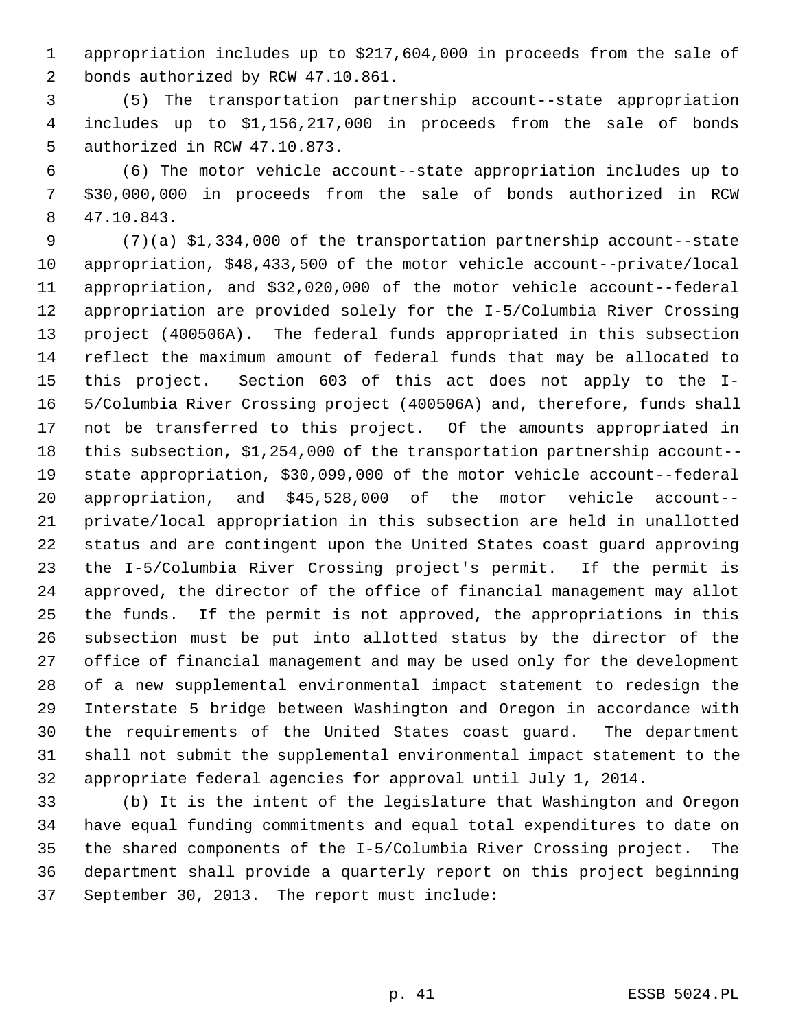appropriation includes up to $217,604,000 in proceeds from the sale of bonds authorized by RCW 47.10.861.

(5) The transportation partnership account--state appropriation includes up to $1,156,217,000 in proceeds from the sale of bonds authorized in RCW 47.10.873.

(6) The motor vehicle account--state appropriation includes up to $30,000,000 in proceeds from the sale of bonds authorized in RCW 47.10.843.

(7)(a) $1,334,000 of the transportation partnership account--state appropriation, $48,433,500 of the motor vehicle account--private/local appropriation, and $32,020,000 of the motor vehicle account--federal appropriation are provided solely for the I-5/Columbia River Crossing project (400506A). The federal funds appropriated in this subsection reflect the maximum amount of federal funds that may be allocated to this project. Section 603 of this act does not apply to the I-5/Columbia River Crossing project (400506A) and, therefore, funds shall not be transferred to this project. Of the amounts appropriated in this subsection, $1,254,000 of the transportation partnership account--state appropriation, $30,099,000 of the motor vehicle account--federal appropriation, and $45,528,000 of the motor vehicle account--private/local appropriation in this subsection are held in unallotted status and are contingent upon the United States coast guard approving the I-5/Columbia River Crossing project's permit. If the permit is approved, the director of the office of financial management may allot the funds. If the permit is not approved, the appropriations in this subsection must be put into allotted status by the director of the office of financial management and may be used only for the development of a new supplemental environmental impact statement to redesign the Interstate 5 bridge between Washington and Oregon in accordance with the requirements of the United States coast guard. The department shall not submit the supplemental environmental impact statement to the appropriate federal agencies for approval until July 1, 2014.

(b) It is the intent of the legislature that Washington and Oregon have equal funding commitments and equal total expenditures to date on the shared components of the I-5/Columbia River Crossing project. The department shall provide a quarterly report on this project beginning September 30, 2013. The report must include: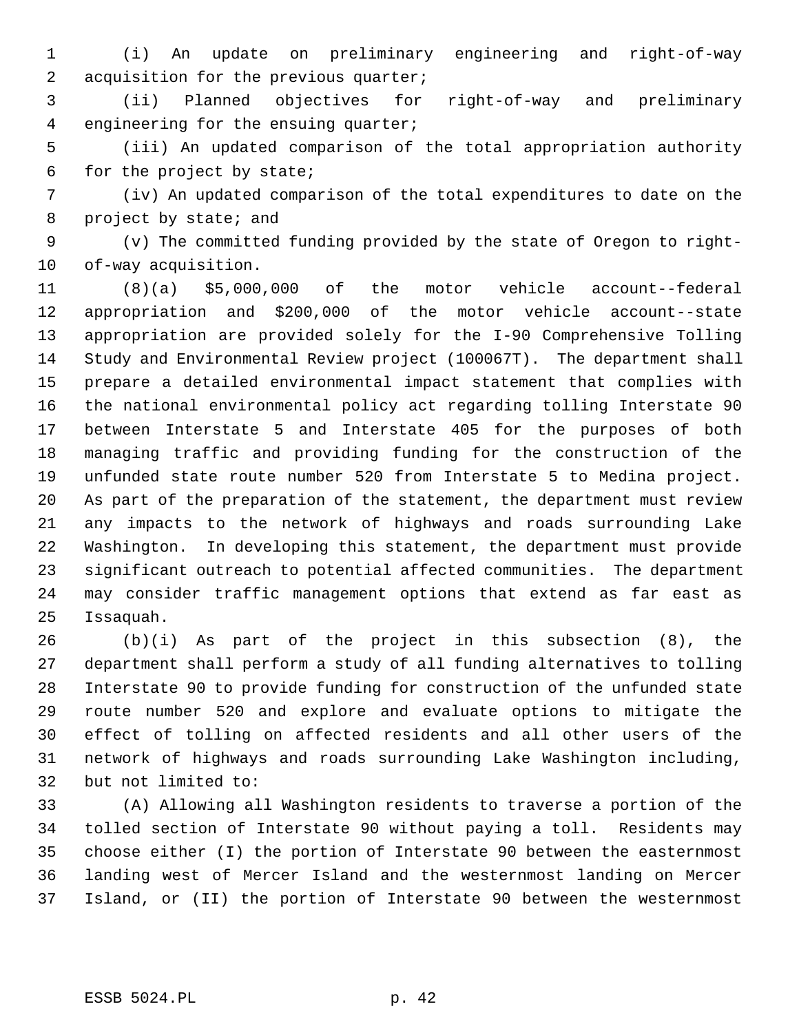(i) An update on preliminary engineering and right-of-way acquisition for the previous quarter;

(ii) Planned objectives for right-of-way and preliminary engineering for the ensuing quarter;

(iii) An updated comparison of the total appropriation authority for the project by state;

(iv) An updated comparison of the total expenditures to date on the project by state; and

(v) The committed funding provided by the state of Oregon to right-of-way acquisition.

(8)(a) $5,000,000 of the motor vehicle account--federal appropriation and $200,000 of the motor vehicle account--state appropriation are provided solely for the I-90 Comprehensive Tolling Study and Environmental Review project (100067T). The department shall prepare a detailed environmental impact statement that complies with the national environmental policy act regarding tolling Interstate 90 between Interstate 5 and Interstate 405 for the purposes of both managing traffic and providing funding for the construction of the unfunded state route number 520 from Interstate 5 to Medina project. As part of the preparation of the statement, the department must review any impacts to the network of highways and roads surrounding Lake Washington. In developing this statement, the department must provide significant outreach to potential affected communities. The department may consider traffic management options that extend as far east as Issaquah.

(b)(i) As part of the project in this subsection (8), the department shall perform a study of all funding alternatives to tolling Interstate 90 to provide funding for construction of the unfunded state route number 520 and explore and evaluate options to mitigate the effect of tolling on affected residents and all other users of the network of highways and roads surrounding Lake Washington including, but not limited to:

(A) Allowing all Washington residents to traverse a portion of the tolled section of Interstate 90 without paying a toll. Residents may choose either (I) the portion of Interstate 90 between the easternmost landing west of Mercer Island and the westernmost landing on Mercer Island, or (II) the portion of Interstate 90 between the westernmost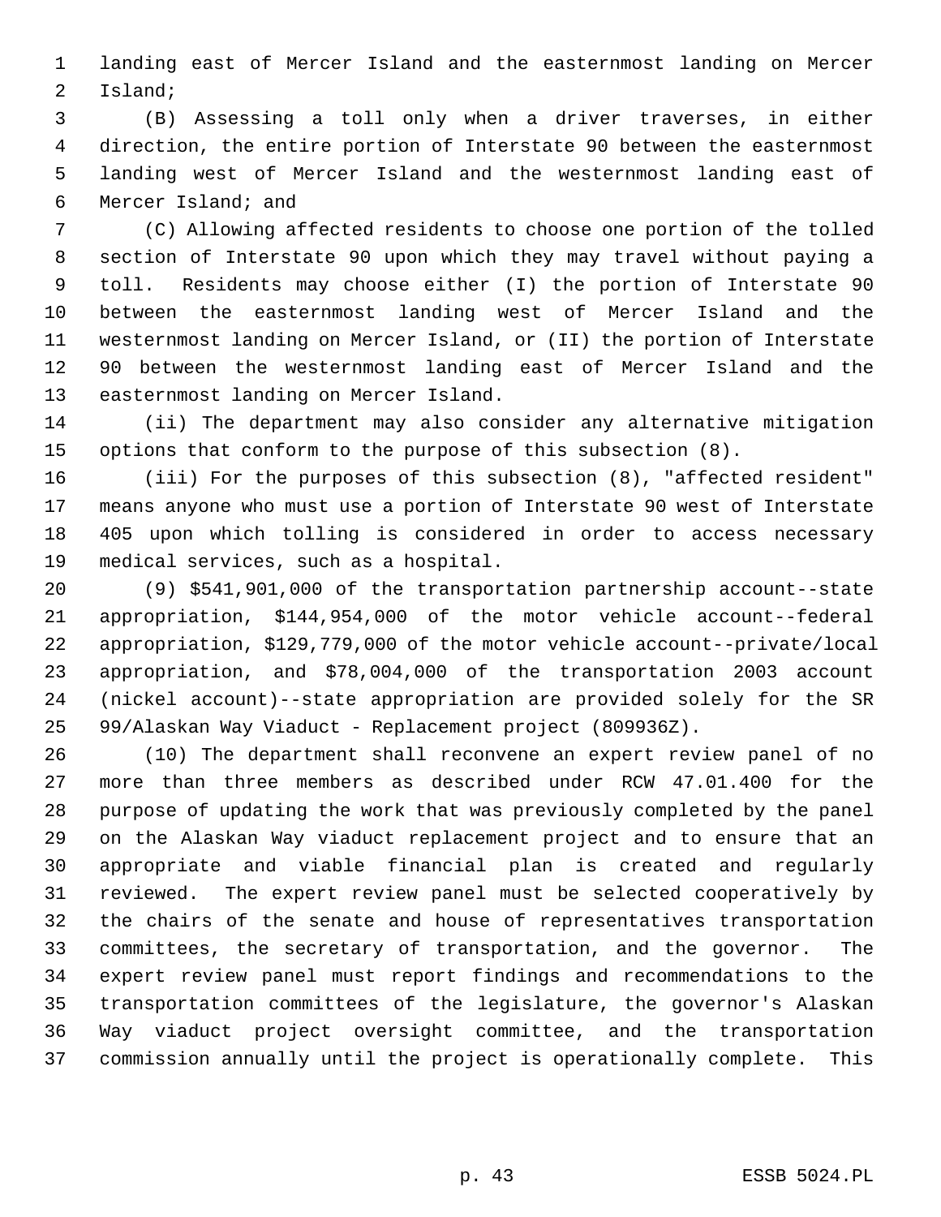landing east of Mercer Island and the easternmost landing on Mercer Island;

(B) Assessing a toll only when a driver traverses, in either direction, the entire portion of Interstate 90 between the easternmost landing west of Mercer Island and the westernmost landing east of Mercer Island; and

(C) Allowing affected residents to choose one portion of the tolled section of Interstate 90 upon which they may travel without paying a toll. Residents may choose either (I) the portion of Interstate 90 between the easternmost landing west of Mercer Island and the westernmost landing on Mercer Island, or (II) the portion of Interstate 90 between the westernmost landing east of Mercer Island and the easternmost landing on Mercer Island.

(ii) The department may also consider any alternative mitigation options that conform to the purpose of this subsection (8).

(iii) For the purposes of this subsection (8), "affected resident" means anyone who must use a portion of Interstate 90 west of Interstate 405 upon which tolling is considered in order to access necessary medical services, such as a hospital.

(9) $541,901,000 of the transportation partnership account--state appropriation, $144,954,000 of the motor vehicle account--federal appropriation, $129,779,000 of the motor vehicle account--private/local appropriation, and $78,004,000 of the transportation 2003 account (nickel account)--state appropriation are provided solely for the SR 99/Alaskan Way Viaduct - Replacement project (809936Z).

(10) The department shall reconvene an expert review panel of no more than three members as described under RCW 47.01.400 for the purpose of updating the work that was previously completed by the panel on the Alaskan Way viaduct replacement project and to ensure that an appropriate and viable financial plan is created and regularly reviewed. The expert review panel must be selected cooperatively by the chairs of the senate and house of representatives transportation committees, the secretary of transportation, and the governor. The expert review panel must report findings and recommendations to the transportation committees of the legislature, the governor's Alaskan Way viaduct project oversight committee, and the transportation commission annually until the project is operationally complete. This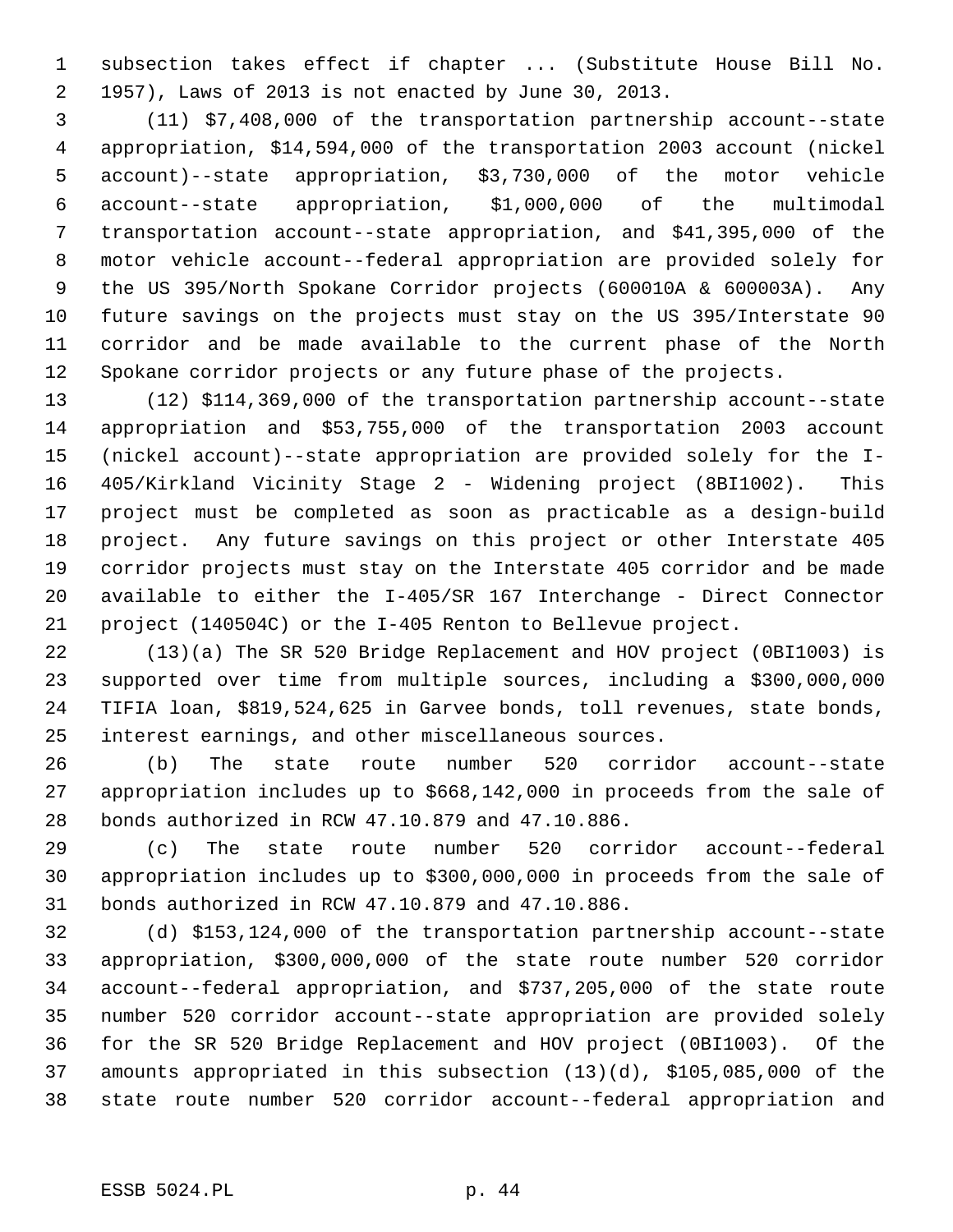subsection takes effect if chapter ... (Substitute House Bill No. 1957), Laws of 2013 is not enacted by June 30, 2013.

(11) $7,408,000 of the transportation partnership account--state appropriation, $14,594,000 of the transportation 2003 account (nickel account)--state appropriation, $3,730,000 of the motor vehicle account--state appropriation, $1,000,000 of the multimodal transportation account--state appropriation, and $41,395,000 of the motor vehicle account--federal appropriation are provided solely for the US 395/North Spokane Corridor projects (600010A & 600003A). Any future savings on the projects must stay on the US 395/Interstate 90 corridor and be made available to the current phase of the North Spokane corridor projects or any future phase of the projects.

(12) $114,369,000 of the transportation partnership account--state appropriation and $53,755,000 of the transportation 2003 account (nickel account)--state appropriation are provided solely for the I-405/Kirkland Vicinity Stage 2 - Widening project (8BI1002). This project must be completed as soon as practicable as a design-build project. Any future savings on this project or other Interstate 405 corridor projects must stay on the Interstate 405 corridor and be made available to either the I-405/SR 167 Interchange - Direct Connector project (140504C) or the I-405 Renton to Bellevue project.

(13)(a) The SR 520 Bridge Replacement and HOV project (0BI1003) is supported over time from multiple sources, including a $300,000,000 TIFIA loan, $819,524,625 in Garvee bonds, toll revenues, state bonds, interest earnings, and other miscellaneous sources.

(b) The state route number 520 corridor account--state appropriation includes up to $668,142,000 in proceeds from the sale of bonds authorized in RCW 47.10.879 and 47.10.886.

(c) The state route number 520 corridor account--federal appropriation includes up to $300,000,000 in proceeds from the sale of bonds authorized in RCW 47.10.879 and 47.10.886.

(d) $153,124,000 of the transportation partnership account--state appropriation, $300,000,000 of the state route number 520 corridor account--federal appropriation, and $737,205,000 of the state route number 520 corridor account--state appropriation are provided solely for the SR 520 Bridge Replacement and HOV project (0BI1003). Of the amounts appropriated in this subsection (13)(d), $105,085,000 of the state route number 520 corridor account--federal appropriation and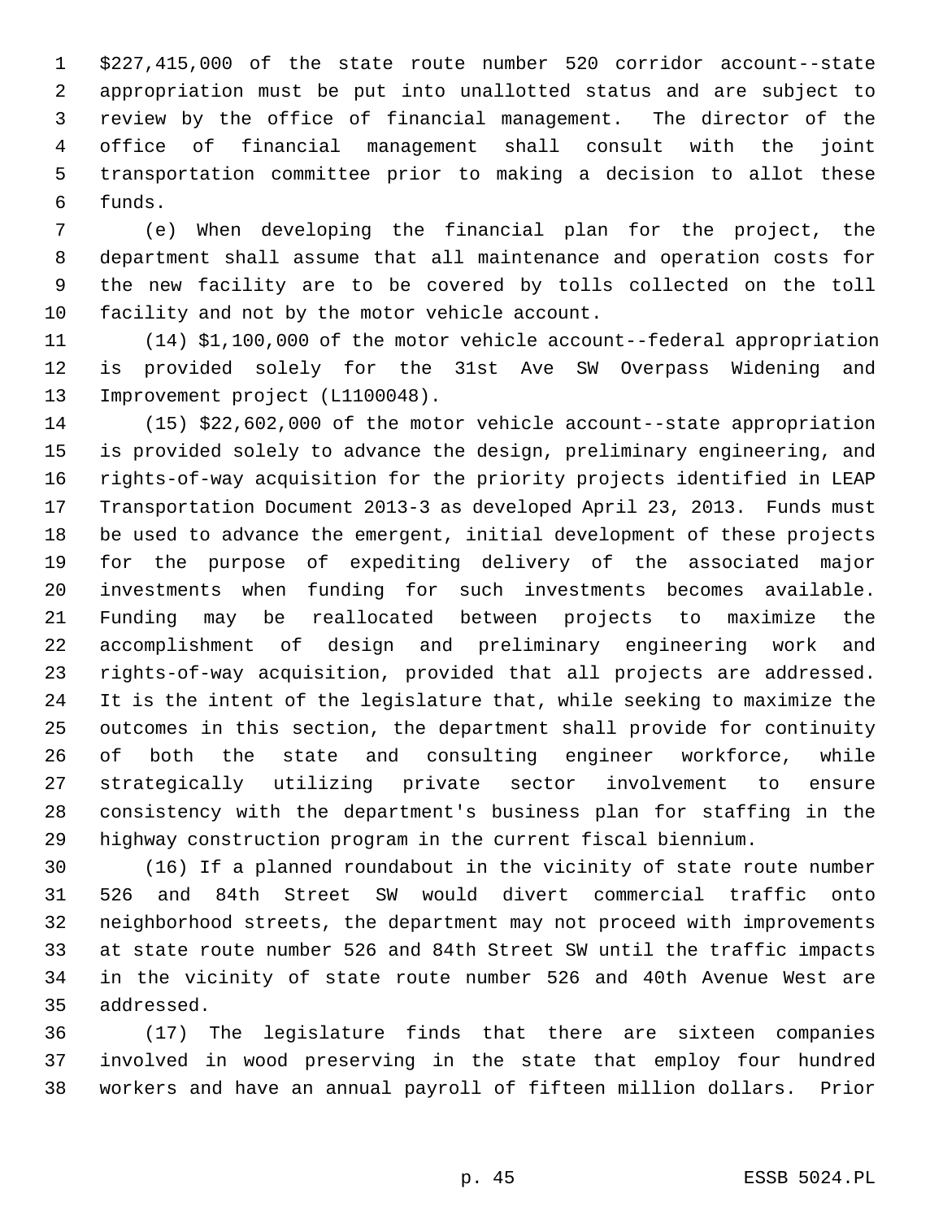$227,415,000 of the state route number 520 corridor account--state appropriation must be put into unallotted status and are subject to review by the office of financial management. The director of the office of financial management shall consult with the joint transportation committee prior to making a decision to allot these funds.

(e) When developing the financial plan for the project, the department shall assume that all maintenance and operation costs for the new facility are to be covered by tolls collected on the toll facility and not by the motor vehicle account.

(14) $1,100,000 of the motor vehicle account--federal appropriation is provided solely for the 31st Ave SW Overpass Widening and Improvement project (L1100048).

(15) $22,602,000 of the motor vehicle account--state appropriation is provided solely to advance the design, preliminary engineering, and rights-of-way acquisition for the priority projects identified in LEAP Transportation Document 2013-3 as developed April 23, 2013. Funds must be used to advance the emergent, initial development of these projects for the purpose of expediting delivery of the associated major investments when funding for such investments becomes available. Funding may be reallocated between projects to maximize the accomplishment of design and preliminary engineering work and rights-of-way acquisition, provided that all projects are addressed. It is the intent of the legislature that, while seeking to maximize the outcomes in this section, the department shall provide for continuity of both the state and consulting engineer workforce, while strategically utilizing private sector involvement to ensure consistency with the department's business plan for staffing in the highway construction program in the current fiscal biennium.

(16) If a planned roundabout in the vicinity of state route number 526 and 84th Street SW would divert commercial traffic onto neighborhood streets, the department may not proceed with improvements at state route number 526 and 84th Street SW until the traffic impacts in the vicinity of state route number 526 and 40th Avenue West are addressed.

(17) The legislature finds that there are sixteen companies involved in wood preserving in the state that employ four hundred workers and have an annual payroll of fifteen million dollars. Prior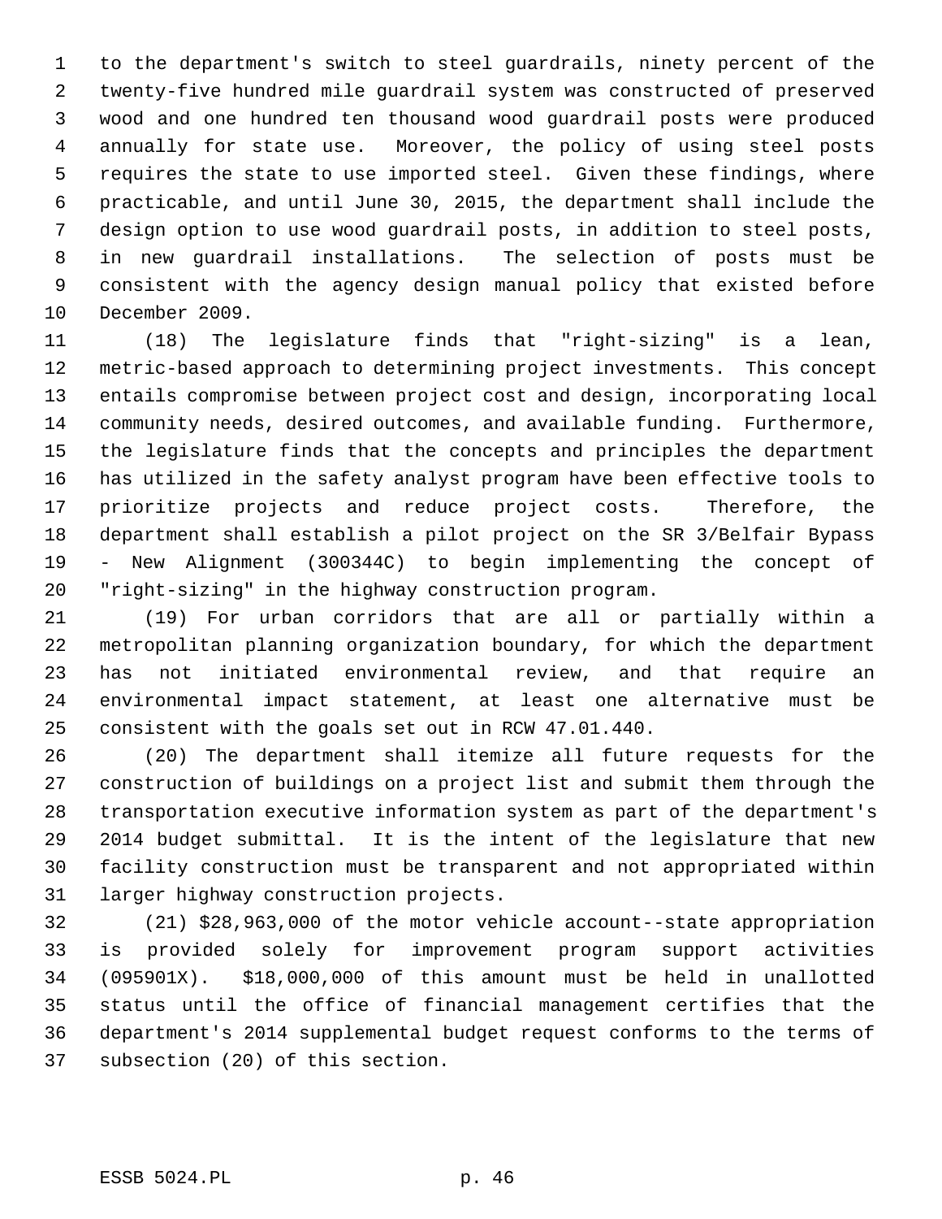to the department's switch to steel guardrails, ninety percent of the twenty-five hundred mile guardrail system was constructed of preserved wood and one hundred ten thousand wood guardrail posts were produced annually for state use. Moreover, the policy of using steel posts requires the state to use imported steel. Given these findings, where practicable, and until June 30, 2015, the department shall include the design option to use wood guardrail posts, in addition to steel posts, in new guardrail installations. The selection of posts must be consistent with the agency design manual policy that existed before December 2009.

(18) The legislature finds that "right-sizing" is a lean, metric-based approach to determining project investments. This concept entails compromise between project cost and design, incorporating local community needs, desired outcomes, and available funding. Furthermore, the legislature finds that the concepts and principles the department has utilized in the safety analyst program have been effective tools to prioritize projects and reduce project costs. Therefore, the department shall establish a pilot project on the SR 3/Belfair Bypass - New Alignment (300344C) to begin implementing the concept of "right-sizing" in the highway construction program.

(19) For urban corridors that are all or partially within a metropolitan planning organization boundary, for which the department has not initiated environmental review, and that require an environmental impact statement, at least one alternative must be consistent with the goals set out in RCW 47.01.440.

(20) The department shall itemize all future requests for the construction of buildings on a project list and submit them through the transportation executive information system as part of the department's 2014 budget submittal. It is the intent of the legislature that new facility construction must be transparent and not appropriated within larger highway construction projects.

(21) $28,963,000 of the motor vehicle account--state appropriation is provided solely for improvement program support activities (095901X). $18,000,000 of this amount must be held in unallotted status until the office of financial management certifies that the department's 2014 supplemental budget request conforms to the terms of subsection (20) of this section.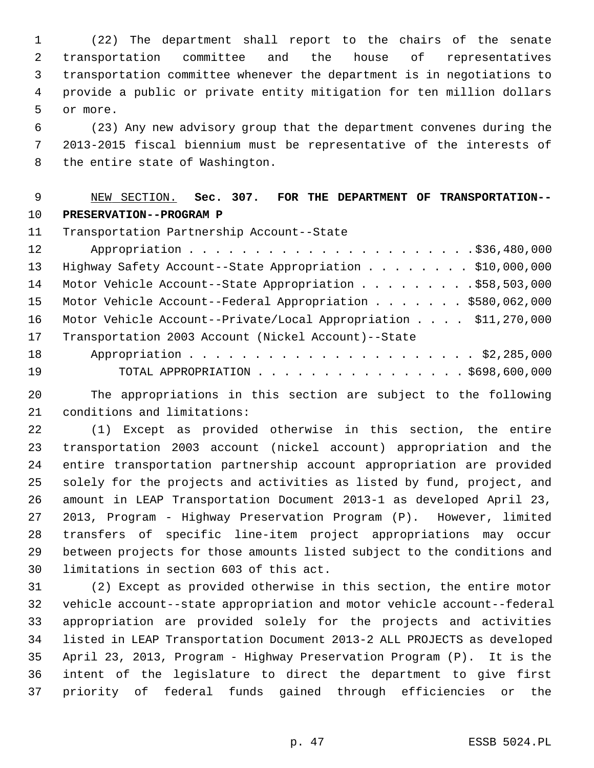(22) The department shall report to the chairs of the senate transportation committee and the house of representatives transportation committee whenever the department is in negotiations to provide a public or private entity mitigation for ten million dollars or more.

(23) Any new advisory group that the department convenes during the 2013-2015 fiscal biennium must be representative of the interests of the entire state of Washington.

NEW SECTION. **Sec. 307. FOR THE DEPARTMENT OF TRANSPORTATION--PRESERVATION--PROGRAM P**

| | |
|---|---|
| Transportation Partnership Account--State Appropriation | $36,480,000 |
| Highway Safety Account--State Appropriation | $10,000,000 |
| Motor Vehicle Account--State Appropriation | $58,503,000 |
| Motor Vehicle Account--Federal Appropriation | $580,062,000 |
| Motor Vehicle Account--Private/Local Appropriation | $11,270,000 |
| Transportation 2003 Account (Nickel Account)--State Appropriation | $2,285,000 |
| TOTAL APPROPRIATION | $698,600,000 |

The appropriations in this section are subject to the following conditions and limitations:

(1) Except as provided otherwise in this section, the entire transportation 2003 account (nickel account) appropriation and the entire transportation partnership account appropriation are provided solely for the projects and activities as listed by fund, project, and amount in LEAP Transportation Document 2013-1 as developed April 23, 2013, Program - Highway Preservation Program (P). However, limited transfers of specific line-item project appropriations may occur between projects for those amounts listed subject to the conditions and limitations in section 603 of this act.

(2) Except as provided otherwise in this section, the entire motor vehicle account--state appropriation and motor vehicle account--federal appropriation are provided solely for the projects and activities listed in LEAP Transportation Document 2013-2 ALL PROJECTS as developed April 23, 2013, Program - Highway Preservation Program (P). It is the intent of the legislature to direct the department to give first priority of federal funds gained through efficiencies or the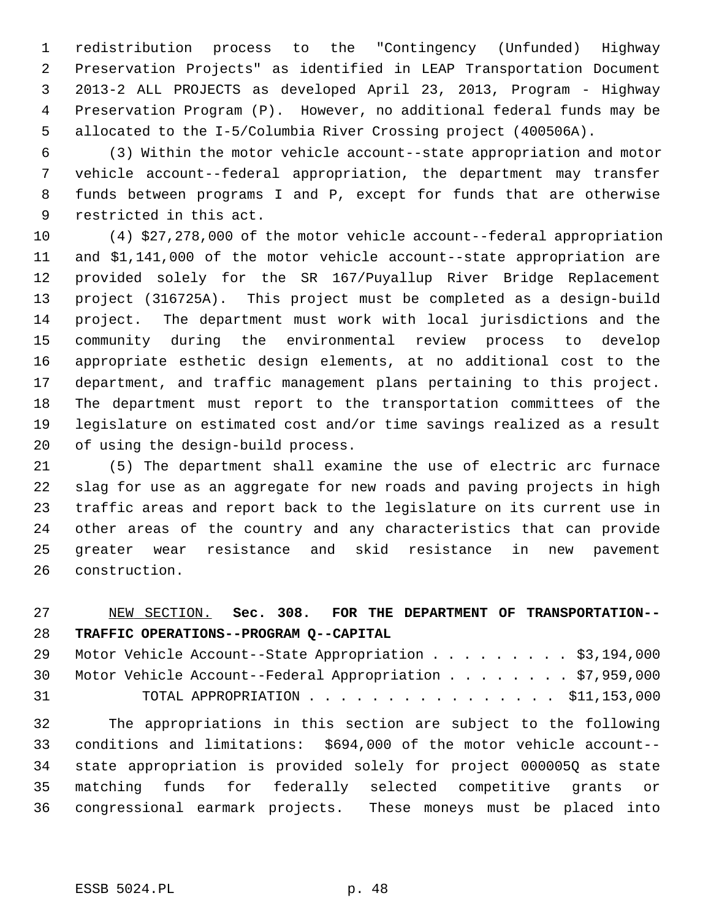redistribution process to the "Contingency (Unfunded) Highway Preservation Projects" as identified in LEAP Transportation Document 2013-2 ALL PROJECTS as developed April 23, 2013, Program - Highway Preservation Program (P). However, no additional federal funds may be allocated to the I-5/Columbia River Crossing project (400506A).

(3) Within the motor vehicle account--state appropriation and motor vehicle account--federal appropriation, the department may transfer funds between programs I and P, except for funds that are otherwise restricted in this act.

(4) $27,278,000 of the motor vehicle account--federal appropriation and $1,141,000 of the motor vehicle account--state appropriation are provided solely for the SR 167/Puyallup River Bridge Replacement project (316725A). This project must be completed as a design-build project. The department must work with local jurisdictions and the community during the environmental review process to develop appropriate esthetic design elements, at no additional cost to the department, and traffic management plans pertaining to this project. The department must report to the transportation committees of the legislature on estimated cost and/or time savings realized as a result of using the design-build process.

(5) The department shall examine the use of electric arc furnace slag for use as an aggregate for new roads and paving projects in high traffic areas and report back to the legislature on its current use in other areas of the country and any characteristics that can provide greater wear resistance and skid resistance in new pavement construction.

NEW SECTION. **Sec. 308. FOR THE DEPARTMENT OF TRANSPORTATION--TRAFFIC OPERATIONS--PROGRAM Q--CAPITAL**

Motor Vehicle Account--State Appropriation . . . . . . . . . $3,194,000
Motor Vehicle Account--Federal Appropriation . . . . . . . . $7,959,000
TOTAL APPROPRIATION . . . . . . . . . . . . . . . . $11,153,000

The appropriations in this section are subject to the following conditions and limitations: $694,000 of the motor vehicle account--state appropriation is provided solely for project 000005Q as state matching funds for federally selected competitive grants or congressional earmark projects. These moneys must be placed into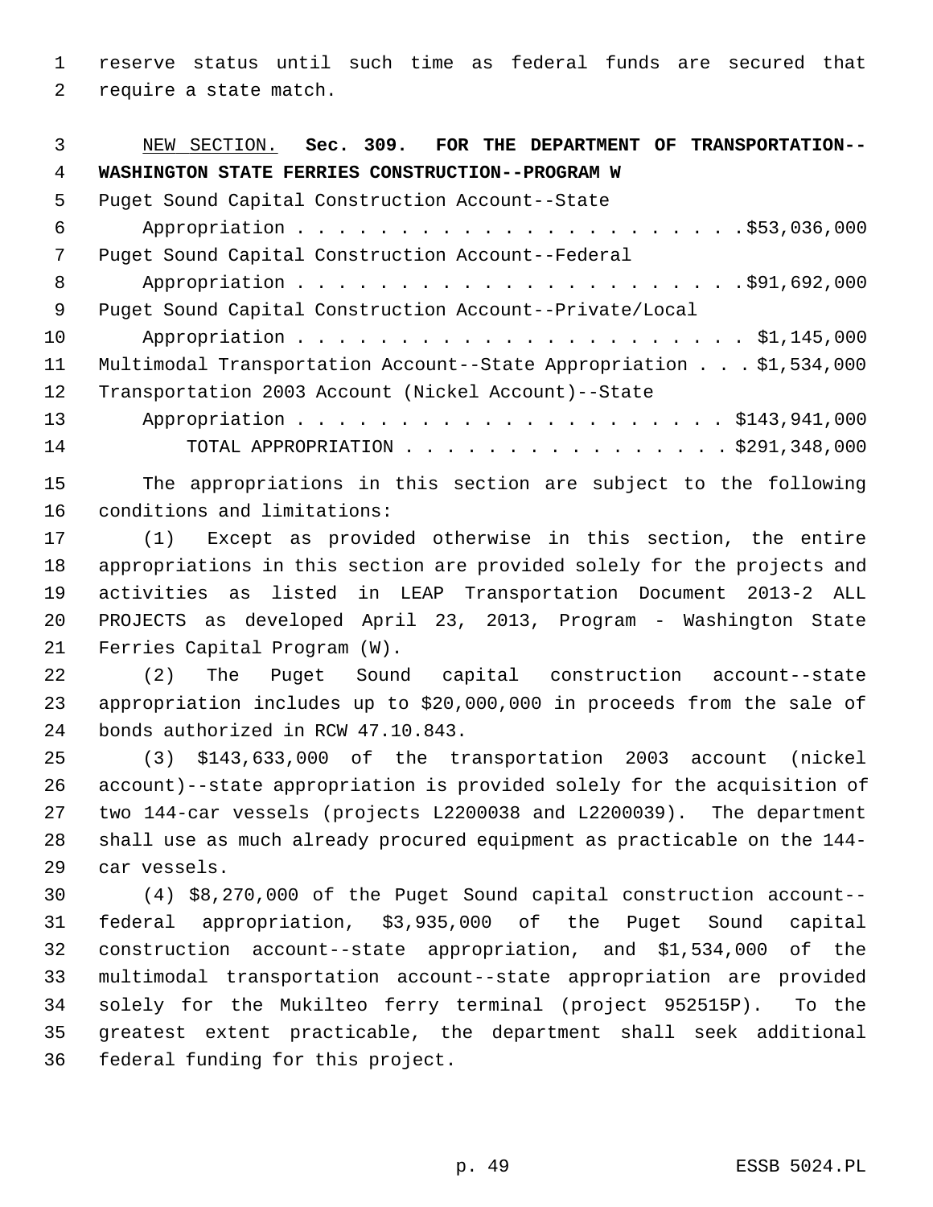reserve status until such time as federal funds are secured that require a state match.

NEW SECTION. **Sec. 309. FOR THE DEPARTMENT OF TRANSPORTATION--WASHINGTON STATE FERRIES CONSTRUCTION--PROGRAM W**

| | |
|---|---|
| Puget Sound Capital Construction Account--State Appropriation | $53,036,000 |
| Puget Sound Capital Construction Account--Federal Appropriation | $91,692,000 |
| Puget Sound Capital Construction Account--Private/Local Appropriation | $1,145,000 |
| Multimodal Transportation Account--State Appropriation | $1,534,000 |
| Transportation 2003 Account (Nickel Account)--State Appropriation | $143,941,000 |
| TOTAL APPROPRIATION | $291,348,000 |

The appropriations in this section are subject to the following conditions and limitations:

(1) Except as provided otherwise in this section, the entire appropriations in this section are provided solely for the projects and activities as listed in LEAP Transportation Document 2013-2 ALL PROJECTS as developed April 23, 2013, Program - Washington State Ferries Capital Program (W).

(2) The Puget Sound capital construction account--state appropriation includes up to $20,000,000 in proceeds from the sale of bonds authorized in RCW 47.10.843.

(3) $143,633,000 of the transportation 2003 account (nickel account)--state appropriation is provided solely for the acquisition of two 144-car vessels (projects L2200038 and L2200039). The department shall use as much already procured equipment as practicable on the 144-car vessels.

(4) $8,270,000 of the Puget Sound capital construction account--federal appropriation, $3,935,000 of the Puget Sound capital construction account--state appropriation, and $1,534,000 of the multimodal transportation account--state appropriation are provided solely for the Mukilteo ferry terminal (project 952515P). To the greatest extent practicable, the department shall seek additional federal funding for this project.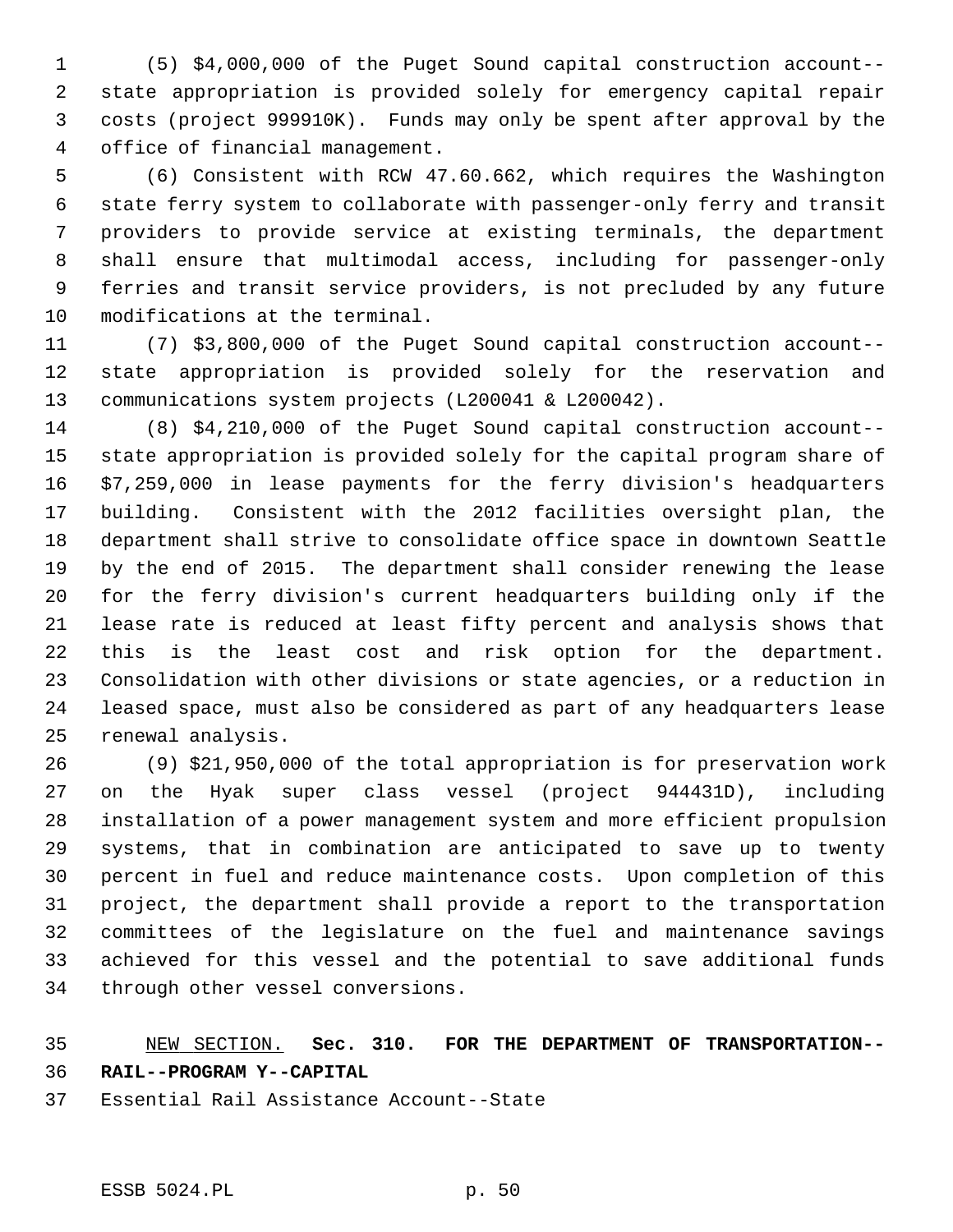(5) $4,000,000 of the Puget Sound capital construction account--state appropriation is provided solely for emergency capital repair costs (project 999910K). Funds may only be spent after approval by the office of financial management.

(6) Consistent with RCW 47.60.662, which requires the Washington state ferry system to collaborate with passenger-only ferry and transit providers to provide service at existing terminals, the department shall ensure that multimodal access, including for passenger-only ferries and transit service providers, is not precluded by any future modifications at the terminal.

(7) $3,800,000 of the Puget Sound capital construction account--state appropriation is provided solely for the reservation and communications system projects (L200041 & L200042).

(8) $4,210,000 of the Puget Sound capital construction account--state appropriation is provided solely for the capital program share of $7,259,000 in lease payments for the ferry division's headquarters building. Consistent with the 2012 facilities oversight plan, the department shall strive to consolidate office space in downtown Seattle by the end of 2015. The department shall consider renewing the lease for the ferry division's current headquarters building only if the lease rate is reduced at least fifty percent and analysis shows that this is the least cost and risk option for the department. Consolidation with other divisions or state agencies, or a reduction in leased space, must also be considered as part of any headquarters lease renewal analysis.

(9) $21,950,000 of the total appropriation is for preservation work on the Hyak super class vessel (project 944431D), including installation of a power management system and more efficient propulsion systems, that in combination are anticipated to save up to twenty percent in fuel and reduce maintenance costs. Upon completion of this project, the department shall provide a report to the transportation committees of the legislature on the fuel and maintenance savings achieved for this vessel and the potential to save additional funds through other vessel conversions.

NEW SECTION. **Sec. 310. FOR THE DEPARTMENT OF TRANSPORTATION--RAIL--PROGRAM Y--CAPITAL**

Essential Rail Assistance Account--State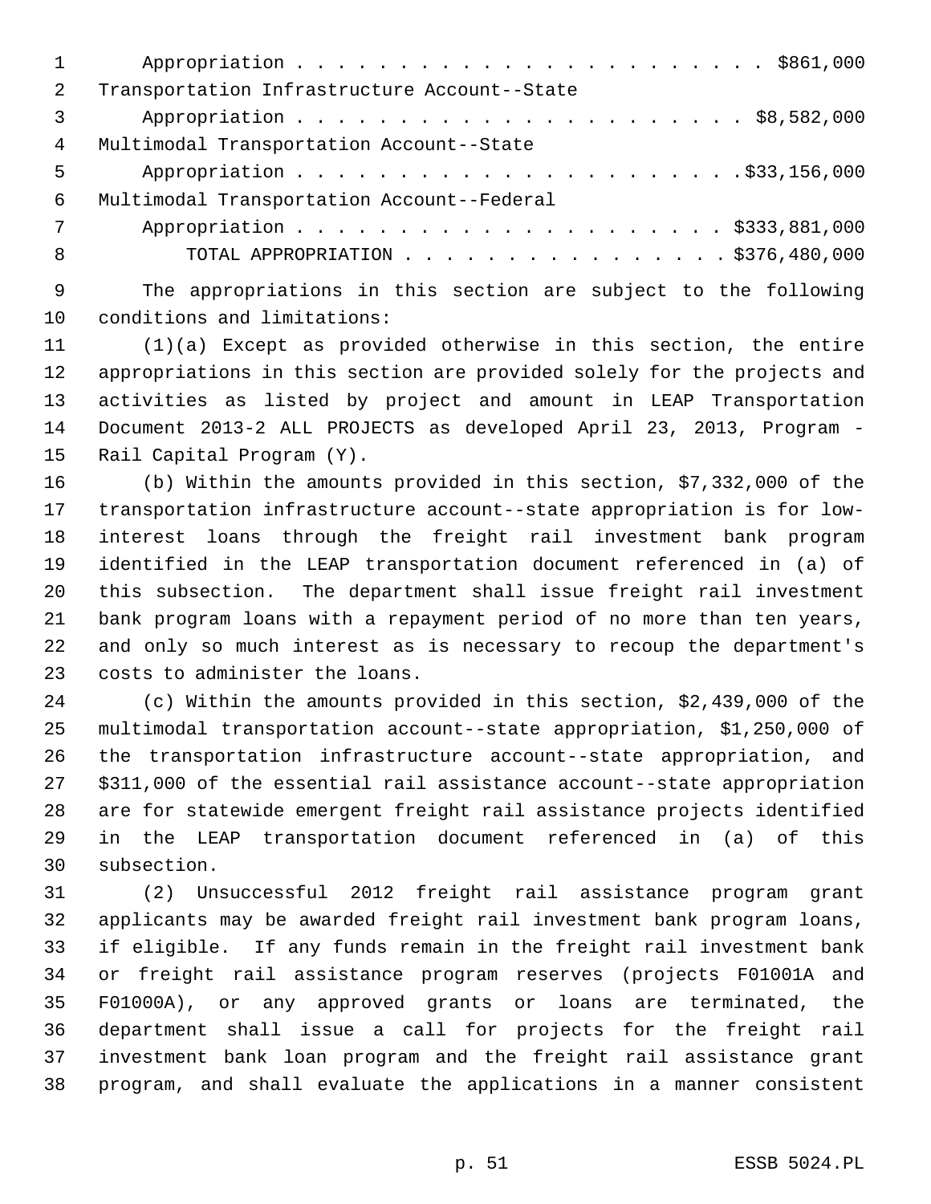Appropriation . . . . . . . . . . . . . . . . . . . . . . . $861,000
Transportation Infrastructure Account--State
Appropriation . . . . . . . . . . . . . . . . . . . . . . $8,582,000
Multimodal Transportation Account--State
Appropriation . . . . . . . . . . . . . . . . . . . . . .$33,156,000
Multimodal Transportation Account--Federal
Appropriation . . . . . . . . . . . . . . . . . . . . . $333,881,000
TOTAL APPROPRIATION . . . . . . . . . . . . . . . . $376,480,000

The appropriations in this section are subject to the following conditions and limitations:

(1)(a) Except as provided otherwise in this section, the entire appropriations in this section are provided solely for the projects and activities as listed by project and amount in LEAP Transportation Document 2013-2 ALL PROJECTS as developed April 23, 2013, Program - Rail Capital Program (Y).

(b) Within the amounts provided in this section, $7,332,000 of the transportation infrastructure account--state appropriation is for low-interest loans through the freight rail investment bank program identified in the LEAP transportation document referenced in (a) of this subsection. The department shall issue freight rail investment bank program loans with a repayment period of no more than ten years, and only so much interest as is necessary to recoup the department's costs to administer the loans.

(c) Within the amounts provided in this section, $2,439,000 of the multimodal transportation account--state appropriation, $1,250,000 of the transportation infrastructure account--state appropriation, and $311,000 of the essential rail assistance account--state appropriation are for statewide emergent freight rail assistance projects identified in the LEAP transportation document referenced in (a) of this subsection.

(2) Unsuccessful 2012 freight rail assistance program grant applicants may be awarded freight rail investment bank program loans, if eligible. If any funds remain in the freight rail investment bank or freight rail assistance program reserves (projects F01001A and F01000A), or any approved grants or loans are terminated, the department shall issue a call for projects for the freight rail investment bank loan program and the freight rail assistance grant program, and shall evaluate the applications in a manner consistent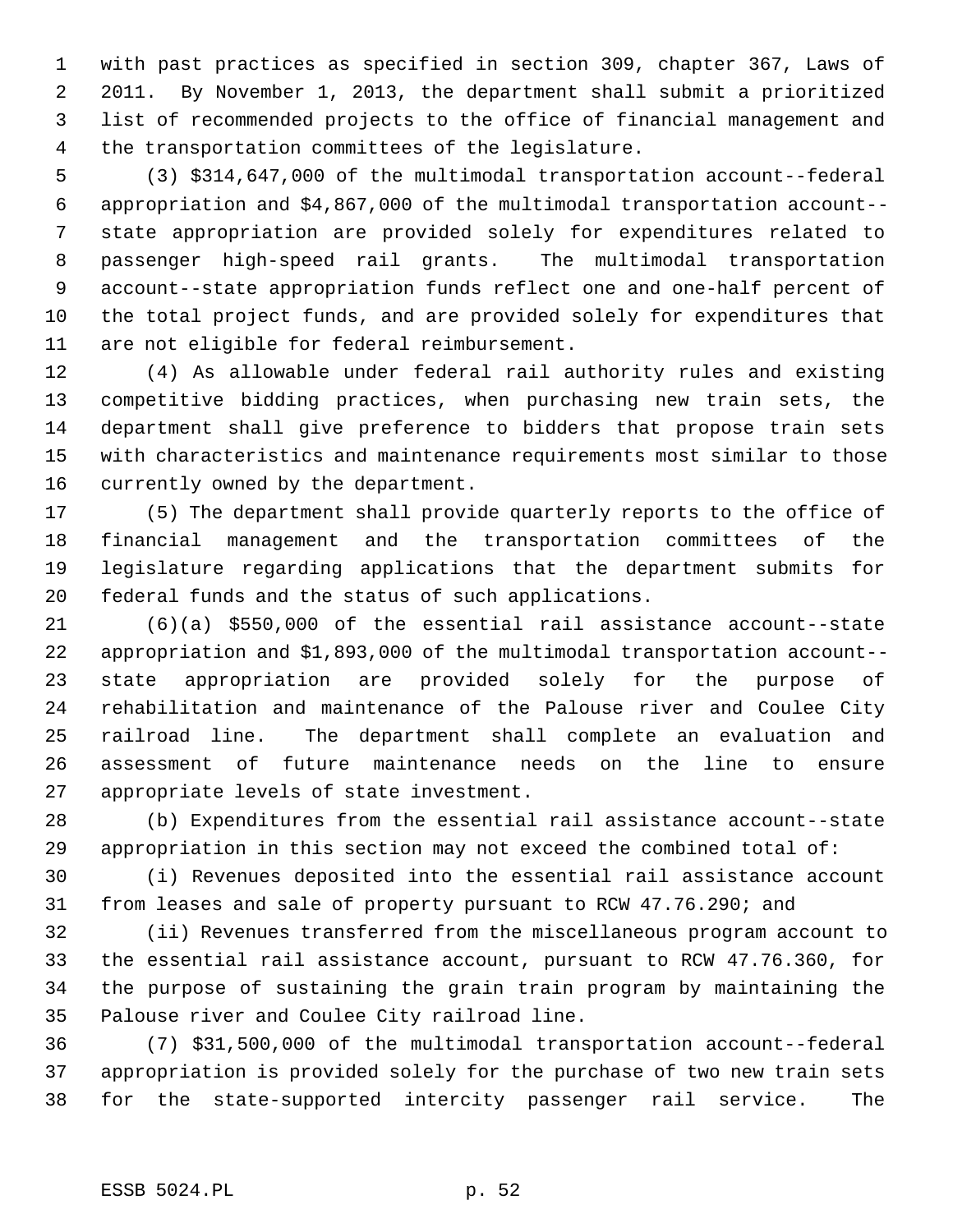with past practices as specified in section 309, chapter 367, Laws of 2011. By November 1, 2013, the department shall submit a prioritized list of recommended projects to the office of financial management and the transportation committees of the legislature.

(3) $314,647,000 of the multimodal transportation account--federal appropriation and $4,867,000 of the multimodal transportation account--state appropriation are provided solely for expenditures related to passenger high-speed rail grants. The multimodal transportation account--state appropriation funds reflect one and one-half percent of the total project funds, and are provided solely for expenditures that are not eligible for federal reimbursement.

(4) As allowable under federal rail authority rules and existing competitive bidding practices, when purchasing new train sets, the department shall give preference to bidders that propose train sets with characteristics and maintenance requirements most similar to those currently owned by the department.

(5) The department shall provide quarterly reports to the office of financial management and the transportation committees of the legislature regarding applications that the department submits for federal funds and the status of such applications.

(6)(a) $550,000 of the essential rail assistance account--state appropriation and $1,893,000 of the multimodal transportation account--state appropriation are provided solely for the purpose of rehabilitation and maintenance of the Palouse river and Coulee City railroad line. The department shall complete an evaluation and assessment of future maintenance needs on the line to ensure appropriate levels of state investment.

(b) Expenditures from the essential rail assistance account--state appropriation in this section may not exceed the combined total of:

(i) Revenues deposited into the essential rail assistance account from leases and sale of property pursuant to RCW 47.76.290; and

(ii) Revenues transferred from the miscellaneous program account to the essential rail assistance account, pursuant to RCW 47.76.360, for the purpose of sustaining the grain train program by maintaining the Palouse river and Coulee City railroad line.

(7) $31,500,000 of the multimodal transportation account--federal appropriation is provided solely for the purchase of two new train sets for the state-supported intercity passenger rail service. The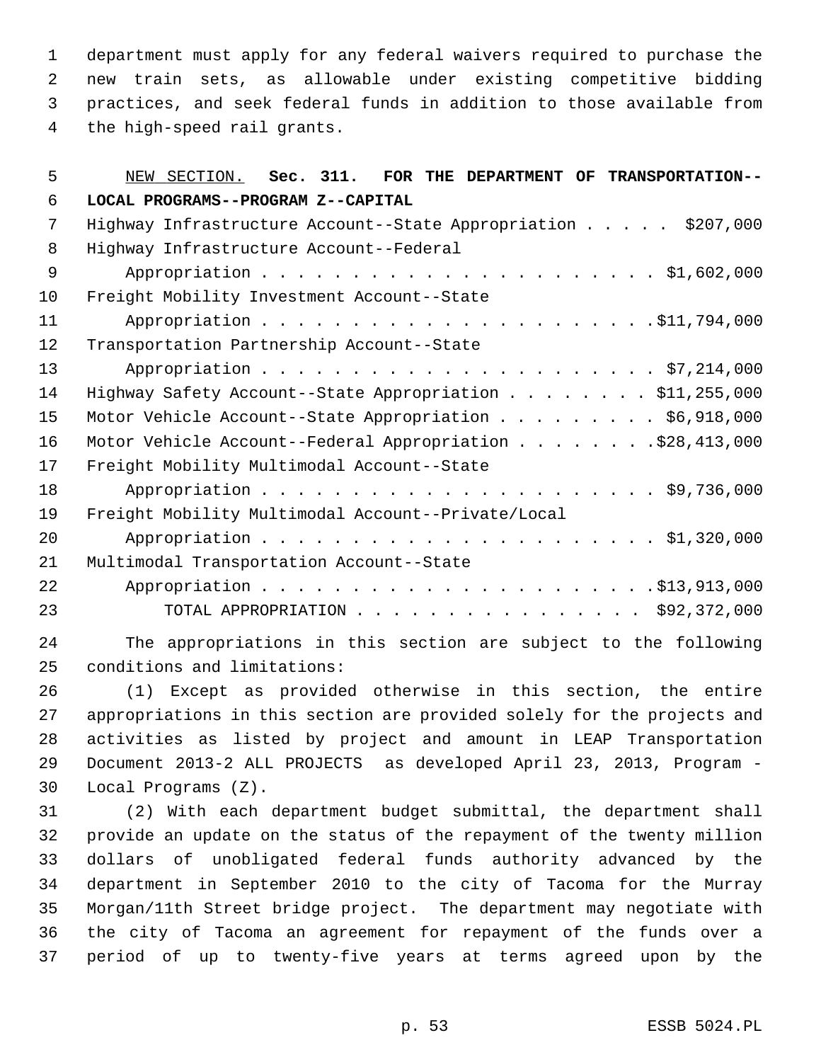department must apply for any federal waivers required to purchase the new train sets, as allowable under existing competitive bidding practices, and seek federal funds in addition to those available from the high-speed rail grants.

NEW SECTION. **Sec. 311. FOR THE DEPARTMENT OF TRANSPORTATION--LOCAL PROGRAMS--PROGRAM Z--CAPITAL**

Highway Infrastructure Account--State Appropriation . . . . . $207,000
Highway Infrastructure Account--Federal
Appropriation . . . . . . . . . . . . . . . . . . . . . . $1,602,000
Freight Mobility Investment Account--State
Appropriation . . . . . . . . . . . . . . . . . . . . . .$11,794,000
Transportation Partnership Account--State
Appropriation . . . . . . . . . . . . . . . . . . . . . . $7,214,000
Highway Safety Account--State Appropriation . . . . . . . . $11,255,000
Motor Vehicle Account--State Appropriation . . . . . . . . . $6,918,000
Motor Vehicle Account--Federal Appropriation . . . . . . . .$28,413,000
Freight Mobility Multimodal Account--State
Appropriation . . . . . . . . . . . . . . . . . . . . . . $9,736,000
Freight Mobility Multimodal Account--Private/Local
Appropriation . . . . . . . . . . . . . . . . . . . . . . $1,320,000
Multimodal Transportation Account--State
Appropriation . . . . . . . . . . . . . . . . . . . . . .$13,913,000
TOTAL APPROPRIATION . . . . . . . . . . . . . . . . . $92,372,000

The appropriations in this section are subject to the following conditions and limitations:

(1) Except as provided otherwise in this section, the entire appropriations in this section are provided solely for the projects and activities as listed by project and amount in LEAP Transportation Document 2013-2 ALL PROJECTS as developed April 23, 2013, Program - Local Programs (Z).

(2) With each department budget submittal, the department shall provide an update on the status of the repayment of the twenty million dollars of unobligated federal funds authority advanced by the department in September 2010 to the city of Tacoma for the Murray Morgan/11th Street bridge project. The department may negotiate with the city of Tacoma an agreement for repayment of the funds over a period of up to twenty-five years at terms agreed upon by the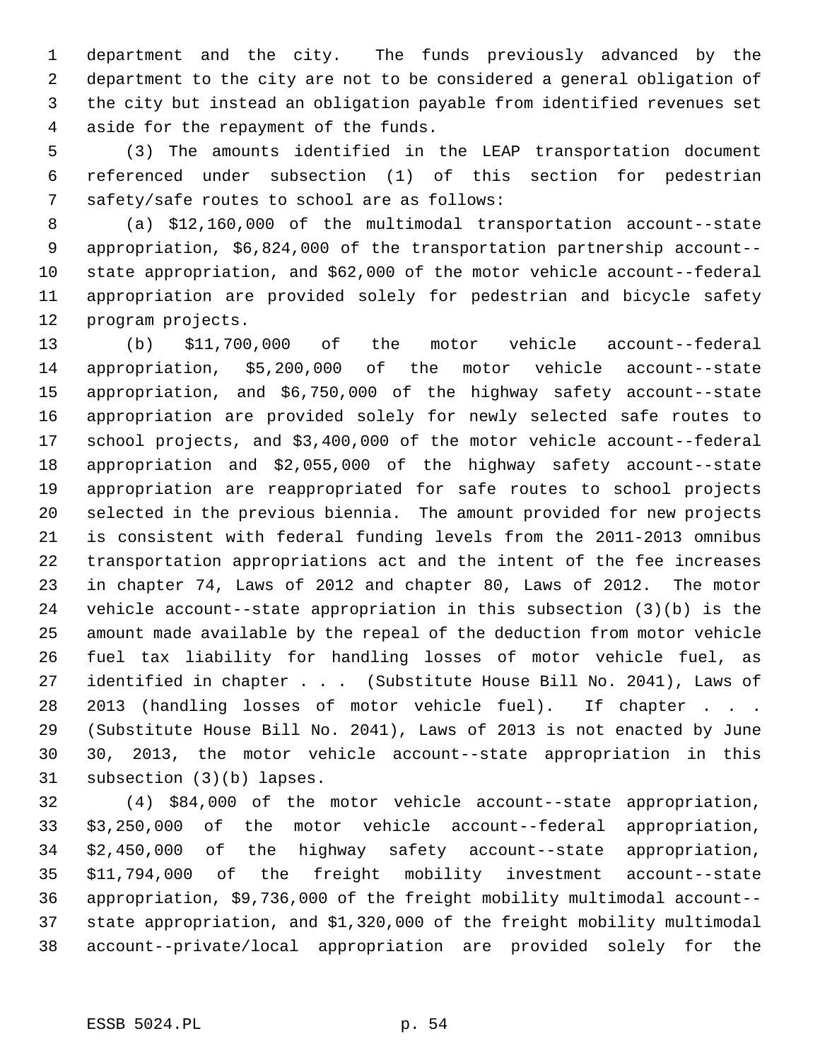department and the city. The funds previously advanced by the department to the city are not to be considered a general obligation of the city but instead an obligation payable from identified revenues set aside for the repayment of the funds.

(3) The amounts identified in the LEAP transportation document referenced under subsection (1) of this section for pedestrian safety/safe routes to school are as follows:

(a) $12,160,000 of the multimodal transportation account--state appropriation, $6,824,000 of the transportation partnership account--state appropriation, and $62,000 of the motor vehicle account--federal appropriation are provided solely for pedestrian and bicycle safety program projects.

(b) $11,700,000 of the motor vehicle account--federal appropriation, $5,200,000 of the motor vehicle account--state appropriation, and $6,750,000 of the highway safety account--state appropriation are provided solely for newly selected safe routes to school projects, and $3,400,000 of the motor vehicle account--federal appropriation and $2,055,000 of the highway safety account--state appropriation are reappropriated for safe routes to school projects selected in the previous biennia. The amount provided for new projects is consistent with federal funding levels from the 2011-2013 omnibus transportation appropriations act and the intent of the fee increases in chapter 74, Laws of 2012 and chapter 80, Laws of 2012. The motor vehicle account--state appropriation in this subsection (3)(b) is the amount made available by the repeal of the deduction from motor vehicle fuel tax liability for handling losses of motor vehicle fuel, as identified in chapter . . . (Substitute House Bill No. 2041), Laws of 2013 (handling losses of motor vehicle fuel). If chapter . . . (Substitute House Bill No. 2041), Laws of 2013 is not enacted by June 30, 2013, the motor vehicle account--state appropriation in this subsection (3)(b) lapses.

(4) $84,000 of the motor vehicle account--state appropriation, $3,250,000 of the motor vehicle account--federal appropriation, $2,450,000 of the highway safety account--state appropriation, $11,794,000 of the freight mobility investment account--state appropriation, $9,736,000 of the freight mobility multimodal account--state appropriation, and $1,320,000 of the freight mobility multimodal account--private/local appropriation are provided solely for the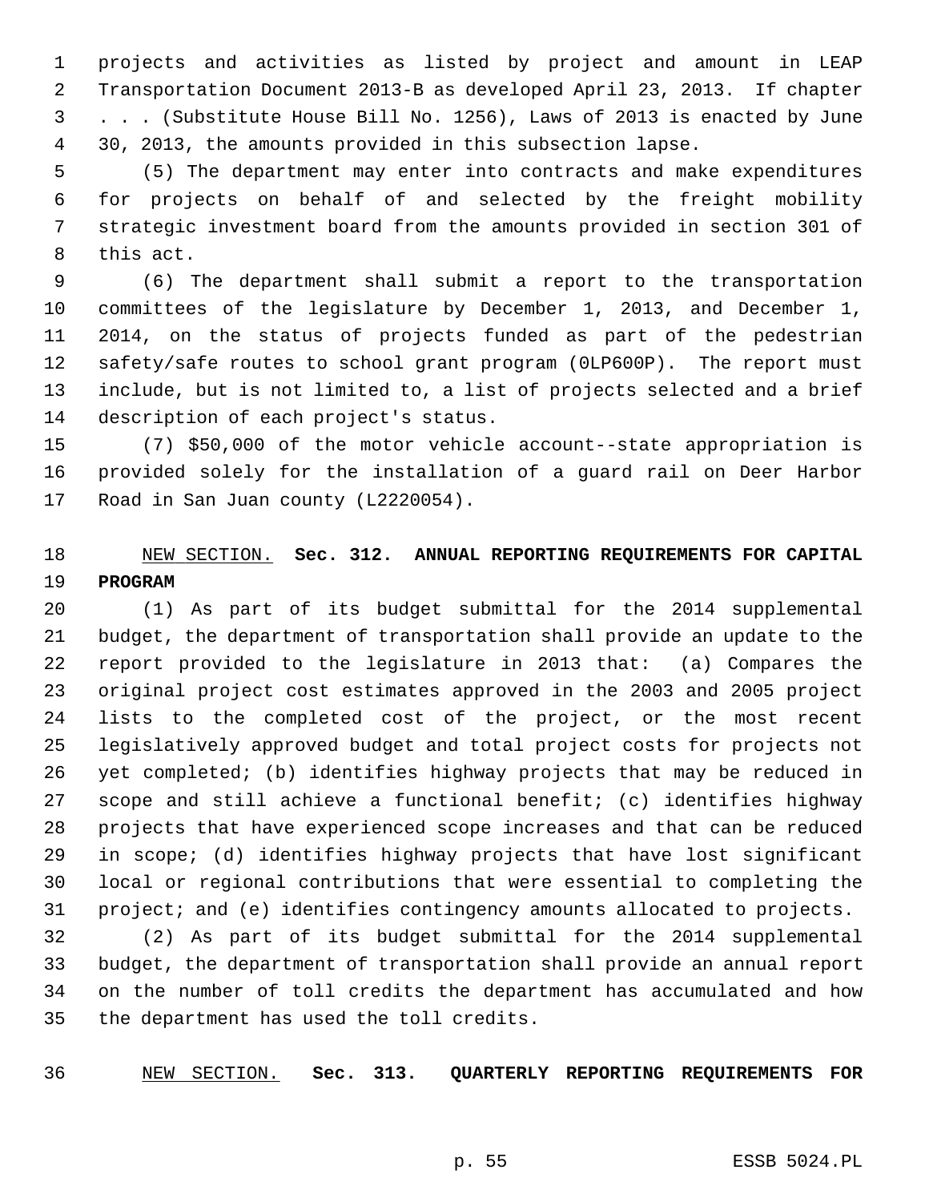projects and activities as listed by project and amount in LEAP Transportation Document 2013-B as developed April 23, 2013. If chapter . . . (Substitute House Bill No. 1256), Laws of 2013 is enacted by June 30, 2013, the amounts provided in this subsection lapse.

(5) The department may enter into contracts and make expenditures for projects on behalf of and selected by the freight mobility strategic investment board from the amounts provided in section 301 of this act.

(6) The department shall submit a report to the transportation committees of the legislature by December 1, 2013, and December 1, 2014, on the status of projects funded as part of the pedestrian safety/safe routes to school grant program (0LP600P). The report must include, but is not limited to, a list of projects selected and a brief description of each project's status.

(7) $50,000 of the motor vehicle account--state appropriation is provided solely for the installation of a guard rail on Deer Harbor Road in San Juan county (L2220054).

NEW SECTION. **Sec. 312. ANNUAL REPORTING REQUIREMENTS FOR CAPITAL PROGRAM**

(1) As part of its budget submittal for the 2014 supplemental budget, the department of transportation shall provide an update to the report provided to the legislature in 2013 that: (a) Compares the original project cost estimates approved in the 2003 and 2005 project lists to the completed cost of the project, or the most recent legislatively approved budget and total project costs for projects not yet completed; (b) identifies highway projects that may be reduced in scope and still achieve a functional benefit; (c) identifies highway projects that have experienced scope increases and that can be reduced in scope; (d) identifies highway projects that have lost significant local or regional contributions that were essential to completing the project; and (e) identifies contingency amounts allocated to projects.

(2) As part of its budget submittal for the 2014 supplemental budget, the department of transportation shall provide an annual report on the number of toll credits the department has accumulated and how the department has used the toll credits.

NEW SECTION. **Sec. 313. QUARTERLY REPORTING REQUIREMENTS FOR**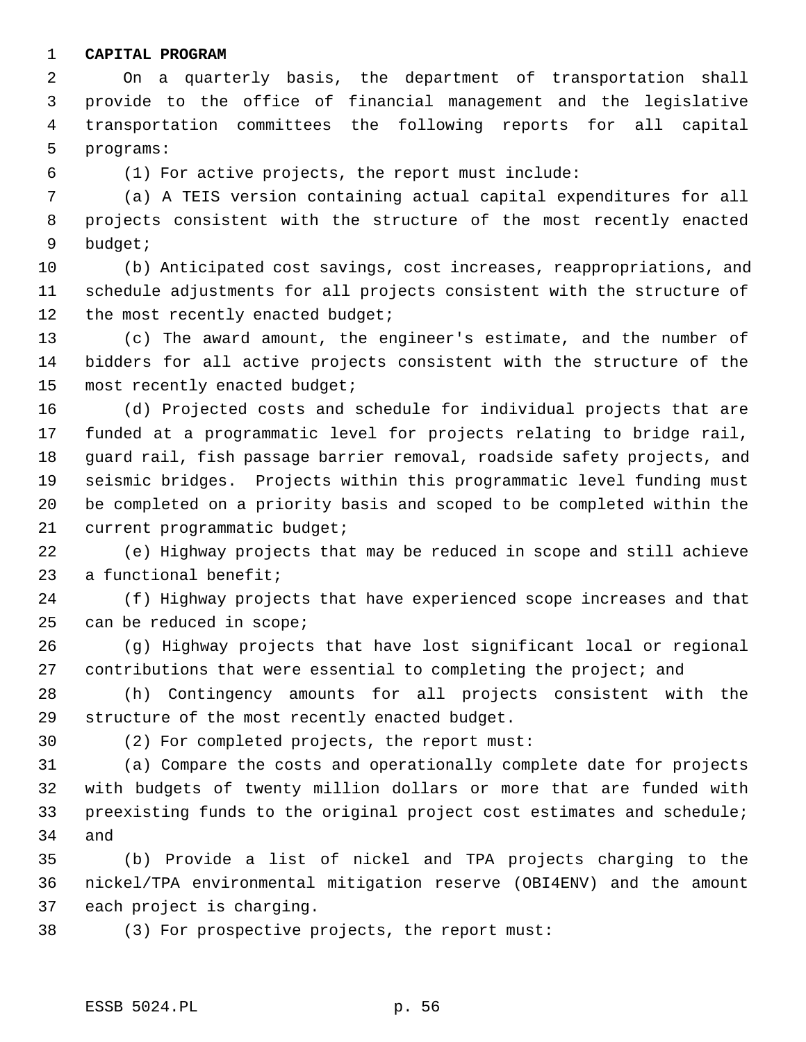**CAPITAL PROGRAM**

On a quarterly basis, the department of transportation shall provide to the office of financial management and the legislative transportation committees the following reports for all capital programs:

(1) For active projects, the report must include:

(a) A TEIS version containing actual capital expenditures for all projects consistent with the structure of the most recently enacted budget;

(b) Anticipated cost savings, cost increases, reappropriations, and schedule adjustments for all projects consistent with the structure of the most recently enacted budget;

(c) The award amount, the engineer's estimate, and the number of bidders for all active projects consistent with the structure of the most recently enacted budget;

(d) Projected costs and schedule for individual projects that are funded at a programmatic level for projects relating to bridge rail, guard rail, fish passage barrier removal, roadside safety projects, and seismic bridges. Projects within this programmatic level funding must be completed on a priority basis and scoped to be completed within the current programmatic budget;

(e) Highway projects that may be reduced in scope and still achieve a functional benefit;

(f) Highway projects that have experienced scope increases and that can be reduced in scope;

(g) Highway projects that have lost significant local or regional contributions that were essential to completing the project; and

(h) Contingency amounts for all projects consistent with the structure of the most recently enacted budget.

(2) For completed projects, the report must:

(a) Compare the costs and operationally complete date for projects with budgets of twenty million dollars or more that are funded with preexisting funds to the original project cost estimates and schedule; and

(b) Provide a list of nickel and TPA projects charging to the nickel/TPA environmental mitigation reserve (OBI4ENV) and the amount each project is charging.

(3) For prospective projects, the report must: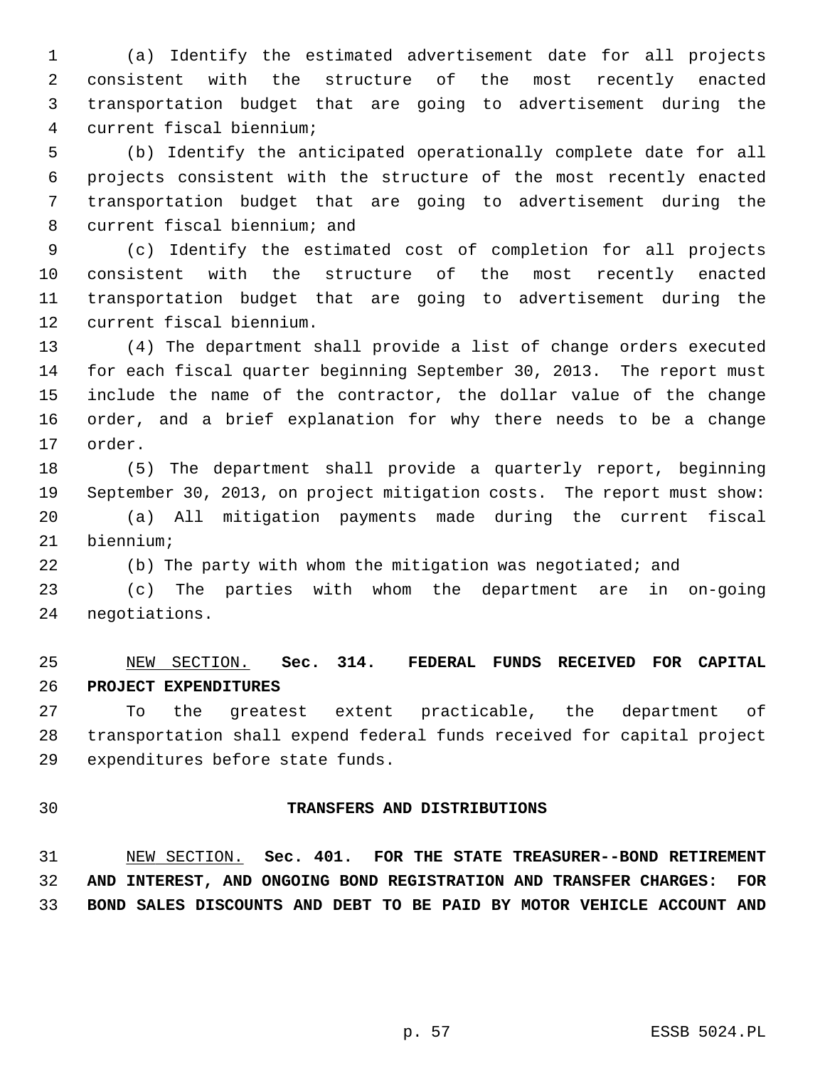(a) Identify the estimated advertisement date for all projects consistent with the structure of the most recently enacted transportation budget that are going to advertisement during the current fiscal biennium;

(b) Identify the anticipated operationally complete date for all projects consistent with the structure of the most recently enacted transportation budget that are going to advertisement during the current fiscal biennium; and

(c) Identify the estimated cost of completion for all projects consistent with the structure of the most recently enacted transportation budget that are going to advertisement during the current fiscal biennium.

(4) The department shall provide a list of change orders executed for each fiscal quarter beginning September 30, 2013. The report must include the name of the contractor, the dollar value of the change order, and a brief explanation for why there needs to be a change order.

(5) The department shall provide a quarterly report, beginning September 30, 2013, on project mitigation costs. The report must show:

(a) All mitigation payments made during the current fiscal biennium;

(b) The party with whom the mitigation was negotiated; and

(c) The parties with whom the department are in on-going negotiations.

NEW SECTION. **Sec. 314. FEDERAL FUNDS RECEIVED FOR CAPITAL PROJECT EXPENDITURES**

To the greatest extent practicable, the department of transportation shall expend federal funds received for capital project expenditures before state funds.

## TRANSFERS AND DISTRIBUTIONS

NEW SECTION. **Sec. 401. FOR THE STATE TREASURER--BOND RETIREMENT AND INTEREST, AND ONGOING BOND REGISTRATION AND TRANSFER CHARGES: FOR BOND SALES DISCOUNTS AND DEBT TO BE PAID BY MOTOR VEHICLE ACCOUNT AND**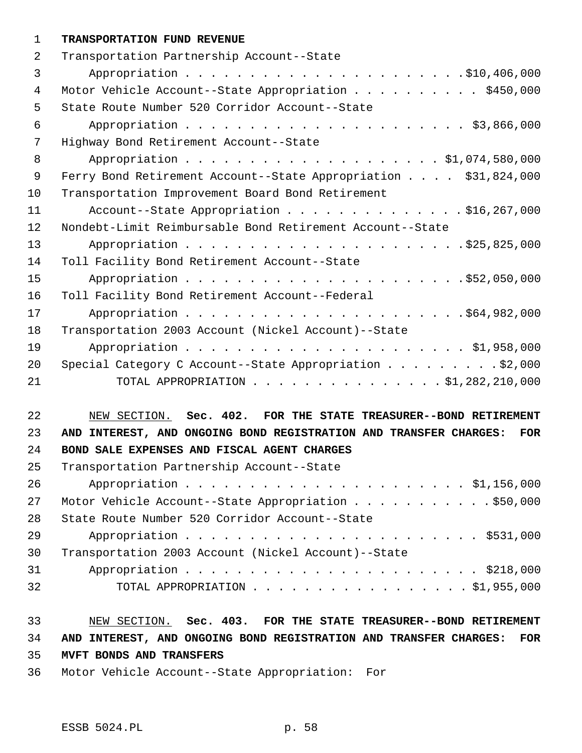**TRANSPORTATION FUND REVENUE**

Transportation Partnership Account--State Appropriation . . . . . . . . . . . . . . . . . . . . . . $10,406,000

Motor Vehicle Account--State Appropriation . . . . . . . . . . $450,000

State Route Number 520 Corridor Account--State Appropriation . . . . . . . . . . . . . . . . . . . . . . $3,866,000

Highway Bond Retirement Account--State Appropriation . . . . . . . . . . . . . . . . . . . . $1,074,580,000

Ferry Bond Retirement Account--State Appropriation . . . . $31,824,000

Transportation Improvement Board Bond Retirement Account--State Appropriation . . . . . . . . . . . . . . $16,267,000

Nondebt-Limit Reimbursable Bond Retirement Account--State Appropriation . . . . . . . . . . . . . . . . . . . . . . $25,825,000

Toll Facility Bond Retirement Account--State Appropriation . . . . . . . . . . . . . . . . . . . . . . $52,050,000

Toll Facility Bond Retirement Account--Federal Appropriation . . . . . . . . . . . . . . . . . . . . . . $64,982,000

Transportation 2003 Account (Nickel Account)--State Appropriation . . . . . . . . . . . . . . . . . . . . . . $1,958,000

Special Category C Account--State Appropriation . . . . . . . . . $2,000

TOTAL APPROPRIATION . . . . . . . . . . . . . . $1,282,210,000

NEW SECTION. **Sec. 402. FOR THE STATE TREASURER--BOND RETIREMENT AND INTEREST, AND ONGOING BOND REGISTRATION AND TRANSFER CHARGES: FOR BOND SALE EXPENSES AND FISCAL AGENT CHARGES**

Transportation Partnership Account--State Appropriation . . . . . . . . . . . . . . . . . . . . . . $1,156,000

Motor Vehicle Account--State Appropriation . . . . . . . . . . . $50,000

State Route Number 520 Corridor Account--State Appropriation . . . . . . . . . . . . . . . . . . . . . . . $531,000

Transportation 2003 Account (Nickel Account)--State Appropriation . . . . . . . . . . . . . . . . . . . . . . . $218,000

TOTAL APPROPRIATION . . . . . . . . . . . . . . . . . $1,955,000

NEW SECTION. **Sec. 403. FOR THE STATE TREASURER--BOND RETIREMENT AND INTEREST, AND ONGOING BOND REGISTRATION AND TRANSFER CHARGES: FOR MVFT BONDS AND TRANSFERS**

Motor Vehicle Account--State Appropriation: For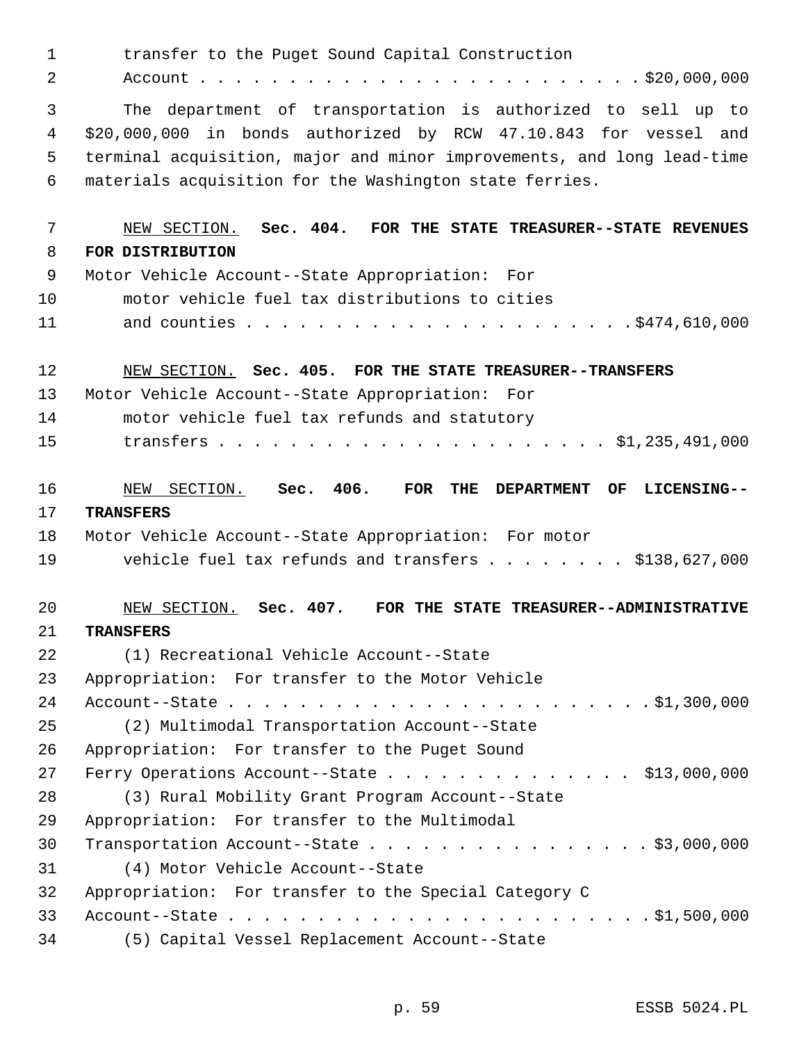transfer to the Puget Sound Capital Construction
Account . . . . . . . . . . . . . . . . . . . . . . . . $20,000,000

The department of transportation is authorized to sell up to $20,000,000 in bonds authorized by RCW 47.10.843 for vessel and terminal acquisition, major and minor improvements, and long lead-time materials acquisition for the Washington state ferries.

NEW SECTION. **Sec. 404. FOR THE STATE TREASURER--STATE REVENUES FOR DISTRIBUTION**

Motor Vehicle Account--State Appropriation: For
motor vehicle fuel tax distributions to cities
and counties . . . . . . . . . . . . . . . . . . . . . $474,610,000

NEW SECTION. **Sec. 405. FOR THE STATE TREASURER--TRANSFERS**

Motor Vehicle Account--State Appropriation: For
motor vehicle fuel tax refunds and statutory
transfers . . . . . . . . . . . . . . . . . . . . . . $1,235,491,000

NEW SECTION. **Sec. 406. FOR THE DEPARTMENT OF LICENSING--TRANSFERS**

Motor Vehicle Account--State Appropriation: For motor
vehicle fuel tax refunds and transfers . . . . . . . . $138,627,000

NEW SECTION. **Sec. 407. FOR THE STATE TREASURER--ADMINISTRATIVE TRANSFERS**

(1) Recreational Vehicle Account--State
Appropriation: For transfer to the Motor Vehicle
Account--State . . . . . . . . . . . . . . . . . . . . . . . $1,300,000

(2) Multimodal Transportation Account--State
Appropriation: For transfer to the Puget Sound
Ferry Operations Account--State . . . . . . . . . . . . . . $13,000,000

(3) Rural Mobility Grant Program Account--State
Appropriation: For transfer to the Multimodal
Transportation Account--State . . . . . . . . . . . . . . . . $3,000,000

(4) Motor Vehicle Account--State
Appropriation: For transfer to the Special Category C
Account--State . . . . . . . . . . . . . . . . . . . . . . . $1,500,000

(5) Capital Vessel Replacement Account--State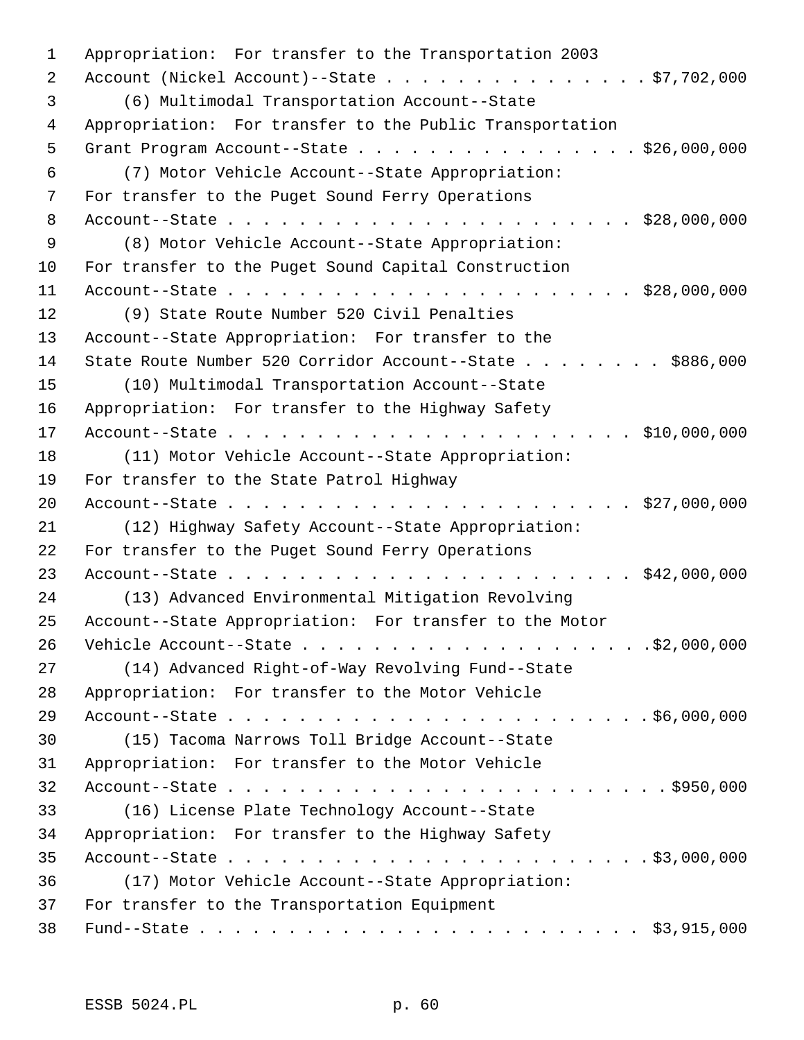Appropriation: For transfer to the Transportation 2003 Account (Nickel Account)--State . . . . . . . . . . . . . . . . $7,702,000

(6) Multimodal Transportation Account--State Appropriation: For transfer to the Public Transportation Grant Program Account--State . . . . . . . . . . . . . . . . $26,000,000

(7) Motor Vehicle Account--State Appropriation: For transfer to the Puget Sound Ferry Operations Account--State . . . . . . . . . . . . . . . . . . . . . . $28,000,000

(8) Motor Vehicle Account--State Appropriation: For transfer to the Puget Sound Capital Construction Account--State . . . . . . . . . . . . . . . . . . . . . . $28,000,000

(9) State Route Number 520 Civil Penalties Account--State Appropriation: For transfer to the State Route Number 520 Corridor Account--State . . . . . . . . $886,000

(10) Multimodal Transportation Account--State Appropriation: For transfer to the Highway Safety Account--State . . . . . . . . . . . . . . . . . . . . . . $10,000,000

(11) Motor Vehicle Account--State Appropriation: For transfer to the State Patrol Highway Account--State . . . . . . . . . . . . . . . . . . . . . . $27,000,000

(12) Highway Safety Account--State Appropriation: For transfer to the Puget Sound Ferry Operations Account--State . . . . . . . . . . . . . . . . . . . . . . $42,000,000

(13) Advanced Environmental Mitigation Revolving Account--State Appropriation: For transfer to the Motor Vehicle Account--State . . . . . . . . . . . . . . . . . . . .$2,000,000

(14) Advanced Right-of-Way Revolving Fund--State Appropriation: For transfer to the Motor Vehicle Account--State . . . . . . . . . . . . . . . . . . . . . . . .$6,000,000

(15) Tacoma Narrows Toll Bridge Account--State Appropriation: For transfer to the Motor Vehicle Account--State . . . . . . . . . . . . . . . . . . . . . . . . $950,000

(16) License Plate Technology Account--State Appropriation: For transfer to the Highway Safety Account--State . . . . . . . . . . . . . . . . . . . . . . . .$3,000,000

(17) Motor Vehicle Account--State Appropriation: For transfer to the Transportation Equipment Fund--State . . . . . . . . . . . . . . . . . . . . . . . . $3,915,000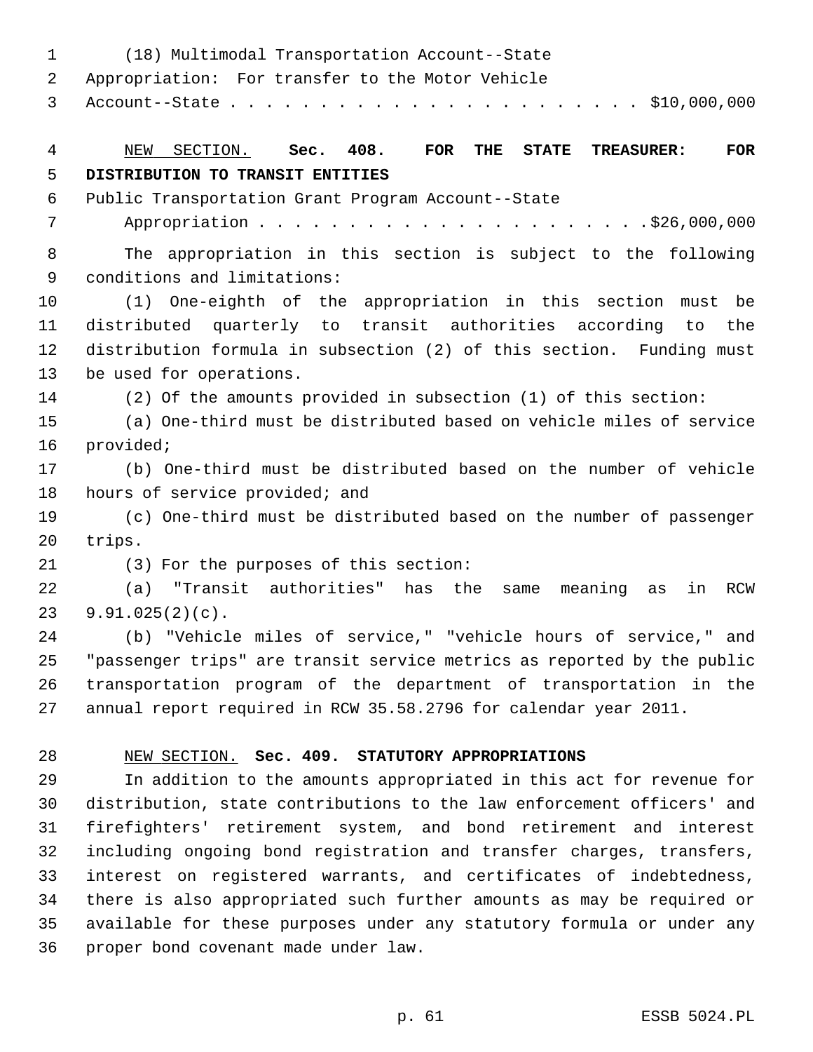(18) Multimodal Transportation Account--State Appropriation: For transfer to the Motor Vehicle Account--State . . . . . . . . . . . . . . . . . . . . . . $10,000,000

NEW SECTION. **Sec. 408. FOR THE STATE TREASURER: FOR DISTRIBUTION TO TRANSIT ENTITIES**

Public Transportation Grant Program Account--State Appropriation . . . . . . . . . . . . . . . . . . . . . .$26,000,000

The appropriation in this section is subject to the following conditions and limitations:

(1) One-eighth of the appropriation in this section must be distributed quarterly to transit authorities according to the distribution formula in subsection (2) of this section. Funding must be used for operations.

(2) Of the amounts provided in subsection (1) of this section:

(a) One-third must be distributed based on vehicle miles of service provided;

(b) One-third must be distributed based on the number of vehicle hours of service provided; and

(c) One-third must be distributed based on the number of passenger trips.

(3) For the purposes of this section:

(a) "Transit authorities" has the same meaning as in RCW 9.91.025(2)(c).

(b) "Vehicle miles of service," "vehicle hours of service," and "passenger trips" are transit service metrics as reported by the public transportation program of the department of transportation in the annual report required in RCW 35.58.2796 for calendar year 2011.

NEW SECTION. **Sec. 409. STATUTORY APPROPRIATIONS**

In addition to the amounts appropriated in this act for revenue for distribution, state contributions to the law enforcement officers' and firefighters' retirement system, and bond retirement and interest including ongoing bond registration and transfer charges, transfers, interest on registered warrants, and certificates of indebtedness, there is also appropriated such further amounts as may be required or available for these purposes under any statutory formula or under any proper bond covenant made under law.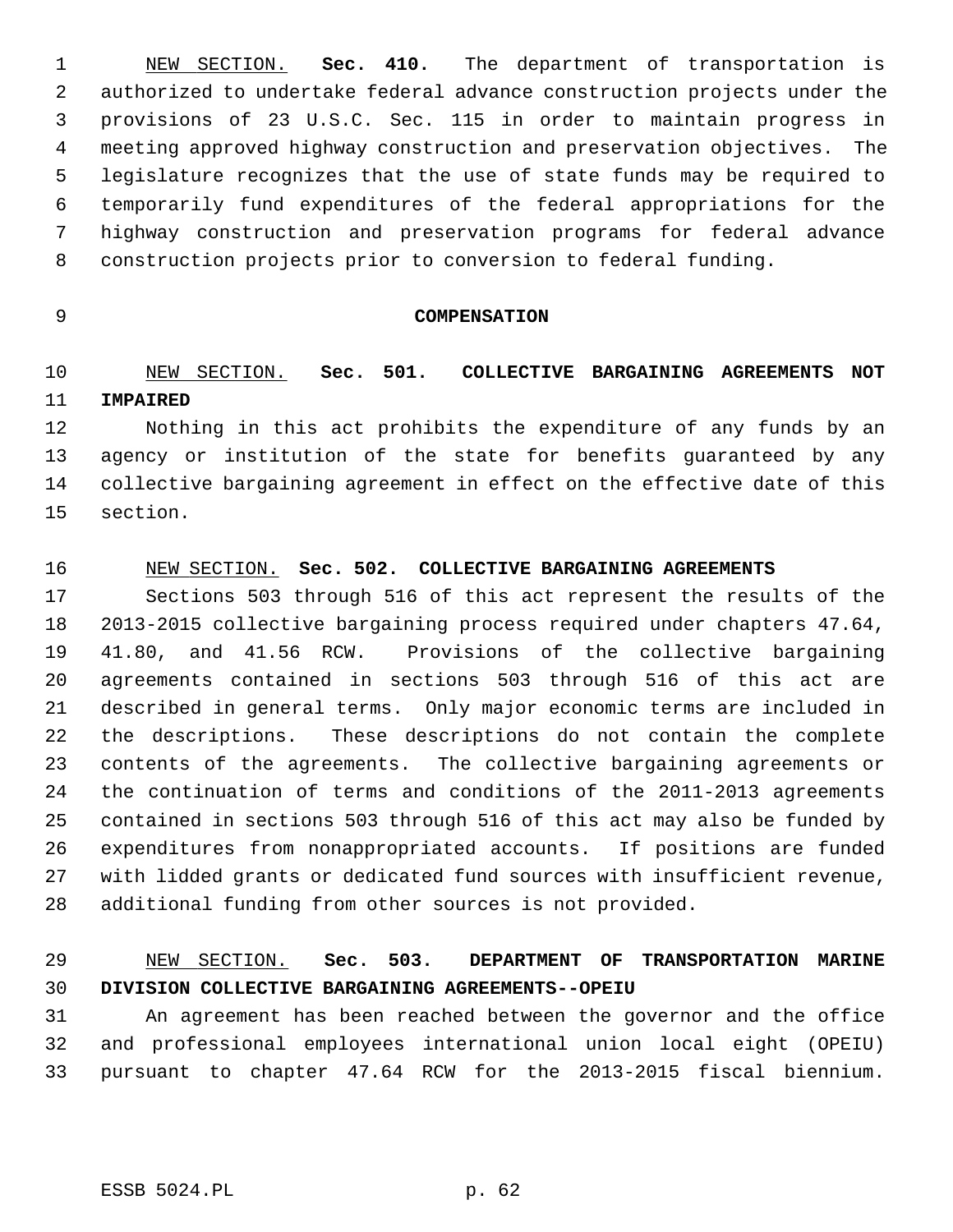NEW SECTION. **Sec. 410.** The department of transportation is authorized to undertake federal advance construction projects under the provisions of 23 U.S.C. Sec. 115 in order to maintain progress in meeting approved highway construction and preservation objectives. The legislature recognizes that the use of state funds may be required to temporarily fund expenditures of the federal appropriations for the highway construction and preservation programs for federal advance construction projects prior to conversion to federal funding.

**COMPENSATION**

NEW SECTION. **Sec. 501. COLLECTIVE BARGAINING AGREEMENTS NOT IMPAIRED**

Nothing in this act prohibits the expenditure of any funds by an agency or institution of the state for benefits guaranteed by any collective bargaining agreement in effect on the effective date of this section.

NEW SECTION. **Sec. 502. COLLECTIVE BARGAINING AGREEMENTS**

Sections 503 through 516 of this act represent the results of the 2013-2015 collective bargaining process required under chapters 47.64, 41.80, and 41.56 RCW. Provisions of the collective bargaining agreements contained in sections 503 through 516 of this act are described in general terms. Only major economic terms are included in the descriptions. These descriptions do not contain the complete contents of the agreements. The collective bargaining agreements or the continuation of terms and conditions of the 2011-2013 agreements contained in sections 503 through 516 of this act may also be funded by expenditures from nonappropriated accounts. If positions are funded with lidded grants or dedicated fund sources with insufficient revenue, additional funding from other sources is not provided.

NEW SECTION. **Sec. 503. DEPARTMENT OF TRANSPORTATION MARINE DIVISION COLLECTIVE BARGAINING AGREEMENTS--OPEIU**

An agreement has been reached between the governor and the office and professional employees international union local eight (OPEIU) pursuant to chapter 47.64 RCW for the 2013-2015 fiscal biennium.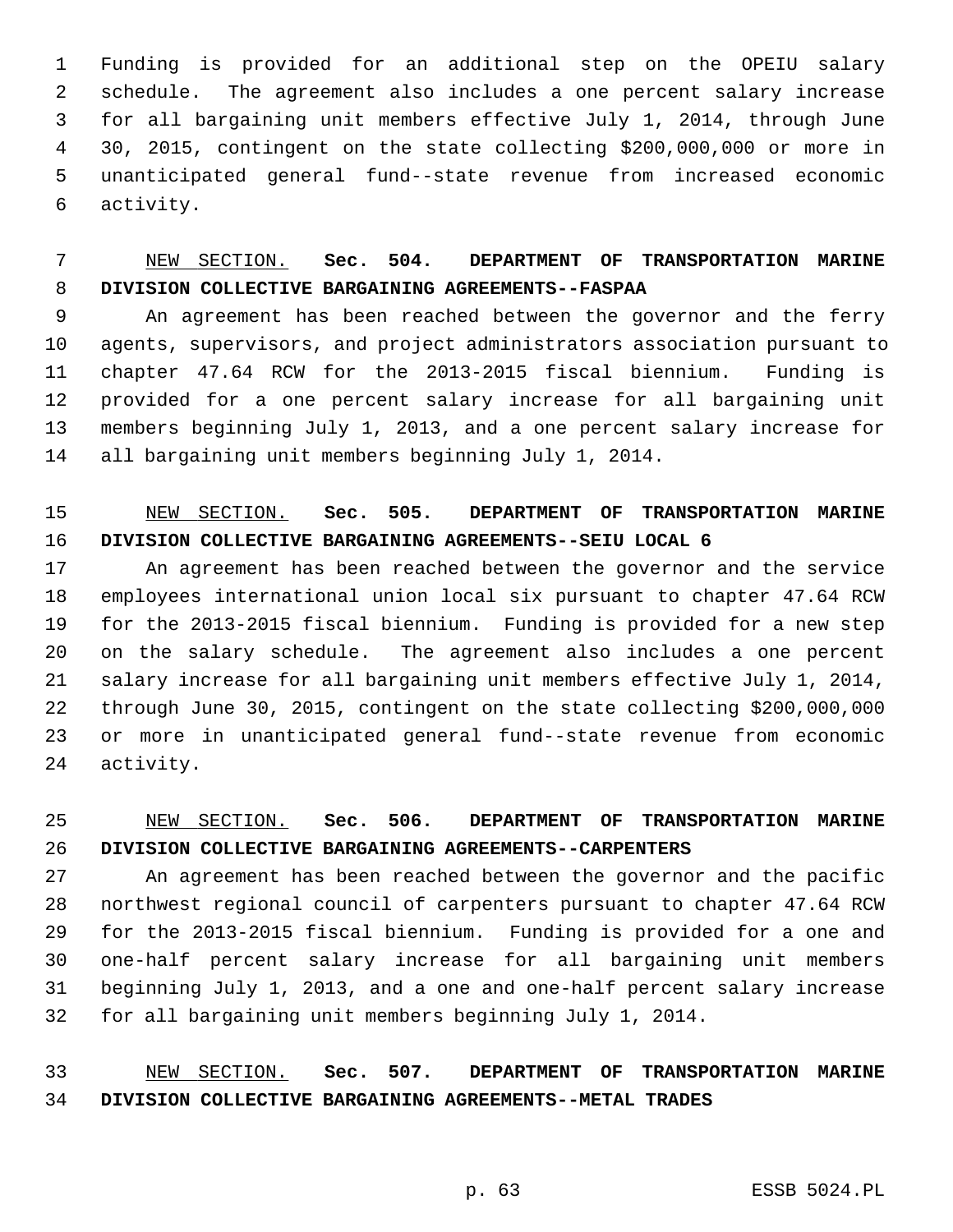Funding is provided for an additional step on the OPEIU salary schedule. The agreement also includes a one percent salary increase for all bargaining unit members effective July 1, 2014, through June 30, 2015, contingent on the state collecting $200,000,000 or more in unanticipated general fund--state revenue from increased economic activity.

NEW SECTION. **Sec. 504. DEPARTMENT OF TRANSPORTATION MARINE DIVISION COLLECTIVE BARGAINING AGREEMENTS--FASPAA**

An agreement has been reached between the governor and the ferry agents, supervisors, and project administrators association pursuant to chapter 47.64 RCW for the 2013-2015 fiscal biennium. Funding is provided for a one percent salary increase for all bargaining unit members beginning July 1, 2013, and a one percent salary increase for all bargaining unit members beginning July 1, 2014.

NEW SECTION. **Sec. 505. DEPARTMENT OF TRANSPORTATION MARINE DIVISION COLLECTIVE BARGAINING AGREEMENTS--SEIU LOCAL 6**

An agreement has been reached between the governor and the service employees international union local six pursuant to chapter 47.64 RCW for the 2013-2015 fiscal biennium. Funding is provided for a new step on the salary schedule. The agreement also includes a one percent salary increase for all bargaining unit members effective July 1, 2014, through June 30, 2015, contingent on the state collecting $200,000,000 or more in unanticipated general fund--state revenue from economic activity.

NEW SECTION. **Sec. 506. DEPARTMENT OF TRANSPORTATION MARINE DIVISION COLLECTIVE BARGAINING AGREEMENTS--CARPENTERS**

An agreement has been reached between the governor and the pacific northwest regional council of carpenters pursuant to chapter 47.64 RCW for the 2013-2015 fiscal biennium. Funding is provided for a one and one-half percent salary increase for all bargaining unit members beginning July 1, 2013, and a one and one-half percent salary increase for all bargaining unit members beginning July 1, 2014.

NEW SECTION. **Sec. 507. DEPARTMENT OF TRANSPORTATION MARINE DIVISION COLLECTIVE BARGAINING AGREEMENTS--METAL TRADES**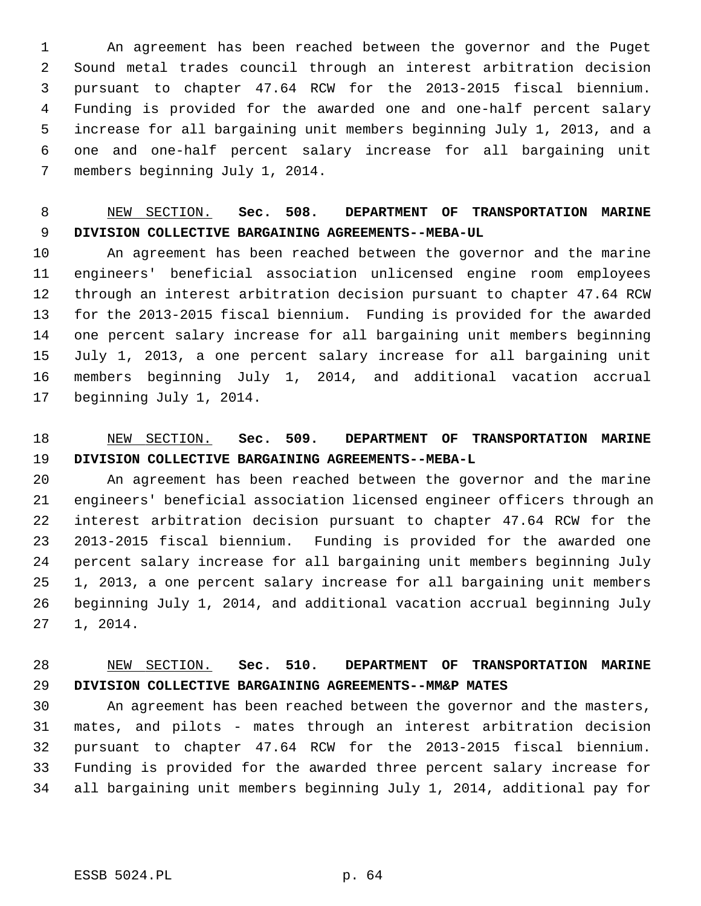An agreement has been reached between the governor and the Puget Sound metal trades council through an interest arbitration decision pursuant to chapter 47.64 RCW for the 2013-2015 fiscal biennium. Funding is provided for the awarded one and one-half percent salary increase for all bargaining unit members beginning July 1, 2013, and a one and one-half percent salary increase for all bargaining unit members beginning July 1, 2014.

NEW SECTION. **Sec. 508. DEPARTMENT OF TRANSPORTATION MARINE DIVISION COLLECTIVE BARGAINING AGREEMENTS--MEBA-UL**

An agreement has been reached between the governor and the marine engineers' beneficial association unlicensed engine room employees through an interest arbitration decision pursuant to chapter 47.64 RCW for the 2013-2015 fiscal biennium. Funding is provided for the awarded one percent salary increase for all bargaining unit members beginning July 1, 2013, a one percent salary increase for all bargaining unit members beginning July 1, 2014, and additional vacation accrual beginning July 1, 2014.

NEW SECTION. **Sec. 509. DEPARTMENT OF TRANSPORTATION MARINE DIVISION COLLECTIVE BARGAINING AGREEMENTS--MEBA-L**

An agreement has been reached between the governor and the marine engineers' beneficial association licensed engineer officers through an interest arbitration decision pursuant to chapter 47.64 RCW for the 2013-2015 fiscal biennium. Funding is provided for the awarded one percent salary increase for all bargaining unit members beginning July 1, 2013, a one percent salary increase for all bargaining unit members beginning July 1, 2014, and additional vacation accrual beginning July 1, 2014.

NEW SECTION. **Sec. 510. DEPARTMENT OF TRANSPORTATION MARINE DIVISION COLLECTIVE BARGAINING AGREEMENTS--MM&P MATES**

An agreement has been reached between the governor and the masters, mates, and pilots - mates through an interest arbitration decision pursuant to chapter 47.64 RCW for the 2013-2015 fiscal biennium. Funding is provided for the awarded three percent salary increase for all bargaining unit members beginning July 1, 2014, additional pay for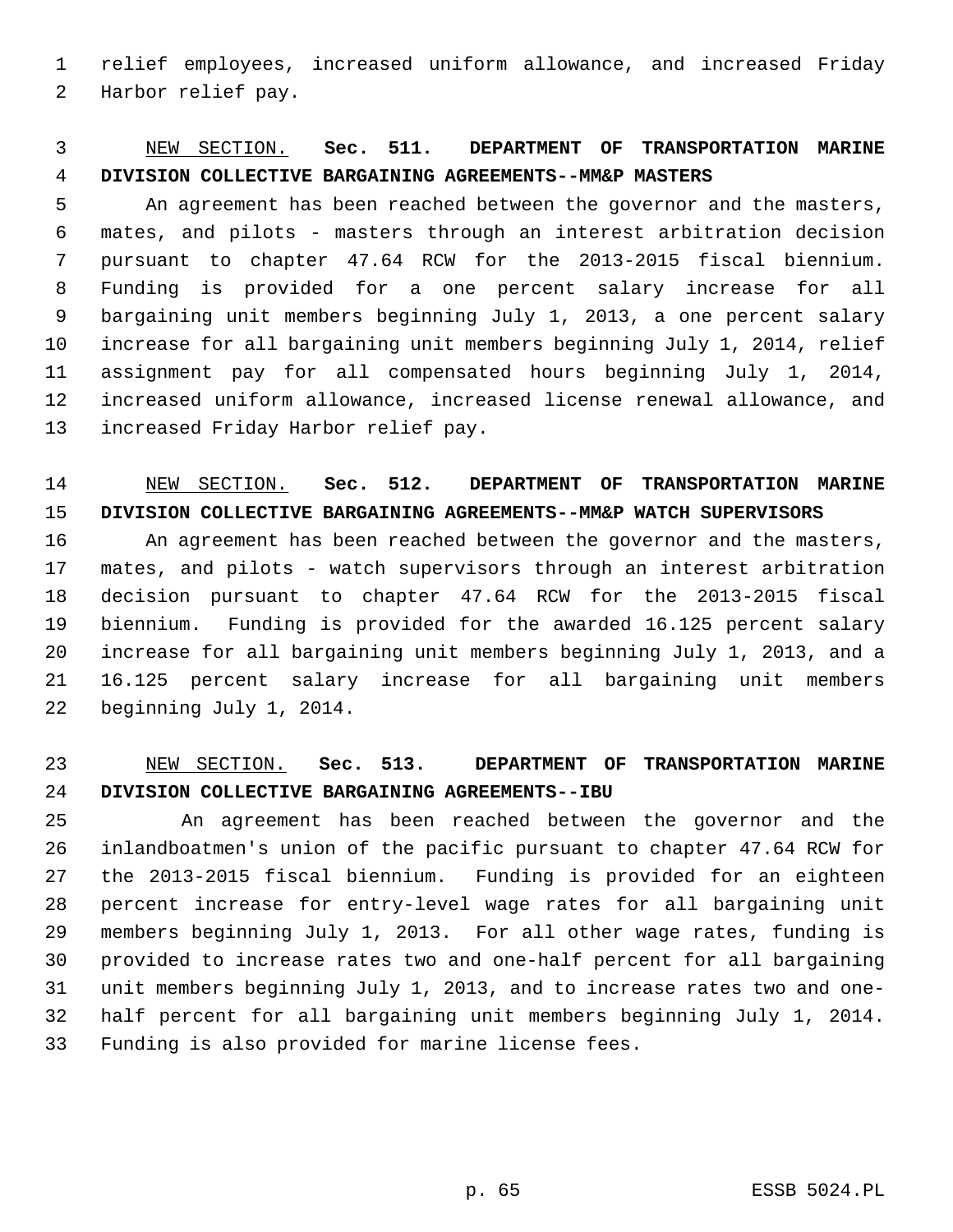relief employees, increased uniform allowance, and increased Friday Harbor relief pay.

<u>NEW SECTION.</u> **Sec. 511. DEPARTMENT OF TRANSPORTATION MARINE DIVISION COLLECTIVE BARGAINING AGREEMENTS--MM&P MASTERS**

An agreement has been reached between the governor and the masters, mates, and pilots - masters through an interest arbitration decision pursuant to chapter 47.64 RCW for the 2013-2015 fiscal biennium. Funding is provided for a one percent salary increase for all bargaining unit members beginning July 1, 2013, a one percent salary increase for all bargaining unit members beginning July 1, 2014, relief assignment pay for all compensated hours beginning July 1, 2014, increased uniform allowance, increased license renewal allowance, and increased Friday Harbor relief pay.

<u>NEW SECTION.</u> **Sec. 512. DEPARTMENT OF TRANSPORTATION MARINE DIVISION COLLECTIVE BARGAINING AGREEMENTS--MM&P WATCH SUPERVISORS**

An agreement has been reached between the governor and the masters, mates, and pilots - watch supervisors through an interest arbitration decision pursuant to chapter 47.64 RCW for the 2013-2015 fiscal biennium. Funding is provided for the awarded 16.125 percent salary increase for all bargaining unit members beginning July 1, 2013, and a 16.125 percent salary increase for all bargaining unit members beginning July 1, 2014.

<u>NEW SECTION.</u> **Sec. 513. DEPARTMENT OF TRANSPORTATION MARINE DIVISION COLLECTIVE BARGAINING AGREEMENTS--IBU**

An agreement has been reached between the governor and the inlandboatmen's union of the pacific pursuant to chapter 47.64 RCW for the 2013-2015 fiscal biennium. Funding is provided for an eighteen percent increase for entry-level wage rates for all bargaining unit members beginning July 1, 2013. For all other wage rates, funding is provided to increase rates two and one-half percent for all bargaining unit members beginning July 1, 2013, and to increase rates two and one-half percent for all bargaining unit members beginning July 1, 2014. Funding is also provided for marine license fees.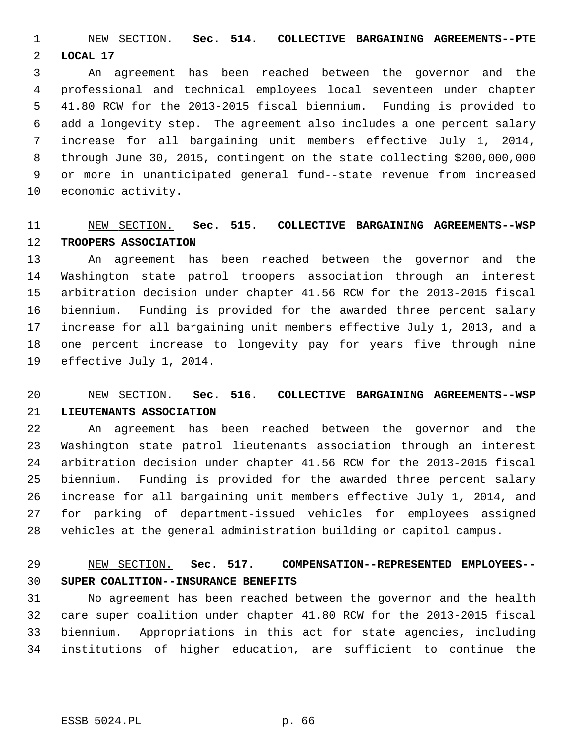NEW SECTION. **Sec. 514. COLLECTIVE BARGAINING AGREEMENTS--PTE LOCAL 17**

An agreement has been reached between the governor and the professional and technical employees local seventeen under chapter 41.80 RCW for the 2013-2015 fiscal biennium. Funding is provided to add a longevity step. The agreement also includes a one percent salary increase for all bargaining unit members effective July 1, 2014, through June 30, 2015, contingent on the state collecting $200,000,000 or more in unanticipated general fund--state revenue from increased economic activity.

NEW SECTION. **Sec. 515. COLLECTIVE BARGAINING AGREEMENTS--WSP TROOPERS ASSOCIATION**

An agreement has been reached between the governor and the Washington state patrol troopers association through an interest arbitration decision under chapter 41.56 RCW for the 2013-2015 fiscal biennium. Funding is provided for the awarded three percent salary increase for all bargaining unit members effective July 1, 2013, and a one percent increase to longevity pay for years five through nine effective July 1, 2014.

NEW SECTION. **Sec. 516. COLLECTIVE BARGAINING AGREEMENTS--WSP LIEUTENANTS ASSOCIATION**

An agreement has been reached between the governor and the Washington state patrol lieutenants association through an interest arbitration decision under chapter 41.56 RCW for the 2013-2015 fiscal biennium. Funding is provided for the awarded three percent salary increase for all bargaining unit members effective July 1, 2014, and for parking of department-issued vehicles for employees assigned vehicles at the general administration building or capitol campus.

NEW SECTION. **Sec. 517. COMPENSATION--REPRESENTED EMPLOYEES--SUPER COALITION--INSURANCE BENEFITS**

No agreement has been reached between the governor and the health care super coalition under chapter 41.80 RCW for the 2013-2015 fiscal biennium. Appropriations in this act for state agencies, including institutions of higher education, are sufficient to continue the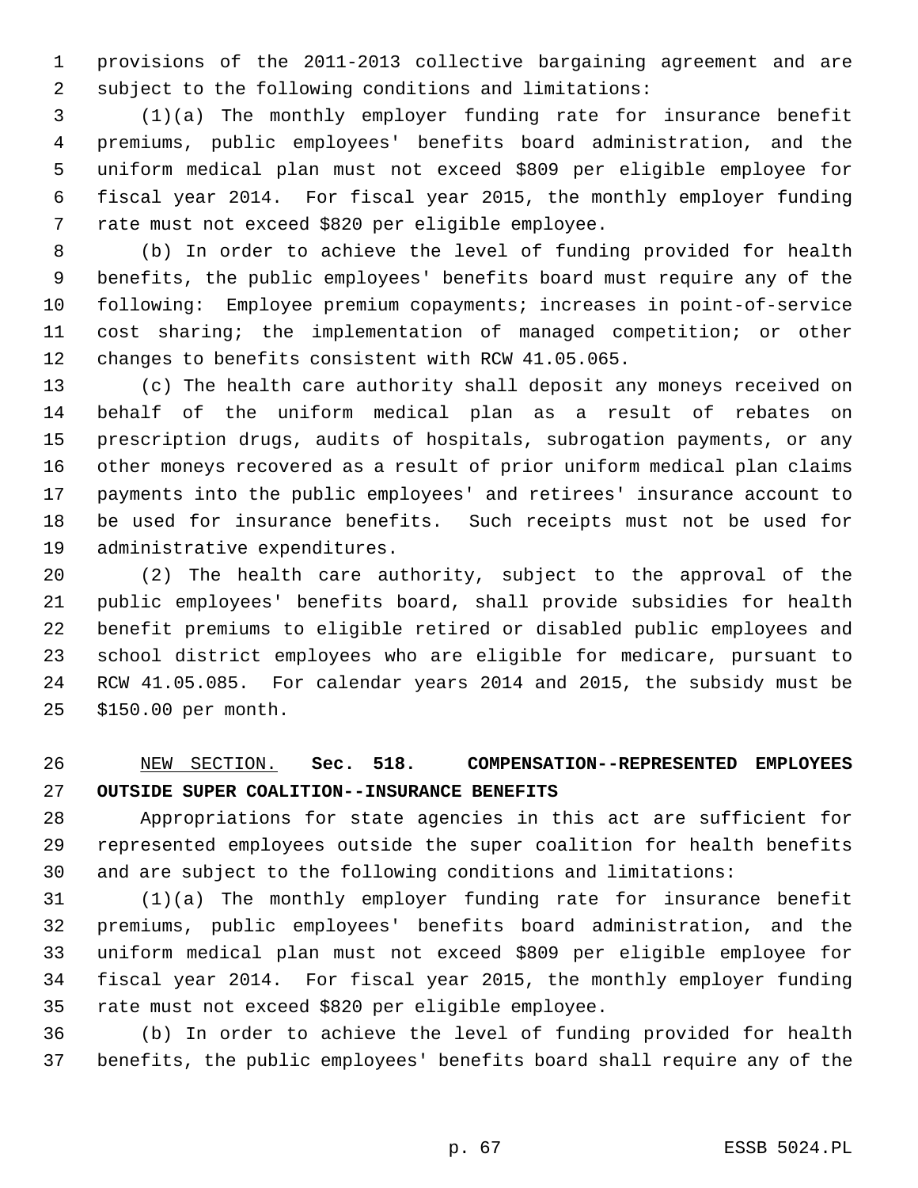provisions of the 2011-2013 collective bargaining agreement and are subject to the following conditions and limitations:

(1)(a) The monthly employer funding rate for insurance benefit premiums, public employees' benefits board administration, and the uniform medical plan must not exceed $809 per eligible employee for fiscal year 2014. For fiscal year 2015, the monthly employer funding rate must not exceed $820 per eligible employee.

(b) In order to achieve the level of funding provided for health benefits, the public employees' benefits board must require any of the following: Employee premium copayments; increases in point-of-service cost sharing; the implementation of managed competition; or other changes to benefits consistent with RCW 41.05.065.

(c) The health care authority shall deposit any moneys received on behalf of the uniform medical plan as a result of rebates on prescription drugs, audits of hospitals, subrogation payments, or any other moneys recovered as a result of prior uniform medical plan claims payments into the public employees' and retirees' insurance account to be used for insurance benefits. Such receipts must not be used for administrative expenditures.

(2) The health care authority, subject to the approval of the public employees' benefits board, shall provide subsidies for health benefit premiums to eligible retired or disabled public employees and school district employees who are eligible for medicare, pursuant to RCW 41.05.085. For calendar years 2014 and 2015, the subsidy must be $150.00 per month.

NEW SECTION. **Sec. 518. COMPENSATION--REPRESENTED EMPLOYEES OUTSIDE SUPER COALITION--INSURANCE BENEFITS**

Appropriations for state agencies in this act are sufficient for represented employees outside the super coalition for health benefits and are subject to the following conditions and limitations:

(1)(a) The monthly employer funding rate for insurance benefit premiums, public employees' benefits board administration, and the uniform medical plan must not exceed $809 per eligible employee for fiscal year 2014. For fiscal year 2015, the monthly employer funding rate must not exceed $820 per eligible employee.

(b) In order to achieve the level of funding provided for health benefits, the public employees' benefits board shall require any of the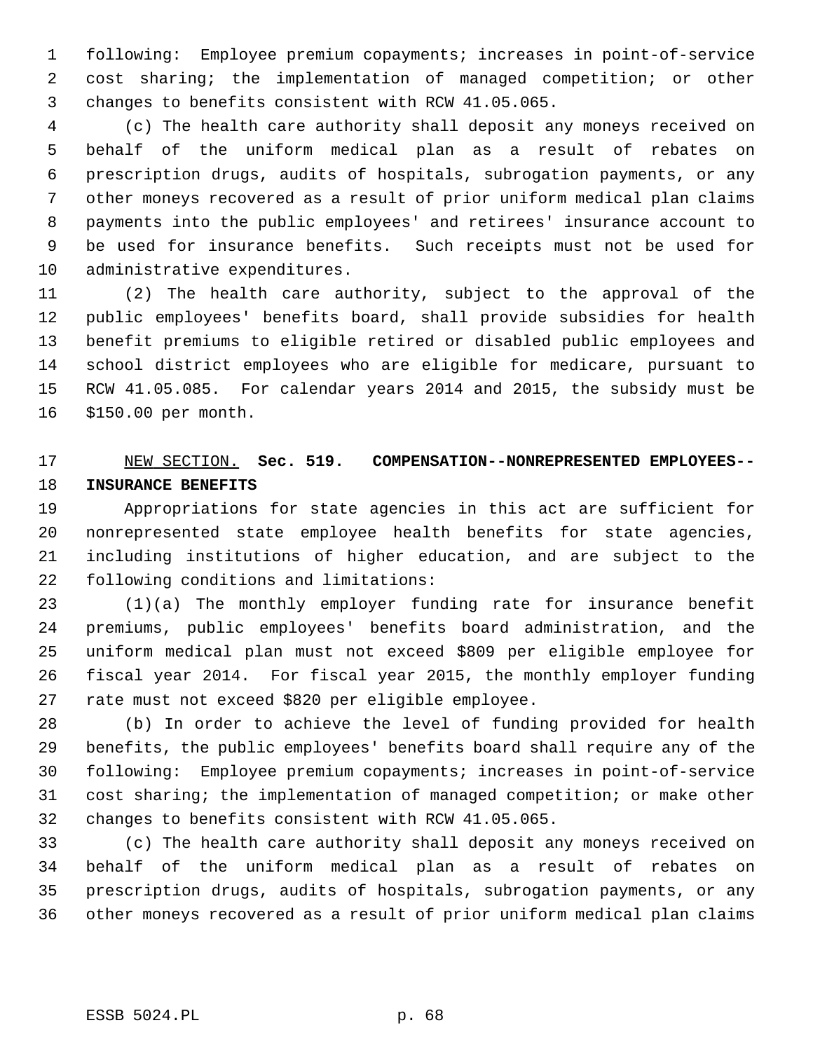following: Employee premium copayments; increases in point-of-service cost sharing; the implementation of managed competition; or other changes to benefits consistent with RCW 41.05.065.

(c) The health care authority shall deposit any moneys received on behalf of the uniform medical plan as a result of rebates on prescription drugs, audits of hospitals, subrogation payments, or any other moneys recovered as a result of prior uniform medical plan claims payments into the public employees' and retirees' insurance account to be used for insurance benefits. Such receipts must not be used for administrative expenditures.

(2) The health care authority, subject to the approval of the public employees' benefits board, shall provide subsidies for health benefit premiums to eligible retired or disabled public employees and school district employees who are eligible for medicare, pursuant to RCW 41.05.085. For calendar years 2014 and 2015, the subsidy must be $150.00 per month.

NEW SECTION. **Sec. 519. COMPENSATION--NONREPRESENTED EMPLOYEES--INSURANCE BENEFITS**

Appropriations for state agencies in this act are sufficient for nonrepresented state employee health benefits for state agencies, including institutions of higher education, and are subject to the following conditions and limitations:

(1)(a) The monthly employer funding rate for insurance benefit premiums, public employees' benefits board administration, and the uniform medical plan must not exceed $809 per eligible employee for fiscal year 2014. For fiscal year 2015, the monthly employer funding rate must not exceed $820 per eligible employee.

(b) In order to achieve the level of funding provided for health benefits, the public employees' benefits board shall require any of the following: Employee premium copayments; increases in point-of-service cost sharing; the implementation of managed competition; or make other changes to benefits consistent with RCW 41.05.065.

(c) The health care authority shall deposit any moneys received on behalf of the uniform medical plan as a result of rebates on prescription drugs, audits of hospitals, subrogation payments, or any other moneys recovered as a result of prior uniform medical plan claims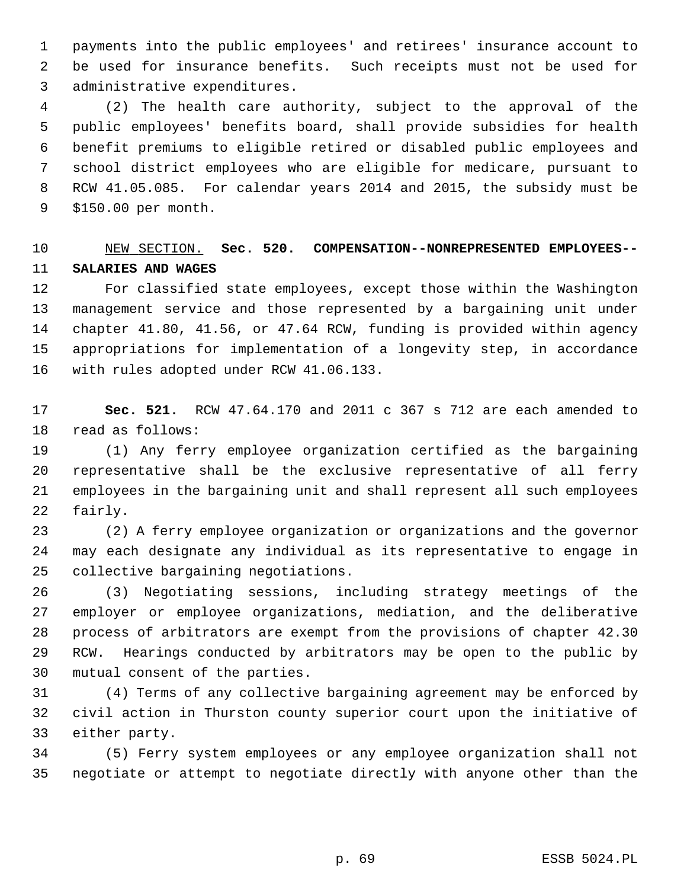payments into the public employees' and retirees' insurance account to be used for insurance benefits. Such receipts must not be used for administrative expenditures.

(2) The health care authority, subject to the approval of the public employees' benefits board, shall provide subsidies for health benefit premiums to eligible retired or disabled public employees and school district employees who are eligible for medicare, pursuant to RCW 41.05.085. For calendar years 2014 and 2015, the subsidy must be $150.00 per month.

NEW SECTION. **Sec. 520. COMPENSATION--NONREPRESENTED EMPLOYEES--SALARIES AND WAGES**

For classified state employees, except those within the Washington management service and those represented by a bargaining unit under chapter 41.80, 41.56, or 47.64 RCW, funding is provided within agency appropriations for implementation of a longevity step, in accordance with rules adopted under RCW 41.06.133.

**Sec. 521.** RCW 47.64.170 and 2011 c 367 s 712 are each amended to read as follows:

(1) Any ferry employee organization certified as the bargaining representative shall be the exclusive representative of all ferry employees in the bargaining unit and shall represent all such employees fairly.

(2) A ferry employee organization or organizations and the governor may each designate any individual as its representative to engage in collective bargaining negotiations.

(3) Negotiating sessions, including strategy meetings of the employer or employee organizations, mediation, and the deliberative process of arbitrators are exempt from the provisions of chapter 42.30 RCW. Hearings conducted by arbitrators may be open to the public by mutual consent of the parties.

(4) Terms of any collective bargaining agreement may be enforced by civil action in Thurston county superior court upon the initiative of either party.

(5) Ferry system employees or any employee organization shall not negotiate or attempt to negotiate directly with anyone other than the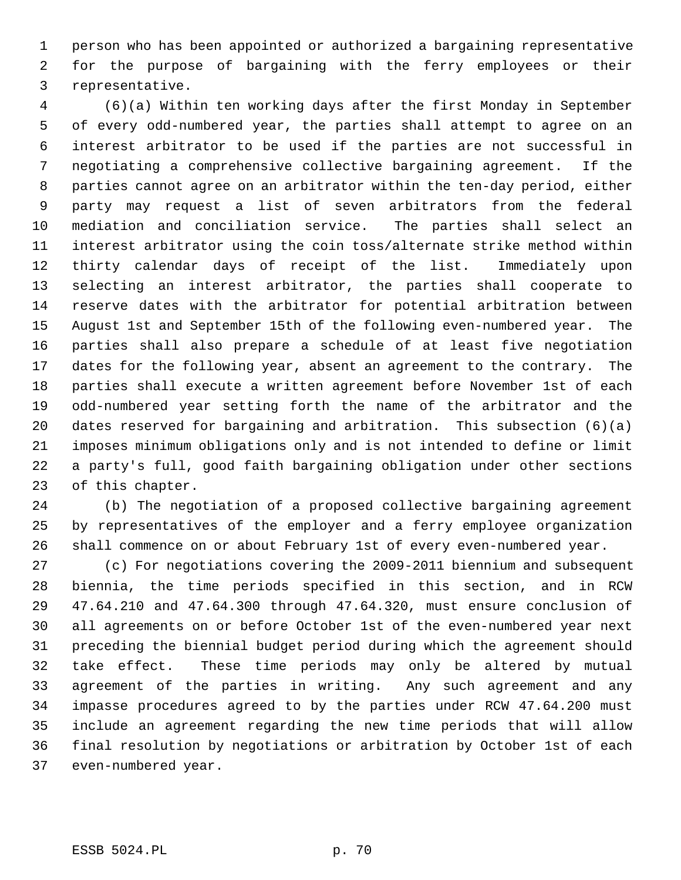person who has been appointed or authorized a bargaining representative for the purpose of bargaining with the ferry employees or their representative.

(6)(a) Within ten working days after the first Monday in September of every odd-numbered year, the parties shall attempt to agree on an interest arbitrator to be used if the parties are not successful in negotiating a comprehensive collective bargaining agreement. If the parties cannot agree on an arbitrator within the ten-day period, either party may request a list of seven arbitrators from the federal mediation and conciliation service. The parties shall select an interest arbitrator using the coin toss/alternate strike method within thirty calendar days of receipt of the list. Immediately upon selecting an interest arbitrator, the parties shall cooperate to reserve dates with the arbitrator for potential arbitration between August 1st and September 15th of the following even-numbered year. The parties shall also prepare a schedule of at least five negotiation dates for the following year, absent an agreement to the contrary. The parties shall execute a written agreement before November 1st of each odd-numbered year setting forth the name of the arbitrator and the dates reserved for bargaining and arbitration. This subsection (6)(a) imposes minimum obligations only and is not intended to define or limit a party's full, good faith bargaining obligation under other sections of this chapter.

(b) The negotiation of a proposed collective bargaining agreement by representatives of the employer and a ferry employee organization shall commence on or about February 1st of every even-numbered year.

(c) For negotiations covering the 2009-2011 biennium and subsequent biennia, the time periods specified in this section, and in RCW 47.64.210 and 47.64.300 through 47.64.320, must ensure conclusion of all agreements on or before October 1st of the even-numbered year next preceding the biennial budget period during which the agreement should take effect. These time periods may only be altered by mutual agreement of the parties in writing. Any such agreement and any impasse procedures agreed to by the parties under RCW 47.64.200 must include an agreement regarding the new time periods that will allow final resolution by negotiations or arbitration by October 1st of each even-numbered year.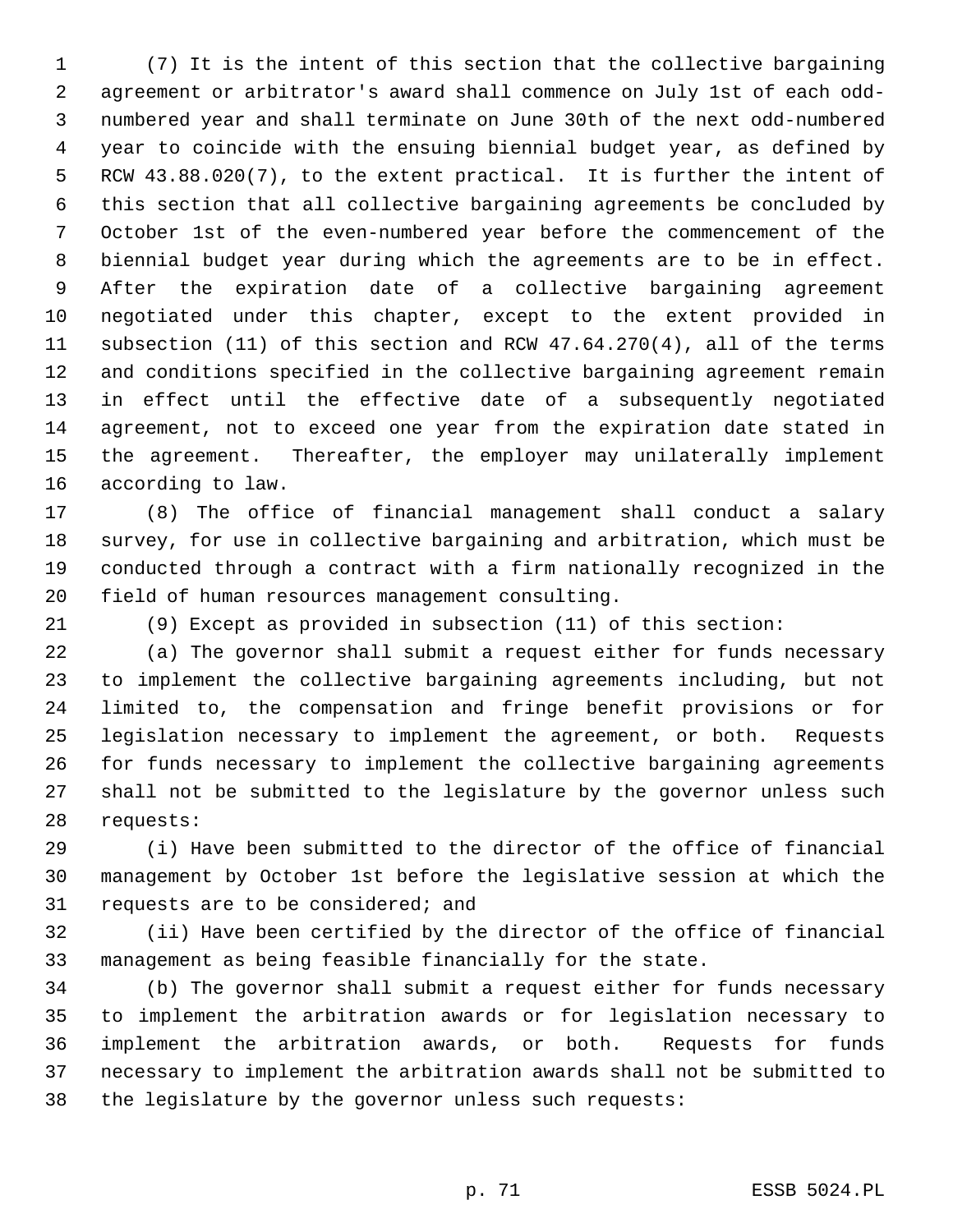(7) It is the intent of this section that the collective bargaining agreement or arbitrator's award shall commence on July 1st of each odd-numbered year and shall terminate on June 30th of the next odd-numbered year to coincide with the ensuing biennial budget year, as defined by RCW 43.88.020(7), to the extent practical. It is further the intent of this section that all collective bargaining agreements be concluded by October 1st of the even-numbered year before the commencement of the biennial budget year during which the agreements are to be in effect. After the expiration date of a collective bargaining agreement negotiated under this chapter, except to the extent provided in subsection (11) of this section and RCW 47.64.270(4), all of the terms and conditions specified in the collective bargaining agreement remain in effect until the effective date of a subsequently negotiated agreement, not to exceed one year from the expiration date stated in the agreement. Thereafter, the employer may unilaterally implement according to law.

(8) The office of financial management shall conduct a salary survey, for use in collective bargaining and arbitration, which must be conducted through a contract with a firm nationally recognized in the field of human resources management consulting.

(9) Except as provided in subsection (11) of this section:

(a) The governor shall submit a request either for funds necessary to implement the collective bargaining agreements including, but not limited to, the compensation and fringe benefit provisions or for legislation necessary to implement the agreement, or both. Requests for funds necessary to implement the collective bargaining agreements shall not be submitted to the legislature by the governor unless such requests:

(i) Have been submitted to the director of the office of financial management by October 1st before the legislative session at which the requests are to be considered; and

(ii) Have been certified by the director of the office of financial management as being feasible financially for the state.

(b) The governor shall submit a request either for funds necessary to implement the arbitration awards or for legislation necessary to implement the arbitration awards, or both. Requests for funds necessary to implement the arbitration awards shall not be submitted to the legislature by the governor unless such requests: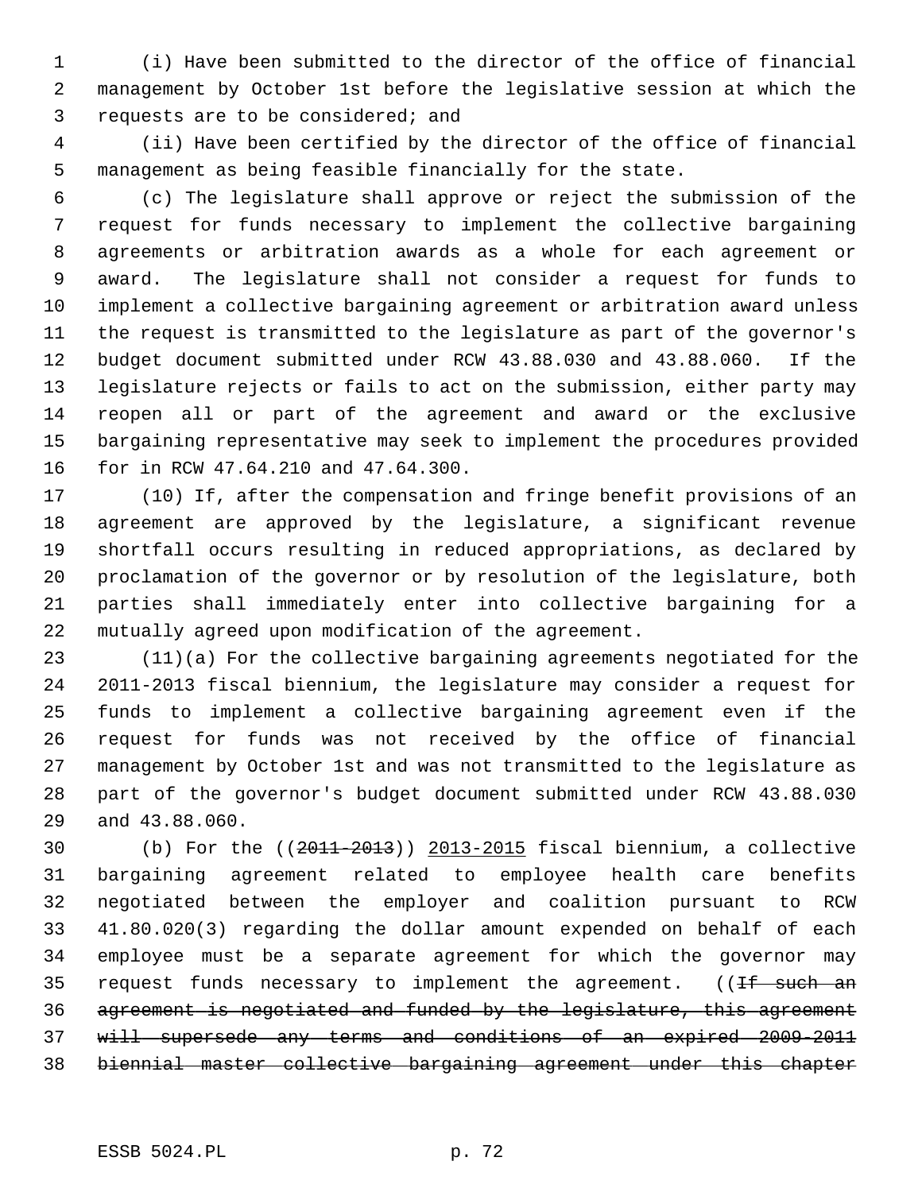(i) Have been submitted to the director of the office of financial management by October 1st before the legislative session at which the requests are to be considered; and

(ii) Have been certified by the director of the office of financial management as being feasible financially for the state.

(c) The legislature shall approve or reject the submission of the request for funds necessary to implement the collective bargaining agreements or arbitration awards as a whole for each agreement or award. The legislature shall not consider a request for funds to implement a collective bargaining agreement or arbitration award unless the request is transmitted to the legislature as part of the governor's budget document submitted under RCW 43.88.030 and 43.88.060. If the legislature rejects or fails to act on the submission, either party may reopen all or part of the agreement and award or the exclusive bargaining representative may seek to implement the procedures provided for in RCW 47.64.210 and 47.64.300.

(10) If, after the compensation and fringe benefit provisions of an agreement are approved by the legislature, a significant revenue shortfall occurs resulting in reduced appropriations, as declared by proclamation of the governor or by resolution of the legislature, both parties shall immediately enter into collective bargaining for a mutually agreed upon modification of the agreement.

(11)(a) For the collective bargaining agreements negotiated for the 2011-2013 fiscal biennium, the legislature may consider a request for funds to implement a collective bargaining agreement even if the request for funds was not received by the office of financial management by October 1st and was not transmitted to the legislature as part of the governor's budget document submitted under RCW 43.88.030 and 43.88.060.

(b) For the ((~~2011-2013~~)) 2013-2015 fiscal biennium, a collective bargaining agreement related to employee health care benefits negotiated between the employer and coalition pursuant to RCW 41.80.020(3) regarding the dollar amount expended on behalf of each employee must be a separate agreement for which the governor may request funds necessary to implement the agreement. ((~~If such an agreement is negotiated and funded by the legislature, this agreement will supersede any terms and conditions of an expired 2009-2011 biennial master collective bargaining agreement under this chapter~~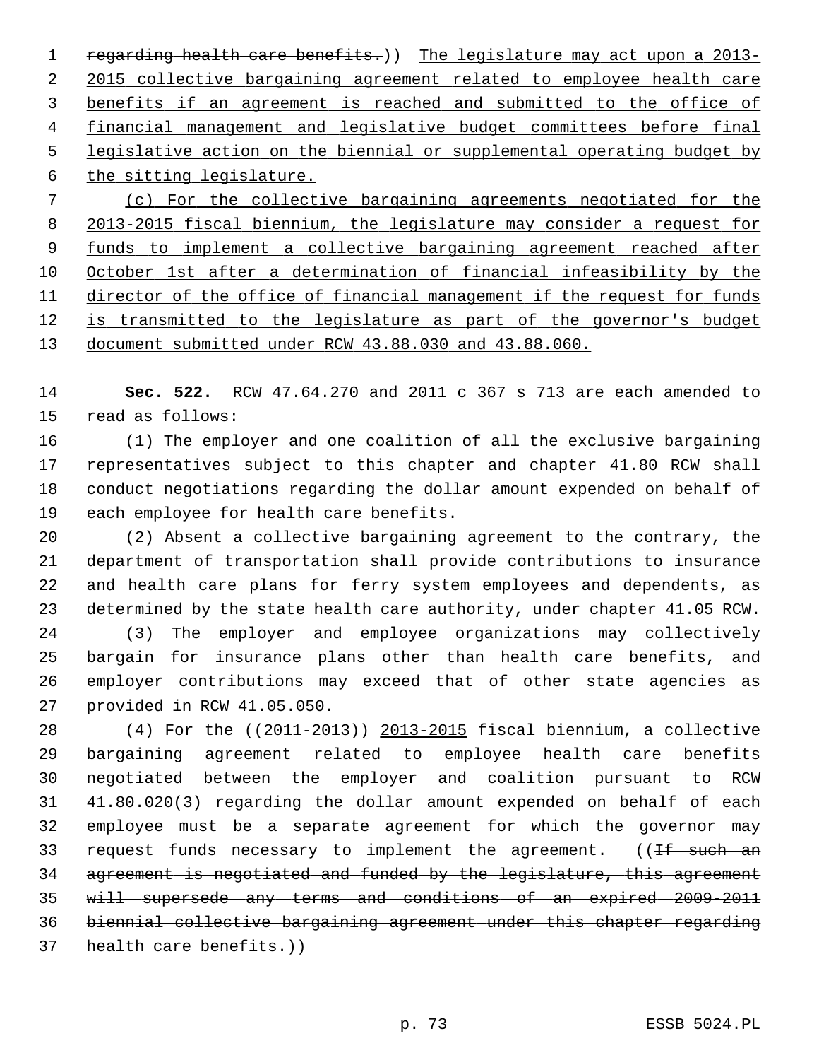regarding health care benefits.)) The legislature may act upon a 2013-2015 collective bargaining agreement related to employee health care benefits if an agreement is reached and submitted to the office of financial management and legislative budget committees before final legislative action on the biennial or supplemental operating budget by the sitting legislature.

(c) For the collective bargaining agreements negotiated for the 2013-2015 fiscal biennium, the legislature may consider a request for funds to implement a collective bargaining agreement reached after October 1st after a determination of financial infeasibility by the director of the office of financial management if the request for funds is transmitted to the legislature as part of the governor's budget document submitted under RCW 43.88.030 and 43.88.060.

**Sec. 522.** RCW 47.64.270 and 2011 c 367 s 713 are each amended to read as follows:

(1) The employer and one coalition of all the exclusive bargaining representatives subject to this chapter and chapter 41.80 RCW shall conduct negotiations regarding the dollar amount expended on behalf of each employee for health care benefits.

(2) Absent a collective bargaining agreement to the contrary, the department of transportation shall provide contributions to insurance and health care plans for ferry system employees and dependents, as determined by the state health care authority, under chapter 41.05 RCW.

(3) The employer and employee organizations may collectively bargain for insurance plans other than health care benefits, and employer contributions may exceed that of other state agencies as provided in RCW 41.05.050.

(4) For the ((2011-2013)) 2013-2015 fiscal biennium, a collective bargaining agreement related to employee health care benefits negotiated between the employer and coalition pursuant to RCW 41.80.020(3) regarding the dollar amount expended on behalf of each employee must be a separate agreement for which the governor may request funds necessary to implement the agreement. ((If such an agreement is negotiated and funded by the legislature, this agreement will supersede any terms and conditions of an expired 2009-2011 biennial collective bargaining agreement under this chapter regarding health care benefits.))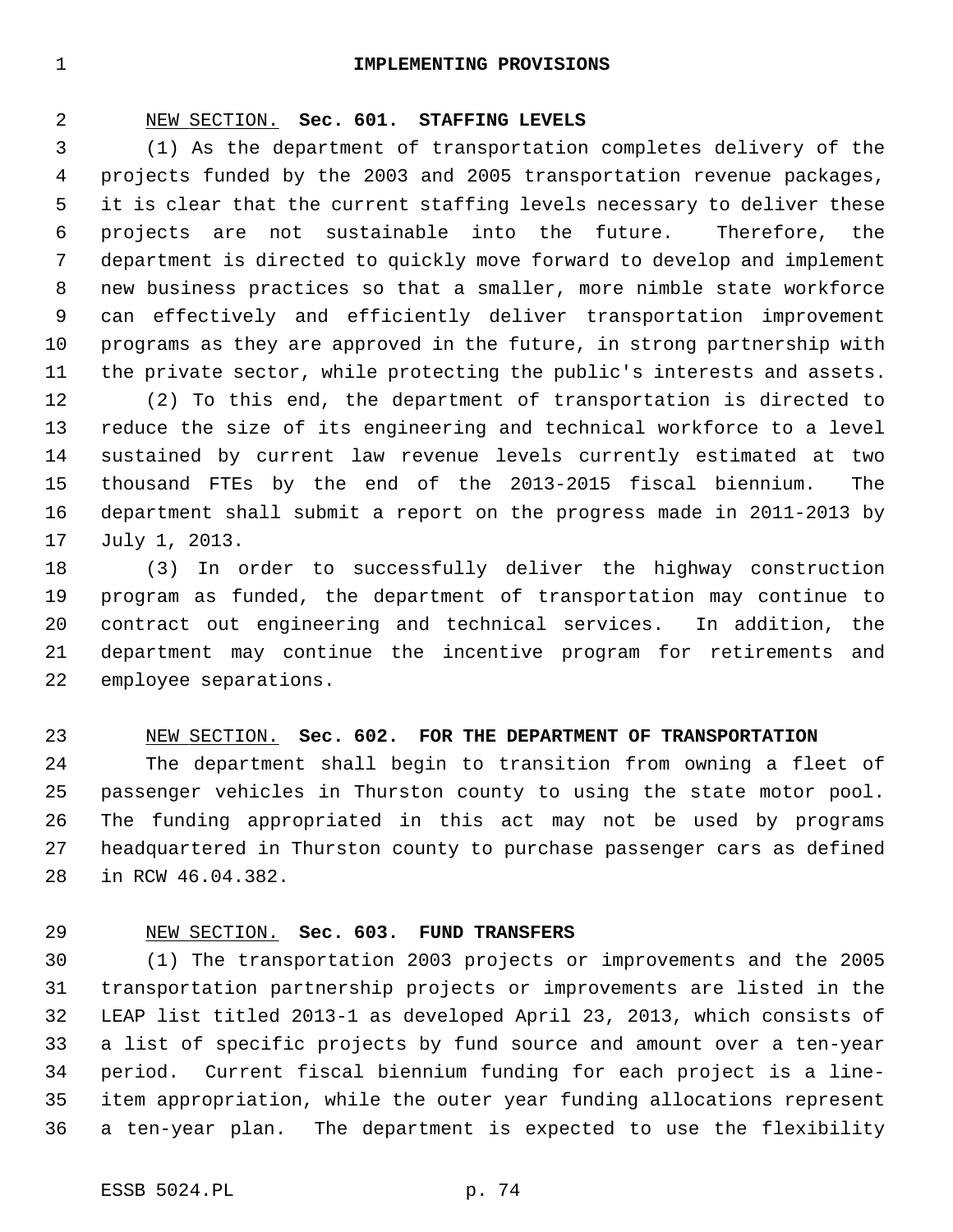# IMPLEMENTING PROVISIONS

NEW SECTION. **Sec. 601. STAFFING LEVELS**

(1) As the department of transportation completes delivery of the projects funded by the 2003 and 2005 transportation revenue packages, it is clear that the current staffing levels necessary to deliver these projects are not sustainable into the future. Therefore, the department is directed to quickly move forward to develop and implement new business practices so that a smaller, more nimble state workforce can effectively and efficiently deliver transportation improvement programs as they are approved in the future, in strong partnership with the private sector, while protecting the public's interests and assets.

(2) To this end, the department of transportation is directed to reduce the size of its engineering and technical workforce to a level sustained by current law revenue levels currently estimated at two thousand FTEs by the end of the 2013-2015 fiscal biennium. The department shall submit a report on the progress made in 2011-2013 by July 1, 2013.

(3) In order to successfully deliver the highway construction program as funded, the department of transportation may continue to contract out engineering and technical services. In addition, the department may continue the incentive program for retirements and employee separations.

NEW SECTION. **Sec. 602. FOR THE DEPARTMENT OF TRANSPORTATION**

The department shall begin to transition from owning a fleet of passenger vehicles in Thurston county to using the state motor pool. The funding appropriated in this act may not be used by programs headquartered in Thurston county to purchase passenger cars as defined in RCW 46.04.382.

NEW SECTION. **Sec. 603. FUND TRANSFERS**

(1) The transportation 2003 projects or improvements and the 2005 transportation partnership projects or improvements are listed in the LEAP list titled 2013-1 as developed April 23, 2013, which consists of a list of specific projects by fund source and amount over a ten-year period. Current fiscal biennium funding for each project is a line-item appropriation, while the outer year funding allocations represent a ten-year plan. The department is expected to use the flexibility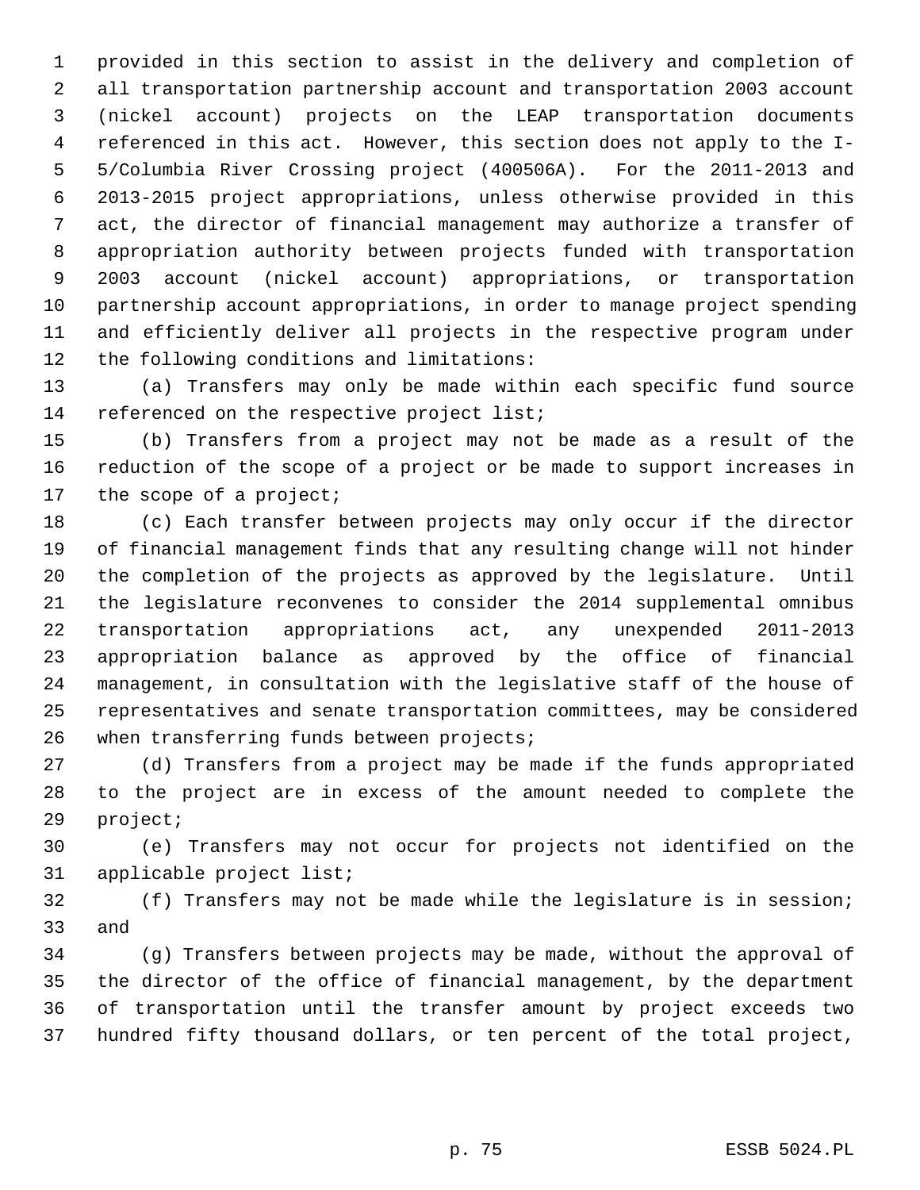provided in this section to assist in the delivery and completion of all transportation partnership account and transportation 2003 account (nickel account) projects on the LEAP transportation documents referenced in this act. However, this section does not apply to the I-5/Columbia River Crossing project (400506A). For the 2011-2013 and 2013-2015 project appropriations, unless otherwise provided in this act, the director of financial management may authorize a transfer of appropriation authority between projects funded with transportation 2003 account (nickel account) appropriations, or transportation partnership account appropriations, in order to manage project spending and efficiently deliver all projects in the respective program under the following conditions and limitations:

(a) Transfers may only be made within each specific fund source referenced on the respective project list;

(b) Transfers from a project may not be made as a result of the reduction of the scope of a project or be made to support increases in the scope of a project;

(c) Each transfer between projects may only occur if the director of financial management finds that any resulting change will not hinder the completion of the projects as approved by the legislature. Until the legislature reconvenes to consider the 2014 supplemental omnibus transportation appropriations act, any unexpended 2011-2013 appropriation balance as approved by the office of financial management, in consultation with the legislative staff of the house of representatives and senate transportation committees, may be considered when transferring funds between projects;

(d) Transfers from a project may be made if the funds appropriated to the project are in excess of the amount needed to complete the project;

(e) Transfers may not occur for projects not identified on the applicable project list;

(f) Transfers may not be made while the legislature is in session; and

(g) Transfers between projects may be made, without the approval of the director of the office of financial management, by the department of transportation until the transfer amount by project exceeds two hundred fifty thousand dollars, or ten percent of the total project,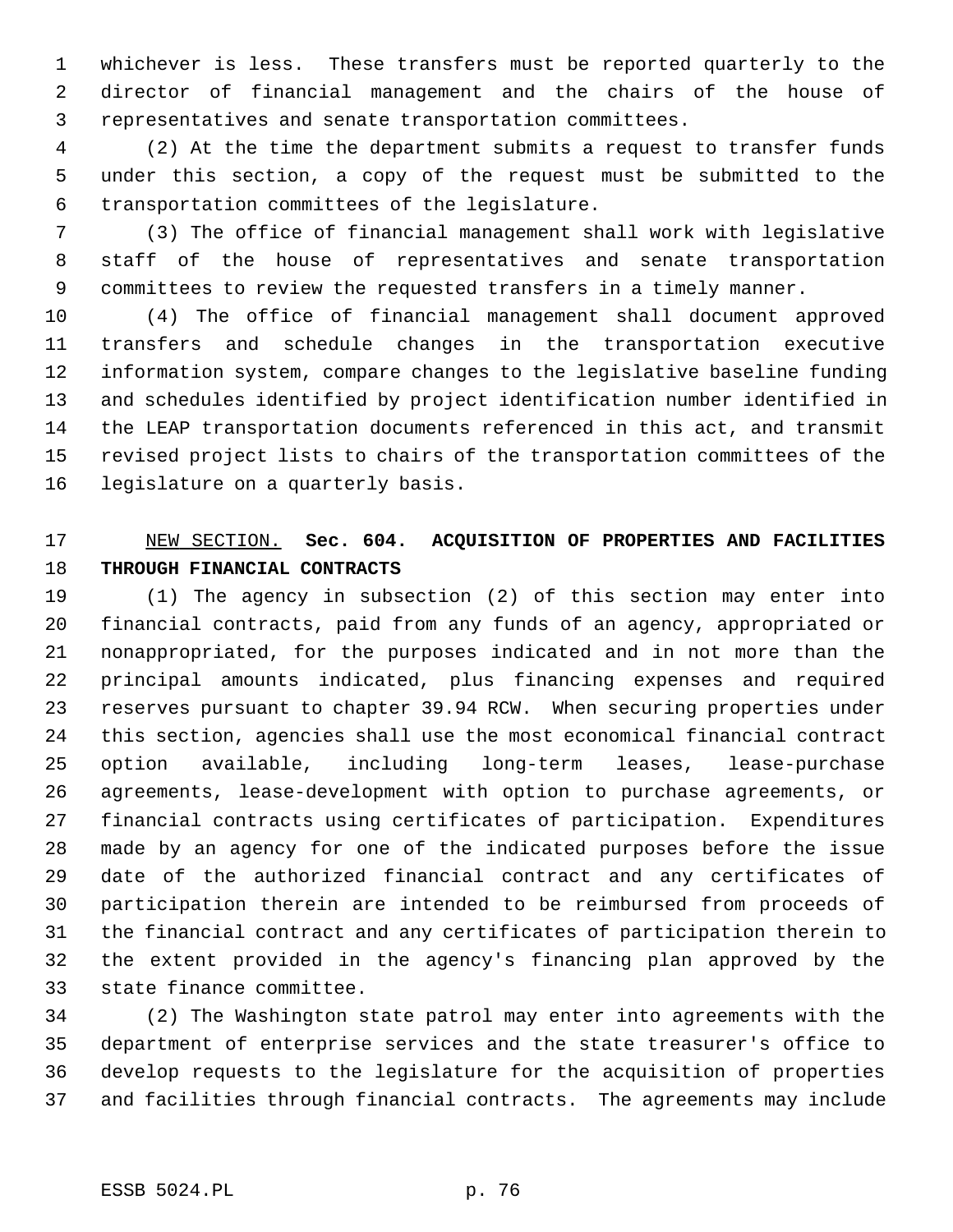whichever is less. These transfers must be reported quarterly to the director of financial management and the chairs of the house of representatives and senate transportation committees.

(2) At the time the department submits a request to transfer funds under this section, a copy of the request must be submitted to the transportation committees of the legislature.

(3) The office of financial management shall work with legislative staff of the house of representatives and senate transportation committees to review the requested transfers in a timely manner.

(4) The office of financial management shall document approved transfers and schedule changes in the transportation executive information system, compare changes to the legislative baseline funding and schedules identified by project identification number identified in the LEAP transportation documents referenced in this act, and transmit revised project lists to chairs of the transportation committees of the legislature on a quarterly basis.

NEW SECTION. **Sec. 604. ACQUISITION OF PROPERTIES AND FACILITIES THROUGH FINANCIAL CONTRACTS**

(1) The agency in subsection (2) of this section may enter into financial contracts, paid from any funds of an agency, appropriated or nonappropriated, for the purposes indicated and in not more than the principal amounts indicated, plus financing expenses and required reserves pursuant to chapter 39.94 RCW. When securing properties under this section, agencies shall use the most economical financial contract option available, including long-term leases, lease-purchase agreements, lease-development with option to purchase agreements, or financial contracts using certificates of participation. Expenditures made by an agency for one of the indicated purposes before the issue date of the authorized financial contract and any certificates of participation therein are intended to be reimbursed from proceeds of the financial contract and any certificates of participation therein to the extent provided in the agency's financing plan approved by the state finance committee.

(2) The Washington state patrol may enter into agreements with the department of enterprise services and the state treasurer's office to develop requests to the legislature for the acquisition of properties and facilities through financial contracts. The agreements may include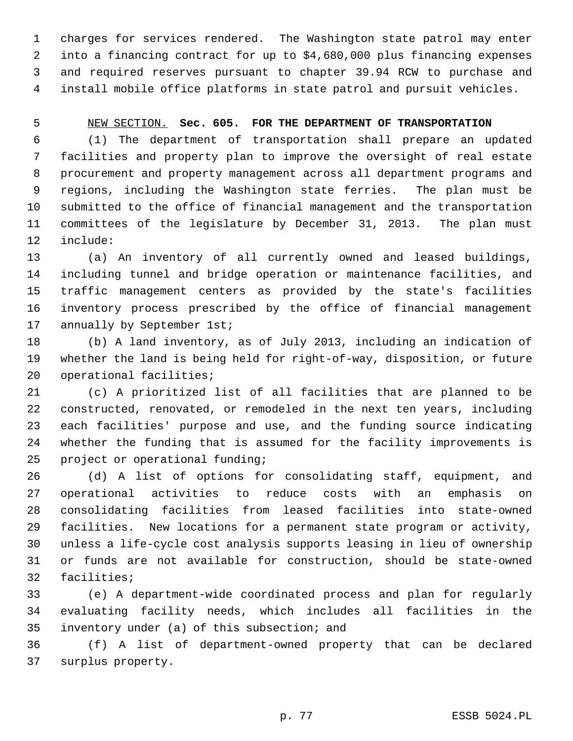charges for services rendered. The Washington state patrol may enter into a financing contract for up to $4,680,000 plus financing expenses and required reserves pursuant to chapter 39.94 RCW to purchase and install mobile office platforms in state patrol and pursuit vehicles.

NEW SECTION. **Sec. 605. FOR THE DEPARTMENT OF TRANSPORTATION**

(1) The department of transportation shall prepare an updated facilities and property plan to improve the oversight of real estate procurement and property management across all department programs and regions, including the Washington state ferries. The plan must be submitted to the office of financial management and the transportation committees of the legislature by December 31, 2013. The plan must include:

(a) An inventory of all currently owned and leased buildings, including tunnel and bridge operation or maintenance facilities, and traffic management centers as provided by the state's facilities inventory process prescribed by the office of financial management annually by September 1st;

(b) A land inventory, as of July 2013, including an indication of whether the land is being held for right-of-way, disposition, or future operational facilities;

(c) A prioritized list of all facilities that are planned to be constructed, renovated, or remodeled in the next ten years, including each facilities' purpose and use, and the funding source indicating whether the funding that is assumed for the facility improvements is project or operational funding;

(d) A list of options for consolidating staff, equipment, and operational activities to reduce costs with an emphasis on consolidating facilities from leased facilities into state-owned facilities. New locations for a permanent state program or activity, unless a life-cycle cost analysis supports leasing in lieu of ownership or funds are not available for construction, should be state-owned facilities;

(e) A department-wide coordinated process and plan for regularly evaluating facility needs, which includes all facilities in the inventory under (a) of this subsection; and

(f) A list of department-owned property that can be declared surplus property.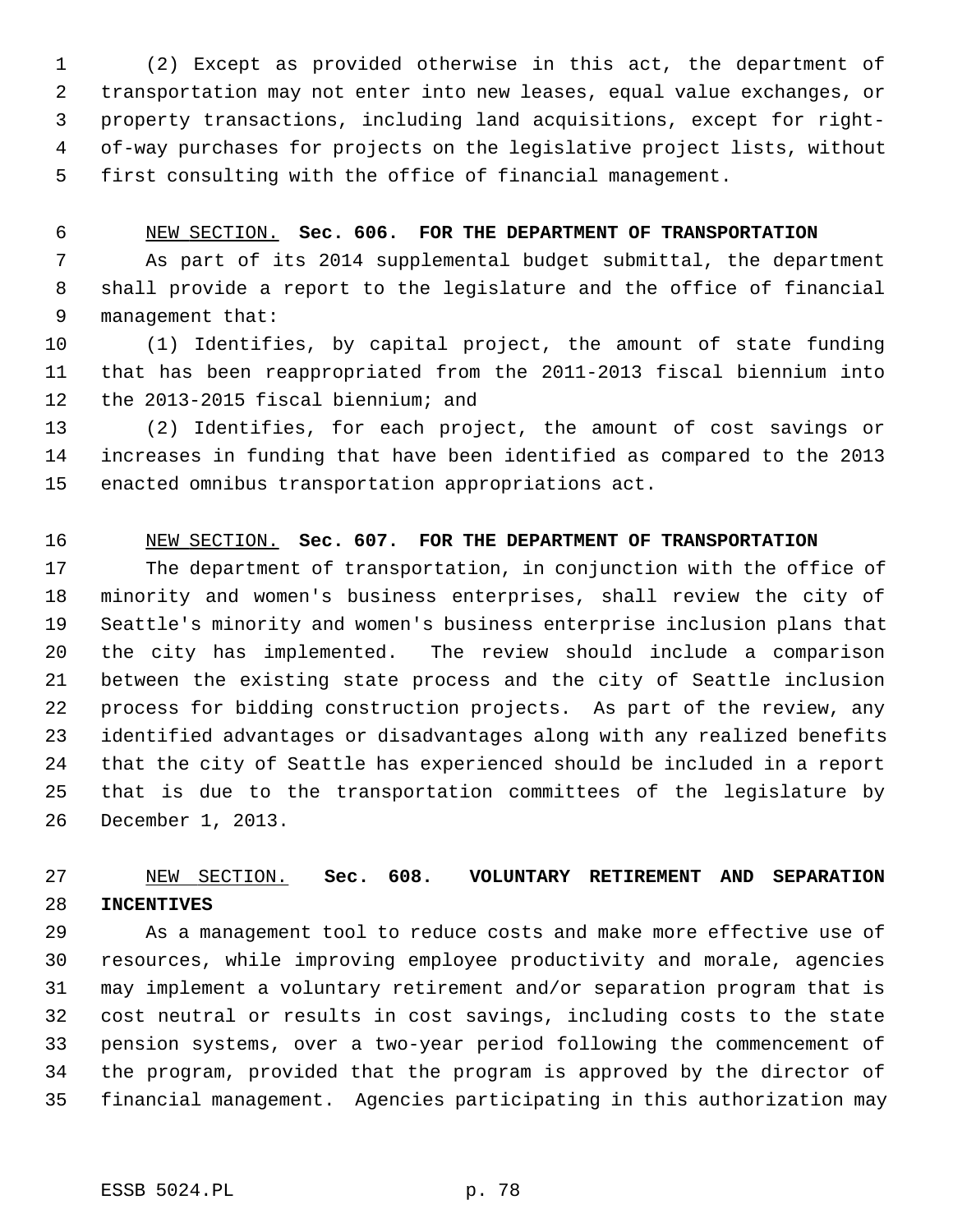(2) Except as provided otherwise in this act, the department of transportation may not enter into new leases, equal value exchanges, or property transactions, including land acquisitions, except for right-of-way purchases for projects on the legislative project lists, without first consulting with the office of financial management.

NEW SECTION. **Sec. 606. FOR THE DEPARTMENT OF TRANSPORTATION**

As part of its 2014 supplemental budget submittal, the department shall provide a report to the legislature and the office of financial management that:

(1) Identifies, by capital project, the amount of state funding that has been reappropriated from the 2011-2013 fiscal biennium into the 2013-2015 fiscal biennium; and

(2) Identifies, for each project, the amount of cost savings or increases in funding that have been identified as compared to the 2013 enacted omnibus transportation appropriations act.

NEW SECTION. **Sec. 607. FOR THE DEPARTMENT OF TRANSPORTATION**

The department of transportation, in conjunction with the office of minority and women's business enterprises, shall review the city of Seattle's minority and women's business enterprise inclusion plans that the city has implemented. The review should include a comparison between the existing state process and the city of Seattle inclusion process for bidding construction projects. As part of the review, any identified advantages or disadvantages along with any realized benefits that the city of Seattle has experienced should be included in a report that is due to the transportation committees of the legislature by December 1, 2013.

NEW SECTION. **Sec. 608. VOLUNTARY RETIREMENT AND SEPARATION INCENTIVES**

As a management tool to reduce costs and make more effective use of resources, while improving employee productivity and morale, agencies may implement a voluntary retirement and/or separation program that is cost neutral or results in cost savings, including costs to the state pension systems, over a two-year period following the commencement of the program, provided that the program is approved by the director of financial management. Agencies participating in this authorization may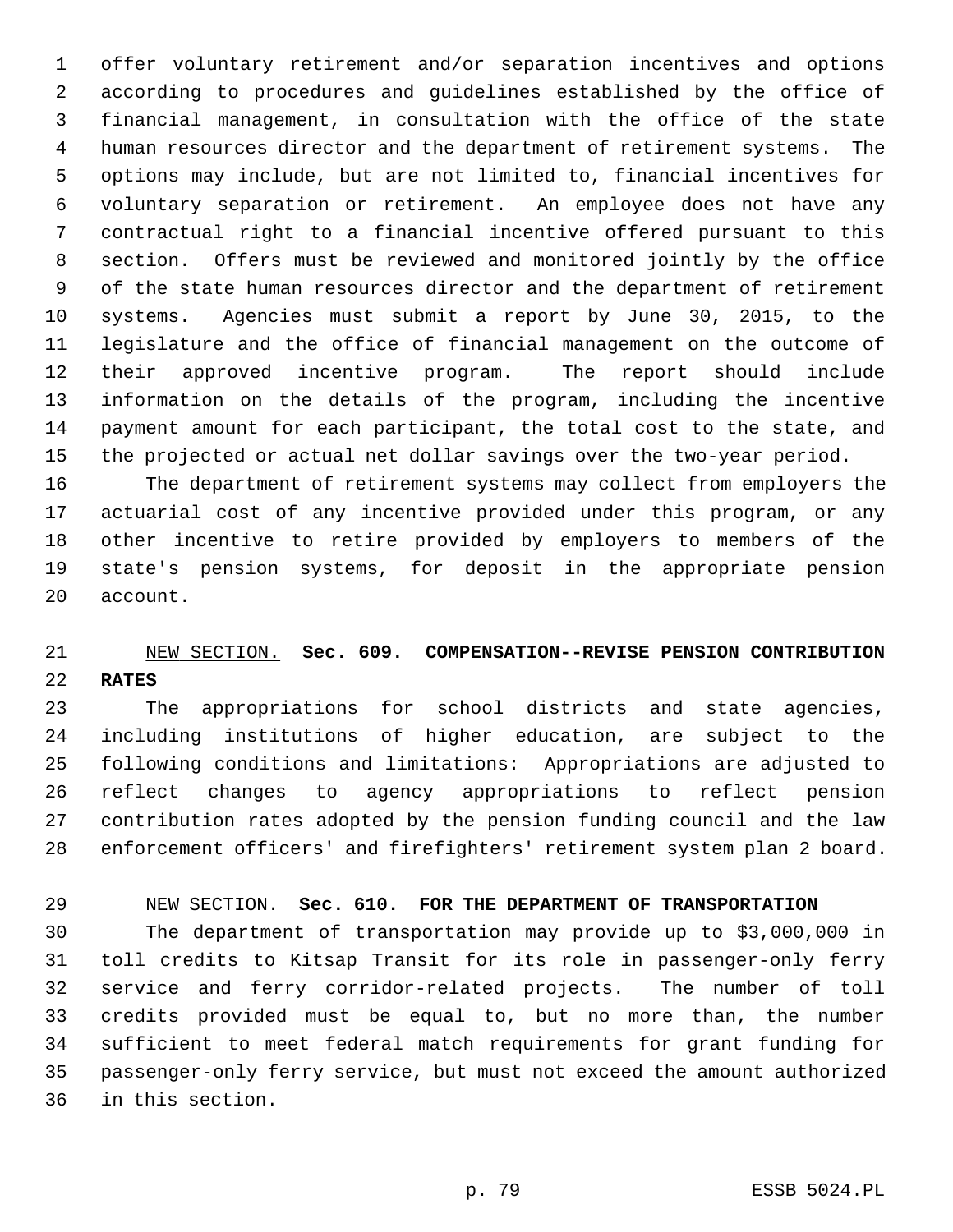offer voluntary retirement and/or separation incentives and options according to procedures and guidelines established by the office of financial management, in consultation with the office of the state human resources director and the department of retirement systems. The options may include, but are not limited to, financial incentives for voluntary separation or retirement. An employee does not have any contractual right to a financial incentive offered pursuant to this section. Offers must be reviewed and monitored jointly by the office of the state human resources director and the department of retirement systems. Agencies must submit a report by June 30, 2015, to the legislature and the office of financial management on the outcome of their approved incentive program. The report should include information on the details of the program, including the incentive payment amount for each participant, the total cost to the state, and the projected or actual net dollar savings over the two-year period.

The department of retirement systems may collect from employers the actuarial cost of any incentive provided under this program, or any other incentive to retire provided by employers to members of the state's pension systems, for deposit in the appropriate pension account.

NEW SECTION. **Sec. 609. COMPENSATION--REVISE PENSION CONTRIBUTION RATES**

The appropriations for school districts and state agencies, including institutions of higher education, are subject to the following conditions and limitations: Appropriations are adjusted to reflect changes to agency appropriations to reflect pension contribution rates adopted by the pension funding council and the law enforcement officers' and firefighters' retirement system plan 2 board.

NEW SECTION. **Sec. 610. FOR THE DEPARTMENT OF TRANSPORTATION**

The department of transportation may provide up to $3,000,000 in toll credits to Kitsap Transit for its role in passenger-only ferry service and ferry corridor-related projects. The number of toll credits provided must be equal to, but no more than, the number sufficient to meet federal match requirements for grant funding for passenger-only ferry service, but must not exceed the amount authorized in this section.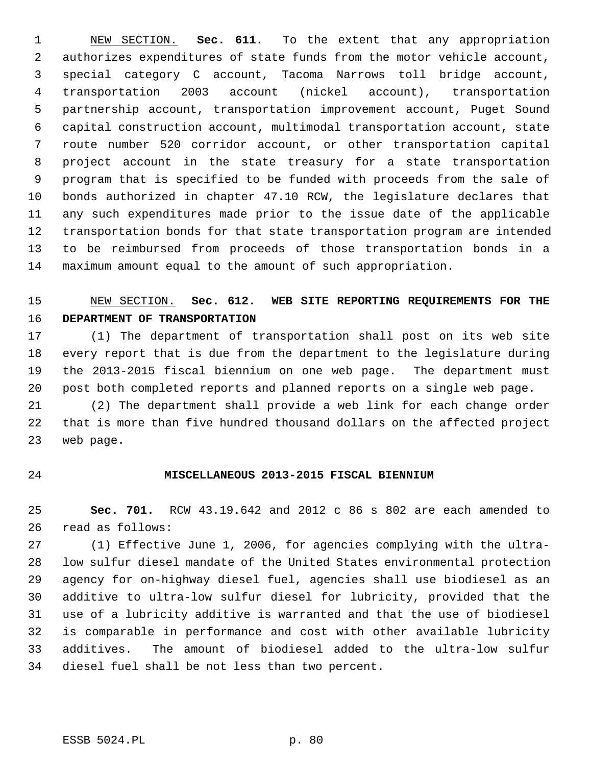NEW SECTION. **Sec. 611.** To the extent that any appropriation authorizes expenditures of state funds from the motor vehicle account, special category C account, Tacoma Narrows toll bridge account, transportation 2003 account (nickel account), transportation partnership account, transportation improvement account, Puget Sound capital construction account, multimodal transportation account, state route number 520 corridor account, or other transportation capital project account in the state treasury for a state transportation program that is specified to be funded with proceeds from the sale of bonds authorized in chapter 47.10 RCW, the legislature declares that any such expenditures made prior to the issue date of the applicable transportation bonds for that state transportation program are intended to be reimbursed from proceeds of those transportation bonds in a maximum amount equal to the amount of such appropriation.

NEW SECTION. **Sec. 612. WEB SITE REPORTING REQUIREMENTS FOR THE DEPARTMENT OF TRANSPORTATION**

(1) The department of transportation shall post on its web site every report that is due from the department to the legislature during the 2013-2015 fiscal biennium on one web page. The department must post both completed reports and planned reports on a single web page.

(2) The department shall provide a web link for each change order that is more than five hundred thousand dollars on the affected project web page.

## MISCELLANEOUS 2013-2015 FISCAL BIENNIUM

**Sec. 701.** RCW 43.19.642 and 2012 c 86 s 802 are each amended to read as follows:

(1) Effective June 1, 2006, for agencies complying with the ultra-low sulfur diesel mandate of the United States environmental protection agency for on-highway diesel fuel, agencies shall use biodiesel as an additive to ultra-low sulfur diesel for lubricity, provided that the use of a lubricity additive is warranted and that the use of biodiesel is comparable in performance and cost with other available lubricity additives. The amount of biodiesel added to the ultra-low sulfur diesel fuel shall be not less than two percent.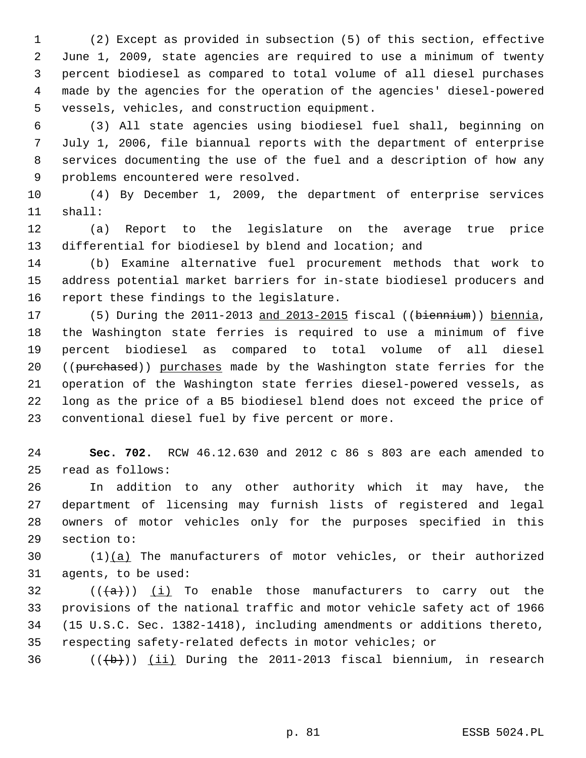(2) Except as provided in subsection (5) of this section, effective June 1, 2009, state agencies are required to use a minimum of twenty percent biodiesel as compared to total volume of all diesel purchases made by the agencies for the operation of the agencies' diesel-powered vessels, vehicles, and construction equipment.

(3) All state agencies using biodiesel fuel shall, beginning on July 1, 2006, file biannual reports with the department of enterprise services documenting the use of the fuel and a description of how any problems encountered were resolved.

(4) By December 1, 2009, the department of enterprise services shall:

(a) Report to the legislature on the average true price differential for biodiesel by blend and location; and

(b) Examine alternative fuel procurement methods that work to address potential market barriers for in-state biodiesel producers and report these findings to the legislature.

(5) During the 2011-2013 and 2013-2015 fiscal ((~~biennium~~)) biennia, the Washington state ferries is required to use a minimum of five percent biodiesel as compared to total volume of all diesel ((~~purchased~~)) purchases made by the Washington state ferries for the operation of the Washington state ferries diesel-powered vessels, as long as the price of a B5 biodiesel blend does not exceed the price of conventional diesel fuel by five percent or more.

**Sec. 702.** RCW 46.12.630 and 2012 c 86 s 803 are each amended to read as follows:

In addition to any other authority which it may have, the department of licensing may furnish lists of registered and legal owners of motor vehicles only for the purposes specified in this section to:

(1)(a) The manufacturers of motor vehicles, or their authorized agents, to be used:

((~~(a)~~)) (i) To enable those manufacturers to carry out the provisions of the national traffic and motor vehicle safety act of 1966 (15 U.S.C. Sec. 1382-1418), including amendments or additions thereto, respecting safety-related defects in motor vehicles; or

((~~(b)~~)) (ii) During the 2011-2013 fiscal biennium, in research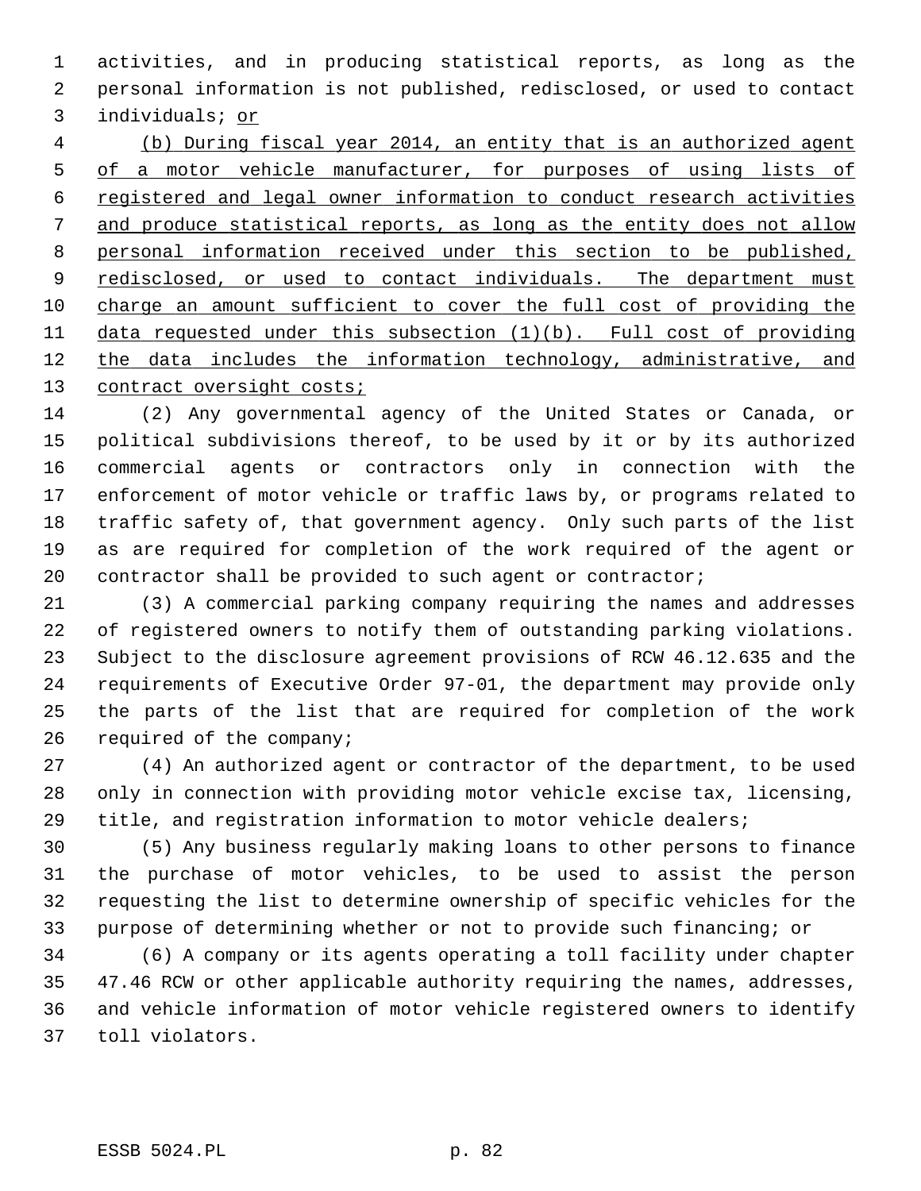activities, and in producing statistical reports, as long as the personal information is not published, redisclosed, or used to contact individuals; <u>or</u>

<u>(b) During fiscal year 2014, an entity that is an authorized agent of a motor vehicle manufacturer, for purposes of using lists of registered and legal owner information to conduct research activities and produce statistical reports, as long as the entity does not allow personal information received under this section to be published, redisclosed, or used to contact individuals. The department must charge an amount sufficient to cover the full cost of providing the data requested under this subsection (1)(b). Full cost of providing the data includes the information technology, administrative, and contract oversight costs;</u>

(2) Any governmental agency of the United States or Canada, or political subdivisions thereof, to be used by it or by its authorized commercial agents or contractors only in connection with the enforcement of motor vehicle or traffic laws by, or programs related to traffic safety of, that government agency. Only such parts of the list as are required for completion of the work required of the agent or contractor shall be provided to such agent or contractor;

(3) A commercial parking company requiring the names and addresses of registered owners to notify them of outstanding parking violations. Subject to the disclosure agreement provisions of RCW 46.12.635 and the requirements of Executive Order 97-01, the department may provide only the parts of the list that are required for completion of the work required of the company;

(4) An authorized agent or contractor of the department, to be used only in connection with providing motor vehicle excise tax, licensing, title, and registration information to motor vehicle dealers;

(5) Any business regularly making loans to other persons to finance the purchase of motor vehicles, to be used to assist the person requesting the list to determine ownership of specific vehicles for the purpose of determining whether or not to provide such financing; or

(6) A company or its agents operating a toll facility under chapter 47.46 RCW or other applicable authority requiring the names, addresses, and vehicle information of motor vehicle registered owners to identify toll violators.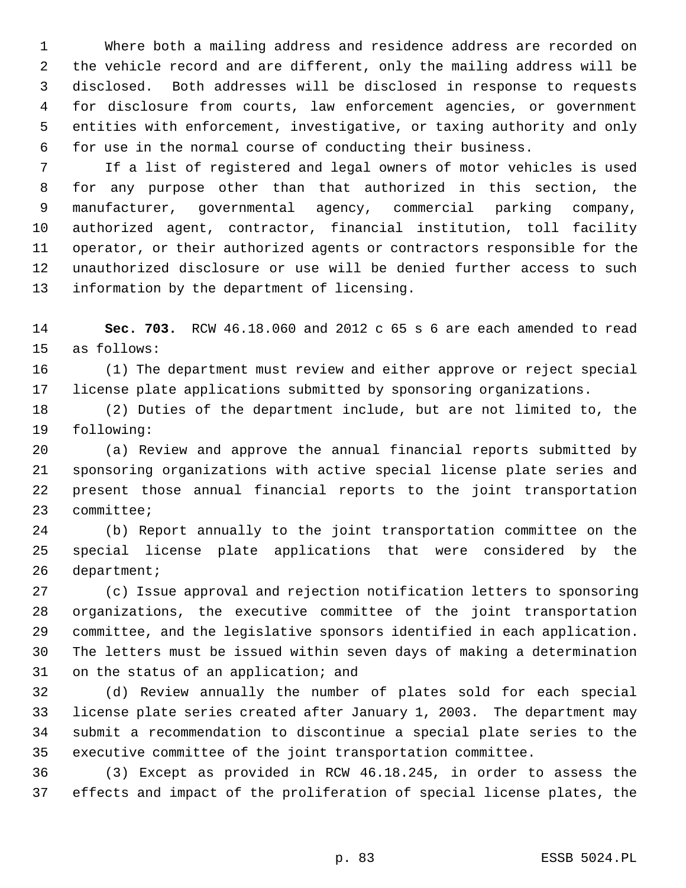Where both a mailing address and residence address are recorded on the vehicle record and are different, only the mailing address will be disclosed. Both addresses will be disclosed in response to requests for disclosure from courts, law enforcement agencies, or government entities with enforcement, investigative, or taxing authority and only for use in the normal course of conducting their business.

If a list of registered and legal owners of motor vehicles is used for any purpose other than that authorized in this section, the manufacturer, governmental agency, commercial parking company, authorized agent, contractor, financial institution, toll facility operator, or their authorized agents or contractors responsible for the unauthorized disclosure or use will be denied further access to such information by the department of licensing.

**Sec. 703.** RCW 46.18.060 and 2012 c 65 s 6 are each amended to read as follows:

(1) The department must review and either approve or reject special license plate applications submitted by sponsoring organizations.

(2) Duties of the department include, but are not limited to, the following:

(a) Review and approve the annual financial reports submitted by sponsoring organizations with active special license plate series and present those annual financial reports to the joint transportation committee;

(b) Report annually to the joint transportation committee on the special license plate applications that were considered by the department;

(c) Issue approval and rejection notification letters to sponsoring organizations, the executive committee of the joint transportation committee, and the legislative sponsors identified in each application. The letters must be issued within seven days of making a determination on the status of an application; and

(d) Review annually the number of plates sold for each special license plate series created after January 1, 2003. The department may submit a recommendation to discontinue a special plate series to the executive committee of the joint transportation committee.

(3) Except as provided in RCW 46.18.245, in order to assess the effects and impact of the proliferation of special license plates, the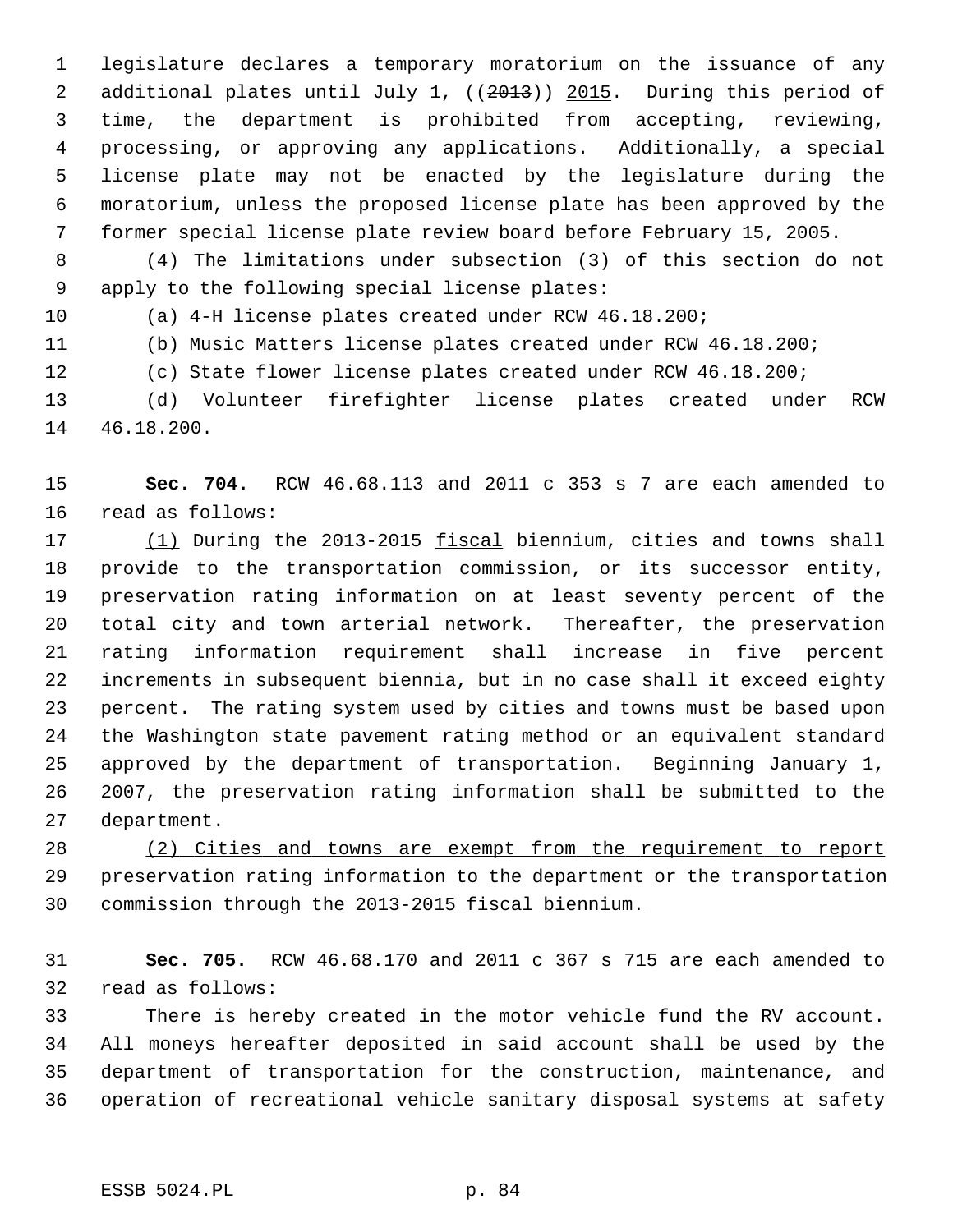legislature declares a temporary moratorium on the issuance of any additional plates until July 1, ((~~2013~~)) 2015. During this period of time, the department is prohibited from accepting, reviewing, processing, or approving any applications. Additionally, a special license plate may not be enacted by the legislature during the moratorium, unless the proposed license plate has been approved by the former special license plate review board before February 15, 2005.

(4) The limitations under subsection (3) of this section do not apply to the following special license plates:

(a) 4-H license plates created under RCW 46.18.200;

(b) Music Matters license plates created under RCW 46.18.200;

(c) State flower license plates created under RCW 46.18.200;

(d) Volunteer firefighter license plates created under RCW 46.18.200.

**Sec. 704.** RCW 46.68.113 and 2011 c 353 s 7 are each amended to read as follows:

(1) During the 2013-2015 fiscal biennium, cities and towns shall provide to the transportation commission, or its successor entity, preservation rating information on at least seventy percent of the total city and town arterial network. Thereafter, the preservation rating information requirement shall increase in five percent increments in subsequent biennia, but in no case shall it exceed eighty percent. The rating system used by cities and towns must be based upon the Washington state pavement rating method or an equivalent standard approved by the department of transportation. Beginning January 1, 2007, the preservation rating information shall be submitted to the department.

(2) Cities and towns are exempt from the requirement to report preservation rating information to the department or the transportation commission through the 2013-2015 fiscal biennium.

**Sec. 705.** RCW 46.68.170 and 2011 c 367 s 715 are each amended to read as follows:

There is hereby created in the motor vehicle fund the RV account. All moneys hereafter deposited in said account shall be used by the department of transportation for the construction, maintenance, and operation of recreational vehicle sanitary disposal systems at safety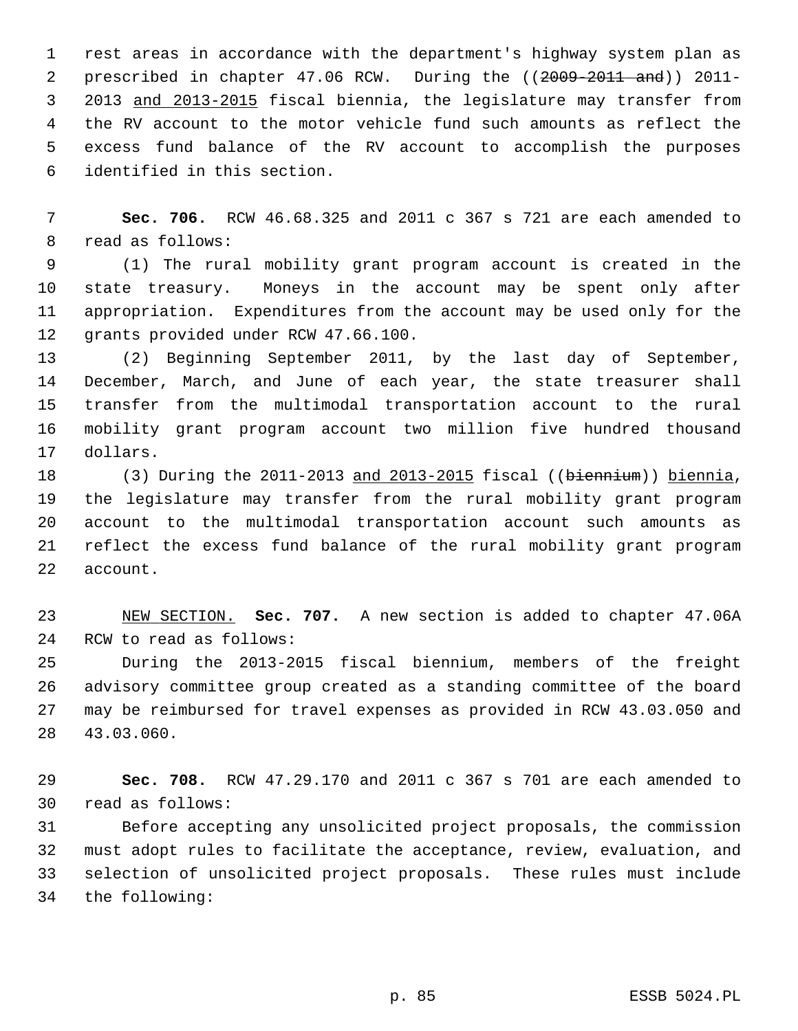rest areas in accordance with the department's highway system plan as prescribed in chapter 47.06 RCW. During the ((~~2009-2011 and~~)) 2011-2013 <u>and 2013-2015</u> fiscal biennia, the legislature may transfer from the RV account to the motor vehicle fund such amounts as reflect the excess fund balance of the RV account to accomplish the purposes identified in this section.

**Sec. 706.** RCW 46.68.325 and 2011 c 367 s 721 are each amended to read as follows:

(1) The rural mobility grant program account is created in the state treasury. Moneys in the account may be spent only after appropriation. Expenditures from the account may be used only for the grants provided under RCW 47.66.100.

(2) Beginning September 2011, by the last day of September, December, March, and June of each year, the state treasurer shall transfer from the multimodal transportation account to the rural mobility grant program account two million five hundred thousand dollars.

(3) During the 2011-2013 <u>and 2013-2015</u> fiscal ((~~biennium~~)) <u>biennia</u>, the legislature may transfer from the rural mobility grant program account to the multimodal transportation account such amounts as reflect the excess fund balance of the rural mobility grant program account.

<u>NEW SECTION.</u> **Sec. 707.** A new section is added to chapter 47.06A RCW to read as follows:

During the 2013-2015 fiscal biennium, members of the freight advisory committee group created as a standing committee of the board may be reimbursed for travel expenses as provided in RCW 43.03.050 and 43.03.060.

**Sec. 708.** RCW 47.29.170 and 2011 c 367 s 701 are each amended to read as follows:

Before accepting any unsolicited project proposals, the commission must adopt rules to facilitate the acceptance, review, evaluation, and selection of unsolicited project proposals. These rules must include the following: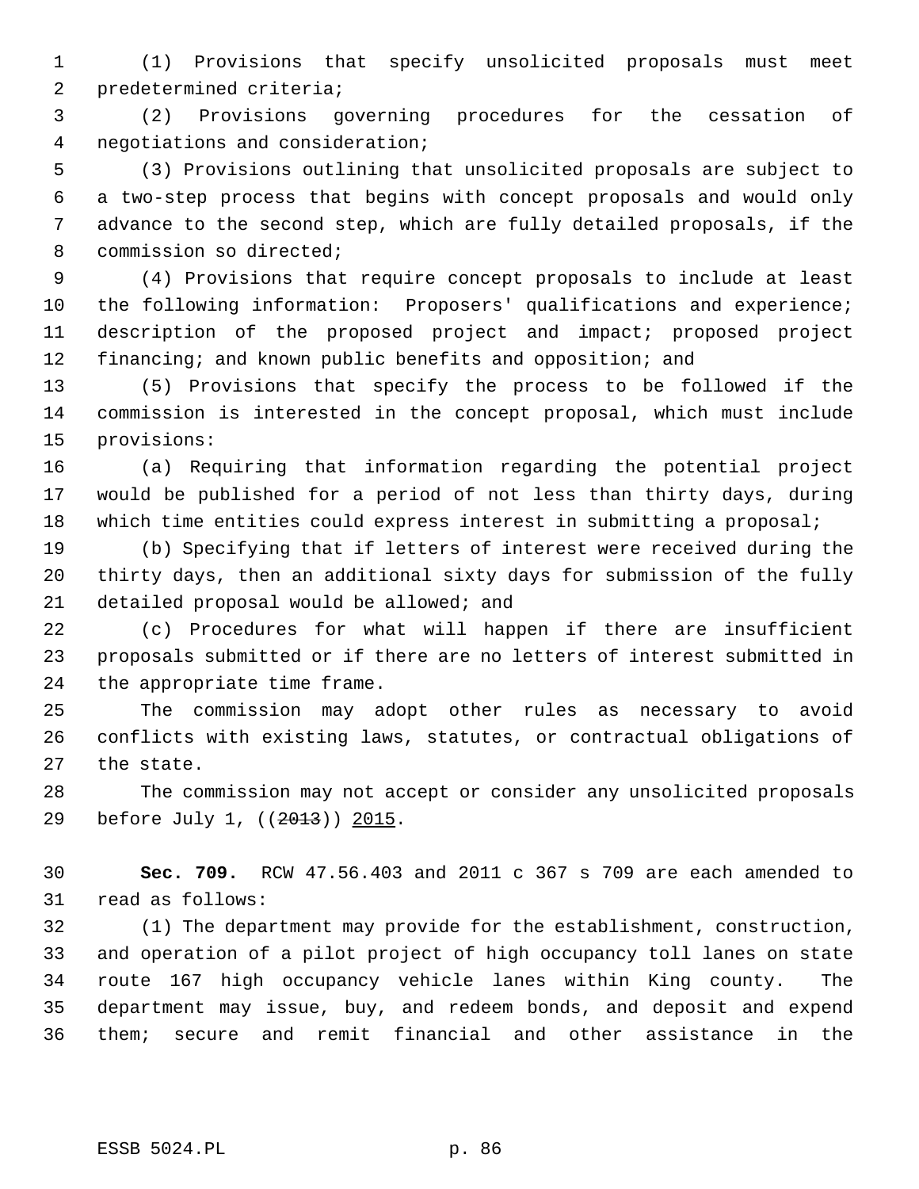(1) Provisions that specify unsolicited proposals must meet predetermined criteria;

(2) Provisions governing procedures for the cessation of negotiations and consideration;

(3) Provisions outlining that unsolicited proposals are subject to a two-step process that begins with concept proposals and would only advance to the second step, which are fully detailed proposals, if the commission so directed;

(4) Provisions that require concept proposals to include at least the following information: Proposers' qualifications and experience; description of the proposed project and impact; proposed project financing; and known public benefits and opposition; and

(5) Provisions that specify the process to be followed if the commission is interested in the concept proposal, which must include provisions:

(a) Requiring that information regarding the potential project would be published for a period of not less than thirty days, during which time entities could express interest in submitting a proposal;

(b) Specifying that if letters of interest were received during the thirty days, then an additional sixty days for submission of the fully detailed proposal would be allowed; and

(c) Procedures for what will happen if there are insufficient proposals submitted or if there are no letters of interest submitted in the appropriate time frame.

The commission may adopt other rules as necessary to avoid conflicts with existing laws, statutes, or contractual obligations of the state.

The commission may not accept or consider any unsolicited proposals before July 1, ((~~2013~~)) <u>2015</u>.

**Sec. 709.** RCW 47.56.403 and 2011 c 367 s 709 are each amended to read as follows:

(1) The department may provide for the establishment, construction, and operation of a pilot project of high occupancy toll lanes on state route 167 high occupancy vehicle lanes within King county. The department may issue, buy, and redeem bonds, and deposit and expend them; secure and remit financial and other assistance in the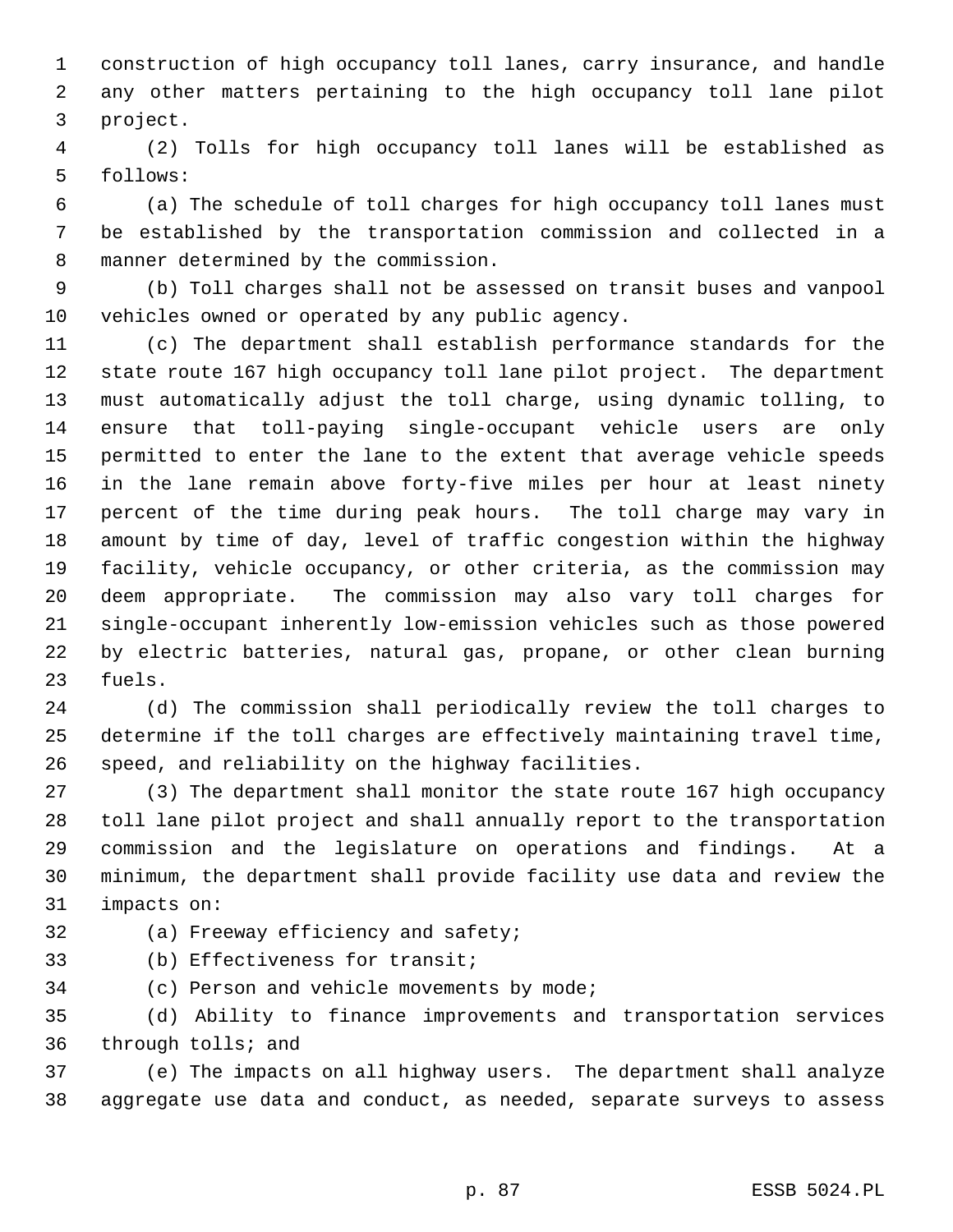construction of high occupancy toll lanes, carry insurance, and handle any other matters pertaining to the high occupancy toll lane pilot project.

(2) Tolls for high occupancy toll lanes will be established as follows:

(a) The schedule of toll charges for high occupancy toll lanes must be established by the transportation commission and collected in a manner determined by the commission.

(b) Toll charges shall not be assessed on transit buses and vanpool vehicles owned or operated by any public agency.

(c) The department shall establish performance standards for the state route 167 high occupancy toll lane pilot project. The department must automatically adjust the toll charge, using dynamic tolling, to ensure that toll-paying single-occupant vehicle users are only permitted to enter the lane to the extent that average vehicle speeds in the lane remain above forty-five miles per hour at least ninety percent of the time during peak hours. The toll charge may vary in amount by time of day, level of traffic congestion within the highway facility, vehicle occupancy, or other criteria, as the commission may deem appropriate. The commission may also vary toll charges for single-occupant inherently low-emission vehicles such as those powered by electric batteries, natural gas, propane, or other clean burning fuels.

(d) The commission shall periodically review the toll charges to determine if the toll charges are effectively maintaining travel time, speed, and reliability on the highway facilities.

(3) The department shall monitor the state route 167 high occupancy toll lane pilot project and shall annually report to the transportation commission and the legislature on operations and findings. At a minimum, the department shall provide facility use data and review the impacts on:

(a) Freeway efficiency and safety;

(b) Effectiveness for transit;

(c) Person and vehicle movements by mode;

(d) Ability to finance improvements and transportation services through tolls; and

(e) The impacts on all highway users. The department shall analyze aggregate use data and conduct, as needed, separate surveys to assess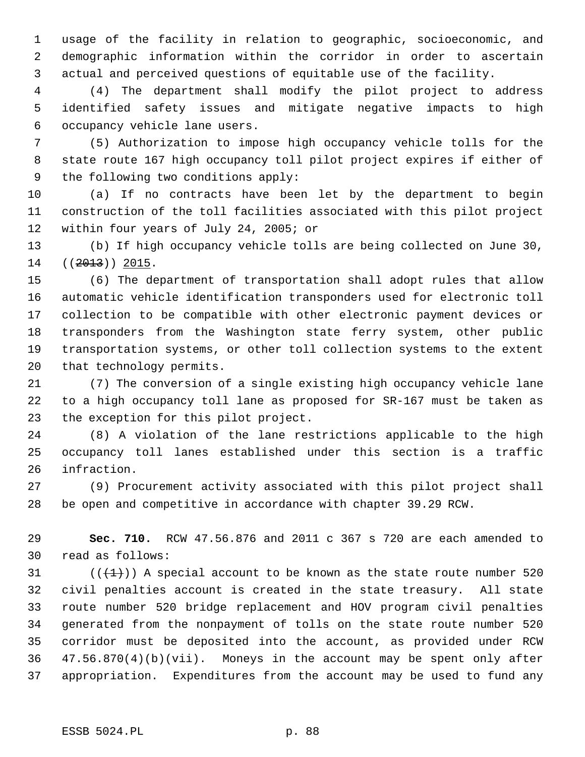usage of the facility in relation to geographic, socioeconomic, and demographic information within the corridor in order to ascertain actual and perceived questions of equitable use of the facility.

(4) The department shall modify the pilot project to address identified safety issues and mitigate negative impacts to high occupancy vehicle lane users.

(5) Authorization to impose high occupancy vehicle tolls for the state route 167 high occupancy toll pilot project expires if either of the following two conditions apply:

(a) If no contracts have been let by the department to begin construction of the toll facilities associated with this pilot project within four years of July 24, 2005; or

(b) If high occupancy vehicle tolls are being collected on June 30, ((~~2013~~)) <u>2015</u>.

(6) The department of transportation shall adopt rules that allow automatic vehicle identification transponders used for electronic toll collection to be compatible with other electronic payment devices or transponders from the Washington state ferry system, other public transportation systems, or other toll collection systems to the extent that technology permits.

(7) The conversion of a single existing high occupancy vehicle lane to a high occupancy toll lane as proposed for SR-167 must be taken as the exception for this pilot project.

(8) A violation of the lane restrictions applicable to the high occupancy toll lanes established under this section is a traffic infraction.

(9) Procurement activity associated with this pilot project shall be open and competitive in accordance with chapter 39.29 RCW.

**Sec. 710.** RCW 47.56.876 and 2011 c 367 s 720 are each amended to read as follows:

((~~(1)~~)) A special account to be known as the state route number 520 civil penalties account is created in the state treasury. All state route number 520 bridge replacement and HOV program civil penalties generated from the nonpayment of tolls on the state route number 520 corridor must be deposited into the account, as provided under RCW 47.56.870(4)(b)(vii). Moneys in the account may be spent only after appropriation. Expenditures from the account may be used to fund any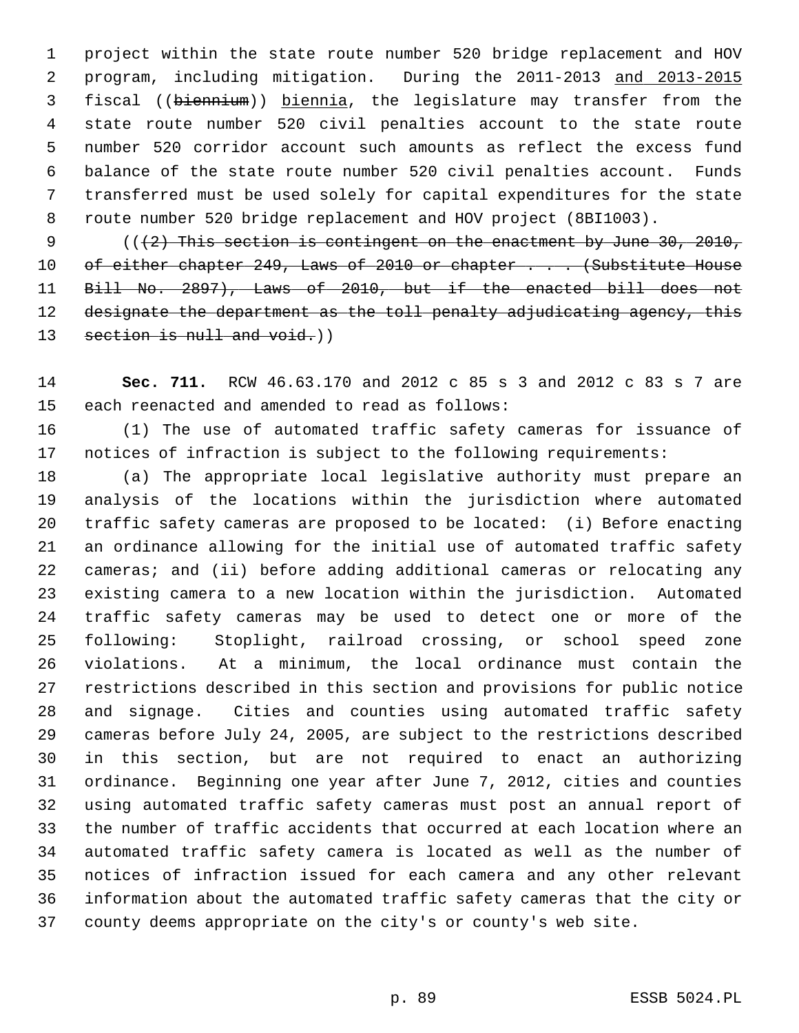project within the state route number 520 bridge replacement and HOV program, including mitigation. During the 2011-2013 and 2013-2015 fiscal ((~~biennium~~)) biennia, the legislature may transfer from the state route number 520 civil penalties account to the state route number 520 corridor account such amounts as reflect the excess fund balance of the state route number 520 civil penalties account. Funds transferred must be used solely for capital expenditures for the state route number 520 bridge replacement and HOV project (8BI1003).

((~~(2) This section is contingent on the enactment by June 30, 2010, of either chapter 249, Laws of 2010 or chapter . . . (Substitute House Bill No. 2897), Laws of 2010, but if the enacted bill does not designate the department as the toll penalty adjudicating agency, this section is null and void.~~))

**Sec. 711.** RCW 46.63.170 and 2012 c 85 s 3 and 2012 c 83 s 7 are each reenacted and amended to read as follows:

(1) The use of automated traffic safety cameras for issuance of notices of infraction is subject to the following requirements:

(a) The appropriate local legislative authority must prepare an analysis of the locations within the jurisdiction where automated traffic safety cameras are proposed to be located: (i) Before enacting an ordinance allowing for the initial use of automated traffic safety cameras; and (ii) before adding additional cameras or relocating any existing camera to a new location within the jurisdiction. Automated traffic safety cameras may be used to detect one or more of the following: Stoplight, railroad crossing, or school speed zone violations. At a minimum, the local ordinance must contain the restrictions described in this section and provisions for public notice and signage. Cities and counties using automated traffic safety cameras before July 24, 2005, are subject to the restrictions described in this section, but are not required to enact an authorizing ordinance. Beginning one year after June 7, 2012, cities and counties using automated traffic safety cameras must post an annual report of the number of traffic accidents that occurred at each location where an automated traffic safety camera is located as well as the number of notices of infraction issued for each camera and any other relevant information about the automated traffic safety cameras that the city or county deems appropriate on the city's or county's web site.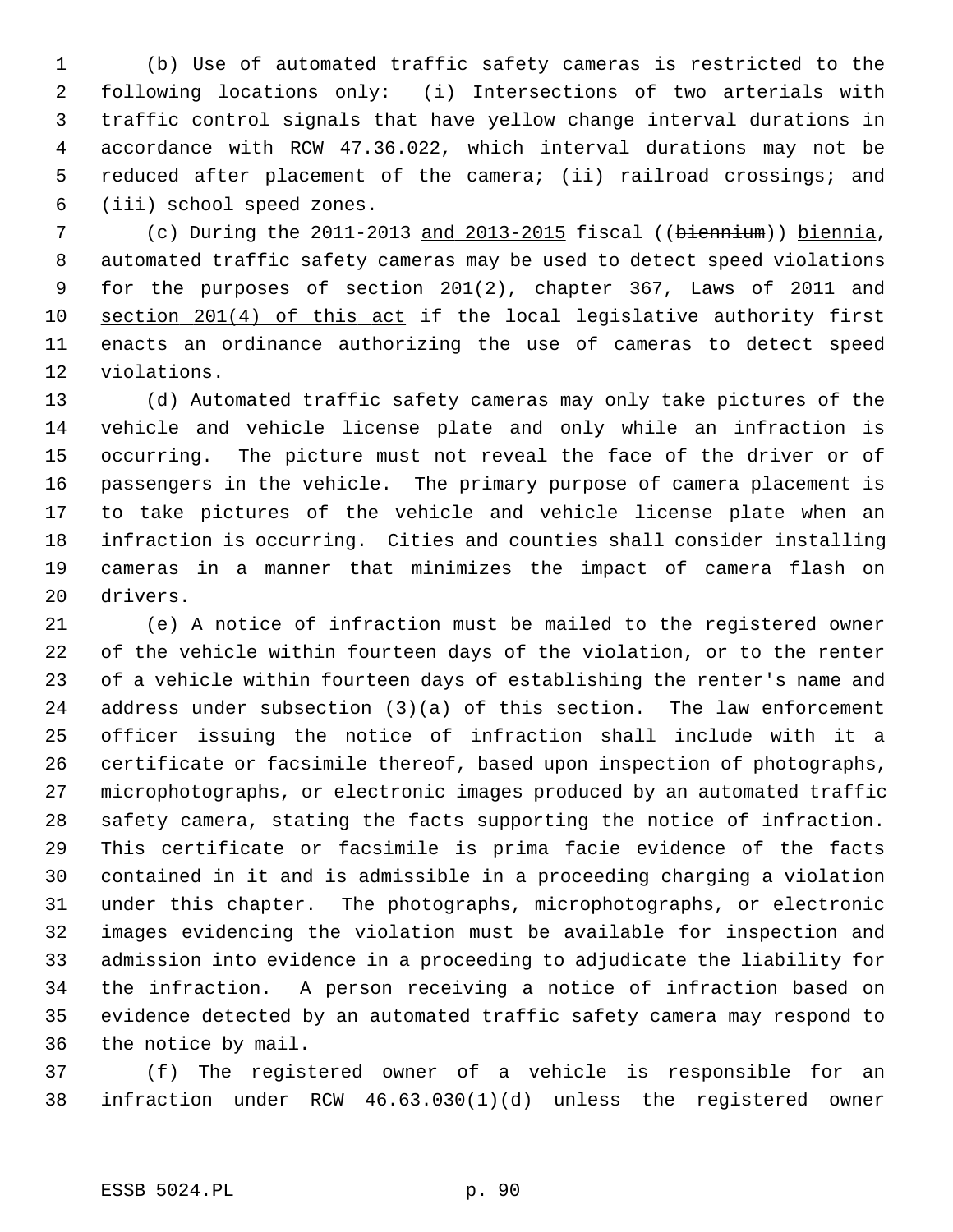(b) Use of automated traffic safety cameras is restricted to the following locations only: (i) Intersections of two arterials with traffic control signals that have yellow change interval durations in accordance with RCW 47.36.022, which interval durations may not be reduced after placement of the camera; (ii) railroad crossings; and (iii) school speed zones.

(c) During the 2011-2013 and 2013-2015 fiscal ((~~biennium~~)) biennia, automated traffic safety cameras may be used to detect speed violations for the purposes of section 201(2), chapter 367, Laws of 2011 and section 201(4) of this act if the local legislative authority first enacts an ordinance authorizing the use of cameras to detect speed violations.

(d) Automated traffic safety cameras may only take pictures of the vehicle and vehicle license plate and only while an infraction is occurring. The picture must not reveal the face of the driver or of passengers in the vehicle. The primary purpose of camera placement is to take pictures of the vehicle and vehicle license plate when an infraction is occurring. Cities and counties shall consider installing cameras in a manner that minimizes the impact of camera flash on drivers.

(e) A notice of infraction must be mailed to the registered owner of the vehicle within fourteen days of the violation, or to the renter of a vehicle within fourteen days of establishing the renter's name and address under subsection (3)(a) of this section. The law enforcement officer issuing the notice of infraction shall include with it a certificate or facsimile thereof, based upon inspection of photographs, microphotographs, or electronic images produced by an automated traffic safety camera, stating the facts supporting the notice of infraction. This certificate or facsimile is prima facie evidence of the facts contained in it and is admissible in a proceeding charging a violation under this chapter. The photographs, microphotographs, or electronic images evidencing the violation must be available for inspection and admission into evidence in a proceeding to adjudicate the liability for the infraction. A person receiving a notice of infraction based on evidence detected by an automated traffic safety camera may respond to the notice by mail.

(f) The registered owner of a vehicle is responsible for an infraction under RCW 46.63.030(1)(d) unless the registered owner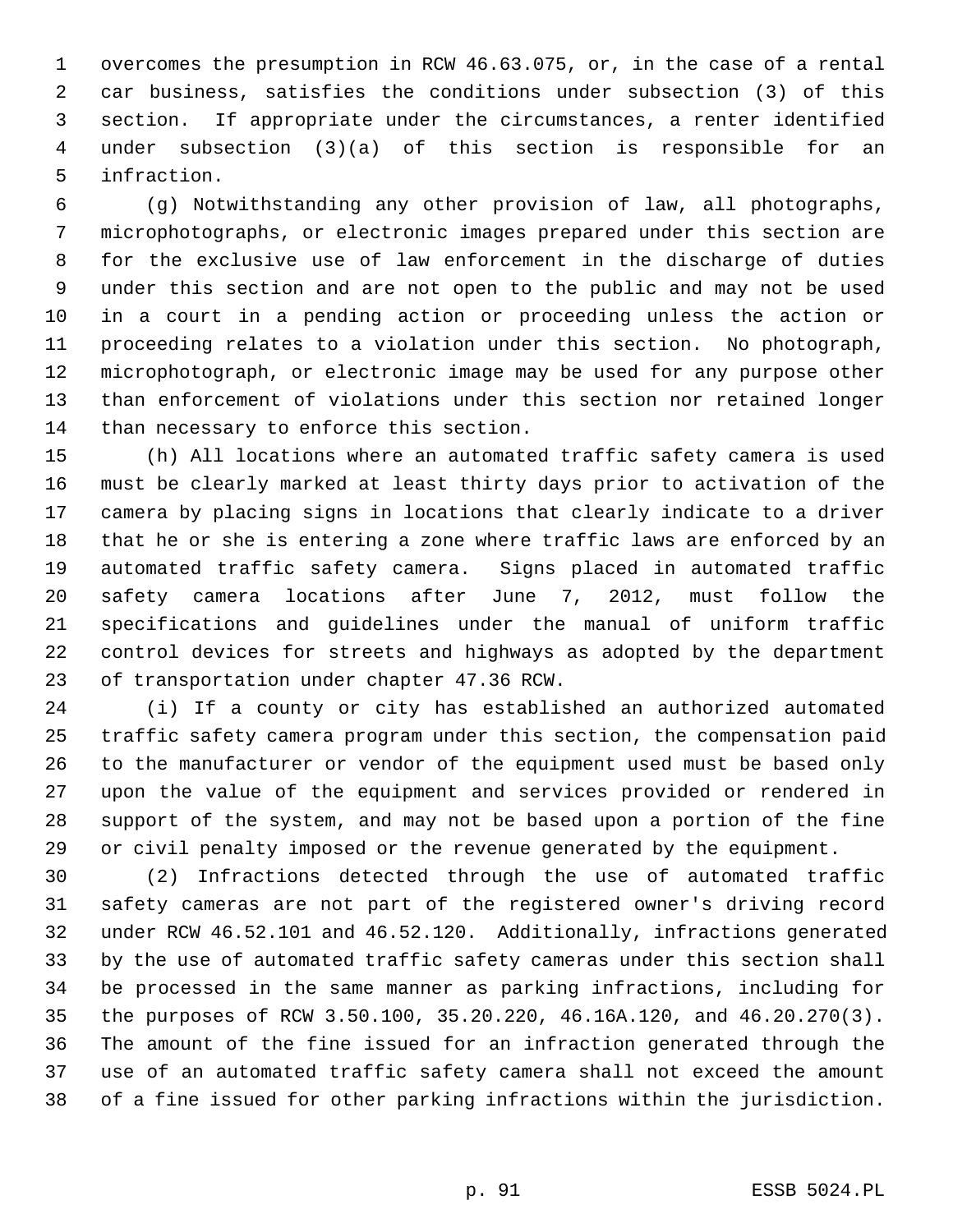overcomes the presumption in RCW 46.63.075, or, in the case of a rental car business, satisfies the conditions under subsection (3) of this section. If appropriate under the circumstances, a renter identified under subsection (3)(a) of this section is responsible for an infraction.

(g) Notwithstanding any other provision of law, all photographs, microphotographs, or electronic images prepared under this section are for the exclusive use of law enforcement in the discharge of duties under this section and are not open to the public and may not be used in a court in a pending action or proceeding unless the action or proceeding relates to a violation under this section. No photograph, microphotograph, or electronic image may be used for any purpose other than enforcement of violations under this section nor retained longer than necessary to enforce this section.

(h) All locations where an automated traffic safety camera is used must be clearly marked at least thirty days prior to activation of the camera by placing signs in locations that clearly indicate to a driver that he or she is entering a zone where traffic laws are enforced by an automated traffic safety camera. Signs placed in automated traffic safety camera locations after June 7, 2012, must follow the specifications and guidelines under the manual of uniform traffic control devices for streets and highways as adopted by the department of transportation under chapter 47.36 RCW.

(i) If a county or city has established an authorized automated traffic safety camera program under this section, the compensation paid to the manufacturer or vendor of the equipment used must be based only upon the value of the equipment and services provided or rendered in support of the system, and may not be based upon a portion of the fine or civil penalty imposed or the revenue generated by the equipment.

(2) Infractions detected through the use of automated traffic safety cameras are not part of the registered owner's driving record under RCW 46.52.101 and 46.52.120. Additionally, infractions generated by the use of automated traffic safety cameras under this section shall be processed in the same manner as parking infractions, including for the purposes of RCW 3.50.100, 35.20.220, 46.16A.120, and 46.20.270(3). The amount of the fine issued for an infraction generated through the use of an automated traffic safety camera shall not exceed the amount of a fine issued for other parking infractions within the jurisdiction.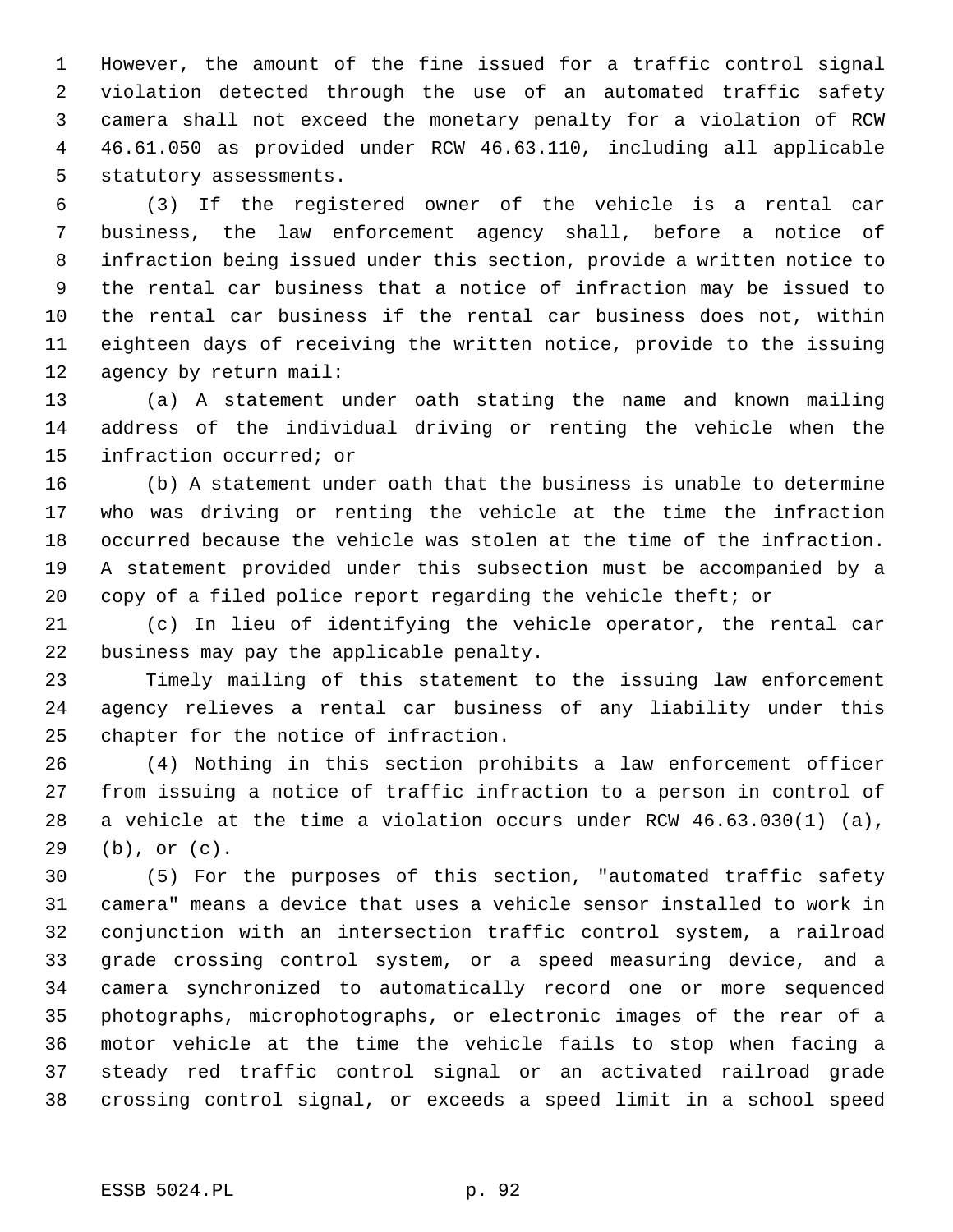However, the amount of the fine issued for a traffic control signal violation detected through the use of an automated traffic safety camera shall not exceed the monetary penalty for a violation of RCW 46.61.050 as provided under RCW 46.63.110, including all applicable statutory assessments.

(3) If the registered owner of the vehicle is a rental car business, the law enforcement agency shall, before a notice of infraction being issued under this section, provide a written notice to the rental car business that a notice of infraction may be issued to the rental car business if the rental car business does not, within eighteen days of receiving the written notice, provide to the issuing agency by return mail:

(a) A statement under oath stating the name and known mailing address of the individual driving or renting the vehicle when the infraction occurred; or

(b) A statement under oath that the business is unable to determine who was driving or renting the vehicle at the time the infraction occurred because the vehicle was stolen at the time of the infraction. A statement provided under this subsection must be accompanied by a copy of a filed police report regarding the vehicle theft; or

(c) In lieu of identifying the vehicle operator, the rental car business may pay the applicable penalty.

Timely mailing of this statement to the issuing law enforcement agency relieves a rental car business of any liability under this chapter for the notice of infraction.

(4) Nothing in this section prohibits a law enforcement officer from issuing a notice of traffic infraction to a person in control of a vehicle at the time a violation occurs under RCW 46.63.030(1) (a), (b), or (c).

(5) For the purposes of this section, "automated traffic safety camera" means a device that uses a vehicle sensor installed to work in conjunction with an intersection traffic control system, a railroad grade crossing control system, or a speed measuring device, and a camera synchronized to automatically record one or more sequenced photographs, microphotographs, or electronic images of the rear of a motor vehicle at the time the vehicle fails to stop when facing a steady red traffic control signal or an activated railroad grade crossing control signal, or exceeds a speed limit in a school speed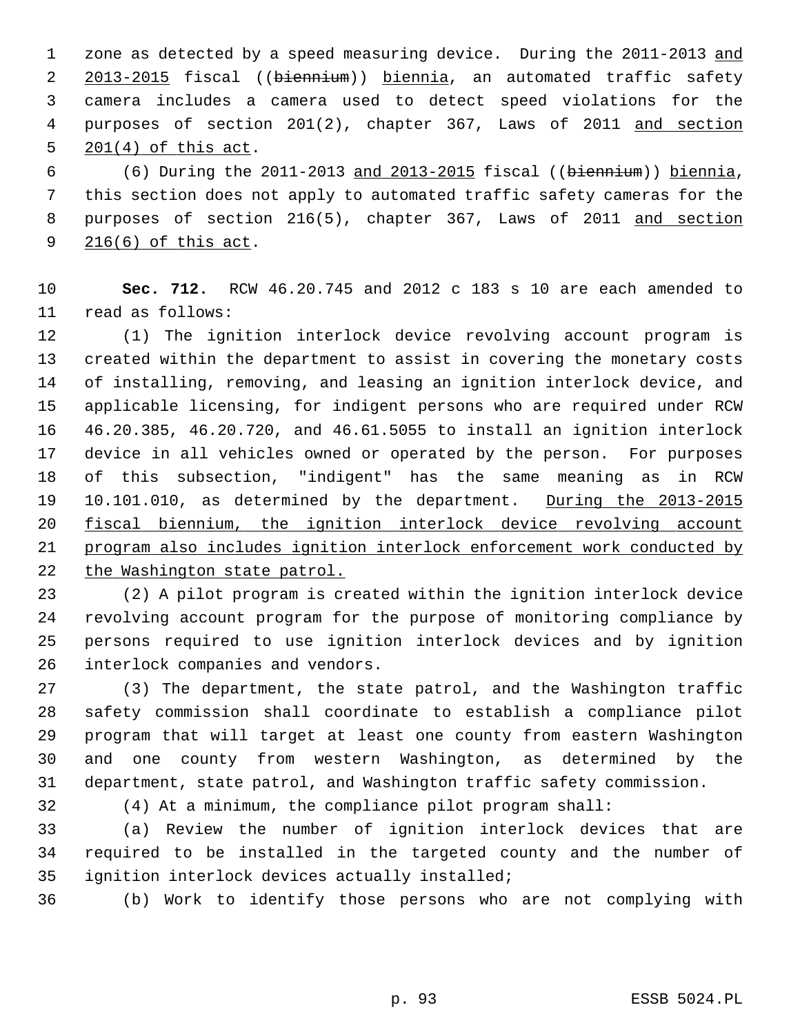zone as detected by a speed measuring device. During the 2011-2013 <u>and 2013-2015</u> fiscal ((~~biennium~~)) <u>biennia</u>, an automated traffic safety camera includes a camera used to detect speed violations for the purposes of section 201(2), chapter 367, Laws of 2011 <u>and section 201(4) of this act</u>.

(6) During the 2011-2013 <u>and 2013-2015</u> fiscal ((~~biennium~~)) <u>biennia</u>, this section does not apply to automated traffic safety cameras for the purposes of section 216(5), chapter 367, Laws of 2011 <u>and section 216(6) of this act</u>.

**Sec. 712.** RCW 46.20.745 and 2012 c 183 s 10 are each amended to read as follows:

(1) The ignition interlock device revolving account program is created within the department to assist in covering the monetary costs of installing, removing, and leasing an ignition interlock device, and applicable licensing, for indigent persons who are required under RCW 46.20.385, 46.20.720, and 46.61.5055 to install an ignition interlock device in all vehicles owned or operated by the person. For purposes of this subsection, "indigent" has the same meaning as in RCW 10.101.010, as determined by the department. <u>During the 2013-2015 fiscal biennium, the ignition interlock device revolving account program also includes ignition interlock enforcement work conducted by the Washington state patrol.</u>

(2) A pilot program is created within the ignition interlock device revolving account program for the purpose of monitoring compliance by persons required to use ignition interlock devices and by ignition interlock companies and vendors.

(3) The department, the state patrol, and the Washington traffic safety commission shall coordinate to establish a compliance pilot program that will target at least one county from eastern Washington and one county from western Washington, as determined by the department, state patrol, and Washington traffic safety commission.

(4) At a minimum, the compliance pilot program shall:

(a) Review the number of ignition interlock devices that are required to be installed in the targeted county and the number of ignition interlock devices actually installed;

(b) Work to identify those persons who are not complying with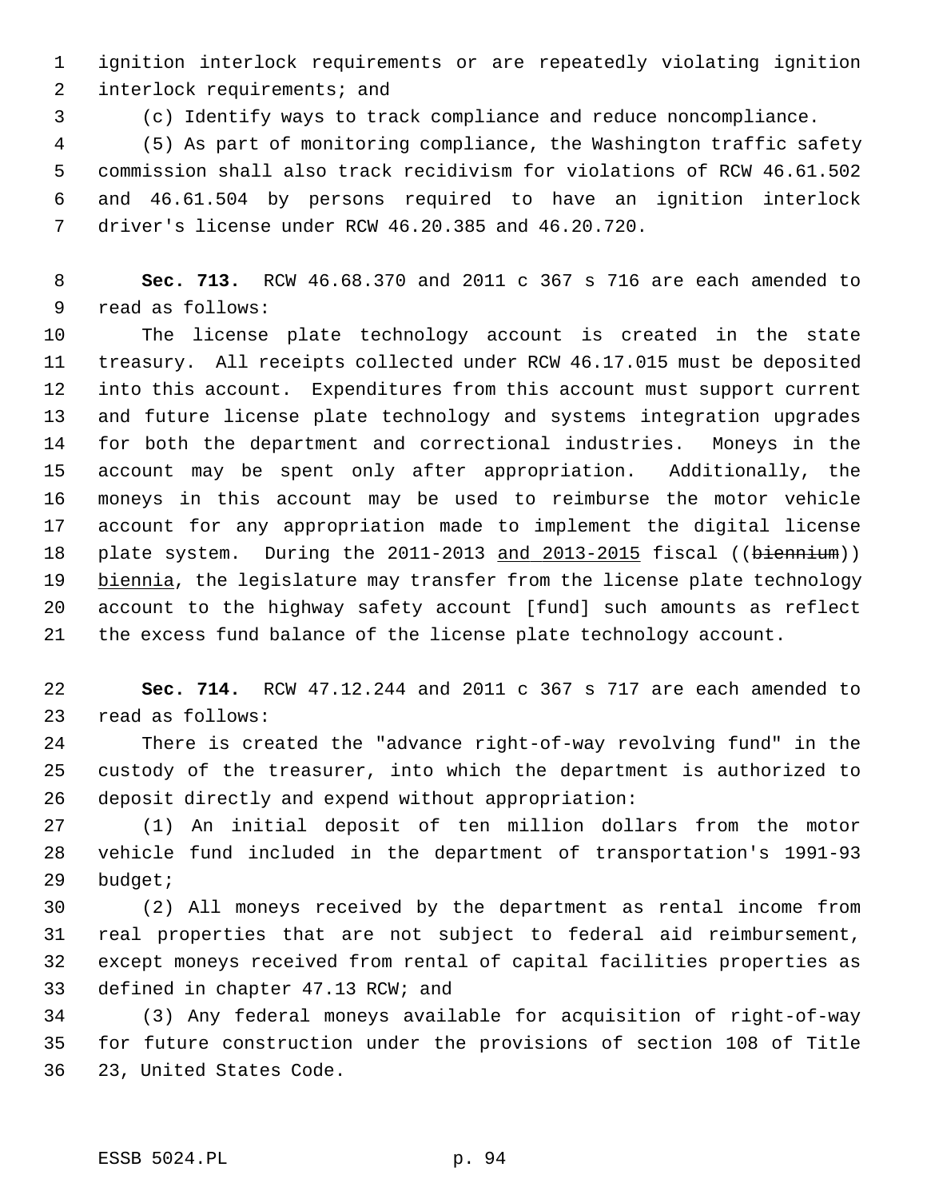ignition interlock requirements or are repeatedly violating ignition interlock requirements; and

(c) Identify ways to track compliance and reduce noncompliance.

(5) As part of monitoring compliance, the Washington traffic safety commission shall also track recidivism for violations of RCW 46.61.502 and 46.61.504 by persons required to have an ignition interlock driver's license under RCW 46.20.385 and 46.20.720.

**Sec. 713.** RCW 46.68.370 and 2011 c 367 s 716 are each amended to read as follows:

The license plate technology account is created in the state treasury. All receipts collected under RCW 46.17.015 must be deposited into this account. Expenditures from this account must support current and future license plate technology and systems integration upgrades for both the department and correctional industries. Moneys in the account may be spent only after appropriation. Additionally, the moneys in this account may be used to reimburse the motor vehicle account for any appropriation made to implement the digital license plate system. During the 2011-2013 and 2013-2015 fiscal ((~~biennium~~)) biennia, the legislature may transfer from the license plate technology account to the highway safety account [fund] such amounts as reflect the excess fund balance of the license plate technology account.

**Sec. 714.** RCW 47.12.244 and 2011 c 367 s 717 are each amended to read as follows:

There is created the "advance right-of-way revolving fund" in the custody of the treasurer, into which the department is authorized to deposit directly and expend without appropriation:

(1) An initial deposit of ten million dollars from the motor vehicle fund included in the department of transportation's 1991-93 budget;

(2) All moneys received by the department as rental income from real properties that are not subject to federal aid reimbursement, except moneys received from rental of capital facilities properties as defined in chapter 47.13 RCW; and

(3) Any federal moneys available for acquisition of right-of-way for future construction under the provisions of section 108 of Title 23, United States Code.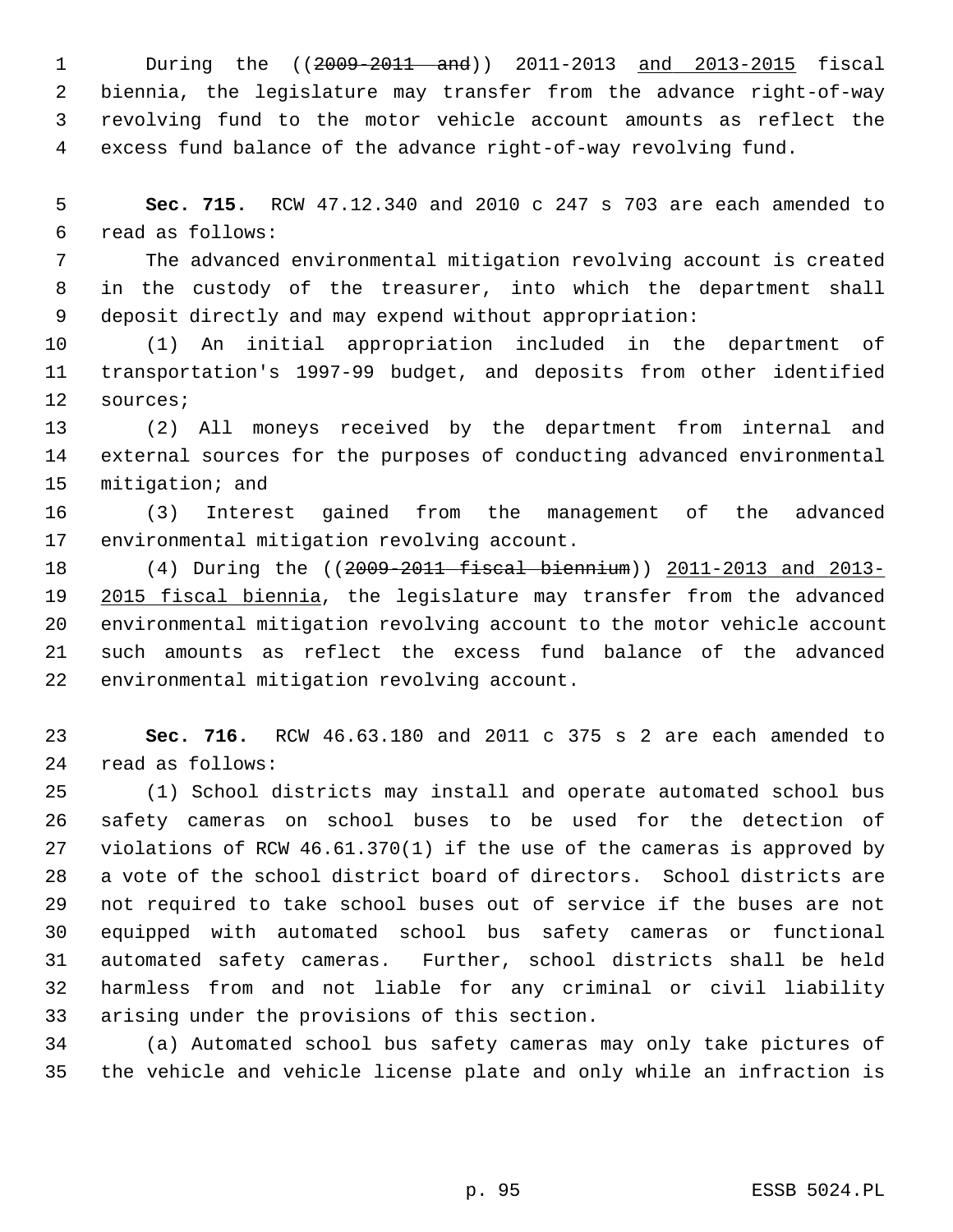During the ((~~2009-2011 and~~)) 2011-2013 <u>and 2013-2015</u> fiscal biennia, the legislature may transfer from the advance right-of-way revolving fund to the motor vehicle account amounts as reflect the excess fund balance of the advance right-of-way revolving fund.

**Sec. 715.** RCW 47.12.340 and 2010 c 247 s 703 are each amended to read as follows:

The advanced environmental mitigation revolving account is created in the custody of the treasurer, into which the department shall deposit directly and may expend without appropriation:

(1) An initial appropriation included in the department of transportation's 1997-99 budget, and deposits from other identified sources;

(2) All moneys received by the department from internal and external sources for the purposes of conducting advanced environmental mitigation; and

(3) Interest gained from the management of the advanced environmental mitigation revolving account.

(4) During the ((~~2009-2011 fiscal biennium~~)) <u>2011-2013 and 2013-2015 fiscal biennia</u>, the legislature may transfer from the advanced environmental mitigation revolving account to the motor vehicle account such amounts as reflect the excess fund balance of the advanced environmental mitigation revolving account.

**Sec. 716.** RCW 46.63.180 and 2011 c 375 s 2 are each amended to read as follows:

(1) School districts may install and operate automated school bus safety cameras on school buses to be used for the detection of violations of RCW 46.61.370(1) if the use of the cameras is approved by a vote of the school district board of directors. School districts are not required to take school buses out of service if the buses are not equipped with automated school bus safety cameras or functional automated safety cameras. Further, school districts shall be held harmless from and not liable for any criminal or civil liability arising under the provisions of this section.

(a) Automated school bus safety cameras may only take pictures of the vehicle and vehicle license plate and only while an infraction is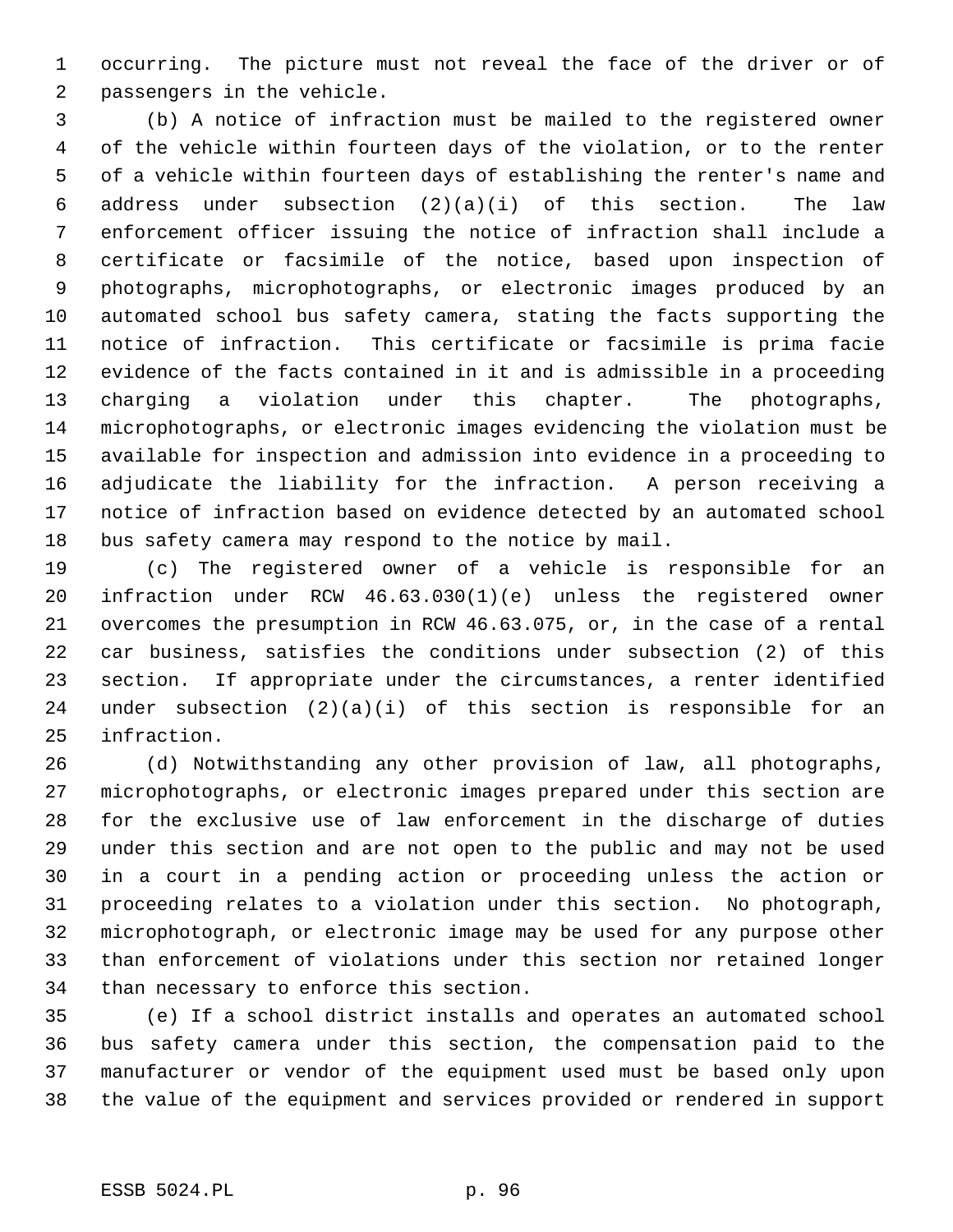occurring. The picture must not reveal the face of the driver or of passengers in the vehicle.

(b) A notice of infraction must be mailed to the registered owner of the vehicle within fourteen days of the violation, or to the renter of a vehicle within fourteen days of establishing the renter's name and address under subsection (2)(a)(i) of this section. The law enforcement officer issuing the notice of infraction shall include a certificate or facsimile of the notice, based upon inspection of photographs, microphotographs, or electronic images produced by an automated school bus safety camera, stating the facts supporting the notice of infraction. This certificate or facsimile is prima facie evidence of the facts contained in it and is admissible in a proceeding charging a violation under this chapter. The photographs, microphotographs, or electronic images evidencing the violation must be available for inspection and admission into evidence in a proceeding to adjudicate the liability for the infraction. A person receiving a notice of infraction based on evidence detected by an automated school bus safety camera may respond to the notice by mail.

(c) The registered owner of a vehicle is responsible for an infraction under RCW 46.63.030(1)(e) unless the registered owner overcomes the presumption in RCW 46.63.075, or, in the case of a rental car business, satisfies the conditions under subsection (2) of this section. If appropriate under the circumstances, a renter identified under subsection (2)(a)(i) of this section is responsible for an infraction.

(d) Notwithstanding any other provision of law, all photographs, microphotographs, or electronic images prepared under this section are for the exclusive use of law enforcement in the discharge of duties under this section and are not open to the public and may not be used in a court in a pending action or proceeding unless the action or proceeding relates to a violation under this section. No photograph, microphotograph, or electronic image may be used for any purpose other than enforcement of violations under this section nor retained longer than necessary to enforce this section.

(e) If a school district installs and operates an automated school bus safety camera under this section, the compensation paid to the manufacturer or vendor of the equipment used must be based only upon the value of the equipment and services provided or rendered in support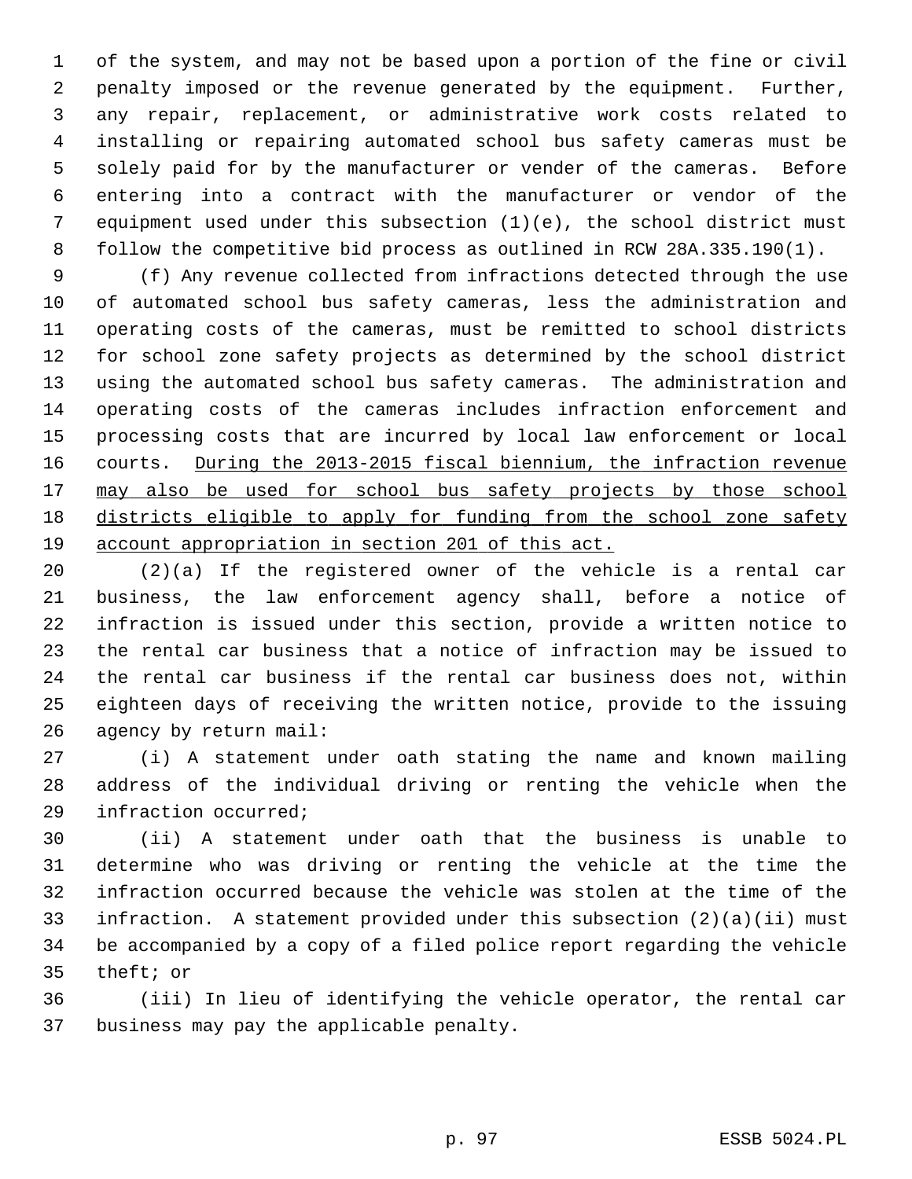of the system, and may not be based upon a portion of the fine or civil penalty imposed or the revenue generated by the equipment. Further, any repair, replacement, or administrative work costs related to installing or repairing automated school bus safety cameras must be solely paid for by the manufacturer or vender of the cameras. Before entering into a contract with the manufacturer or vendor of the equipment used under this subsection (1)(e), the school district must follow the competitive bid process as outlined in RCW 28A.335.190(1).

(f) Any revenue collected from infractions detected through the use of automated school bus safety cameras, less the administration and operating costs of the cameras, must be remitted to school districts for school zone safety projects as determined by the school district using the automated school bus safety cameras. The administration and operating costs of the cameras includes infraction enforcement and processing costs that are incurred by local law enforcement or local courts. <u>During the 2013-2015 fiscal biennium, the infraction revenue may also be used for school bus safety projects by those school districts eligible to apply for funding from the school zone safety account appropriation in section 201 of this act.</u>

(2)(a) If the registered owner of the vehicle is a rental car business, the law enforcement agency shall, before a notice of infraction is issued under this section, provide a written notice to the rental car business that a notice of infraction may be issued to the rental car business if the rental car business does not, within eighteen days of receiving the written notice, provide to the issuing agency by return mail:

(i) A statement under oath stating the name and known mailing address of the individual driving or renting the vehicle when the infraction occurred;

(ii) A statement under oath that the business is unable to determine who was driving or renting the vehicle at the time the infraction occurred because the vehicle was stolen at the time of the infraction. A statement provided under this subsection (2)(a)(ii) must be accompanied by a copy of a filed police report regarding the vehicle theft; or

(iii) In lieu of identifying the vehicle operator, the rental car business may pay the applicable penalty.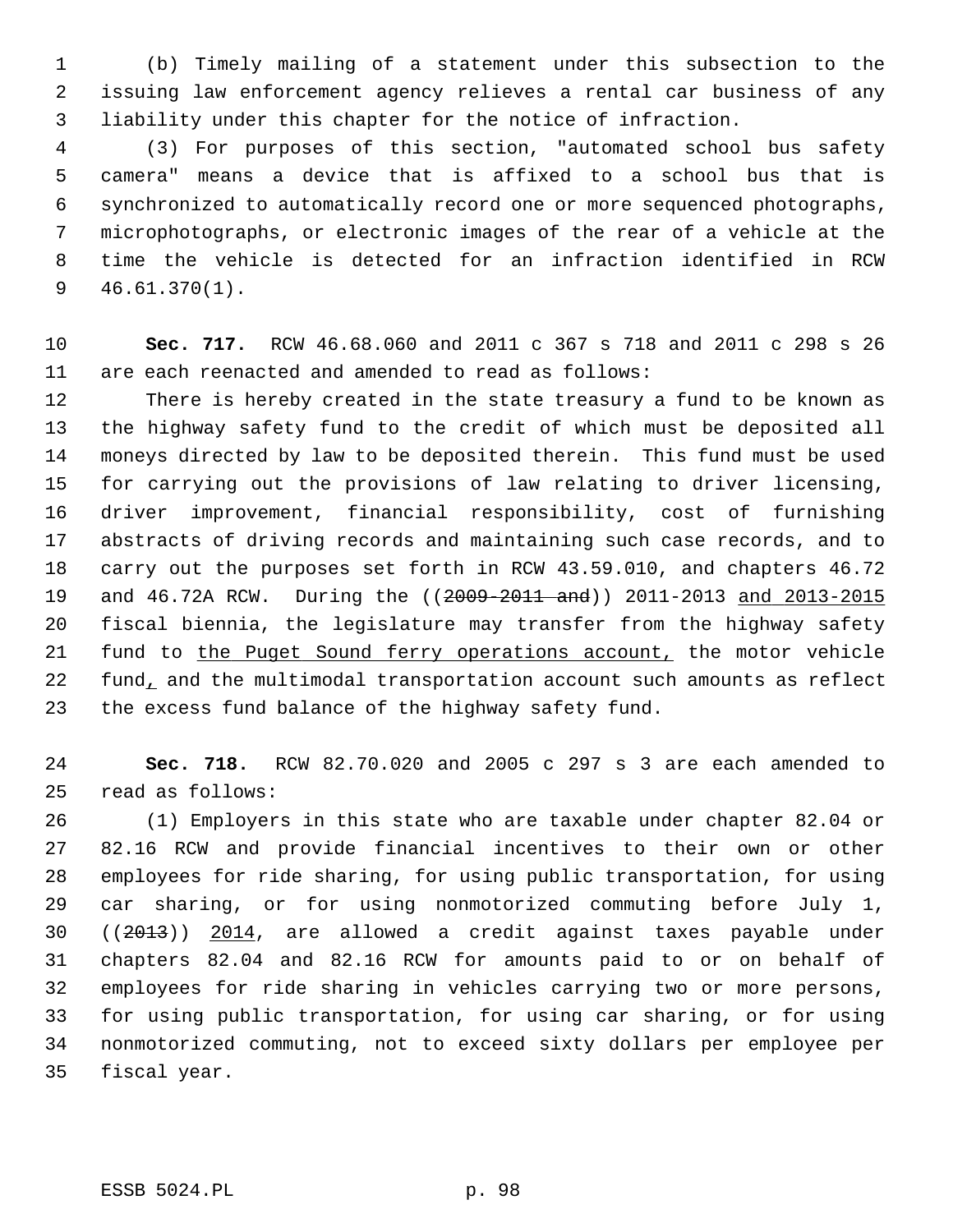(b) Timely mailing of a statement under this subsection to the issuing law enforcement agency relieves a rental car business of any liability under this chapter for the notice of infraction.

(3) For purposes of this section, "automated school bus safety camera" means a device that is affixed to a school bus that is synchronized to automatically record one or more sequenced photographs, microphotographs, or electronic images of the rear of a vehicle at the time the vehicle is detected for an infraction identified in RCW 46.61.370(1).

**Sec. 717.** RCW 46.68.060 and 2011 c 367 s 718 and 2011 c 298 s 26 are each reenacted and amended to read as follows:

There is hereby created in the state treasury a fund to be known as the highway safety fund to the credit of which must be deposited all moneys directed by law to be deposited therein. This fund must be used for carrying out the provisions of law relating to driver licensing, driver improvement, financial responsibility, cost of furnishing abstracts of driving records and maintaining such case records, and to carry out the purposes set forth in RCW 43.59.010, and chapters 46.72 and 46.72A RCW. During the ((~~2009-2011 and~~)) 2011-2013 <u>and 2013-2015</u> fiscal biennia, the legislature may transfer from the highway safety fund to <u>the Puget Sound ferry operations account,</u> the motor vehicle fund<u>,</u> and the multimodal transportation account such amounts as reflect the excess fund balance of the highway safety fund.

**Sec. 718.** RCW 82.70.020 and 2005 c 297 s 3 are each amended to read as follows:

(1) Employers in this state who are taxable under chapter 82.04 or 82.16 RCW and provide financial incentives to their own or other employees for ride sharing, for using public transportation, for using car sharing, or for using nonmotorized commuting before July 1, ((~~2013~~)) <u>2014</u>, are allowed a credit against taxes payable under chapters 82.04 and 82.16 RCW for amounts paid to or on behalf of employees for ride sharing in vehicles carrying two or more persons, for using public transportation, for using car sharing, or for using nonmotorized commuting, not to exceed sixty dollars per employee per fiscal year.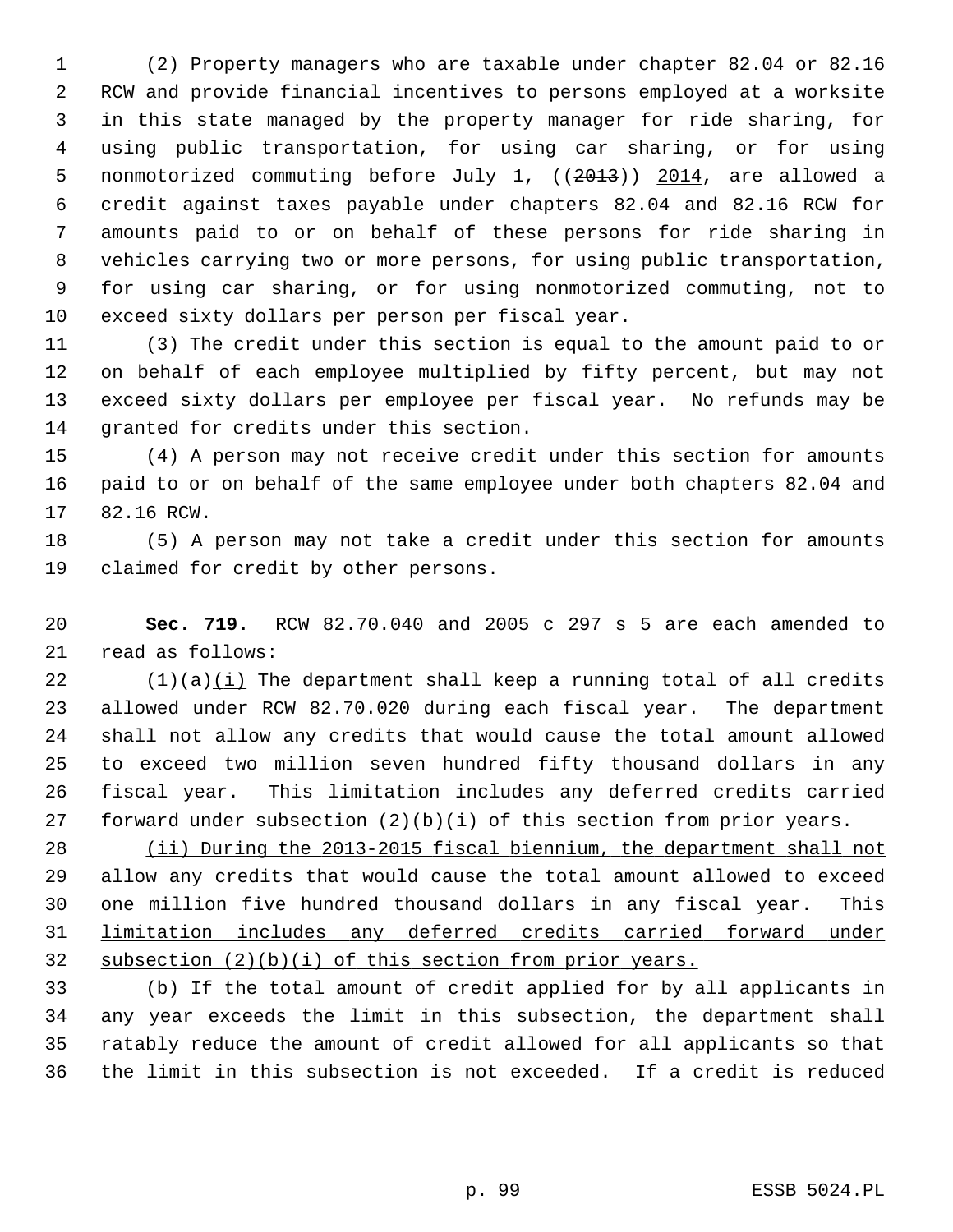(2) Property managers who are taxable under chapter 82.04 or 82.16 RCW and provide financial incentives to persons employed at a worksite in this state managed by the property manager for ride sharing, for using public transportation, for using car sharing, or for using nonmotorized commuting before July 1, ((~~2013~~)) 2014, are allowed a credit against taxes payable under chapters 82.04 and 82.16 RCW for amounts paid to or on behalf of these persons for ride sharing in vehicles carrying two or more persons, for using public transportation, for using car sharing, or for using nonmotorized commuting, not to exceed sixty dollars per person per fiscal year.

(3) The credit under this section is equal to the amount paid to or on behalf of each employee multiplied by fifty percent, but may not exceed sixty dollars per employee per fiscal year. No refunds may be granted for credits under this section.

(4) A person may not receive credit under this section for amounts paid to or on behalf of the same employee under both chapters 82.04 and 82.16 RCW.

(5) A person may not take a credit under this section for amounts claimed for credit by other persons.

**Sec. 719.** RCW 82.70.040 and 2005 c 297 s 5 are each amended to read as follows:

(1)(a)(i) The department shall keep a running total of all credits allowed under RCW 82.70.020 during each fiscal year. The department shall not allow any credits that would cause the total amount allowed to exceed two million seven hundred fifty thousand dollars in any fiscal year. This limitation includes any deferred credits carried forward under subsection (2)(b)(i) of this section from prior years.

(ii) During the 2013-2015 fiscal biennium, the department shall not allow any credits that would cause the total amount allowed to exceed one million five hundred thousand dollars in any fiscal year. This limitation includes any deferred credits carried forward under subsection (2)(b)(i) of this section from prior years.

(b) If the total amount of credit applied for by all applicants in any year exceeds the limit in this subsection, the department shall ratably reduce the amount of credit allowed for all applicants so that the limit in this subsection is not exceeded. If a credit is reduced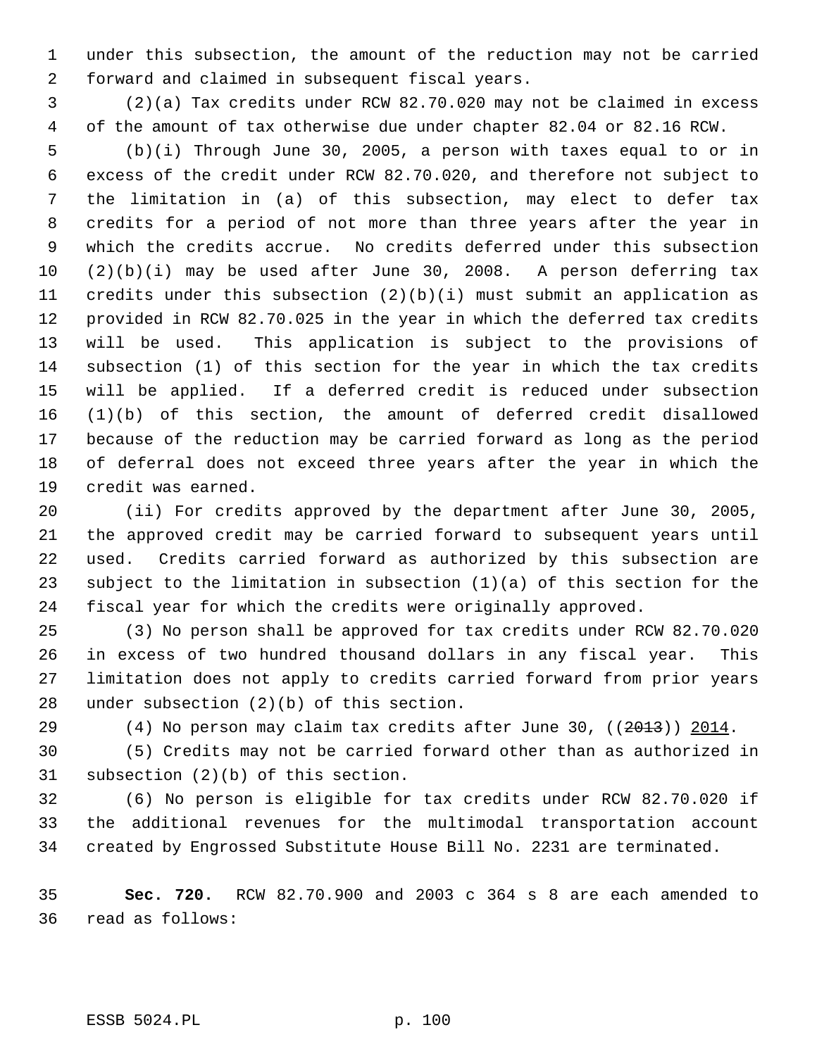under this subsection, the amount of the reduction may not be carried forward and claimed in subsequent fiscal years.

(2)(a) Tax credits under RCW 82.70.020 may not be claimed in excess of the amount of tax otherwise due under chapter 82.04 or 82.16 RCW.

(b)(i) Through June 30, 2005, a person with taxes equal to or in excess of the credit under RCW 82.70.020, and therefore not subject to the limitation in (a) of this subsection, may elect to defer tax credits for a period of not more than three years after the year in which the credits accrue. No credits deferred under this subsection (2)(b)(i) may be used after June 30, 2008. A person deferring tax credits under this subsection (2)(b)(i) must submit an application as provided in RCW 82.70.025 in the year in which the deferred tax credits will be used. This application is subject to the provisions of subsection (1) of this section for the year in which the tax credits will be applied. If a deferred credit is reduced under subsection (1)(b) of this section, the amount of deferred credit disallowed because of the reduction may be carried forward as long as the period of deferral does not exceed three years after the year in which the credit was earned.

(ii) For credits approved by the department after June 30, 2005, the approved credit may be carried forward to subsequent years until used. Credits carried forward as authorized by this subsection are subject to the limitation in subsection (1)(a) of this section for the fiscal year for which the credits were originally approved.

(3) No person shall be approved for tax credits under RCW 82.70.020 in excess of two hundred thousand dollars in any fiscal year. This limitation does not apply to credits carried forward from prior years under subsection (2)(b) of this section.

(4) No person may claim tax credits after June 30, ((~~2013~~)) <u>2014</u>.

(5) Credits may not be carried forward other than as authorized in subsection (2)(b) of this section.

(6) No person is eligible for tax credits under RCW 82.70.020 if the additional revenues for the multimodal transportation account created by Engrossed Substitute House Bill No. 2231 are terminated.

**Sec. 720.** RCW 82.70.900 and 2003 c 364 s 8 are each amended to read as follows: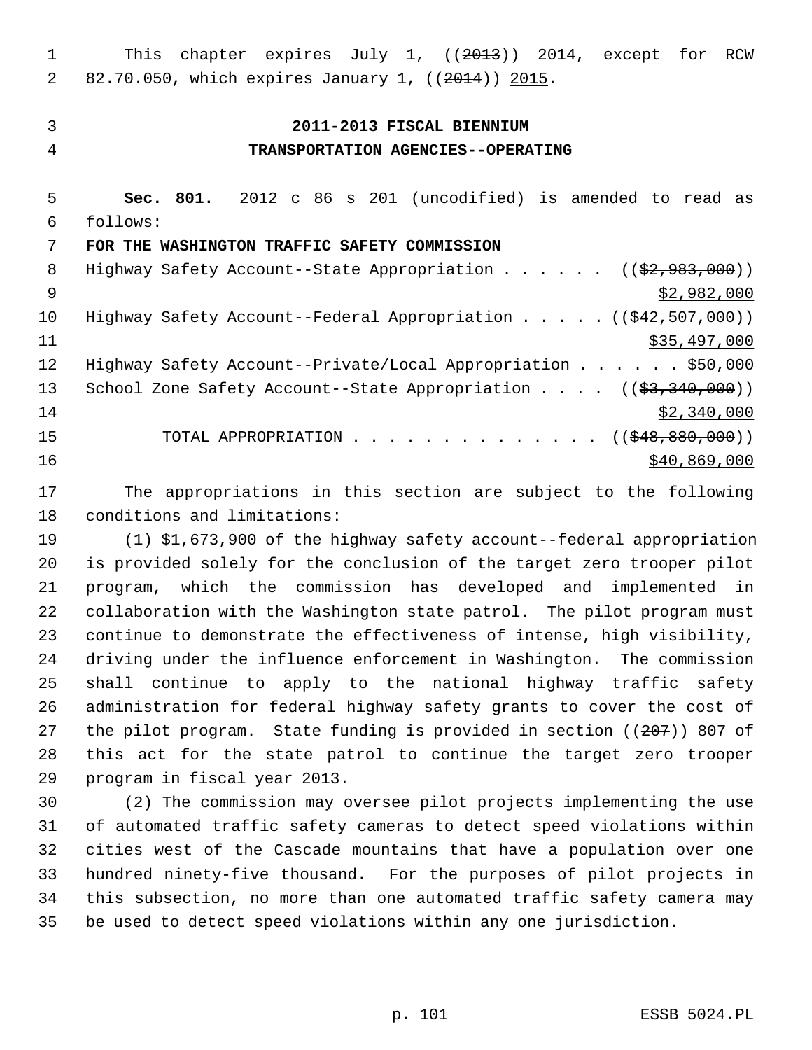This chapter expires July 1, ((~~2013~~)) <u>2014</u>, except for RCW 82.70.050, which expires January 1, ((~~2014~~)) <u>2015</u>.

**2011-2013 FISCAL BIENNIUM**
**TRANSPORTATION AGENCIES--OPERATING**

**Sec. 801.** 2012 c 86 s 201 (uncodified) is amended to read as follows:

**FOR THE WASHINGTON TRAFFIC SAFETY COMMISSION**

Highway Safety Account--State Appropriation . . . . . . ((~~$2,983,000~~)) <u>$2,982,000</u>

Highway Safety Account--Federal Appropriation . . . . . ((~~$42,507,000~~)) <u>$35,497,000</u>

Highway Safety Account--Private/Local Appropriation . . . . . . $50,000

School Zone Safety Account--State Appropriation . . . . ((~~$3,340,000~~)) <u>$2,340,000</u>

TOTAL APPROPRIATION . . . . . . . . . . . . . . ((~~$48,880,000~~)) <u>$40,869,000</u>

The appropriations in this section are subject to the following conditions and limitations:

(1) $1,673,900 of the highway safety account--federal appropriation is provided solely for the conclusion of the target zero trooper pilot program, which the commission has developed and implemented in collaboration with the Washington state patrol. The pilot program must continue to demonstrate the effectiveness of intense, high visibility, driving under the influence enforcement in Washington. The commission shall continue to apply to the national highway traffic safety administration for federal highway safety grants to cover the cost of the pilot program. State funding is provided in section ((~~207~~)) <u>807</u> of this act for the state patrol to continue the target zero trooper program in fiscal year 2013.

(2) The commission may oversee pilot projects implementing the use of automated traffic safety cameras to detect speed violations within cities west of the Cascade mountains that have a population over one hundred ninety-five thousand. For the purposes of pilot projects in this subsection, no more than one automated traffic safety camera may be used to detect speed violations within any one jurisdiction.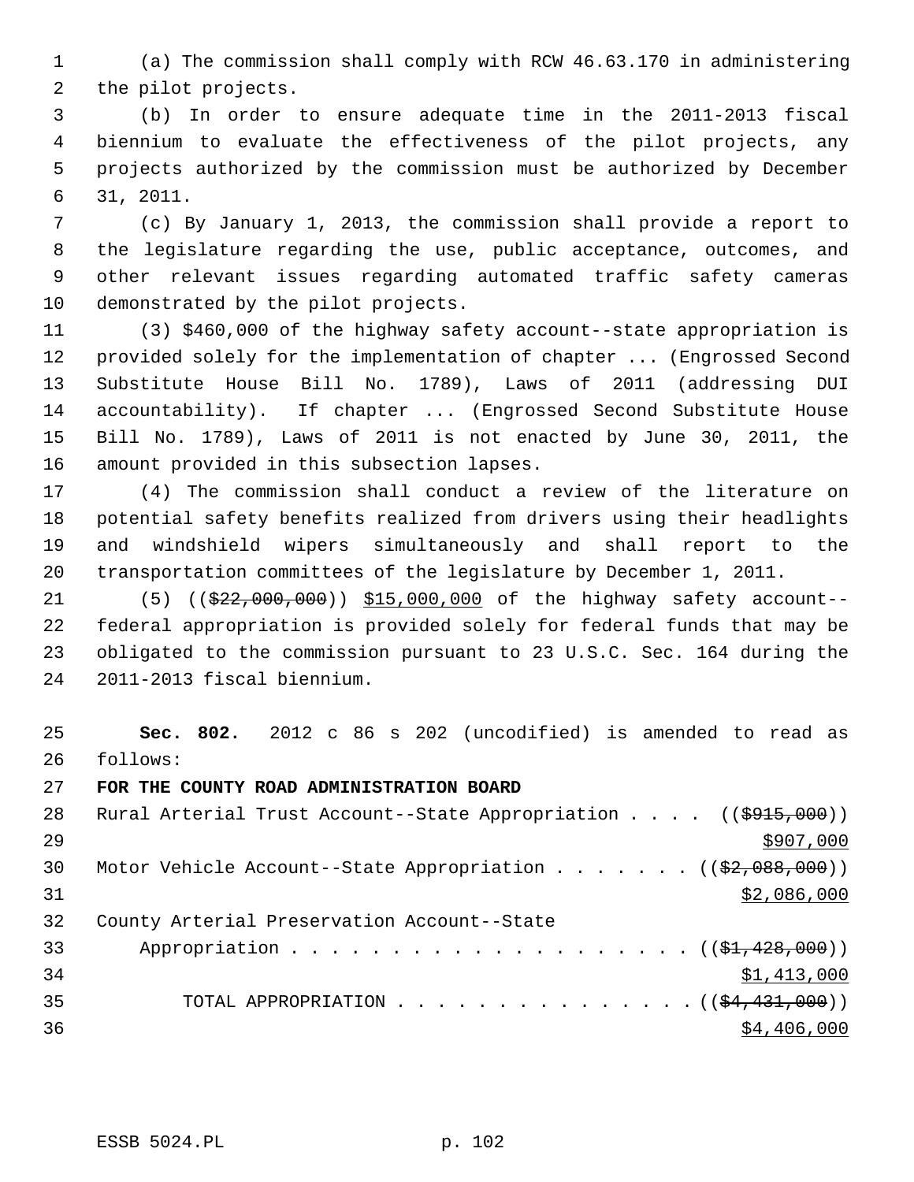(a) The commission shall comply with RCW 46.63.170 in administering the pilot projects.

(b) In order to ensure adequate time in the 2011-2013 fiscal biennium to evaluate the effectiveness of the pilot projects, any projects authorized by the commission must be authorized by December 31, 2011.

(c) By January 1, 2013, the commission shall provide a report to the legislature regarding the use, public acceptance, outcomes, and other relevant issues regarding automated traffic safety cameras demonstrated by the pilot projects.

(3) $460,000 of the highway safety account--state appropriation is provided solely for the implementation of chapter ... (Engrossed Second Substitute House Bill No. 1789), Laws of 2011 (addressing DUI accountability). If chapter ... (Engrossed Second Substitute House Bill No. 1789), Laws of 2011 is not enacted by June 30, 2011, the amount provided in this subsection lapses.

(4) The commission shall conduct a review of the literature on potential safety benefits realized from drivers using their headlights and windshield wipers simultaneously and shall report to the transportation committees of the legislature by December 1, 2011.

(5) ((~~$22,000,000~~)) $15,000,000 of the highway safety account--federal appropriation is provided solely for federal funds that may be obligated to the commission pursuant to 23 U.S.C. Sec. 164 during the 2011-2013 fiscal biennium.

**Sec. 802.** 2012 c 86 s 202 (uncodified) is amended to read as follows:

**FOR THE COUNTY ROAD ADMINISTRATION BOARD**

Rural Arterial Trust Account--State Appropriation . . . . ((~~$915,000~~)) $907,000

Motor Vehicle Account--State Appropriation . . . . . . . ((~~$2,088,000~~)) $2,086,000

County Arterial Preservation Account--State Appropriation . . . . . . . . . . . . . . . . . . . . ((~~$1,428,000~~)) $1,413,000

TOTAL APPROPRIATION . . . . . . . . . . . . . . . ((~~$4,431,000~~)) $4,406,000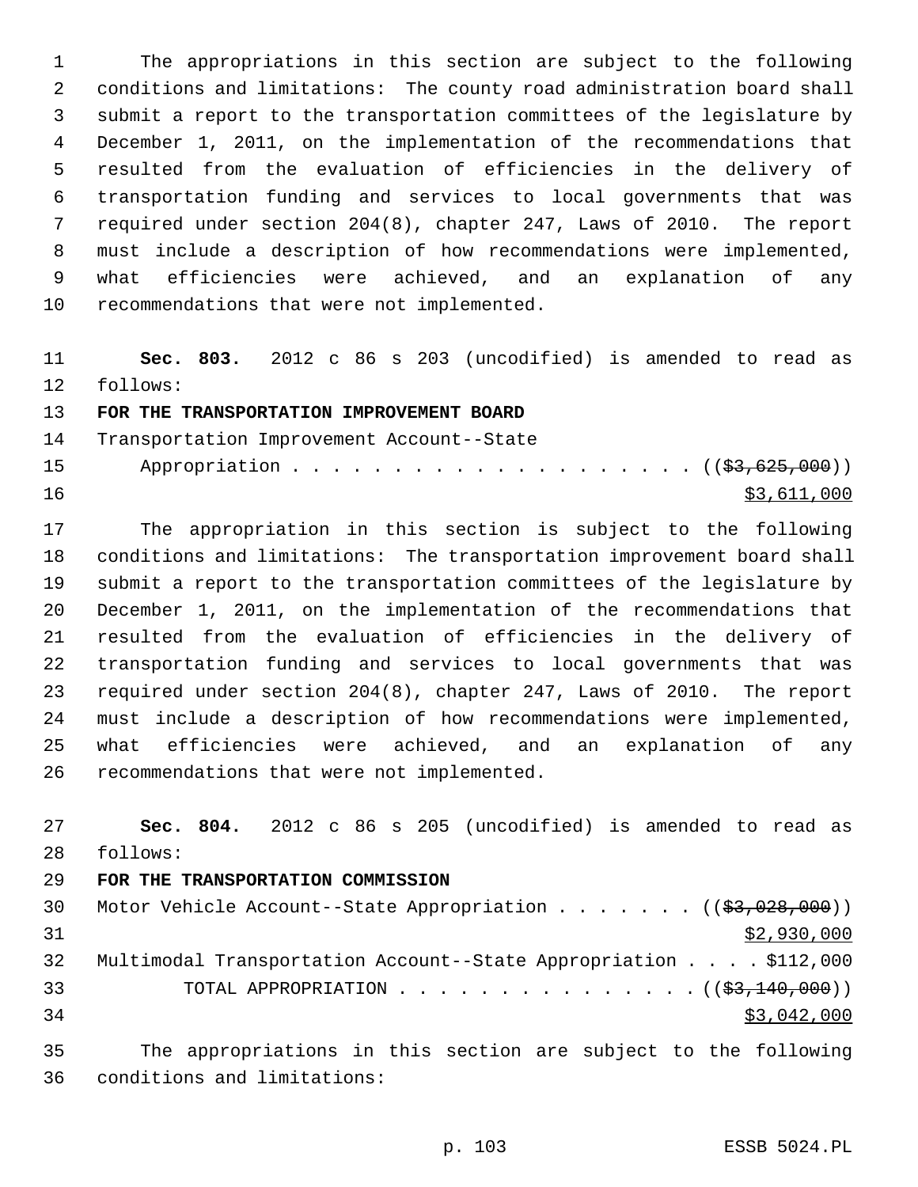The appropriations in this section are subject to the following conditions and limitations: The county road administration board shall submit a report to the transportation committees of the legislature by December 1, 2011, on the implementation of the recommendations that resulted from the evaluation of efficiencies in the delivery of transportation funding and services to local governments that was required under section 204(8), chapter 247, Laws of 2010. The report must include a description of how recommendations were implemented, what efficiencies were achieved, and an explanation of any recommendations that were not implemented.

**Sec. 803.** 2012 c 86 s 203 (uncodified) is amended to read as follows:

**FOR THE TRANSPORTATION IMPROVEMENT BOARD**

Transportation Improvement Account--State Appropriation . . . . . . . . . . . . . . . . . . . . ((~~$3,625,000~~))
<u>$3,611,000</u>

The appropriation in this section is subject to the following conditions and limitations: The transportation improvement board shall submit a report to the transportation committees of the legislature by December 1, 2011, on the implementation of the recommendations that resulted from the evaluation of efficiencies in the delivery of transportation funding and services to local governments that was required under section 204(8), chapter 247, Laws of 2010. The report must include a description of how recommendations were implemented, what efficiencies were achieved, and an explanation of any recommendations that were not implemented.

**Sec. 804.** 2012 c 86 s 205 (uncodified) is amended to read as follows:

**FOR THE TRANSPORTATION COMMISSION**

Motor Vehicle Account--State Appropriation . . . . . . . ((~~$3,028,000~~))
<u>$2,930,000</u>

Multimodal Transportation Account--State Appropriation . . . . $112,000

TOTAL APPROPRIATION . . . . . . . . . . . . . . . ((~~$3,140,000~~))
<u>$3,042,000</u>

The appropriations in this section are subject to the following conditions and limitations: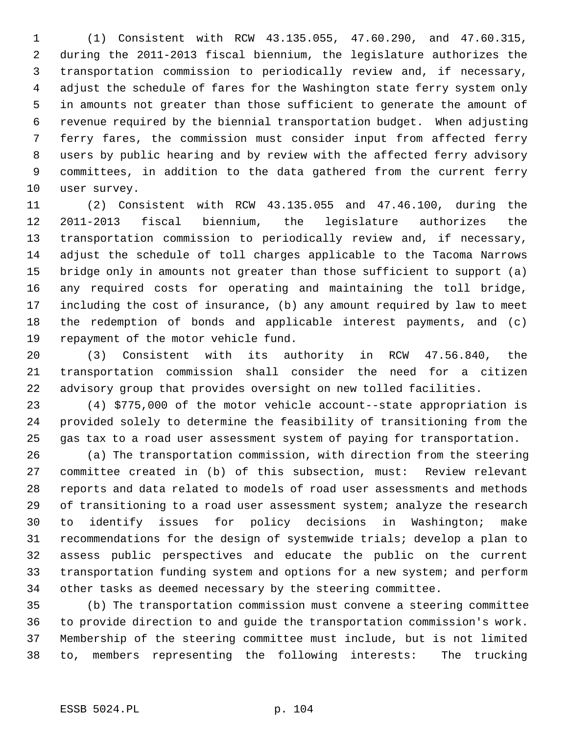(1) Consistent with RCW 43.135.055, 47.60.290, and 47.60.315, during the 2011-2013 fiscal biennium, the legislature authorizes the transportation commission to periodically review and, if necessary, adjust the schedule of fares for the Washington state ferry system only in amounts not greater than those sufficient to generate the amount of revenue required by the biennial transportation budget. When adjusting ferry fares, the commission must consider input from affected ferry users by public hearing and by review with the affected ferry advisory committees, in addition to the data gathered from the current ferry user survey.

(2) Consistent with RCW 43.135.055 and 47.46.100, during the 2011-2013 fiscal biennium, the legislature authorizes the transportation commission to periodically review and, if necessary, adjust the schedule of toll charges applicable to the Tacoma Narrows bridge only in amounts not greater than those sufficient to support (a) any required costs for operating and maintaining the toll bridge, including the cost of insurance, (b) any amount required by law to meet the redemption of bonds and applicable interest payments, and (c) repayment of the motor vehicle fund.

(3) Consistent with its authority in RCW 47.56.840, the transportation commission shall consider the need for a citizen advisory group that provides oversight on new tolled facilities.

(4) $775,000 of the motor vehicle account--state appropriation is provided solely to determine the feasibility of transitioning from the gas tax to a road user assessment system of paying for transportation.

(a) The transportation commission, with direction from the steering committee created in (b) of this subsection, must: Review relevant reports and data related to models of road user assessments and methods of transitioning to a road user assessment system; analyze the research to identify issues for policy decisions in Washington; make recommendations for the design of systemwide trials; develop a plan to assess public perspectives and educate the public on the current transportation funding system and options for a new system; and perform other tasks as deemed necessary by the steering committee.

(b) The transportation commission must convene a steering committee to provide direction to and guide the transportation commission's work. Membership of the steering committee must include, but is not limited to, members representing the following interests: The trucking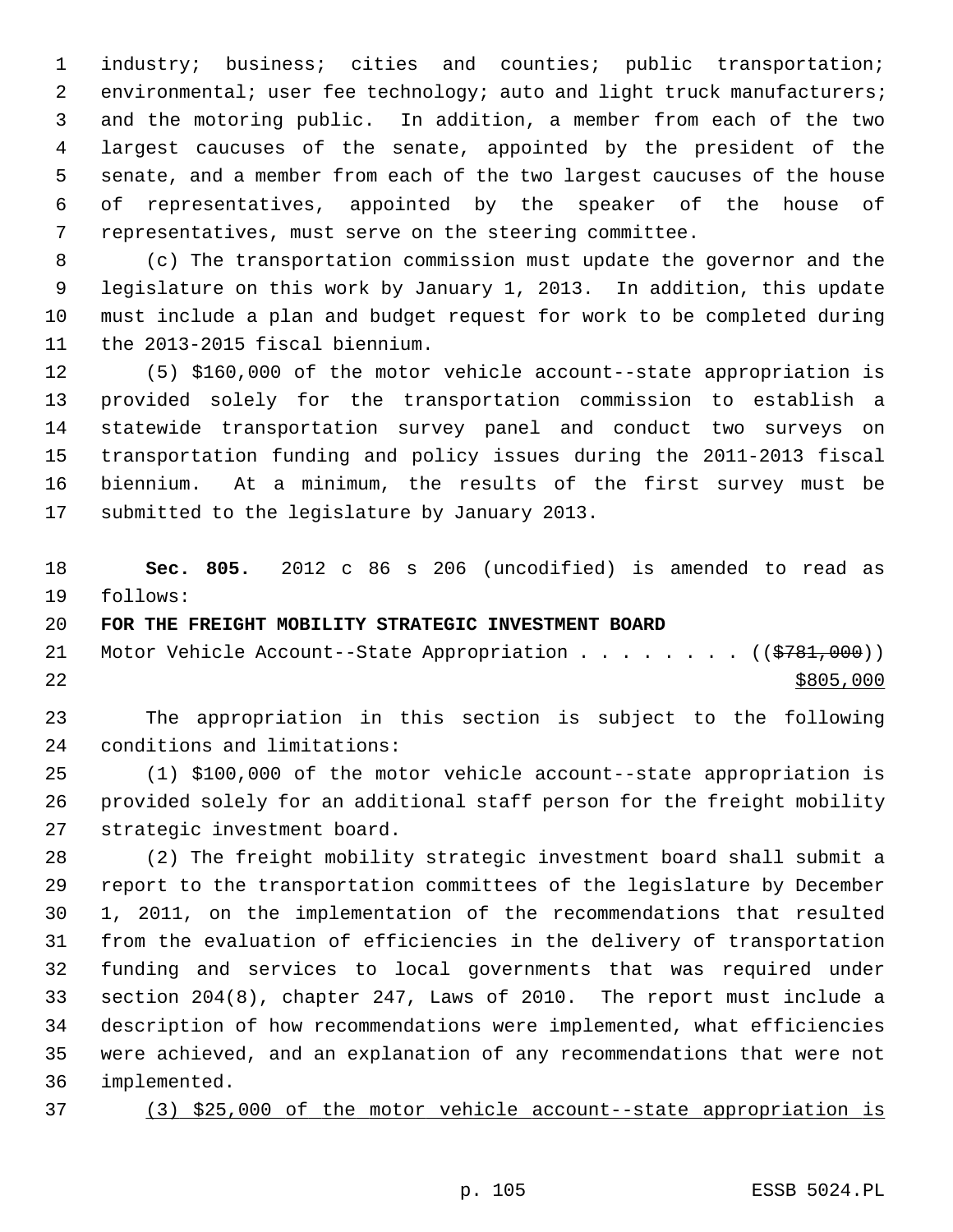industry; business; cities and counties; public transportation; environmental; user fee technology; auto and light truck manufacturers; and the motoring public. In addition, a member from each of the two largest caucuses of the senate, appointed by the president of the senate, and a member from each of the two largest caucuses of the house of representatives, appointed by the speaker of the house of representatives, must serve on the steering committee.

(c) The transportation commission must update the governor and the legislature on this work by January 1, 2013. In addition, this update must include a plan and budget request for work to be completed during the 2013-2015 fiscal biennium.

(5) $160,000 of the motor vehicle account--state appropriation is provided solely for the transportation commission to establish a statewide transportation survey panel and conduct two surveys on transportation funding and policy issues during the 2011-2013 fiscal biennium. At a minimum, the results of the first survey must be submitted to the legislature by January 2013.

**Sec. 805.** 2012 c 86 s 206 (uncodified) is amended to read as follows:

**FOR THE FREIGHT MOBILITY STRATEGIC INVESTMENT BOARD**

Motor Vehicle Account--State Appropriation . . . . . . . . ((~~$781,000~~))
<u>$805,000</u>

The appropriation in this section is subject to the following conditions and limitations:

(1) $100,000 of the motor vehicle account--state appropriation is provided solely for an additional staff person for the freight mobility strategic investment board.

(2) The freight mobility strategic investment board shall submit a report to the transportation committees of the legislature by December 1, 2011, on the implementation of the recommendations that resulted from the evaluation of efficiencies in the delivery of transportation funding and services to local governments that was required under section 204(8), chapter 247, Laws of 2010. The report must include a description of how recommendations were implemented, what efficiencies were achieved, and an explanation of any recommendations that were not implemented.

<u>(3) $25,000 of the motor vehicle account--state appropriation is</u>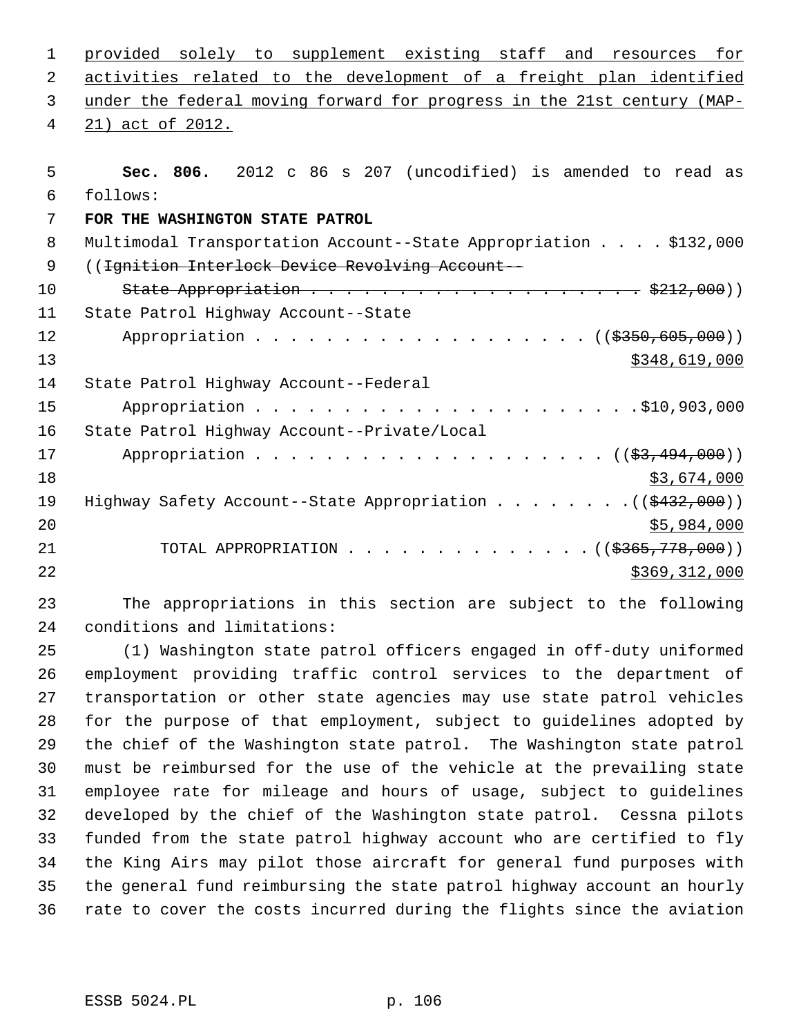provided solely to supplement existing staff and resources for activities related to the development of a freight plan identified under the federal moving forward for progress in the 21st century (MAP-21) act of 2012.

**Sec. 806.** 2012 c 86 s 207 (uncodified) is amended to read as follows:

**FOR THE WASHINGTON STATE PATROL**

Multimodal Transportation Account--State Appropriation . . . . $132,000

((~~Ignition Interlock Device Revolving Account--~~
~~State Appropriation . . . . . . . . . . . . . . . . . . . $212,000~~))

State Patrol Highway Account--State
Appropriation . . . . . . . . . . . . . . . . . . . (( ~~$350,605,000~~ ))
$348,619,000

State Patrol Highway Account--Federal
Appropriation . . . . . . . . . . . . . . . . . . . . . .$10,903,000

State Patrol Highway Account--Private/Local
Appropriation . . . . . . . . . . . . . . . . . . . . (( ~~$3,494,000~~ ))
$3,674,000

Highway Safety Account--State Appropriation . . . . . . . .(( ~~$432,000~~ ))
$5,984,000

TOTAL APPROPRIATION . . . . . . . . . . . . . .(( ~~$365,778,000~~ ))
$369,312,000

The appropriations in this section are subject to the following conditions and limitations:

(1) Washington state patrol officers engaged in off-duty uniformed employment providing traffic control services to the department of transportation or other state agencies may use state patrol vehicles for the purpose of that employment, subject to guidelines adopted by the chief of the Washington state patrol. The Washington state patrol must be reimbursed for the use of the vehicle at the prevailing state employee rate for mileage and hours of usage, subject to guidelines developed by the chief of the Washington state patrol. Cessna pilots funded from the state patrol highway account who are certified to fly the King Airs may pilot those aircraft for general fund purposes with the general fund reimbursing the state patrol highway account an hourly rate to cover the costs incurred during the flights since the aviation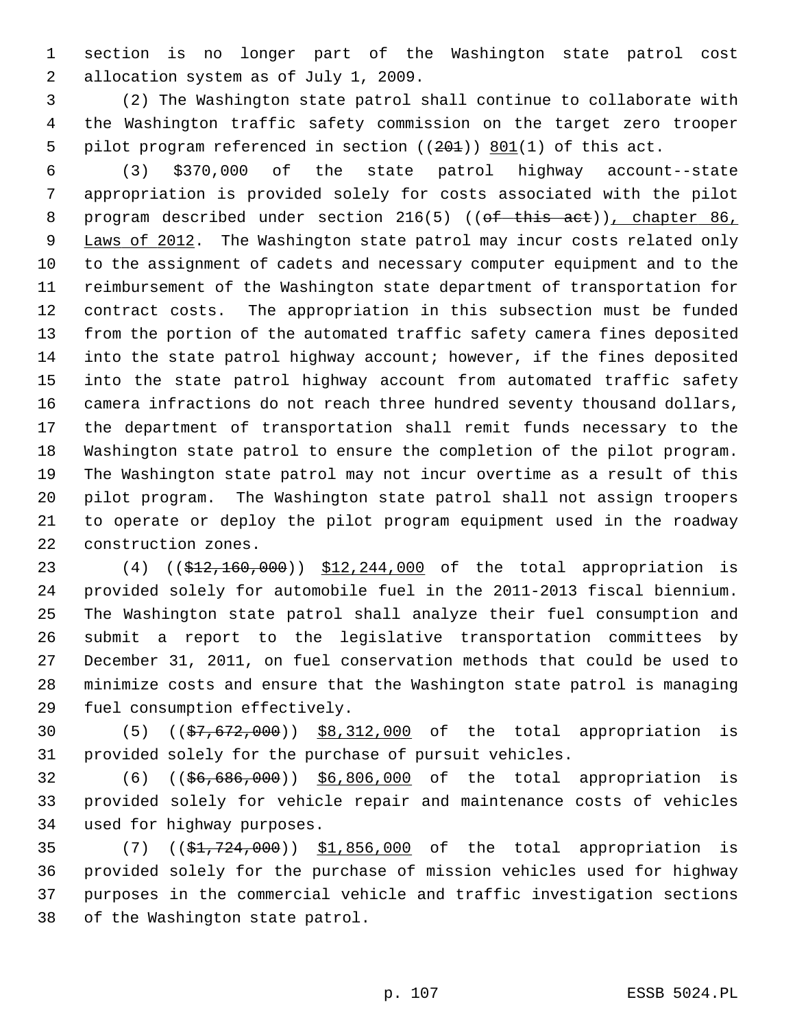section is no longer part of the Washington state patrol cost allocation system as of July 1, 2009.

(2) The Washington state patrol shall continue to collaborate with the Washington traffic safety commission on the target zero trooper pilot program referenced in section ((~~201~~)) 801(1) of this act.

(3) $370,000 of the state patrol highway account--state appropriation is provided solely for costs associated with the pilot program described under section 216(5) ((~~of this act~~)), chapter 86, Laws of 2012. The Washington state patrol may incur costs related only to the assignment of cadets and necessary computer equipment and to the reimbursement of the Washington state department of transportation for contract costs. The appropriation in this subsection must be funded from the portion of the automated traffic safety camera fines deposited into the state patrol highway account; however, if the fines deposited into the state patrol highway account from automated traffic safety camera infractions do not reach three hundred seventy thousand dollars, the department of transportation shall remit funds necessary to the Washington state patrol to ensure the completion of the pilot program. The Washington state patrol may not incur overtime as a result of this pilot program. The Washington state patrol shall not assign troopers to operate or deploy the pilot program equipment used in the roadway construction zones.

(4) ((~~$12,160,000~~)) $12,244,000 of the total appropriation is provided solely for automobile fuel in the 2011-2013 fiscal biennium. The Washington state patrol shall analyze their fuel consumption and submit a report to the legislative transportation committees by December 31, 2011, on fuel conservation methods that could be used to minimize costs and ensure that the Washington state patrol is managing fuel consumption effectively.

(5) ((~~$7,672,000~~)) $8,312,000 of the total appropriation is provided solely for the purchase of pursuit vehicles.

(6) ((~~$6,686,000~~)) $6,806,000 of the total appropriation is provided solely for vehicle repair and maintenance costs of vehicles used for highway purposes.

(7) ((~~$1,724,000~~)) $1,856,000 of the total appropriation is provided solely for the purchase of mission vehicles used for highway purposes in the commercial vehicle and traffic investigation sections of the Washington state patrol.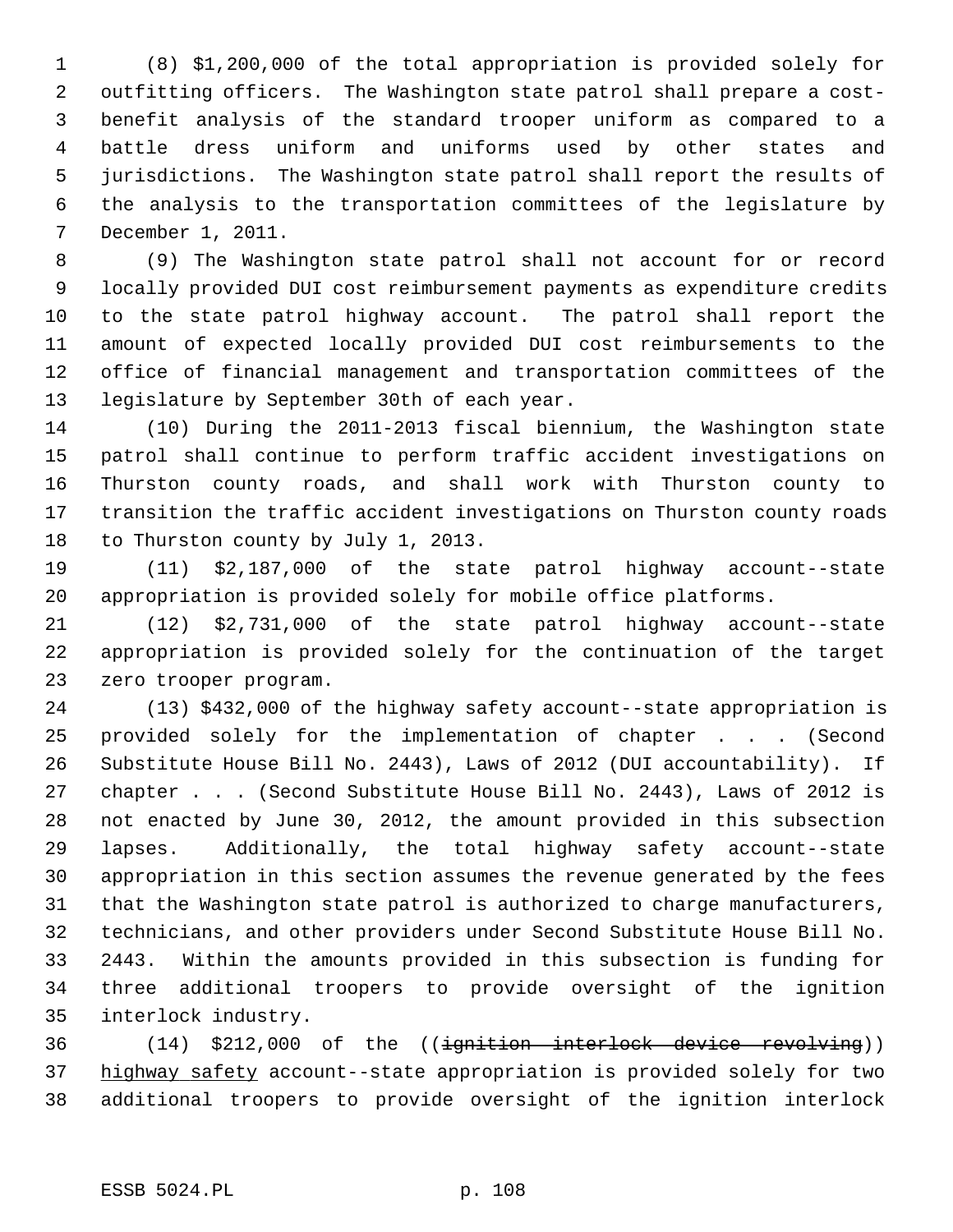(8) $1,200,000 of the total appropriation is provided solely for outfitting officers. The Washington state patrol shall prepare a cost-benefit analysis of the standard trooper uniform as compared to a battle dress uniform and uniforms used by other states and jurisdictions. The Washington state patrol shall report the results of the analysis to the transportation committees of the legislature by December 1, 2011.

(9) The Washington state patrol shall not account for or record locally provided DUI cost reimbursement payments as expenditure credits to the state patrol highway account. The patrol shall report the amount of expected locally provided DUI cost reimbursements to the office of financial management and transportation committees of the legislature by September 30th of each year.

(10) During the 2011-2013 fiscal biennium, the Washington state patrol shall continue to perform traffic accident investigations on Thurston county roads, and shall work with Thurston county to transition the traffic accident investigations on Thurston county roads to Thurston county by July 1, 2013.

(11) $2,187,000 of the state patrol highway account--state appropriation is provided solely for mobile office platforms.

(12) $2,731,000 of the state patrol highway account--state appropriation is provided solely for the continuation of the target zero trooper program.

(13) $432,000 of the highway safety account--state appropriation is provided solely for the implementation of chapter . . . (Second Substitute House Bill No. 2443), Laws of 2012 (DUI accountability). If chapter . . . (Second Substitute House Bill No. 2443), Laws of 2012 is not enacted by June 30, 2012, the amount provided in this subsection lapses. Additionally, the total highway safety account--state appropriation in this section assumes the revenue generated by the fees that the Washington state patrol is authorized to charge manufacturers, technicians, and other providers under Second Substitute House Bill No. 2443. Within the amounts provided in this subsection is funding for three additional troopers to provide oversight of the ignition interlock industry.

(14) $212,000 of the ((~~ignition interlock device revolving~~)) highway safety account--state appropriation is provided solely for two additional troopers to provide oversight of the ignition interlock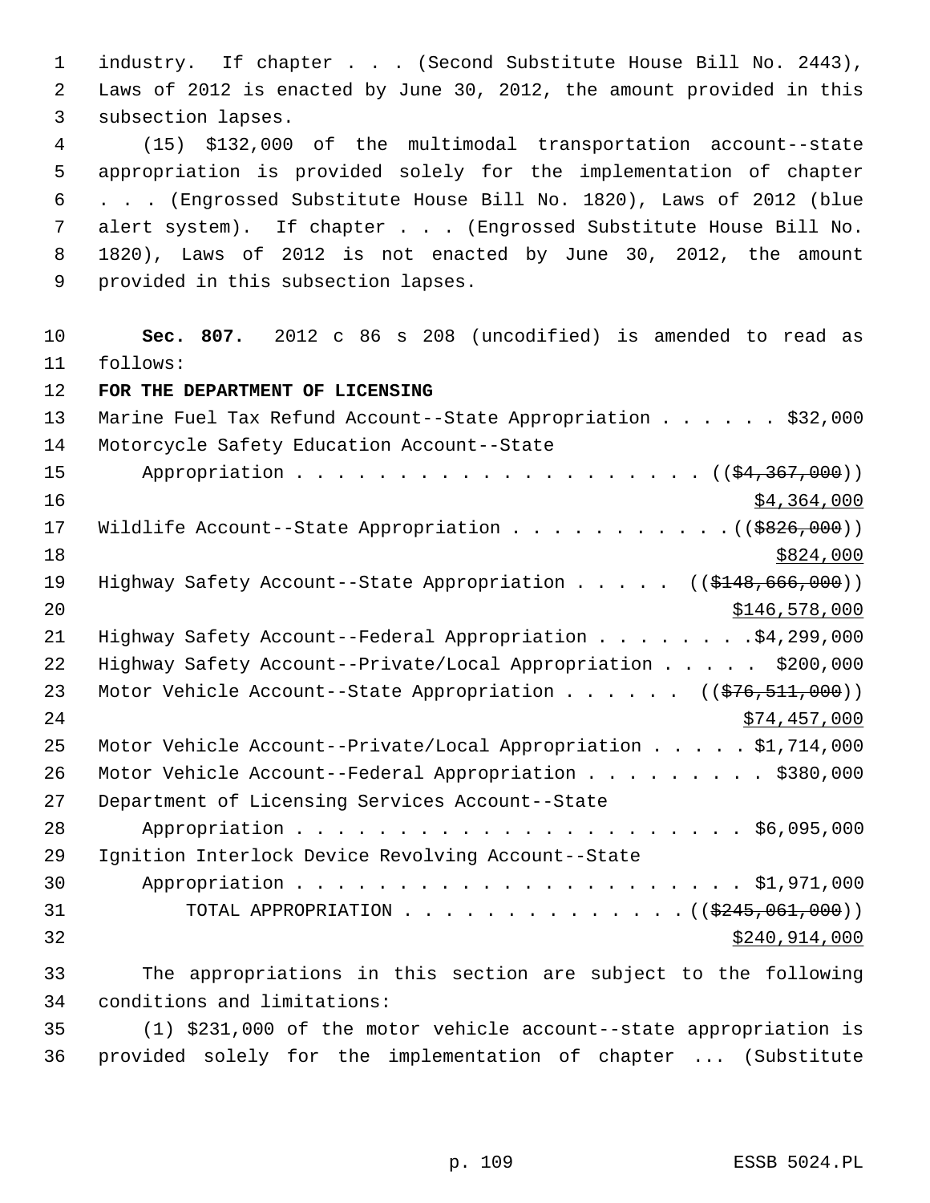industry. If chapter . . . (Second Substitute House Bill No. 2443), Laws of 2012 is enacted by June 30, 2012, the amount provided in this subsection lapses.

(15) $132,000 of the multimodal transportation account--state appropriation is provided solely for the implementation of chapter . . . (Engrossed Substitute House Bill No. 1820), Laws of 2012 (blue alert system). If chapter . . . (Engrossed Substitute House Bill No. 1820), Laws of 2012 is not enacted by June 30, 2012, the amount provided in this subsection lapses.

**Sec. 807.** 2012 c 86 s 208 (uncodified) is amended to read as follows:

**FOR THE DEPARTMENT OF LICENSING**

Marine Fuel Tax Refund Account--State Appropriation . . . . . . $32,000

Motorcycle Safety Education Account--State Appropriation . . . . . . . . . . . . . . . . . . . . (($4,367,000)) $4,364,000

Wildlife Account--State Appropriation . . . . . . . . . . . (($826,000)) $824,000

Highway Safety Account--State Appropriation . . . . . (($148,666,000)) $146,578,000

Highway Safety Account--Federal Appropriation . . . . . . . . $4,299,000

Highway Safety Account--Private/Local Appropriation . . . . . $200,000

Motor Vehicle Account--State Appropriation . . . . . . (($76,511,000)) $74,457,000

Motor Vehicle Account--Private/Local Appropriation . . . . . $1,714,000

Motor Vehicle Account--Federal Appropriation . . . . . . . . . $380,000

Department of Licensing Services Account--State Appropriation . . . . . . . . . . . . . . . . . . . . . . $6,095,000

Ignition Interlock Device Revolving Account--State Appropriation . . . . . . . . . . . . . . . . . . . . . . $1,971,000

TOTAL APPROPRIATION . . . . . . . . . . . . . . (($245,061,000)) $240,914,000

The appropriations in this section are subject to the following conditions and limitations:

(1) $231,000 of the motor vehicle account--state appropriation is provided solely for the implementation of chapter ... (Substitute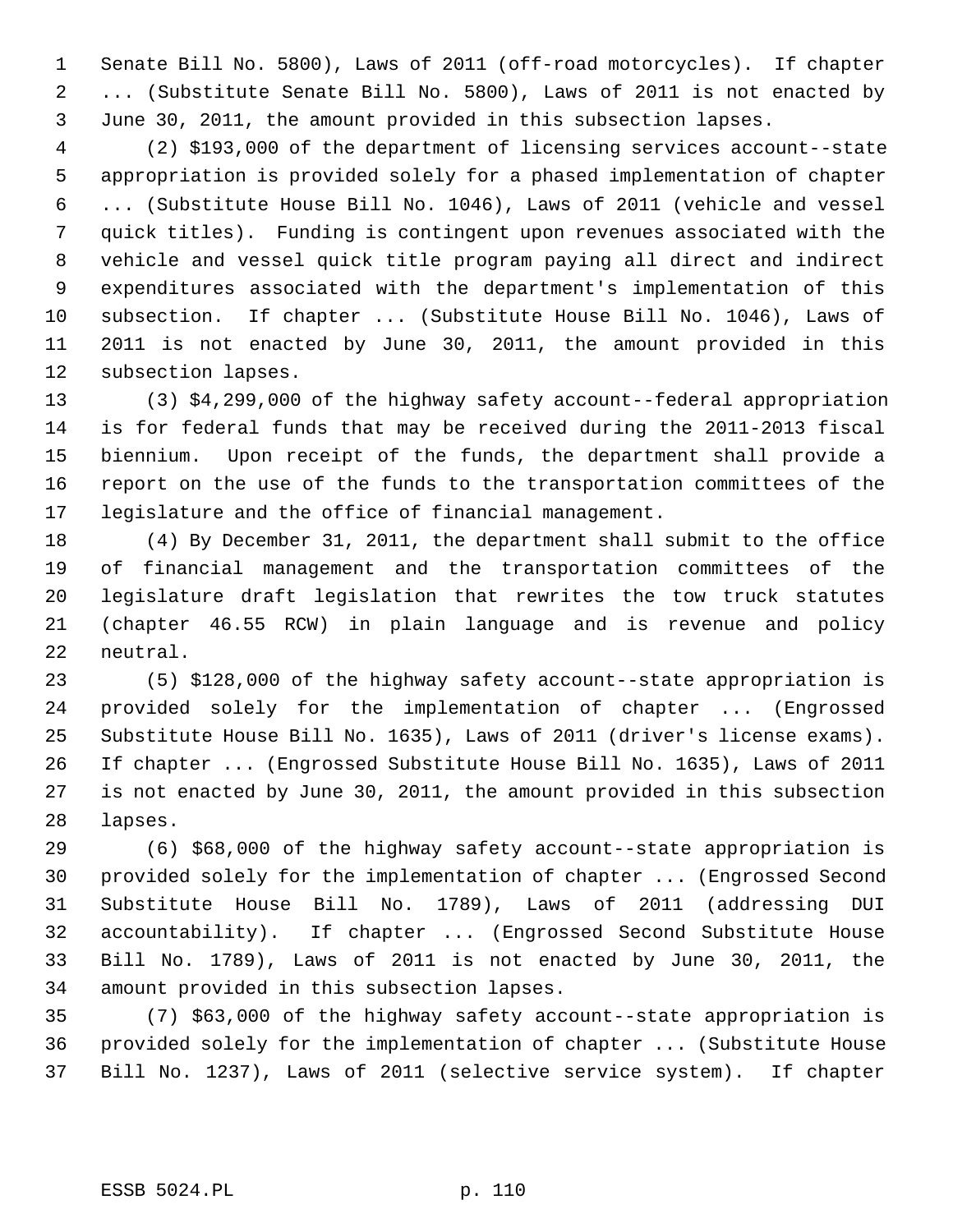Senate Bill No. 5800), Laws of 2011 (off-road motorcycles). If chapter ... (Substitute Senate Bill No. 5800), Laws of 2011 is not enacted by June 30, 2011, the amount provided in this subsection lapses.

(2) $193,000 of the department of licensing services account--state appropriation is provided solely for a phased implementation of chapter ... (Substitute House Bill No. 1046), Laws of 2011 (vehicle and vessel quick titles). Funding is contingent upon revenues associated with the vehicle and vessel quick title program paying all direct and indirect expenditures associated with the department's implementation of this subsection. If chapter ... (Substitute House Bill No. 1046), Laws of 2011 is not enacted by June 30, 2011, the amount provided in this subsection lapses.

(3) $4,299,000 of the highway safety account--federal appropriation is for federal funds that may be received during the 2011-2013 fiscal biennium. Upon receipt of the funds, the department shall provide a report on the use of the funds to the transportation committees of the legislature and the office of financial management.

(4) By December 31, 2011, the department shall submit to the office of financial management and the transportation committees of the legislature draft legislation that rewrites the tow truck statutes (chapter 46.55 RCW) in plain language and is revenue and policy neutral.

(5) $128,000 of the highway safety account--state appropriation is provided solely for the implementation of chapter ... (Engrossed Substitute House Bill No. 1635), Laws of 2011 (driver's license exams). If chapter ... (Engrossed Substitute House Bill No. 1635), Laws of 2011 is not enacted by June 30, 2011, the amount provided in this subsection lapses.

(6) $68,000 of the highway safety account--state appropriation is provided solely for the implementation of chapter ... (Engrossed Second Substitute House Bill No. 1789), Laws of 2011 (addressing DUI accountability). If chapter ... (Engrossed Second Substitute House Bill No. 1789), Laws of 2011 is not enacted by June 30, 2011, the amount provided in this subsection lapses.

(7) $63,000 of the highway safety account--state appropriation is provided solely for the implementation of chapter ... (Substitute House Bill No. 1237), Laws of 2011 (selective service system). If chapter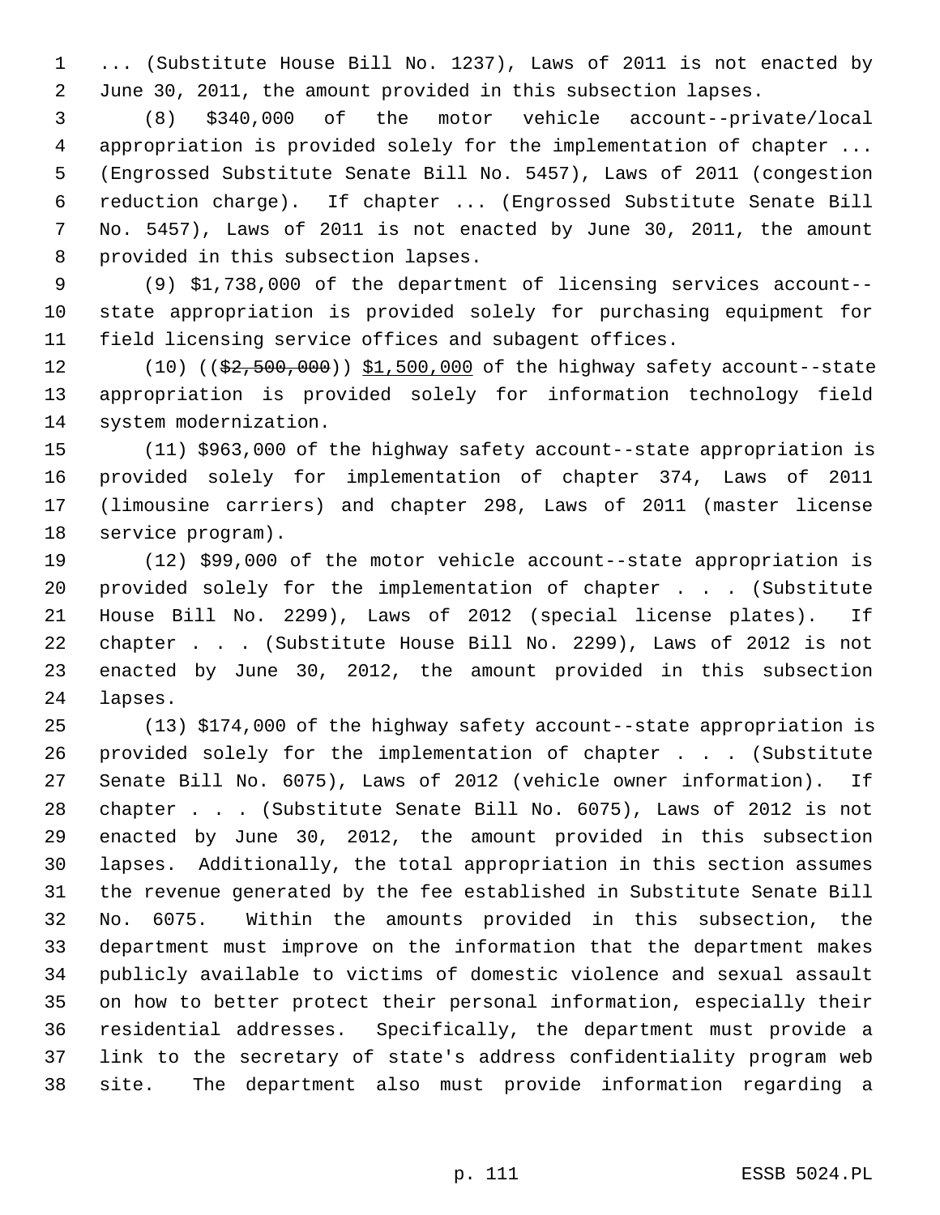... (Substitute House Bill No. 1237), Laws of 2011 is not enacted by June 30, 2011, the amount provided in this subsection lapses.

(8) $340,000 of the motor vehicle account--private/local appropriation is provided solely for the implementation of chapter ... (Engrossed Substitute Senate Bill No. 5457), Laws of 2011 (congestion reduction charge). If chapter ... (Engrossed Substitute Senate Bill No. 5457), Laws of 2011 is not enacted by June 30, 2011, the amount provided in this subsection lapses.

(9) $1,738,000 of the department of licensing services account--state appropriation is provided solely for purchasing equipment for field licensing service offices and subagent offices.

(10) ((~~$2,500,000~~)) <u>$1,500,000</u> of the highway safety account--state appropriation is provided solely for information technology field system modernization.

(11) $963,000 of the highway safety account--state appropriation is provided solely for implementation of chapter 374, Laws of 2011 (limousine carriers) and chapter 298, Laws of 2011 (master license service program).

(12) $99,000 of the motor vehicle account--state appropriation is provided solely for the implementation of chapter . . . (Substitute House Bill No. 2299), Laws of 2012 (special license plates). If chapter . . . (Substitute House Bill No. 2299), Laws of 2012 is not enacted by June 30, 2012, the amount provided in this subsection lapses.

(13) $174,000 of the highway safety account--state appropriation is provided solely for the implementation of chapter . . . (Substitute Senate Bill No. 6075), Laws of 2012 (vehicle owner information). If chapter . . . (Substitute Senate Bill No. 6075), Laws of 2012 is not enacted by June 30, 2012, the amount provided in this subsection lapses. Additionally, the total appropriation in this section assumes the revenue generated by the fee established in Substitute Senate Bill No. 6075. Within the amounts provided in this subsection, the department must improve on the information that the department makes publicly available to victims of domestic violence and sexual assault on how to better protect their personal information, especially their residential addresses. Specifically, the department must provide a link to the secretary of state's address confidentiality program web site. The department also must provide information regarding a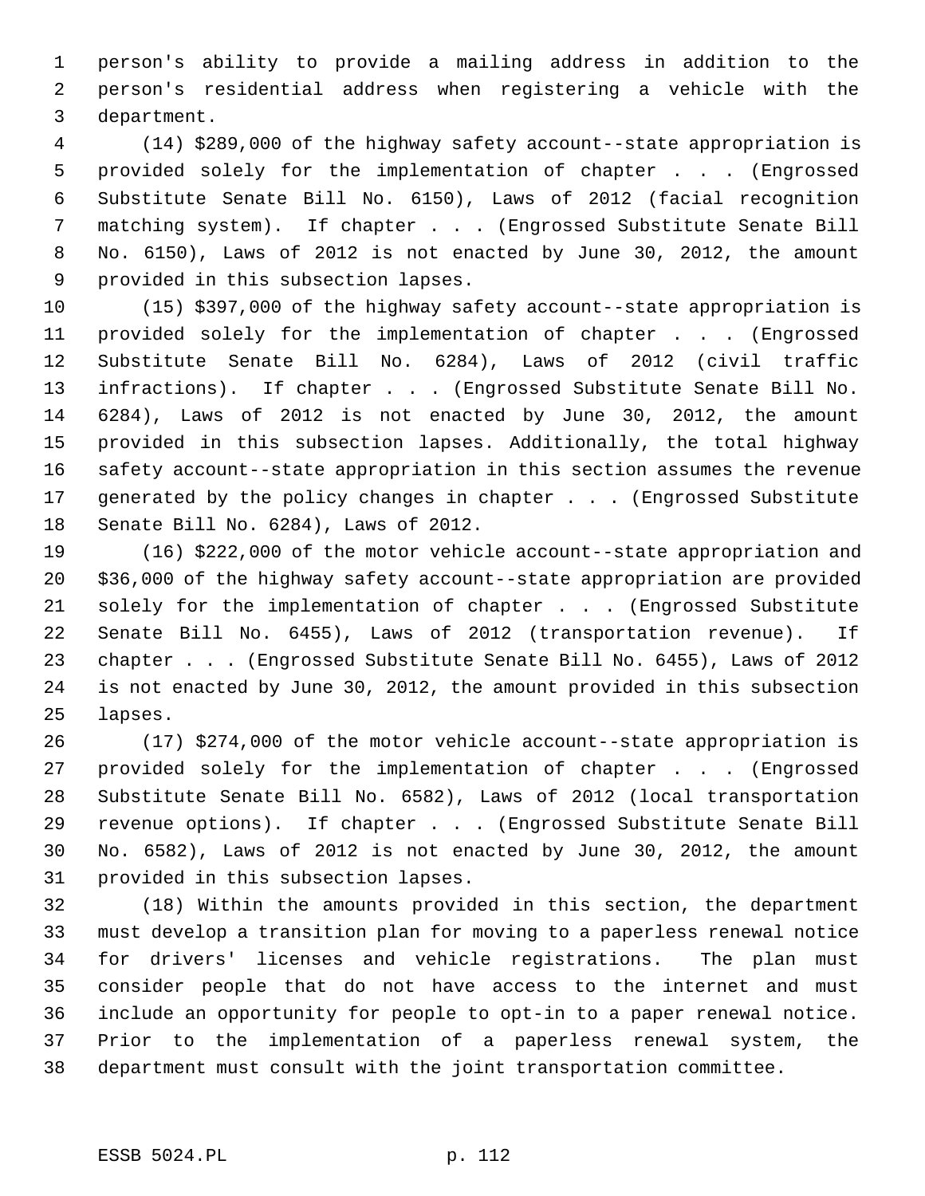person's ability to provide a mailing address in addition to the person's residential address when registering a vehicle with the department.

(14) $289,000 of the highway safety account--state appropriation is provided solely for the implementation of chapter . . . (Engrossed Substitute Senate Bill No. 6150), Laws of 2012 (facial recognition matching system). If chapter . . . (Engrossed Substitute Senate Bill No. 6150), Laws of 2012 is not enacted by June 30, 2012, the amount provided in this subsection lapses.

(15) $397,000 of the highway safety account--state appropriation is provided solely for the implementation of chapter . . . (Engrossed Substitute Senate Bill No. 6284), Laws of 2012 (civil traffic infractions). If chapter . . . (Engrossed Substitute Senate Bill No. 6284), Laws of 2012 is not enacted by June 30, 2012, the amount provided in this subsection lapses. Additionally, the total highway safety account--state appropriation in this section assumes the revenue generated by the policy changes in chapter . . . (Engrossed Substitute Senate Bill No. 6284), Laws of 2012.

(16) $222,000 of the motor vehicle account--state appropriation and $36,000 of the highway safety account--state appropriation are provided solely for the implementation of chapter . . . (Engrossed Substitute Senate Bill No. 6455), Laws of 2012 (transportation revenue). If chapter . . . (Engrossed Substitute Senate Bill No. 6455), Laws of 2012 is not enacted by June 30, 2012, the amount provided in this subsection lapses.

(17) $274,000 of the motor vehicle account--state appropriation is provided solely for the implementation of chapter . . . (Engrossed Substitute Senate Bill No. 6582), Laws of 2012 (local transportation revenue options). If chapter . . . (Engrossed Substitute Senate Bill No. 6582), Laws of 2012 is not enacted by June 30, 2012, the amount provided in this subsection lapses.

(18) Within the amounts provided in this section, the department must develop a transition plan for moving to a paperless renewal notice for drivers' licenses and vehicle registrations. The plan must consider people that do not have access to the internet and must include an opportunity for people to opt-in to a paper renewal notice. Prior to the implementation of a paperless renewal system, the department must consult with the joint transportation committee.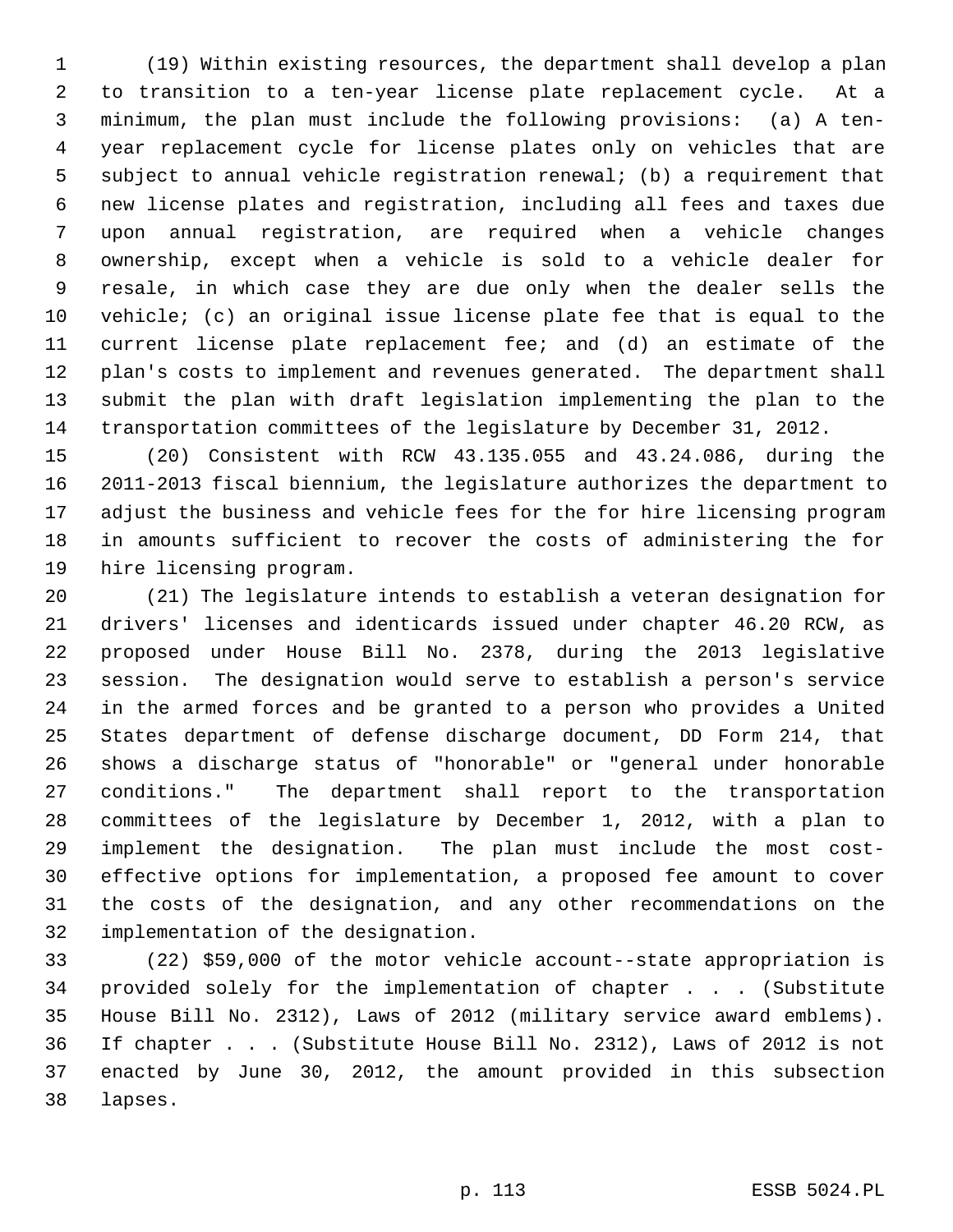(19) Within existing resources, the department shall develop a plan to transition to a ten-year license plate replacement cycle. At a minimum, the plan must include the following provisions: (a) A ten-year replacement cycle for license plates only on vehicles that are subject to annual vehicle registration renewal; (b) a requirement that new license plates and registration, including all fees and taxes due upon annual registration, are required when a vehicle changes ownership, except when a vehicle is sold to a vehicle dealer for resale, in which case they are due only when the dealer sells the vehicle; (c) an original issue license plate fee that is equal to the current license plate replacement fee; and (d) an estimate of the plan's costs to implement and revenues generated. The department shall submit the plan with draft legislation implementing the plan to the transportation committees of the legislature by December 31, 2012.

(20) Consistent with RCW 43.135.055 and 43.24.086, during the 2011-2013 fiscal biennium, the legislature authorizes the department to adjust the business and vehicle fees for the for hire licensing program in amounts sufficient to recover the costs of administering the for hire licensing program.

(21) The legislature intends to establish a veteran designation for drivers' licenses and identicards issued under chapter 46.20 RCW, as proposed under House Bill No. 2378, during the 2013 legislative session. The designation would serve to establish a person's service in the armed forces and be granted to a person who provides a United States department of defense discharge document, DD Form 214, that shows a discharge status of "honorable" or "general under honorable conditions." The department shall report to the transportation committees of the legislature by December 1, 2012, with a plan to implement the designation. The plan must include the most cost-effective options for implementation, a proposed fee amount to cover the costs of the designation, and any other recommendations on the implementation of the designation.

(22) $59,000 of the motor vehicle account--state appropriation is provided solely for the implementation of chapter . . . (Substitute House Bill No. 2312), Laws of 2012 (military service award emblems). If chapter . . . (Substitute House Bill No. 2312), Laws of 2012 is not enacted by June 30, 2012, the amount provided in this subsection lapses.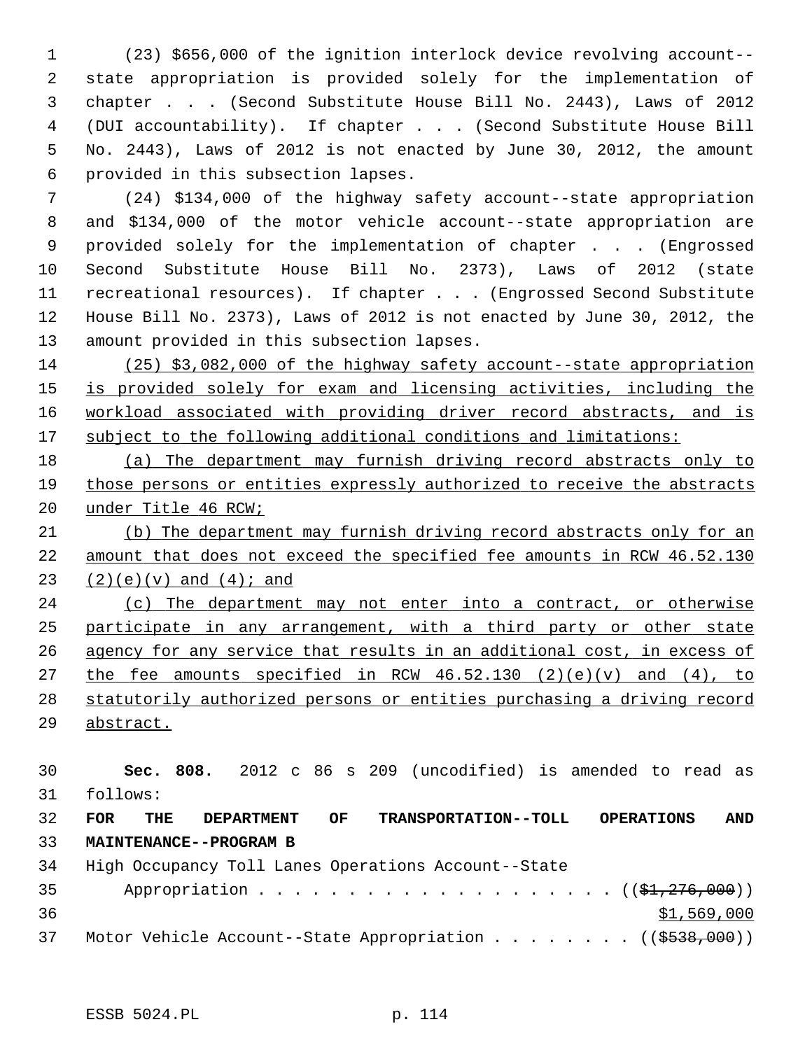(23) $656,000 of the ignition interlock device revolving account--state appropriation is provided solely for the implementation of chapter . . . (Second Substitute House Bill No. 2443), Laws of 2012 (DUI accountability). If chapter . . . (Second Substitute House Bill No. 2443), Laws of 2012 is not enacted by June 30, 2012, the amount provided in this subsection lapses.

(24) $134,000 of the highway safety account--state appropriation and $134,000 of the motor vehicle account--state appropriation are provided solely for the implementation of chapter . . . (Engrossed Second Substitute House Bill No. 2373), Laws of 2012 (state recreational resources). If chapter . . . (Engrossed Second Substitute House Bill No. 2373), Laws of 2012 is not enacted by June 30, 2012, the amount provided in this subsection lapses.

(25) $3,082,000 of the highway safety account--state appropriation is provided solely for exam and licensing activities, including the workload associated with providing driver record abstracts, and is subject to the following additional conditions and limitations:

(a) The department may furnish driving record abstracts only to those persons or entities expressly authorized to receive the abstracts under Title 46 RCW;

(b) The department may furnish driving record abstracts only for an amount that does not exceed the specified fee amounts in RCW 46.52.130 (2)(e)(v) and (4); and

(c) The department may not enter into a contract, or otherwise participate in any arrangement, with a third party or other state agency for any service that results in an additional cost, in excess of the fee amounts specified in RCW 46.52.130 (2)(e)(v) and (4), to statutorily authorized persons or entities purchasing a driving record abstract.

**Sec. 808.** 2012 c 86 s 209 (uncodified) is amended to read as follows:

**FOR THE DEPARTMENT OF TRANSPORTATION--TOLL OPERATIONS AND MAINTENANCE--PROGRAM B**

High Occupancy Toll Lanes Operations Account--State Appropriation . . . . . . . . . . . . . . . . . . . . . ((~~$1,276,000~~))
$1,569,000

Motor Vehicle Account--State Appropriation . . . . . . . . ((~~$538,000~~))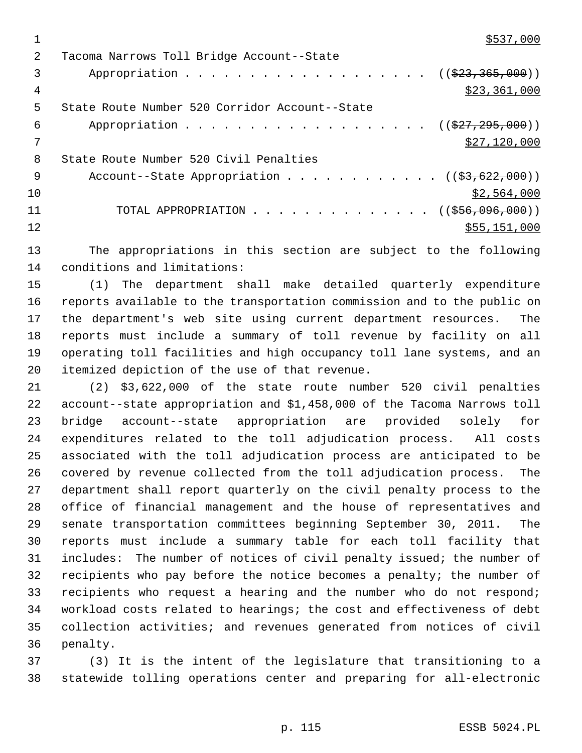$537,000

Tacoma Narrows Toll Bridge Account--State
Appropriation . . . . . . . . . . . . . . . . . . . . (( ~~$23,365,000~~ ))
$23,361,000

State Route Number 520 Corridor Account--State
Appropriation . . . . . . . . . . . . . . . . . . . . (( ~~$27,295,000~~ ))
$27,120,000

State Route Number 520 Civil Penalties
Account--State Appropriation . . . . . . . . . . . . (( ~~$3,622,000~~ ))
$2,564,000

TOTAL APPROPRIATION . . . . . . . . . . . . . . (( ~~$56,096,000~~ ))
$55,151,000

The appropriations in this section are subject to the following conditions and limitations:

(1) The department shall make detailed quarterly expenditure reports available to the transportation commission and to the public on the department's web site using current department resources. The reports must include a summary of toll revenue by facility on all operating toll facilities and high occupancy toll lane systems, and an itemized depiction of the use of that revenue.

(2) $3,622,000 of the state route number 520 civil penalties account--state appropriation and $1,458,000 of the Tacoma Narrows toll bridge account--state appropriation are provided solely for expenditures related to the toll adjudication process. All costs associated with the toll adjudication process are anticipated to be covered by revenue collected from the toll adjudication process. The department shall report quarterly on the civil penalty process to the office of financial management and the house of representatives and senate transportation committees beginning September 30, 2011. The reports must include a summary table for each toll facility that includes: The number of notices of civil penalty issued; the number of recipients who pay before the notice becomes a penalty; the number of recipients who request a hearing and the number who do not respond; workload costs related to hearings; the cost and effectiveness of debt collection activities; and revenues generated from notices of civil penalty.

(3) It is the intent of the legislature that transitioning to a statewide tolling operations center and preparing for all-electronic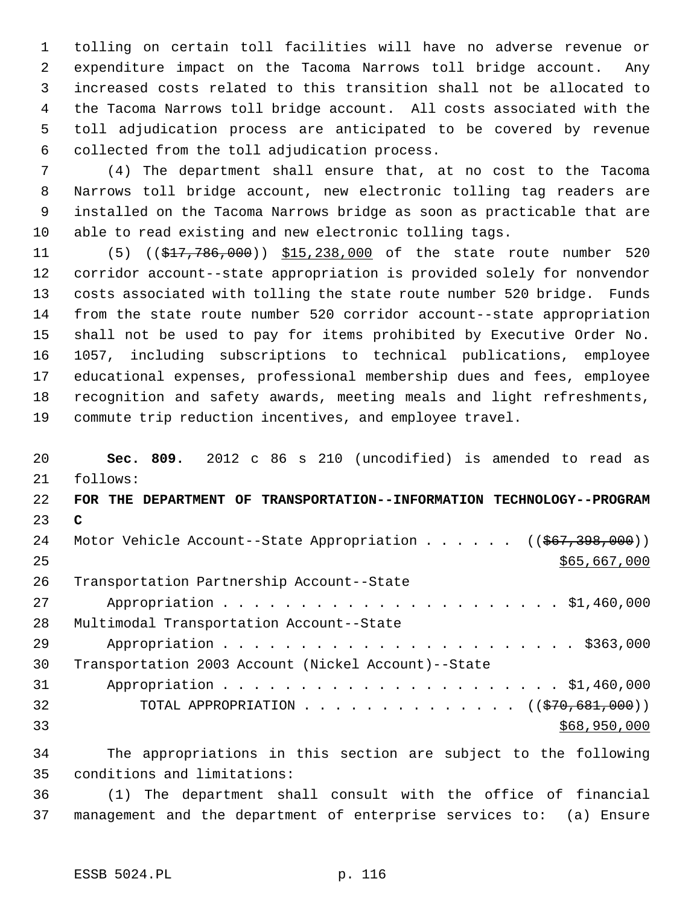tolling on certain toll facilities will have no adverse revenue or expenditure impact on the Tacoma Narrows toll bridge account. Any increased costs related to this transition shall not be allocated to the Tacoma Narrows toll bridge account. All costs associated with the toll adjudication process are anticipated to be covered by revenue collected from the toll adjudication process.

(4) The department shall ensure that, at no cost to the Tacoma Narrows toll bridge account, new electronic tolling tag readers are installed on the Tacoma Narrows bridge as soon as practicable that are able to read existing and new electronic tolling tags.

(5) ((~~$17,786,000~~)) $15,238,000 of the state route number 520 corridor account--state appropriation is provided solely for nonvendor costs associated with tolling the state route number 520 bridge. Funds from the state route number 520 corridor account--state appropriation shall not be used to pay for items prohibited by Executive Order No. 1057, including subscriptions to technical publications, employee educational expenses, professional membership dues and fees, employee recognition and safety awards, meeting meals and light refreshments, commute trip reduction incentives, and employee travel.

**Sec. 809.** 2012 c 86 s 210 (uncodified) is amended to read as follows:

**FOR THE DEPARTMENT OF TRANSPORTATION--INFORMATION TECHNOLOGY--PROGRAM C**

Motor Vehicle Account--State Appropriation . . . . . . ((~~$67,398,000~~))
$65,667,000

Transportation Partnership Account--State Appropriation . . . . . . . . . . . . . . . . . . . . . . $1,460,000

Multimodal Transportation Account--State Appropriation . . . . . . . . . . . . . . . . . . . . . . . $363,000

Transportation 2003 Account (Nickel Account)--State Appropriation . . . . . . . . . . . . . . . . . . . . . . $1,460,000

TOTAL APPROPRIATION . . . . . . . . . . . . . . ((~~$70,681,000~~))
$68,950,000

The appropriations in this section are subject to the following conditions and limitations:

(1) The department shall consult with the office of financial management and the department of enterprise services to: (a) Ensure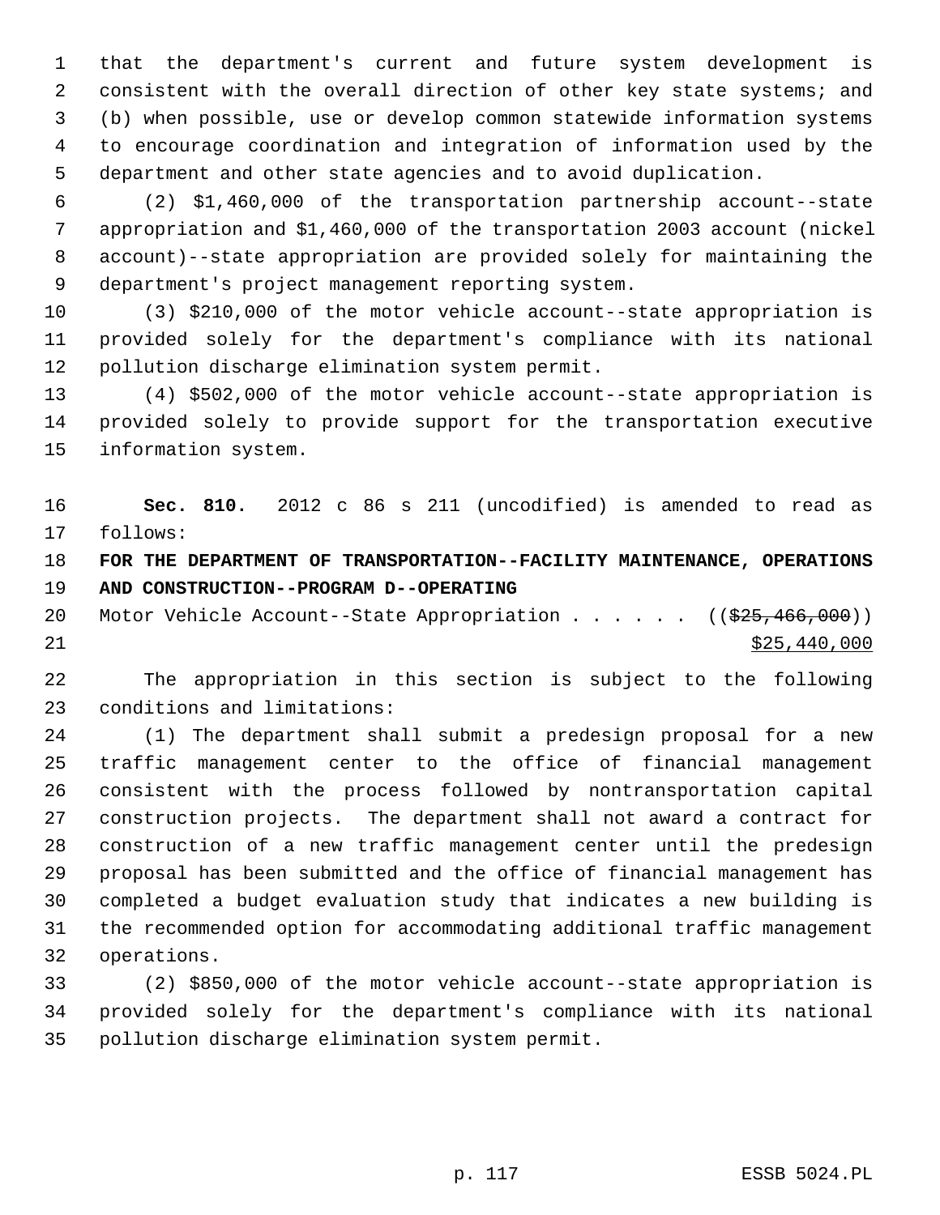that the department's current and future system development is consistent with the overall direction of other key state systems; and (b) when possible, use or develop common statewide information systems to encourage coordination and integration of information used by the department and other state agencies and to avoid duplication.

(2) $1,460,000 of the transportation partnership account--state appropriation and $1,460,000 of the transportation 2003 account (nickel account)--state appropriation are provided solely for maintaining the department's project management reporting system.

(3) $210,000 of the motor vehicle account--state appropriation is provided solely for the department's compliance with its national pollution discharge elimination system permit.

(4) $502,000 of the motor vehicle account--state appropriation is provided solely to provide support for the transportation executive information system.

**Sec. 810.** 2012 c 86 s 211 (uncodified) is amended to read as follows:

**FOR THE DEPARTMENT OF TRANSPORTATION--FACILITY MAINTENANCE, OPERATIONS AND CONSTRUCTION--PROGRAM D--OPERATING**

Motor Vehicle Account--State Appropriation . . . . . . ((~~$25,466,000~~))
<u>$25,440,000</u>

The appropriation in this section is subject to the following conditions and limitations:

(1) The department shall submit a predesign proposal for a new traffic management center to the office of financial management consistent with the process followed by nontransportation capital construction projects. The department shall not award a contract for construction of a new traffic management center until the predesign proposal has been submitted and the office of financial management has completed a budget evaluation study that indicates a new building is the recommended option for accommodating additional traffic management operations.

(2) $850,000 of the motor vehicle account--state appropriation is provided solely for the department's compliance with its national pollution discharge elimination system permit.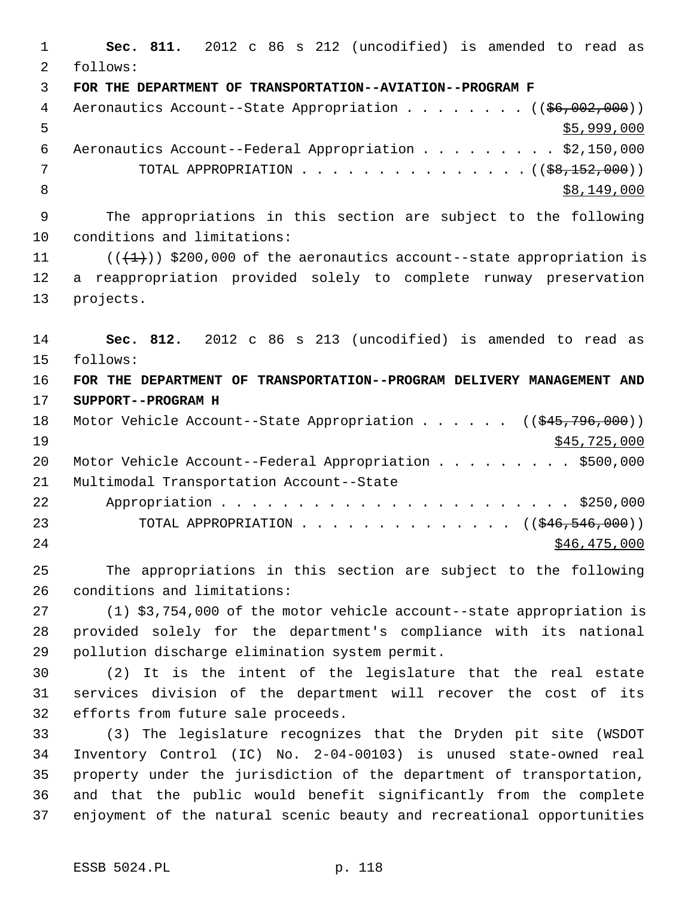**Sec. 811.** 2012 c 86 s 212 (uncodified) is amended to read as follows:

**FOR THE DEPARTMENT OF TRANSPORTATION--AVIATION--PROGRAM F**

Aeronautics Account--State Appropriation . . . . . . . . (($6,002,000)) $5,999,000

Aeronautics Account--Federal Appropriation . . . . . . . . . $2,150,000

TOTAL APPROPRIATION . . . . . . . . . . . . . . . (($8,152,000)) $8,149,000

The appropriations in this section are subject to the following conditions and limitations:

(((1))) $200,000 of the aeronautics account--state appropriation is a reappropriation provided solely to complete runway preservation projects.

**Sec. 812.** 2012 c 86 s 213 (uncodified) is amended to read as follows:

**FOR THE DEPARTMENT OF TRANSPORTATION--PROGRAM DELIVERY MANAGEMENT AND SUPPORT--PROGRAM H**

Motor Vehicle Account--State Appropriation . . . . . . (($45,796,000)) $45,725,000

Motor Vehicle Account--Federal Appropriation . . . . . . . . . $500,000

Multimodal Transportation Account--State Appropriation . . . . . . . . . . . . . . . . . . . . . . . . $250,000

TOTAL APPROPRIATION . . . . . . . . . . . . . . (($46,546,000)) $46,475,000

The appropriations in this section are subject to the following conditions and limitations:

(1) $3,754,000 of the motor vehicle account--state appropriation is provided solely for the department's compliance with its national pollution discharge elimination system permit.

(2) It is the intent of the legislature that the real estate services division of the department will recover the cost of its efforts from future sale proceeds.

(3) The legislature recognizes that the Dryden pit site (WSDOT Inventory Control (IC) No. 2-04-00103) is unused state-owned real property under the jurisdiction of the department of transportation, and that the public would benefit significantly from the complete enjoyment of the natural scenic beauty and recreational opportunities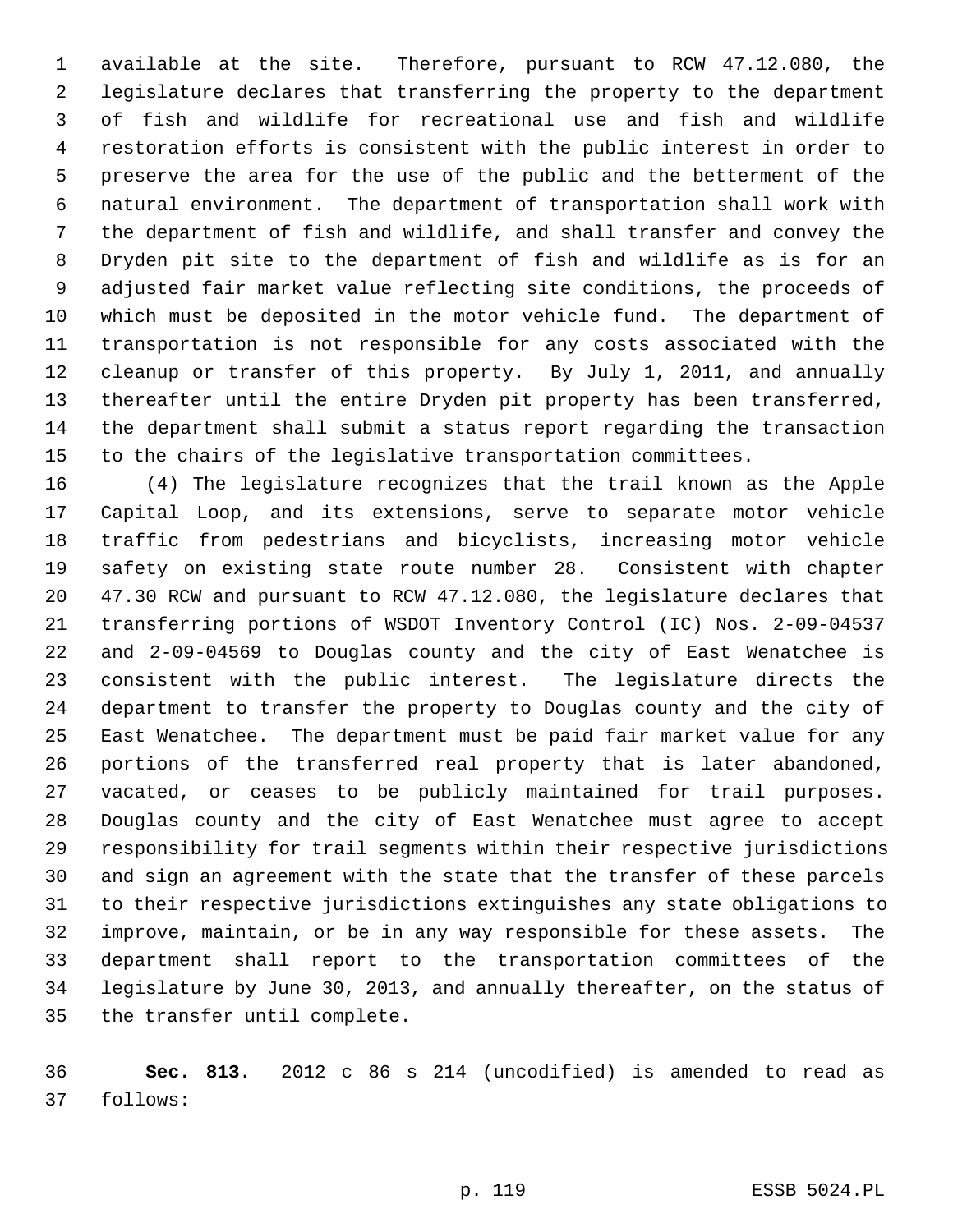available at the site. Therefore, pursuant to RCW 47.12.080, the legislature declares that transferring the property to the department of fish and wildlife for recreational use and fish and wildlife restoration efforts is consistent with the public interest in order to preserve the area for the use of the public and the betterment of the natural environment. The department of transportation shall work with the department of fish and wildlife, and shall transfer and convey the Dryden pit site to the department of fish and wildlife as is for an adjusted fair market value reflecting site conditions, the proceeds of which must be deposited in the motor vehicle fund. The department of transportation is not responsible for any costs associated with the cleanup or transfer of this property. By July 1, 2011, and annually thereafter until the entire Dryden pit property has been transferred, the department shall submit a status report regarding the transaction to the chairs of the legislative transportation committees.

(4) The legislature recognizes that the trail known as the Apple Capital Loop, and its extensions, serve to separate motor vehicle traffic from pedestrians and bicyclists, increasing motor vehicle safety on existing state route number 28. Consistent with chapter 47.30 RCW and pursuant to RCW 47.12.080, the legislature declares that transferring portions of WSDOT Inventory Control (IC) Nos. 2-09-04537 and 2-09-04569 to Douglas county and the city of East Wenatchee is consistent with the public interest. The legislature directs the department to transfer the property to Douglas county and the city of East Wenatchee. The department must be paid fair market value for any portions of the transferred real property that is later abandoned, vacated, or ceases to be publicly maintained for trail purposes. Douglas county and the city of East Wenatchee must agree to accept responsibility for trail segments within their respective jurisdictions and sign an agreement with the state that the transfer of these parcels to their respective jurisdictions extinguishes any state obligations to improve, maintain, or be in any way responsible for these assets. The department shall report to the transportation committees of the legislature by June 30, 2013, and annually thereafter, on the status of the transfer until complete.

**Sec. 813.** 2012 c 86 s 214 (uncodified) is amended to read as follows: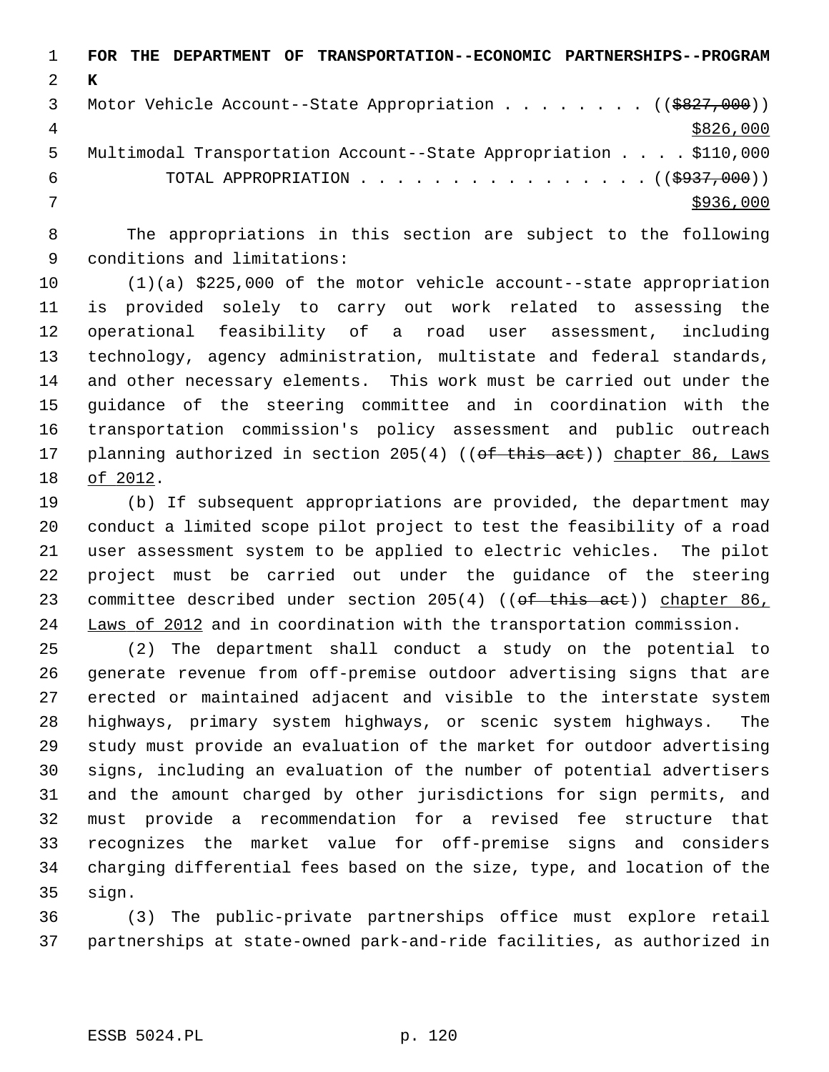**FOR THE DEPARTMENT OF TRANSPORTATION--ECONOMIC PARTNERSHIPS--PROGRAM K**

Motor Vehicle Account--State Appropriation . . . . . . . . ((~~$827,000~~)) <u>$826,000</u>

Multimodal Transportation Account--State Appropriation . . . . $110,000

TOTAL APPROPRIATION . . . . . . . . . . . . . . . . (( ~~$937,000~~)) <u>$936,000</u>

The appropriations in this section are subject to the following conditions and limitations:

(1)(a) $225,000 of the motor vehicle account--state appropriation is provided solely to carry out work related to assessing the operational feasibility of a road user assessment, including technology, agency administration, multistate and federal standards, and other necessary elements. This work must be carried out under the guidance of the steering committee and in coordination with the transportation commission's policy assessment and public outreach planning authorized in section 205(4) ((~~of this act~~)) <u>chapter 86, Laws of 2012</u>.

(b) If subsequent appropriations are provided, the department may conduct a limited scope pilot project to test the feasibility of a road user assessment system to be applied to electric vehicles. The pilot project must be carried out under the guidance of the steering committee described under section 205(4) ((~~of this act~~)) <u>chapter 86, Laws of 2012</u> and in coordination with the transportation commission.

(2) The department shall conduct a study on the potential to generate revenue from off-premise outdoor advertising signs that are erected or maintained adjacent and visible to the interstate system highways, primary system highways, or scenic system highways. The study must provide an evaluation of the market for outdoor advertising signs, including an evaluation of the number of potential advertisers and the amount charged by other jurisdictions for sign permits, and must provide a recommendation for a revised fee structure that recognizes the market value for off-premise signs and considers charging differential fees based on the size, type, and location of the sign.

(3) The public-private partnerships office must explore retail partnerships at state-owned park-and-ride facilities, as authorized in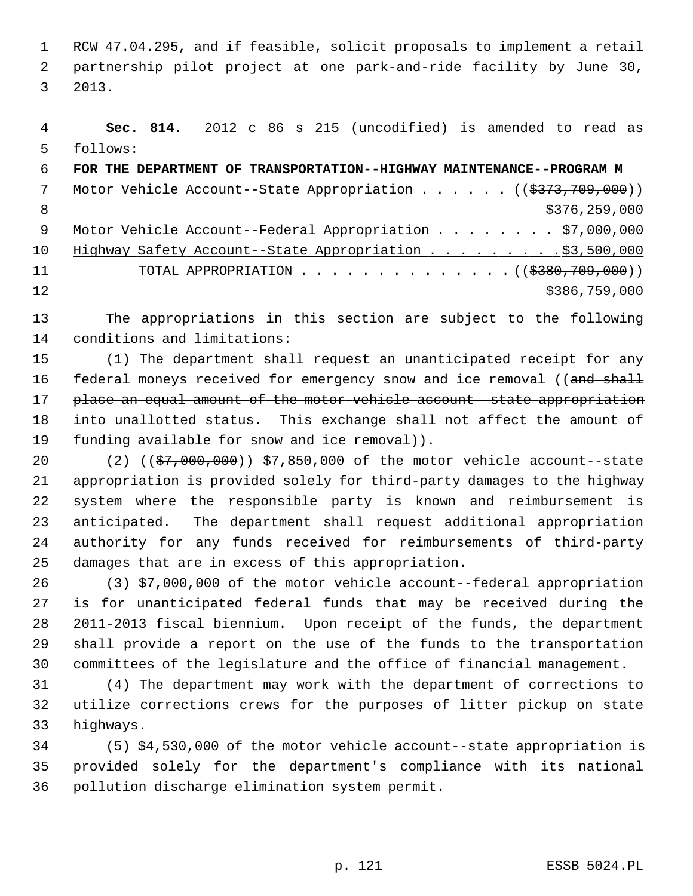RCW 47.04.295, and if feasible, solicit proposals to implement a retail partnership pilot project at one park-and-ride facility by June 30, 2013.

**Sec. 814.** 2012 c 86 s 215 (uncodified) is amended to read as follows:

**FOR THE DEPARTMENT OF TRANSPORTATION--HIGHWAY MAINTENANCE--PROGRAM M**

Motor Vehicle Account--State Appropriation . . . . . . ((~~$373,709,000~~))
<u>$376,259,000</u>

Motor Vehicle Account--Federal Appropriation . . . . . . . . $7,000,000

<u>Highway Safety Account--State Appropriation . . . . . . . . .$3,500,000</u>

TOTAL APPROPRIATION . . . . . . . . . . . . . . ((~~$380,709,000~~))
<u>$386,759,000</u>

The appropriations in this section are subject to the following conditions and limitations:

(1) The department shall request an unanticipated receipt for any federal moneys received for emergency snow and ice removal ((~~and shall place an equal amount of the motor vehicle account--state appropriation into unallotted status. This exchange shall not affect the amount of funding available for snow and ice removal~~)).

(2) ((~~$7,000,000~~)) <u>$7,850,000</u> of the motor vehicle account--state appropriation is provided solely for third-party damages to the highway system where the responsible party is known and reimbursement is anticipated. The department shall request additional appropriation authority for any funds received for reimbursements of third-party damages that are in excess of this appropriation.

(3) $7,000,000 of the motor vehicle account--federal appropriation is for unanticipated federal funds that may be received during the 2011-2013 fiscal biennium. Upon receipt of the funds, the department shall provide a report on the use of the funds to the transportation committees of the legislature and the office of financial management.

(4) The department may work with the department of corrections to utilize corrections crews for the purposes of litter pickup on state highways.

(5) $4,530,000 of the motor vehicle account--state appropriation is provided solely for the department's compliance with its national pollution discharge elimination system permit.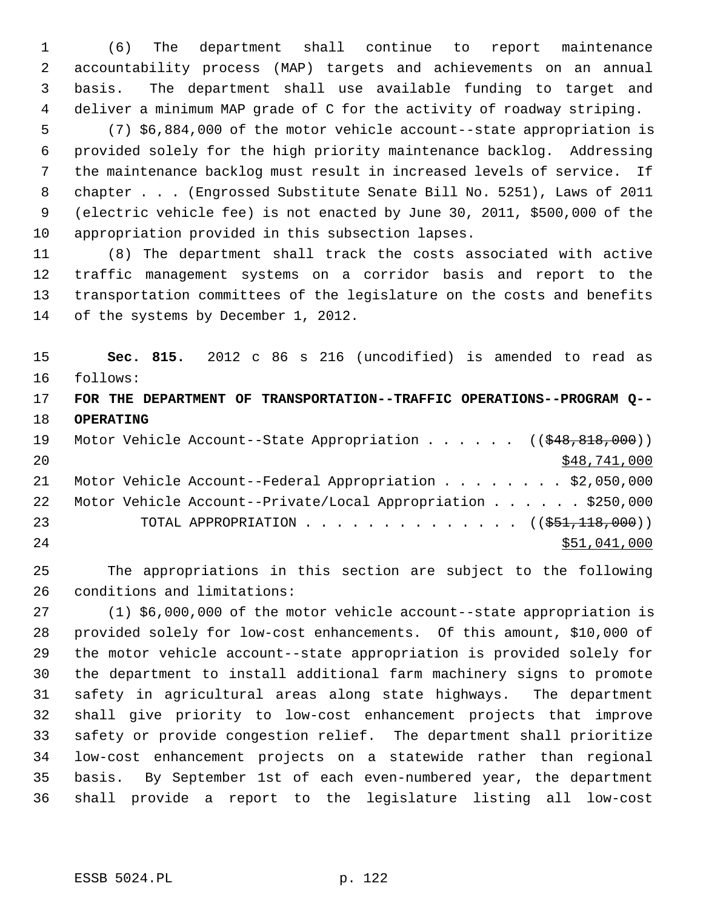(6) The department shall continue to report maintenance accountability process (MAP) targets and achievements on an annual basis. The department shall use available funding to target and deliver a minimum MAP grade of C for the activity of roadway striping.

(7) $6,884,000 of the motor vehicle account--state appropriation is provided solely for the high priority maintenance backlog. Addressing the maintenance backlog must result in increased levels of service. If chapter . . . (Engrossed Substitute Senate Bill No. 5251), Laws of 2011 (electric vehicle fee) is not enacted by June 30, 2011, $500,000 of the appropriation provided in this subsection lapses.

(8) The department shall track the costs associated with active traffic management systems on a corridor basis and report to the transportation committees of the legislature on the costs and benefits of the systems by December 1, 2012.

**Sec. 815.** 2012 c 86 s 216 (uncodified) is amended to read as follows:

**FOR THE DEPARTMENT OF TRANSPORTATION--TRAFFIC OPERATIONS--PROGRAM Q--OPERATING**

Motor Vehicle Account--State Appropriation . . . . . . ((~~$48,818,000~~)) <u>$48,741,000</u>

Motor Vehicle Account--Federal Appropriation . . . . . . . . $2,050,000

Motor Vehicle Account--Private/Local Appropriation . . . . . . $250,000

TOTAL APPROPRIATION . . . . . . . . . . . . . . ((~~$51,118,000~~)) <u>$51,041,000</u>

The appropriations in this section are subject to the following conditions and limitations:

(1) $6,000,000 of the motor vehicle account--state appropriation is provided solely for low-cost enhancements. Of this amount, $10,000 of the motor vehicle account--state appropriation is provided solely for the department to install additional farm machinery signs to promote safety in agricultural areas along state highways. The department shall give priority to low-cost enhancement projects that improve safety or provide congestion relief. The department shall prioritize low-cost enhancement projects on a statewide rather than regional basis. By September 1st of each even-numbered year, the department shall provide a report to the legislature listing all low-cost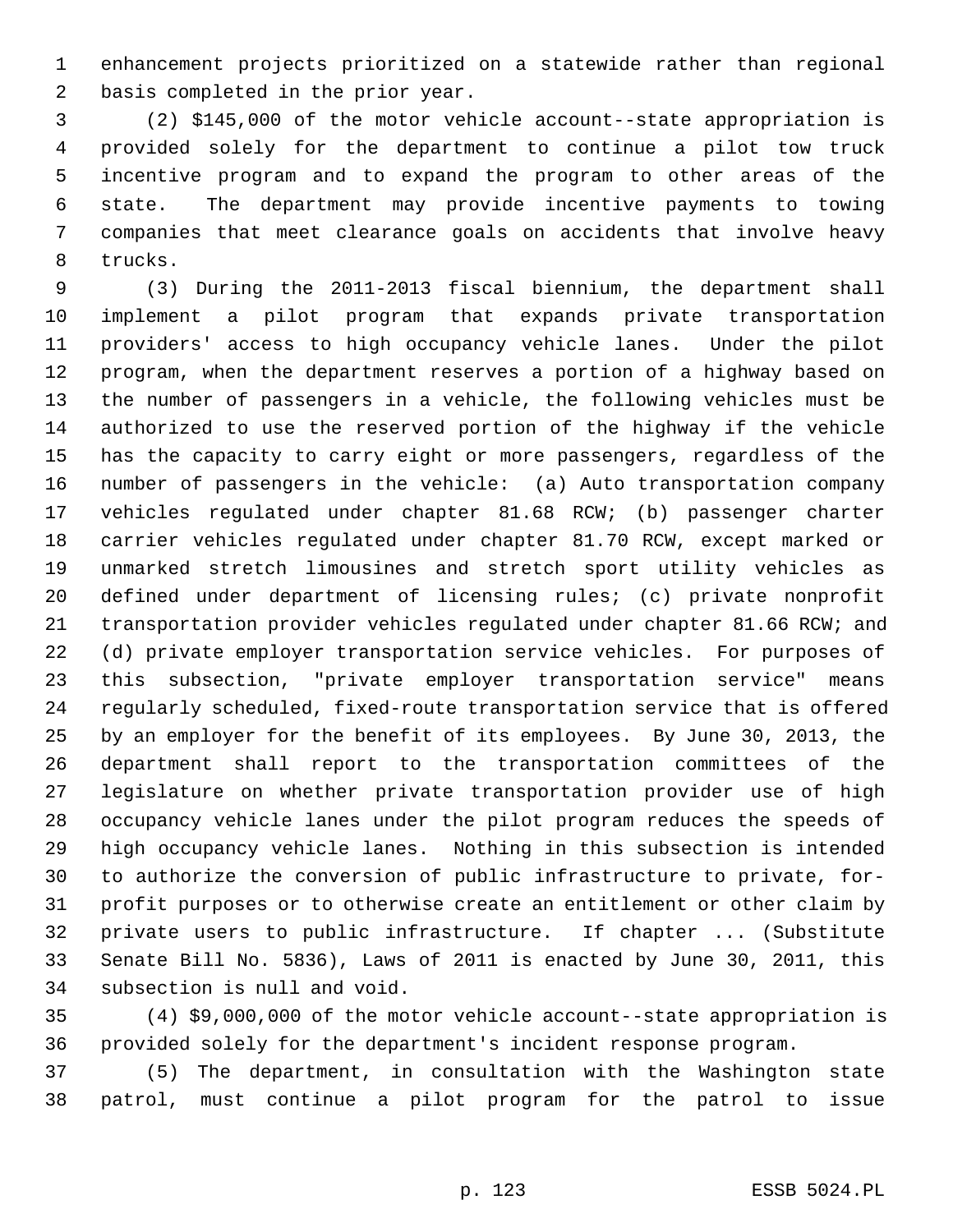enhancement projects prioritized on a statewide rather than regional basis completed in the prior year.

(2) $145,000 of the motor vehicle account--state appropriation is provided solely for the department to continue a pilot tow truck incentive program and to expand the program to other areas of the state. The department may provide incentive payments to towing companies that meet clearance goals on accidents that involve heavy trucks.

(3) During the 2011-2013 fiscal biennium, the department shall implement a pilot program that expands private transportation providers' access to high occupancy vehicle lanes. Under the pilot program, when the department reserves a portion of a highway based on the number of passengers in a vehicle, the following vehicles must be authorized to use the reserved portion of the highway if the vehicle has the capacity to carry eight or more passengers, regardless of the number of passengers in the vehicle: (a) Auto transportation company vehicles regulated under chapter 81.68 RCW; (b) passenger charter carrier vehicles regulated under chapter 81.70 RCW, except marked or unmarked stretch limousines and stretch sport utility vehicles as defined under department of licensing rules; (c) private nonprofit transportation provider vehicles regulated under chapter 81.66 RCW; and (d) private employer transportation service vehicles. For purposes of this subsection, "private employer transportation service" means regularly scheduled, fixed-route transportation service that is offered by an employer for the benefit of its employees. By June 30, 2013, the department shall report to the transportation committees of the legislature on whether private transportation provider use of high occupancy vehicle lanes under the pilot program reduces the speeds of high occupancy vehicle lanes. Nothing in this subsection is intended to authorize the conversion of public infrastructure to private, for-profit purposes or to otherwise create an entitlement or other claim by private users to public infrastructure. If chapter ... (Substitute Senate Bill No. 5836), Laws of 2011 is enacted by June 30, 2011, this subsection is null and void.

(4) $9,000,000 of the motor vehicle account--state appropriation is provided solely for the department's incident response program.

(5) The department, in consultation with the Washington state patrol, must continue a pilot program for the patrol to issue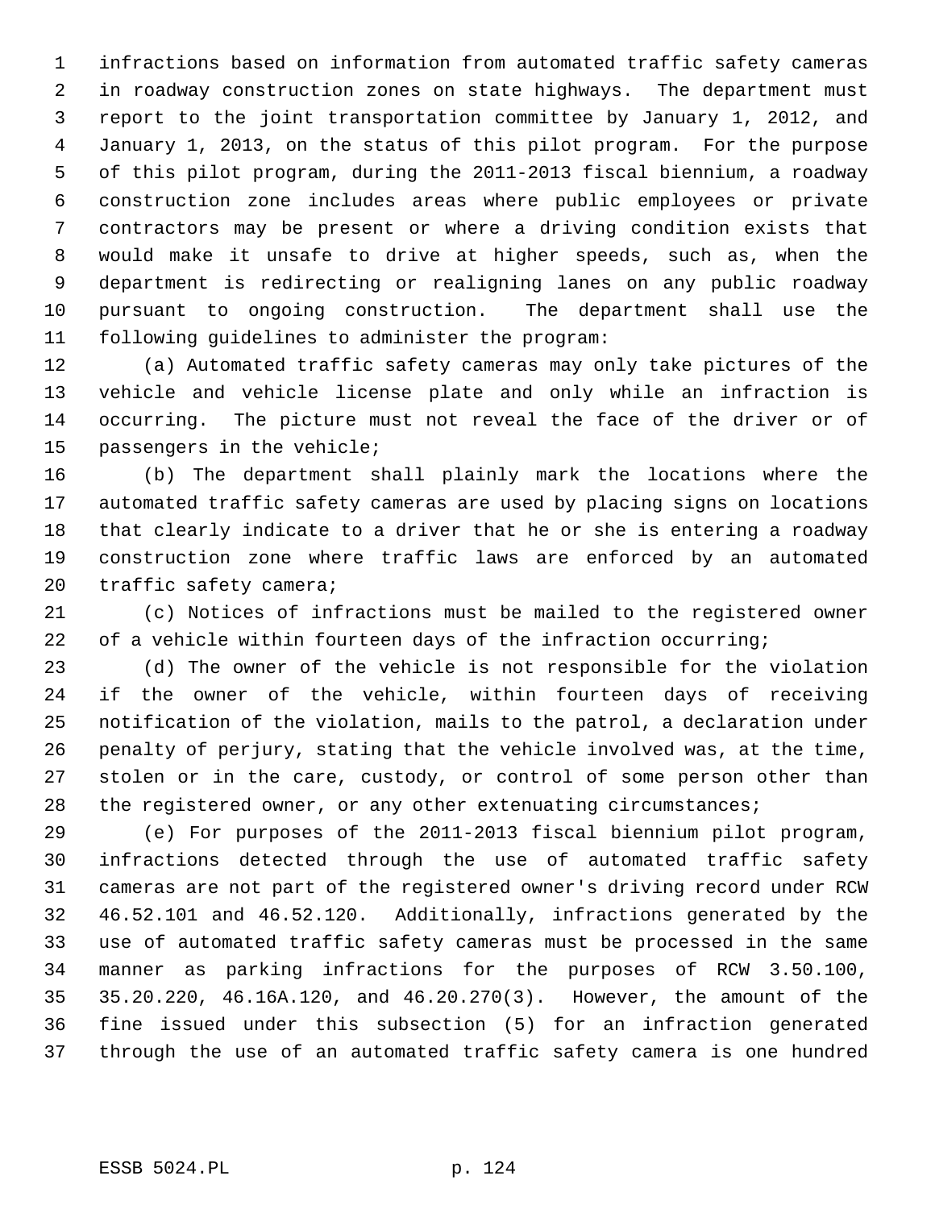infractions based on information from automated traffic safety cameras in roadway construction zones on state highways. The department must report to the joint transportation committee by January 1, 2012, and January 1, 2013, on the status of this pilot program. For the purpose of this pilot program, during the 2011-2013 fiscal biennium, a roadway construction zone includes areas where public employees or private contractors may be present or where a driving condition exists that would make it unsafe to drive at higher speeds, such as, when the department is redirecting or realigning lanes on any public roadway pursuant to ongoing construction. The department shall use the following guidelines to administer the program:

(a) Automated traffic safety cameras may only take pictures of the vehicle and vehicle license plate and only while an infraction is occurring. The picture must not reveal the face of the driver or of passengers in the vehicle;

(b) The department shall plainly mark the locations where the automated traffic safety cameras are used by placing signs on locations that clearly indicate to a driver that he or she is entering a roadway construction zone where traffic laws are enforced by an automated traffic safety camera;

(c) Notices of infractions must be mailed to the registered owner of a vehicle within fourteen days of the infraction occurring;

(d) The owner of the vehicle is not responsible for the violation if the owner of the vehicle, within fourteen days of receiving notification of the violation, mails to the patrol, a declaration under penalty of perjury, stating that the vehicle involved was, at the time, stolen or in the care, custody, or control of some person other than the registered owner, or any other extenuating circumstances;

(e) For purposes of the 2011-2013 fiscal biennium pilot program, infractions detected through the use of automated traffic safety cameras are not part of the registered owner's driving record under RCW 46.52.101 and 46.52.120. Additionally, infractions generated by the use of automated traffic safety cameras must be processed in the same manner as parking infractions for the purposes of RCW 3.50.100, 35.20.220, 46.16A.120, and 46.20.270(3). However, the amount of the fine issued under this subsection (5) for an infraction generated through the use of an automated traffic safety camera is one hundred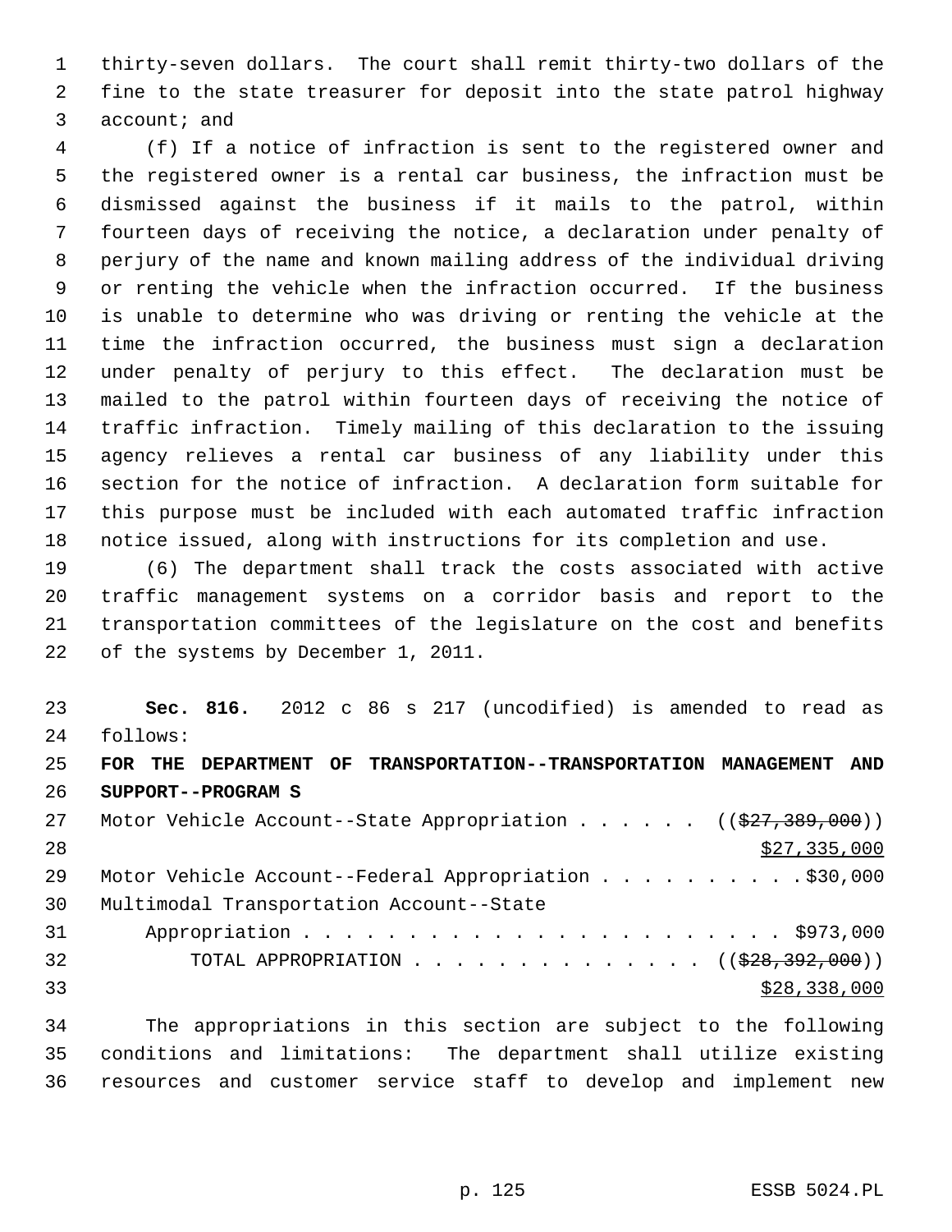thirty-seven dollars. The court shall remit thirty-two dollars of the fine to the state treasurer for deposit into the state patrol highway account; and

(f) If a notice of infraction is sent to the registered owner and the registered owner is a rental car business, the infraction must be dismissed against the business if it mails to the patrol, within fourteen days of receiving the notice, a declaration under penalty of perjury of the name and known mailing address of the individual driving or renting the vehicle when the infraction occurred. If the business is unable to determine who was driving or renting the vehicle at the time the infraction occurred, the business must sign a declaration under penalty of perjury to this effect. The declaration must be mailed to the patrol within fourteen days of receiving the notice of traffic infraction. Timely mailing of this declaration to the issuing agency relieves a rental car business of any liability under this section for the notice of infraction. A declaration form suitable for this purpose must be included with each automated traffic infraction notice issued, along with instructions for its completion and use.

(6) The department shall track the costs associated with active traffic management systems on a corridor basis and report to the transportation committees of the legislature on the cost and benefits of the systems by December 1, 2011.

**Sec. 816.** 2012 c 86 s 217 (uncodified) is amended to read as follows:

**FOR THE DEPARTMENT OF TRANSPORTATION--TRANSPORTATION MANAGEMENT AND SUPPORT--PROGRAM S**

Motor Vehicle Account--State Appropriation . . . . . . ((~~$27,389,000~~))
$27,335,000

Motor Vehicle Account--Federal Appropriation . . . . . . . . . . $30,000

Multimodal Transportation Account--State Appropriation . . . . . . . . . . . . . . . . . . . . . . . $973,000

TOTAL APPROPRIATION . . . . . . . . . . . . . . ((~~$28,392,000~~))
$28,338,000

The appropriations in this section are subject to the following conditions and limitations: The department shall utilize existing resources and customer service staff to develop and implement new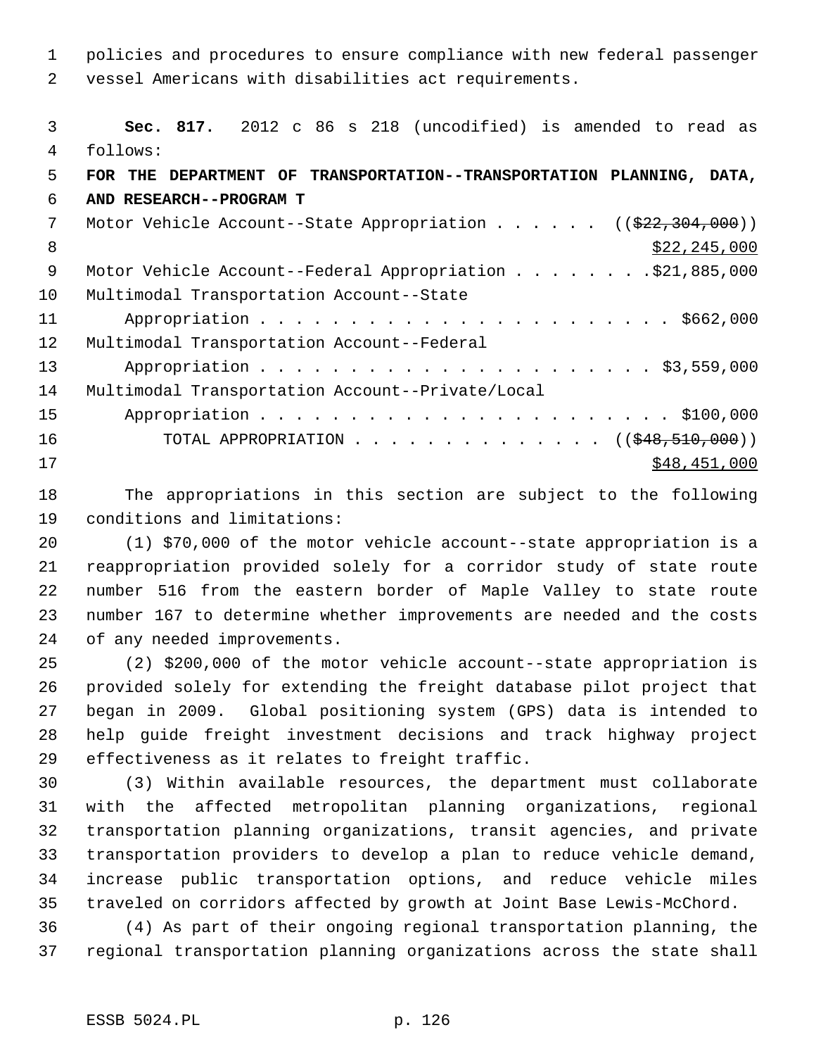policies and procedures to ensure compliance with new federal passenger vessel Americans with disabilities act requirements.

**Sec. 817.** 2012 c 86 s 218 (uncodified) is amended to read as follows:

**FOR THE DEPARTMENT OF TRANSPORTATION--TRANSPORTATION PLANNING, DATA, AND RESEARCH--PROGRAM T**

Motor Vehicle Account--State Appropriation . . . . . . ((~~$22,304,000~~))
$22,245,000

Motor Vehicle Account--Federal Appropriation . . . . . . . . $21,885,000

Multimodal Transportation Account--State Appropriation . . . . . . . . . . . . . . . . . . . . . . . $662,000

Multimodal Transportation Account--Federal Appropriation . . . . . . . . . . . . . . . . . . . . . . . $3,559,000

Multimodal Transportation Account--Private/Local Appropriation . . . . . . . . . . . . . . . . . . . . . . . $100,000

TOTAL APPROPRIATION . . . . . . . . . . . . . . ((~~$48,510,000~~))
$48,451,000

The appropriations in this section are subject to the following conditions and limitations:

(1) $70,000 of the motor vehicle account--state appropriation is a reappropriation provided solely for a corridor study of state route number 516 from the eastern border of Maple Valley to state route number 167 to determine whether improvements are needed and the costs of any needed improvements.

(2) $200,000 of the motor vehicle account--state appropriation is provided solely for extending the freight database pilot project that began in 2009. Global positioning system (GPS) data is intended to help guide freight investment decisions and track highway project effectiveness as it relates to freight traffic.

(3) Within available resources, the department must collaborate with the affected metropolitan planning organizations, regional transportation planning organizations, transit agencies, and private transportation providers to develop a plan to reduce vehicle demand, increase public transportation options, and reduce vehicle miles traveled on corridors affected by growth at Joint Base Lewis-McChord.

(4) As part of their ongoing regional transportation planning, the regional transportation planning organizations across the state shall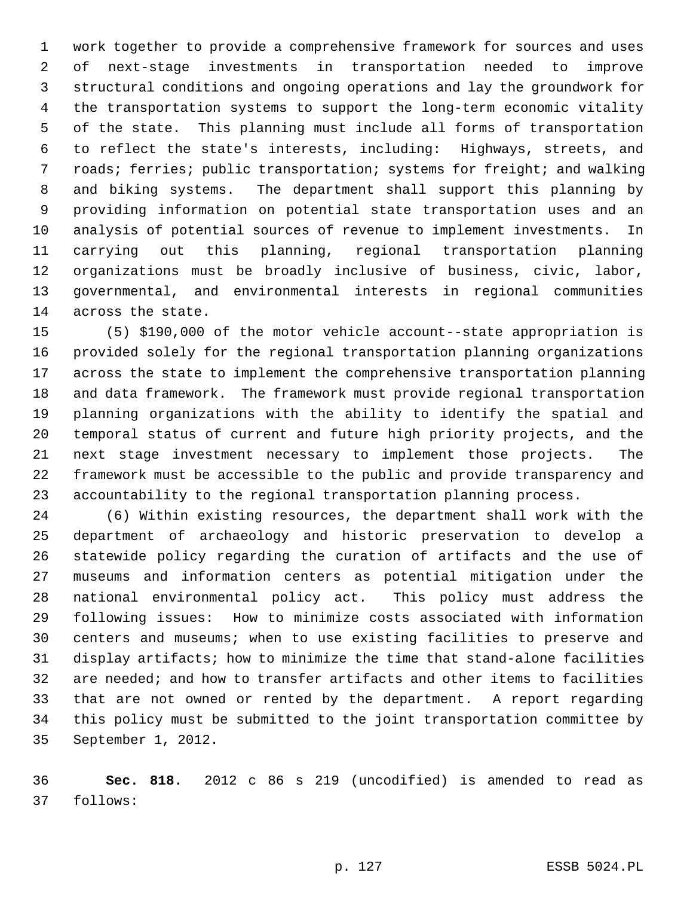work together to provide a comprehensive framework for sources and uses of next-stage investments in transportation needed to improve structural conditions and ongoing operations and lay the groundwork for the transportation systems to support the long-term economic vitality of the state. This planning must include all forms of transportation to reflect the state's interests, including: Highways, streets, and roads; ferries; public transportation; systems for freight; and walking and biking systems. The department shall support this planning by providing information on potential state transportation uses and an analysis of potential sources of revenue to implement investments. In carrying out this planning, regional transportation planning organizations must be broadly inclusive of business, civic, labor, governmental, and environmental interests in regional communities across the state.

(5) $190,000 of the motor vehicle account--state appropriation is provided solely for the regional transportation planning organizations across the state to implement the comprehensive transportation planning and data framework. The framework must provide regional transportation planning organizations with the ability to identify the spatial and temporal status of current and future high priority projects, and the next stage investment necessary to implement those projects. The framework must be accessible to the public and provide transparency and accountability to the regional transportation planning process.

(6) Within existing resources, the department shall work with the department of archaeology and historic preservation to develop a statewide policy regarding the curation of artifacts and the use of museums and information centers as potential mitigation under the national environmental policy act. This policy must address the following issues: How to minimize costs associated with information centers and museums; when to use existing facilities to preserve and display artifacts; how to minimize the time that stand-alone facilities are needed; and how to transfer artifacts and other items to facilities that are not owned or rented by the department. A report regarding this policy must be submitted to the joint transportation committee by September 1, 2012.

**Sec. 818.** 2012 c 86 s 219 (uncodified) is amended to read as follows: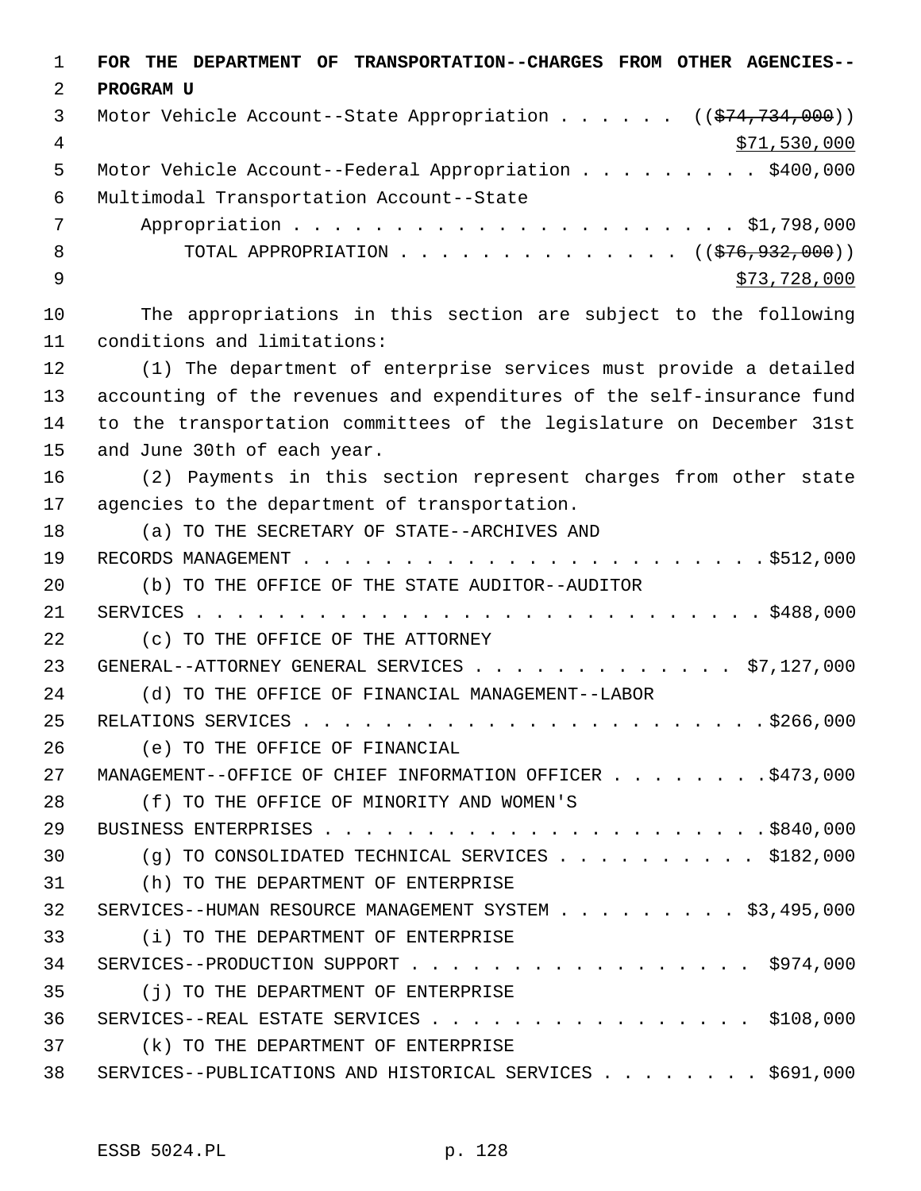**FOR THE DEPARTMENT OF TRANSPORTATION--CHARGES FROM OTHER AGENCIES--PROGRAM U**

Motor Vehicle Account--State Appropriation . . . . . . (( ~~$74,734,000~~ ))
<u>$71,530,000</u>

Motor Vehicle Account--Federal Appropriation . . . . . . . . . $400,000

Multimodal Transportation Account--State Appropriation . . . . . . . . . . . . . . . . . . . . . . $1,798,000

TOTAL APPROPRIATION . . . . . . . . . . . . . . (( ~~$76,932,000~~ ))
<u>$73,728,000</u>

The appropriations in this section are subject to the following conditions and limitations:

(1) The department of enterprise services must provide a detailed accounting of the revenues and expenditures of the self-insurance fund to the transportation committees of the legislature on December 31st and June 30th of each year.

(2) Payments in this section represent charges from other state agencies to the department of transportation.

(a) TO THE SECRETARY OF STATE--ARCHIVES AND RECORDS MANAGEMENT . . . . . . . . . . . . . . . . . . . . . . . $512,000

(b) TO THE OFFICE OF THE STATE AUDITOR--AUDITOR SERVICES . . . . . . . . . . . . . . . . . . . . . . . . . . . . $488,000

(c) TO THE OFFICE OF THE ATTORNEY GENERAL--ATTORNEY GENERAL SERVICES . . . . . . . . . . . . . $7,127,000

(d) TO THE OFFICE OF FINANCIAL MANAGEMENT--LABOR RELATIONS SERVICES . . . . . . . . . . . . . . . . . . . . . . . $266,000

(e) TO THE OFFICE OF FINANCIAL MANAGEMENT--OFFICE OF CHIEF INFORMATION OFFICER . . . . . . . . $473,000

(f) TO THE OFFICE OF MINORITY AND WOMEN'S BUSINESS ENTERPRISES . . . . . . . . . . . . . . . . . . . . . . $840,000

(g) TO CONSOLIDATED TECHNICAL SERVICES . . . . . . . . . . $182,000

(h) TO THE DEPARTMENT OF ENTERPRISE SERVICES--HUMAN RESOURCE MANAGEMENT SYSTEM . . . . . . . . . $3,495,000

(i) TO THE DEPARTMENT OF ENTERPRISE SERVICES--PRODUCTION SUPPORT . . . . . . . . . . . . . . . . . $974,000

(j) TO THE DEPARTMENT OF ENTERPRISE SERVICES--REAL ESTATE SERVICES . . . . . . . . . . . . . . . . $108,000

(k) TO THE DEPARTMENT OF ENTERPRISE SERVICES--PUBLICATIONS AND HISTORICAL SERVICES . . . . . . . . $691,000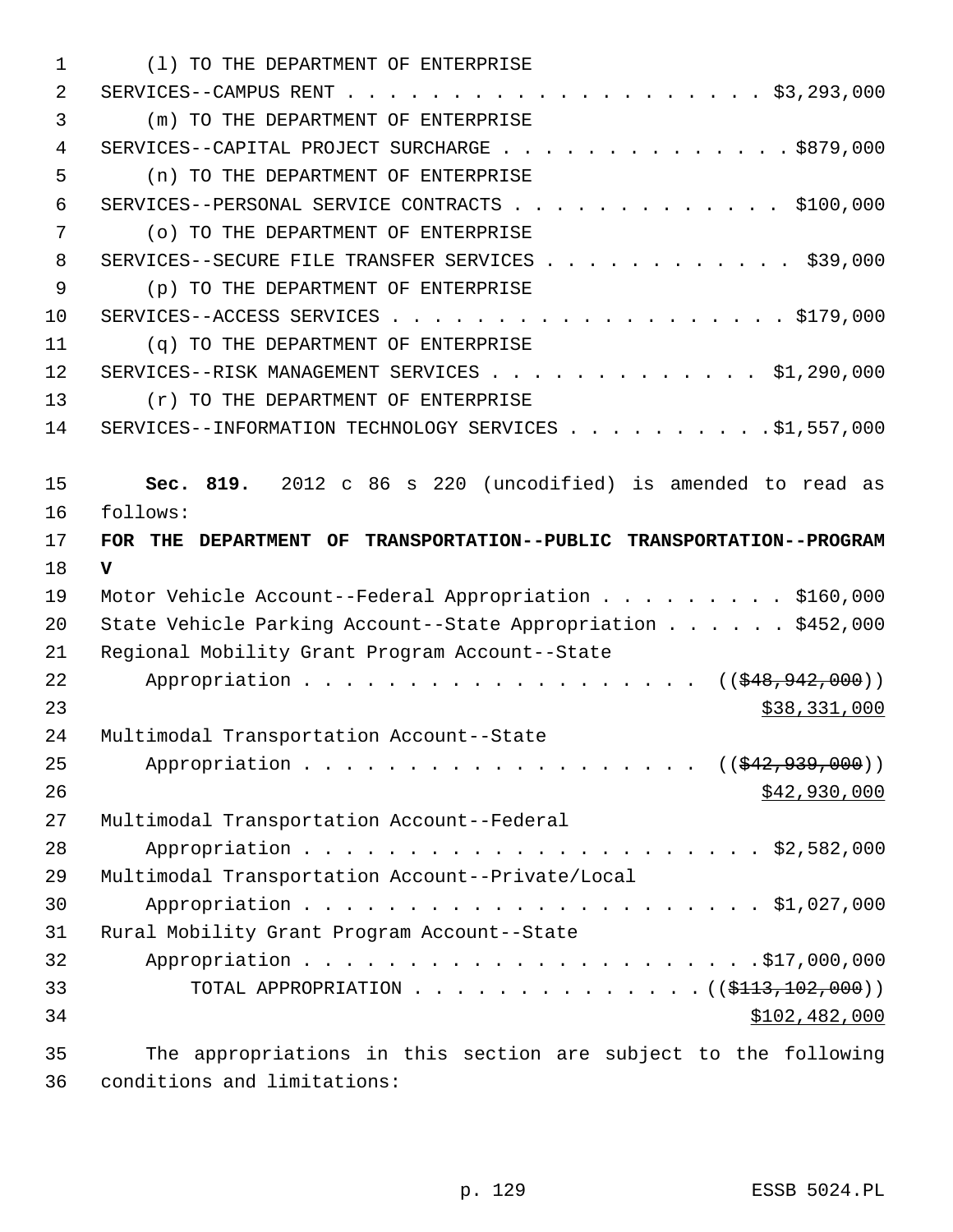(l) TO THE DEPARTMENT OF ENTERPRISE SERVICES--CAMPUS RENT . . . . . . . . . . . . . . . . . . . . $3,293,000

(m) TO THE DEPARTMENT OF ENTERPRISE SERVICES--CAPITAL PROJECT SURCHARGE . . . . . . . . . . . . . . $879,000

(n) TO THE DEPARTMENT OF ENTERPRISE SERVICES--PERSONAL SERVICE CONTRACTS . . . . . . . . . . . . . $100,000

(o) TO THE DEPARTMENT OF ENTERPRISE SERVICES--SECURE FILE TRANSFER SERVICES . . . . . . . . . . . . $39,000

(p) TO THE DEPARTMENT OF ENTERPRISE SERVICES--ACCESS SERVICES . . . . . . . . . . . . . . . . . . . $179,000

(q) TO THE DEPARTMENT OF ENTERPRISE SERVICES--RISK MANAGEMENT SERVICES . . . . . . . . . . . . . $1,290,000

(r) TO THE DEPARTMENT OF ENTERPRISE SERVICES--INFORMATION TECHNOLOGY SERVICES . . . . . . . . . . $1,557,000

**Sec. 819.** 2012 c 86 s 220 (uncodified) is amended to read as follows:

**FOR THE DEPARTMENT OF TRANSPORTATION--PUBLIC TRANSPORTATION--PROGRAM V**

Motor Vehicle Account--Federal Appropriation . . . . . . . . . $160,000

State Vehicle Parking Account--State Appropriation . . . . . . $452,000

Regional Mobility Grant Program Account--State Appropriation . . . . . . . . . . . . . . . . . . . . (($48,942,000))
$38,331,000

Multimodal Transportation Account--State Appropriation . . . . . . . . . . . . . . . . . . . . (($42,939,000))
$42,930,000

Multimodal Transportation Account--Federal Appropriation . . . . . . . . . . . . . . . . . . . . . . $2,582,000

Multimodal Transportation Account--Private/Local Appropriation . . . . . . . . . . . . . . . . . . . . . . $1,027,000

Rural Mobility Grant Program Account--State Appropriation . . . . . . . . . . . . . . . . . . . . . . .$17,000,000

TOTAL APPROPRIATION . . . . . . . . . . . . . . (($113,102,000))
$102,482,000

The appropriations in this section are subject to the following conditions and limitations: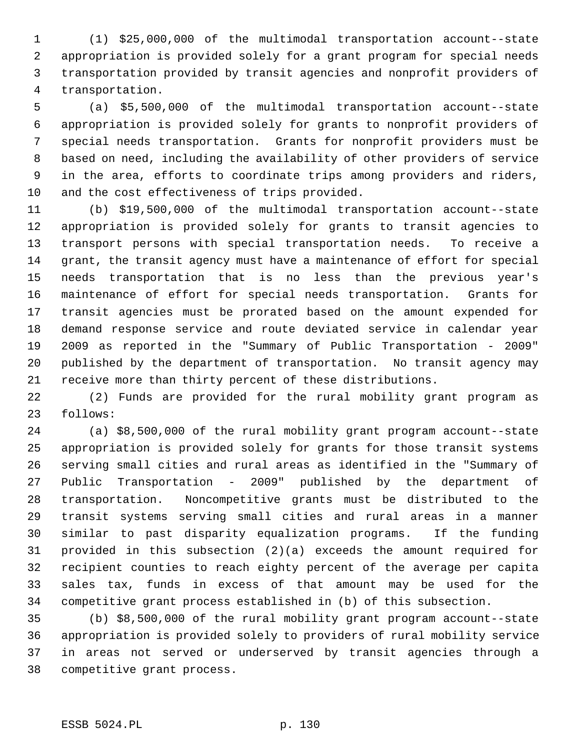(1) $25,000,000 of the multimodal transportation account--state appropriation is provided solely for a grant program for special needs transportation provided by transit agencies and nonprofit providers of transportation.

(a) $5,500,000 of the multimodal transportation account--state appropriation is provided solely for grants to nonprofit providers of special needs transportation. Grants for nonprofit providers must be based on need, including the availability of other providers of service in the area, efforts to coordinate trips among providers and riders, and the cost effectiveness of trips provided.

(b) $19,500,000 of the multimodal transportation account--state appropriation is provided solely for grants to transit agencies to transport persons with special transportation needs. To receive a grant, the transit agency must have a maintenance of effort for special needs transportation that is no less than the previous year's maintenance of effort for special needs transportation. Grants for transit agencies must be prorated based on the amount expended for demand response service and route deviated service in calendar year 2009 as reported in the "Summary of Public Transportation - 2009" published by the department of transportation. No transit agency may receive more than thirty percent of these distributions.

(2) Funds are provided for the rural mobility grant program as follows:

(a) $8,500,000 of the rural mobility grant program account--state appropriation is provided solely for grants for those transit systems serving small cities and rural areas as identified in the "Summary of Public Transportation - 2009" published by the department of transportation. Noncompetitive grants must be distributed to the transit systems serving small cities and rural areas in a manner similar to past disparity equalization programs. If the funding provided in this subsection (2)(a) exceeds the amount required for recipient counties to reach eighty percent of the average per capita sales tax, funds in excess of that amount may be used for the competitive grant process established in (b) of this subsection.

(b) $8,500,000 of the rural mobility grant program account--state appropriation is provided solely to providers of rural mobility service in areas not served or underserved by transit agencies through a competitive grant process.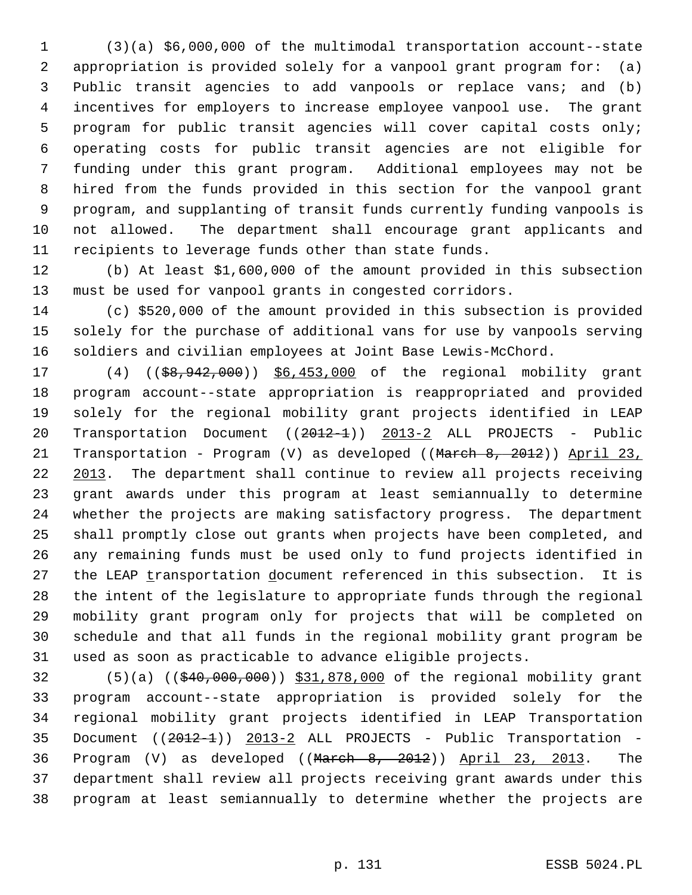(3)(a) $6,000,000 of the multimodal transportation account--state appropriation is provided solely for a vanpool grant program for: (a) Public transit agencies to add vanpools or replace vans; and (b) incentives for employers to increase employee vanpool use. The grant program for public transit agencies will cover capital costs only; operating costs for public transit agencies are not eligible for funding under this grant program. Additional employees may not be hired from the funds provided in this section for the vanpool grant program, and supplanting of transit funds currently funding vanpools is not allowed. The department shall encourage grant applicants and recipients to leverage funds other than state funds.

(b) At least $1,600,000 of the amount provided in this subsection must be used for vanpool grants in congested corridors.

(c) $520,000 of the amount provided in this subsection is provided solely for the purchase of additional vans for use by vanpools serving soldiers and civilian employees at Joint Base Lewis-McChord.

(4) ((~~$8,942,000~~)) <u>$6,453,000</u> of the regional mobility grant program account--state appropriation is reappropriated and provided solely for the regional mobility grant projects identified in LEAP Transportation Document ((~~2012-1~~)) <u>2013-2</u> ALL PROJECTS - Public Transportation - Program (V) as developed ((~~March 8, 2012~~)) <u>April 23, 2013</u>. The department shall continue to review all projects receiving grant awards under this program at least semiannually to determine whether the projects are making satisfactory progress. The department shall promptly close out grants when projects have been completed, and any remaining funds must be used only to fund projects identified in the LEAP <u>t</u>ransportation <u>d</u>ocument referenced in this subsection. It is the intent of the legislature to appropriate funds through the regional mobility grant program only for projects that will be completed on schedule and that all funds in the regional mobility grant program be used as soon as practicable to advance eligible projects.

(5)(a) ((~~$40,000,000~~)) <u>$31,878,000</u> of the regional mobility grant program account--state appropriation is provided solely for the regional mobility grant projects identified in LEAP Transportation Document ((~~2012-1~~)) <u>2013-2</u> ALL PROJECTS - Public Transportation - Program (V) as developed ((~~March 8, 2012~~)) <u>April 23, 2013</u>. The department shall review all projects receiving grant awards under this program at least semiannually to determine whether the projects are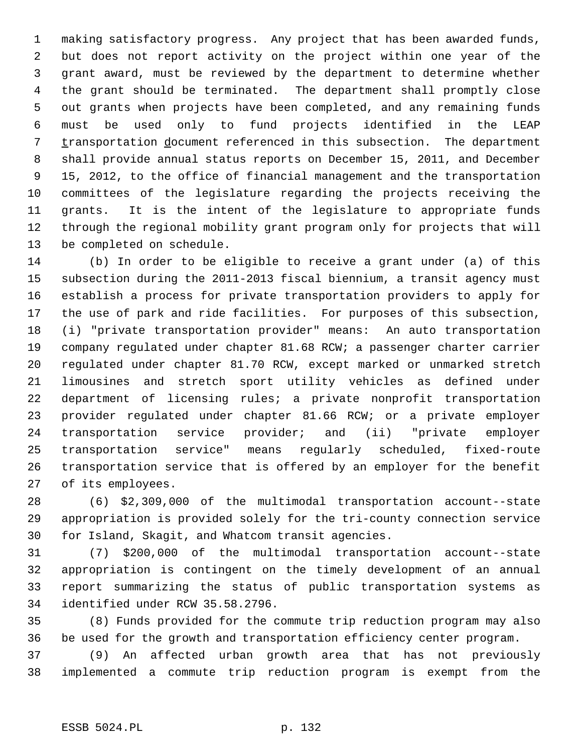making satisfactory progress. Any project that has been awarded funds, but does not report activity on the project within one year of the grant award, must be reviewed by the department to determine whether the grant should be terminated. The department shall promptly close out grants when projects have been completed, and any remaining funds must be used only to fund projects identified in the LEAP transportation document referenced in this subsection. The department shall provide annual status reports on December 15, 2011, and December 15, 2012, to the office of financial management and the transportation committees of the legislature regarding the projects receiving the grants. It is the intent of the legislature to appropriate funds through the regional mobility grant program only for projects that will be completed on schedule.

(b) In order to be eligible to receive a grant under (a) of this subsection during the 2011-2013 fiscal biennium, a transit agency must establish a process for private transportation providers to apply for the use of park and ride facilities. For purposes of this subsection, (i) "private transportation provider" means: An auto transportation company regulated under chapter 81.68 RCW; a passenger charter carrier regulated under chapter 81.70 RCW, except marked or unmarked stretch limousines and stretch sport utility vehicles as defined under department of licensing rules; a private nonprofit transportation provider regulated under chapter 81.66 RCW; or a private employer transportation service provider; and (ii) "private employer transportation service" means regularly scheduled, fixed-route transportation service that is offered by an employer for the benefit of its employees.

(6) $2,309,000 of the multimodal transportation account--state appropriation is provided solely for the tri-county connection service for Island, Skagit, and Whatcom transit agencies.

(7) $200,000 of the multimodal transportation account--state appropriation is contingent on the timely development of an annual report summarizing the status of public transportation systems as identified under RCW 35.58.2796.

(8) Funds provided for the commute trip reduction program may also be used for the growth and transportation efficiency center program.

(9) An affected urban growth area that has not previously implemented a commute trip reduction program is exempt from the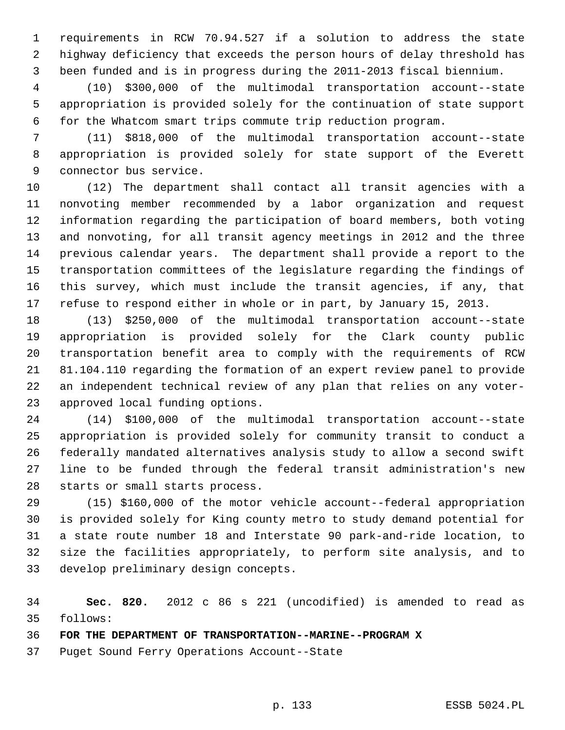requirements in RCW 70.94.527 if a solution to address the state highway deficiency that exceeds the person hours of delay threshold has been funded and is in progress during the 2011-2013 fiscal biennium.

(10) $300,000 of the multimodal transportation account--state appropriation is provided solely for the continuation of state support for the Whatcom smart trips commute trip reduction program.

(11) $818,000 of the multimodal transportation account--state appropriation is provided solely for state support of the Everett connector bus service.

(12) The department shall contact all transit agencies with a nonvoting member recommended by a labor organization and request information regarding the participation of board members, both voting and nonvoting, for all transit agency meetings in 2012 and the three previous calendar years. The department shall provide a report to the transportation committees of the legislature regarding the findings of this survey, which must include the transit agencies, if any, that refuse to respond either in whole or in part, by January 15, 2013.

(13) $250,000 of the multimodal transportation account--state appropriation is provided solely for the Clark county public transportation benefit area to comply with the requirements of RCW 81.104.110 regarding the formation of an expert review panel to provide an independent technical review of any plan that relies on any voter-approved local funding options.

(14) $100,000 of the multimodal transportation account--state appropriation is provided solely for community transit to conduct a federally mandated alternatives analysis study to allow a second swift line to be funded through the federal transit administration's new starts or small starts process.

(15) $160,000 of the motor vehicle account--federal appropriation is provided solely for King county metro to study demand potential for a state route number 18 and Interstate 90 park-and-ride location, to size the facilities appropriately, to perform site analysis, and to develop preliminary design concepts.

**Sec. 820.** 2012 c 86 s 221 (uncodified) is amended to read as follows:

**FOR THE DEPARTMENT OF TRANSPORTATION--MARINE--PROGRAM X**

Puget Sound Ferry Operations Account--State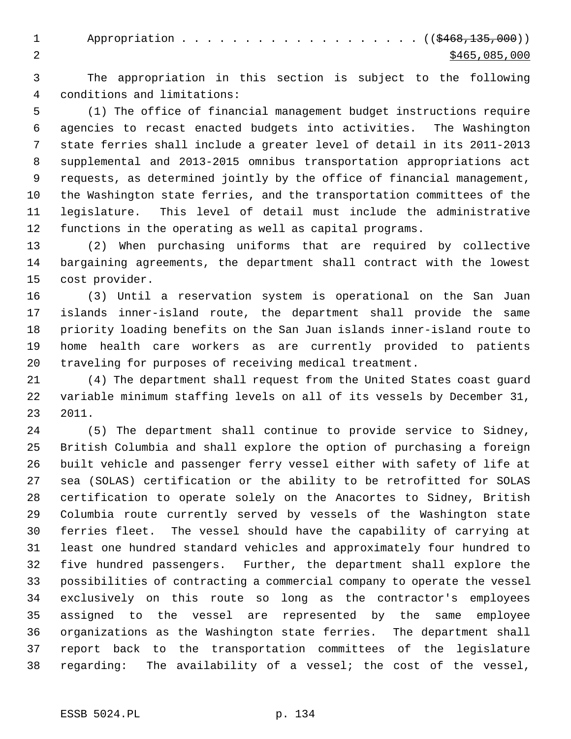Appropriation . . . . . . . . . . . . . . . . . . . (( ~~$468,135,000~~ ))
$465,085,000

The appropriation in this section is subject to the following conditions and limitations:

(1) The office of financial management budget instructions require agencies to recast enacted budgets into activities. The Washington state ferries shall include a greater level of detail in its 2011-2013 supplemental and 2013-2015 omnibus transportation appropriations act requests, as determined jointly by the office of financial management, the Washington state ferries, and the transportation committees of the legislature. This level of detail must include the administrative functions in the operating as well as capital programs.

(2) When purchasing uniforms that are required by collective bargaining agreements, the department shall contract with the lowest cost provider.

(3) Until a reservation system is operational on the San Juan islands inner-island route, the department shall provide the same priority loading benefits on the San Juan islands inner-island route to home health care workers as are currently provided to patients traveling for purposes of receiving medical treatment.

(4) The department shall request from the United States coast guard variable minimum staffing levels on all of its vessels by December 31, 2011.

(5) The department shall continue to provide service to Sidney, British Columbia and shall explore the option of purchasing a foreign built vehicle and passenger ferry vessel either with safety of life at sea (SOLAS) certification or the ability to be retrofitted for SOLAS certification to operate solely on the Anacortes to Sidney, British Columbia route currently served by vessels of the Washington state ferries fleet. The vessel should have the capability of carrying at least one hundred standard vehicles and approximately four hundred to five hundred passengers. Further, the department shall explore the possibilities of contracting a commercial company to operate the vessel exclusively on this route so long as the contractor's employees assigned to the vessel are represented by the same employee organizations as the Washington state ferries. The department shall report back to the transportation committees of the legislature regarding: The availability of a vessel; the cost of the vessel,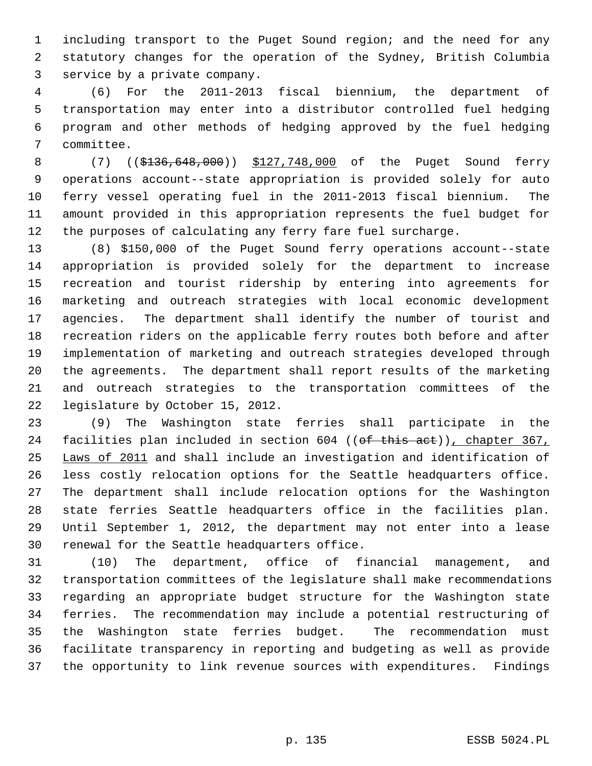including transport to the Puget Sound region; and the need for any statutory changes for the operation of the Sydney, British Columbia service by a private company.

(6) For the 2011-2013 fiscal biennium, the department of transportation may enter into a distributor controlled fuel hedging program and other methods of hedging approved by the fuel hedging committee.

(7) ((~~$136,648,000~~)) <u>$127,748,000</u> of the Puget Sound ferry operations account--state appropriation is provided solely for auto ferry vessel operating fuel in the 2011-2013 fiscal biennium. The amount provided in this appropriation represents the fuel budget for the purposes of calculating any ferry fare fuel surcharge.

(8) $150,000 of the Puget Sound ferry operations account--state appropriation is provided solely for the department to increase recreation and tourist ridership by entering into agreements for marketing and outreach strategies with local economic development agencies. The department shall identify the number of tourist and recreation riders on the applicable ferry routes both before and after implementation of marketing and outreach strategies developed through the agreements. The department shall report results of the marketing and outreach strategies to the transportation committees of the legislature by October 15, 2012.

(9) The Washington state ferries shall participate in the facilities plan included in section 604 ((~~of this act~~))<u>, chapter 367, Laws of 2011</u> and shall include an investigation and identification of less costly relocation options for the Seattle headquarters office. The department shall include relocation options for the Washington state ferries Seattle headquarters office in the facilities plan. Until September 1, 2012, the department may not enter into a lease renewal for the Seattle headquarters office.

(10) The department, office of financial management, and transportation committees of the legislature shall make recommendations regarding an appropriate budget structure for the Washington state ferries. The recommendation may include a potential restructuring of the Washington state ferries budget. The recommendation must facilitate transparency in reporting and budgeting as well as provide the opportunity to link revenue sources with expenditures. Findings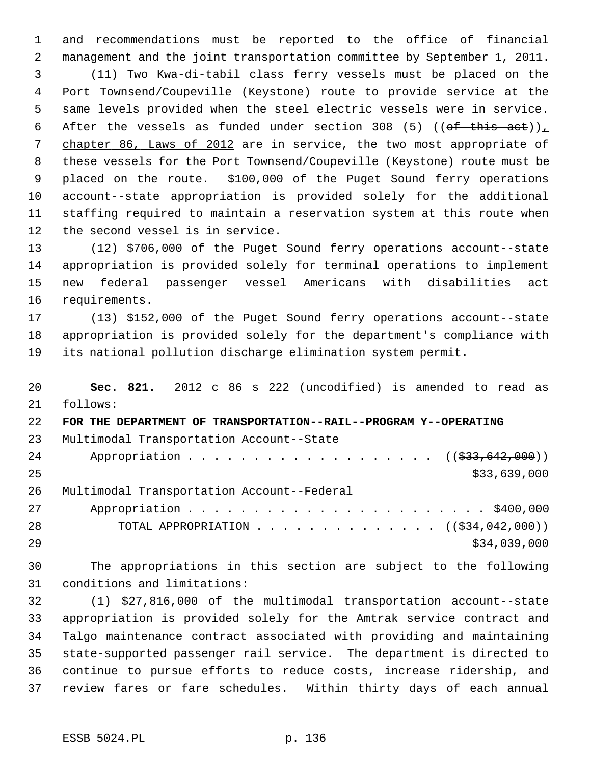and recommendations must be reported to the office of financial management and the joint transportation committee by September 1, 2011.

(11) Two Kwa-di-tabil class ferry vessels must be placed on the Port Townsend/Coupeville (Keystone) route to provide service at the same levels provided when the steel electric vessels were in service. After the vessels as funded under section 308 (5) ((~~of this act~~)), chapter 86, Laws of 2012 are in service, the two most appropriate of these vessels for the Port Townsend/Coupeville (Keystone) route must be placed on the route. $100,000 of the Puget Sound ferry operations account--state appropriation is provided solely for the additional staffing required to maintain a reservation system at this route when the second vessel is in service.

(12) $706,000 of the Puget Sound ferry operations account--state appropriation is provided solely for terminal operations to implement new federal passenger vessel Americans with disabilities act requirements.

(13) $152,000 of the Puget Sound ferry operations account--state appropriation is provided solely for the department's compliance with its national pollution discharge elimination system permit.

**Sec. 821.** 2012 c 86 s 222 (uncodified) is amended to read as follows:

**FOR THE DEPARTMENT OF TRANSPORTATION--RAIL--PROGRAM Y--OPERATING**

Multimodal Transportation Account--State
Appropriation . . . . . . . . . . . . . . . . . . . ((~~$33,642,000~~))
$33,639,000

Multimodal Transportation Account--Federal
Appropriation . . . . . . . . . . . . . . . . . . . . . . . $400,000

TOTAL APPROPRIATION . . . . . . . . . . . . . . ((~~$34,042,000~~))
$34,039,000

The appropriations in this section are subject to the following conditions and limitations:

(1) $27,816,000 of the multimodal transportation account--state appropriation is provided solely for the Amtrak service contract and Talgo maintenance contract associated with providing and maintaining state-supported passenger rail service. The department is directed to continue to pursue efforts to reduce costs, increase ridership, and review fares or fare schedules. Within thirty days of each annual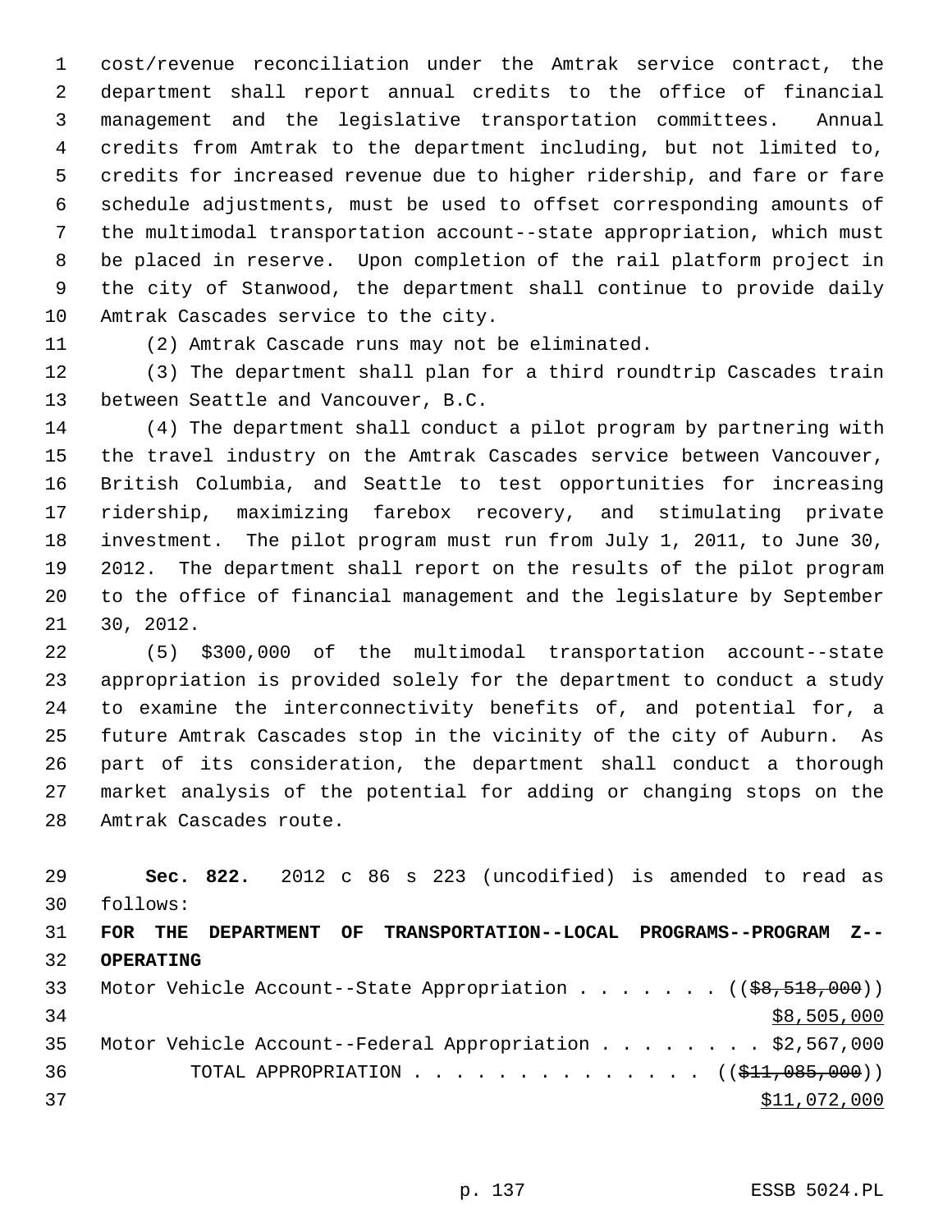cost/revenue reconciliation under the Amtrak service contract, the department shall report annual credits to the office of financial management and the legislative transportation committees. Annual credits from Amtrak to the department including, but not limited to, credits for increased revenue due to higher ridership, and fare or fare schedule adjustments, must be used to offset corresponding amounts of the multimodal transportation account--state appropriation, which must be placed in reserve. Upon completion of the rail platform project in the city of Stanwood, the department shall continue to provide daily Amtrak Cascades service to the city.

(2) Amtrak Cascade runs may not be eliminated.

(3) The department shall plan for a third roundtrip Cascades train between Seattle and Vancouver, B.C.

(4) The department shall conduct a pilot program by partnering with the travel industry on the Amtrak Cascades service between Vancouver, British Columbia, and Seattle to test opportunities for increasing ridership, maximizing farebox recovery, and stimulating private investment. The pilot program must run from July 1, 2011, to June 30, 2012. The department shall report on the results of the pilot program to the office of financial management and the legislature by September 30, 2012.

(5) $300,000 of the multimodal transportation account--state appropriation is provided solely for the department to conduct a study to examine the interconnectivity benefits of, and potential for, a future Amtrak Cascades stop in the vicinity of the city of Auburn. As part of its consideration, the department shall conduct a thorough market analysis of the potential for adding or changing stops on the Amtrak Cascades route.

**Sec. 822.** 2012 c 86 s 223 (uncodified) is amended to read as follows:

**FOR THE DEPARTMENT OF TRANSPORTATION--LOCAL PROGRAMS--PROGRAM Z--OPERATING**

Motor Vehicle Account--State Appropriation . . . . . . . (($8,518,000)) $8,505,000

Motor Vehicle Account--Federal Appropriation . . . . . . . . $2,567,000

TOTAL APPROPRIATION . . . . . . . . . . . . . . (($11,085,000)) $11,072,000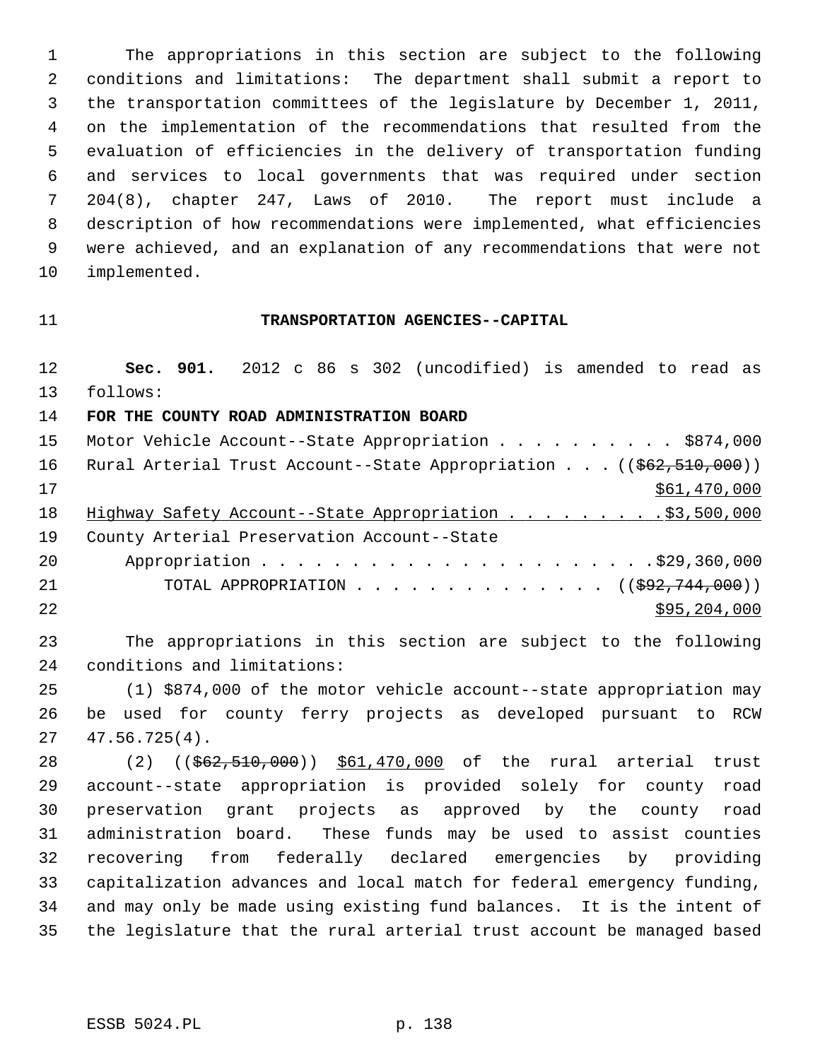The appropriations in this section are subject to the following conditions and limitations: The department shall submit a report to the transportation committees of the legislature by December 1, 2011, on the implementation of the recommendations that resulted from the evaluation of efficiencies in the delivery of transportation funding and services to local governments that was required under section 204(8), chapter 247, Laws of 2010. The report must include a description of how recommendations were implemented, what efficiencies were achieved, and an explanation of any recommendations that were not implemented.

## TRANSPORTATION AGENCIES--CAPITAL

**Sec. 901.** 2012 c 86 s 302 (uncodified) is amended to read as follows:

**FOR THE COUNTY ROAD ADMINISTRATION BOARD**

Motor Vehicle Account--State Appropriation . . . . . . . . . . $874,000

Rural Arterial Trust Account--State Appropriation . . . ((~~$62,510,000~~)) $61,470,000

Highway Safety Account--State Appropriation . . . . . . . . . $3,500,000

County Arterial Preservation Account--State Appropriation . . . . . . . . . . . . . . . . . . . . . . $29,360,000

TOTAL APPROPRIATION . . . . . . . . . . . . . . ((~~$92,744,000~~)) $95,204,000

The appropriations in this section are subject to the following conditions and limitations:

(1) $874,000 of the motor vehicle account--state appropriation may be used for county ferry projects as developed pursuant to RCW 47.56.725(4).

(2) ((~~$62,510,000~~)) $61,470,000 of the rural arterial trust account--state appropriation is provided solely for county road preservation grant projects as approved by the county road administration board. These funds may be used to assist counties recovering from federally declared emergencies by providing capitalization advances and local match for federal emergency funding, and may only be made using existing fund balances. It is the intent of the legislature that the rural arterial trust account be managed based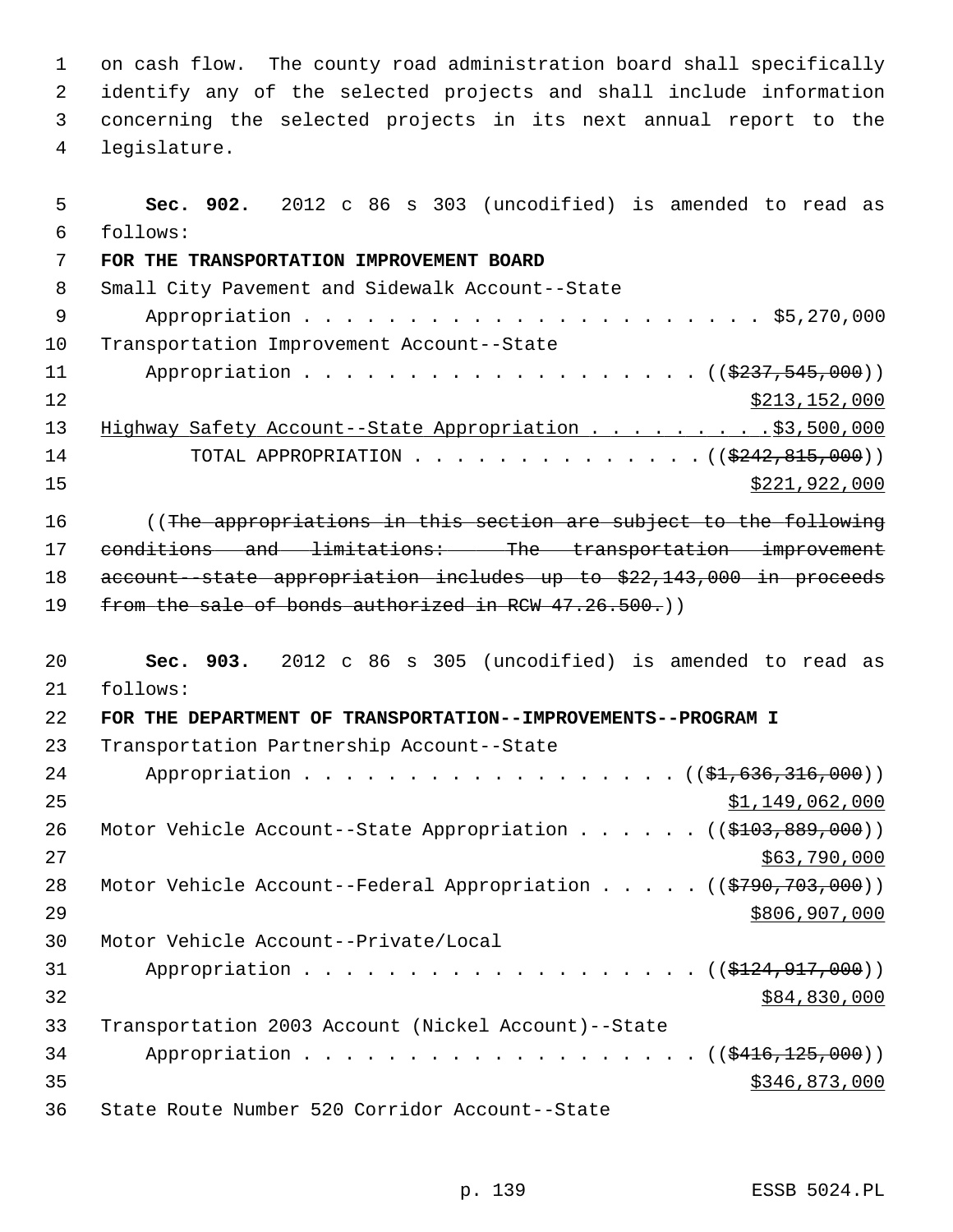on cash flow. The county road administration board shall specifically identify any of the selected projects and shall include information concerning the selected projects in its next annual report to the legislature.

**Sec. 902.** 2012 c 86 s 303 (uncodified) is amended to read as follows:

**FOR THE TRANSPORTATION IMPROVEMENT BOARD**

Small City Pavement and Sidewalk Account--State Appropriation . . . . . . . . . . . . . . . . . . . . . . $5,270,000

Transportation Improvement Account--State Appropriation . . . . . . . . . . . . . . . . . . . . (($237,545,000)) $213,152,000

Highway Safety Account--State Appropriation . . . . . . . . . $3,500,000

TOTAL APPROPRIATION . . . . . . . . . . . . . . . (($242,815,000)) $221,922,000

((The appropriations in this section are subject to the following conditions and limitations: The transportation improvement account--state appropriation includes up to $22,143,000 in proceeds from the sale of bonds authorized in RCW 47.26.500.))

**Sec. 903.** 2012 c 86 s 305 (uncodified) is amended to read as follows:

**FOR THE DEPARTMENT OF TRANSPORTATION--IMPROVEMENTS--PROGRAM I**

Transportation Partnership Account--State Appropriation . . . . . . . . . . . . . . . . . . (($1,636,316,000)) $1,149,062,000

Motor Vehicle Account--State Appropriation . . . . . . (($103,889,000)) $63,790,000

Motor Vehicle Account--Federal Appropriation . . . . . (($790,703,000)) $806,907,000

Motor Vehicle Account--Private/Local Appropriation . . . . . . . . . . . . . . . . . . . . (($124,917,000)) $84,830,000

Transportation 2003 Account (Nickel Account)--State Appropriation . . . . . . . . . . . . . . . . . . . . (($416,125,000)) $346,873,000

State Route Number 520 Corridor Account--State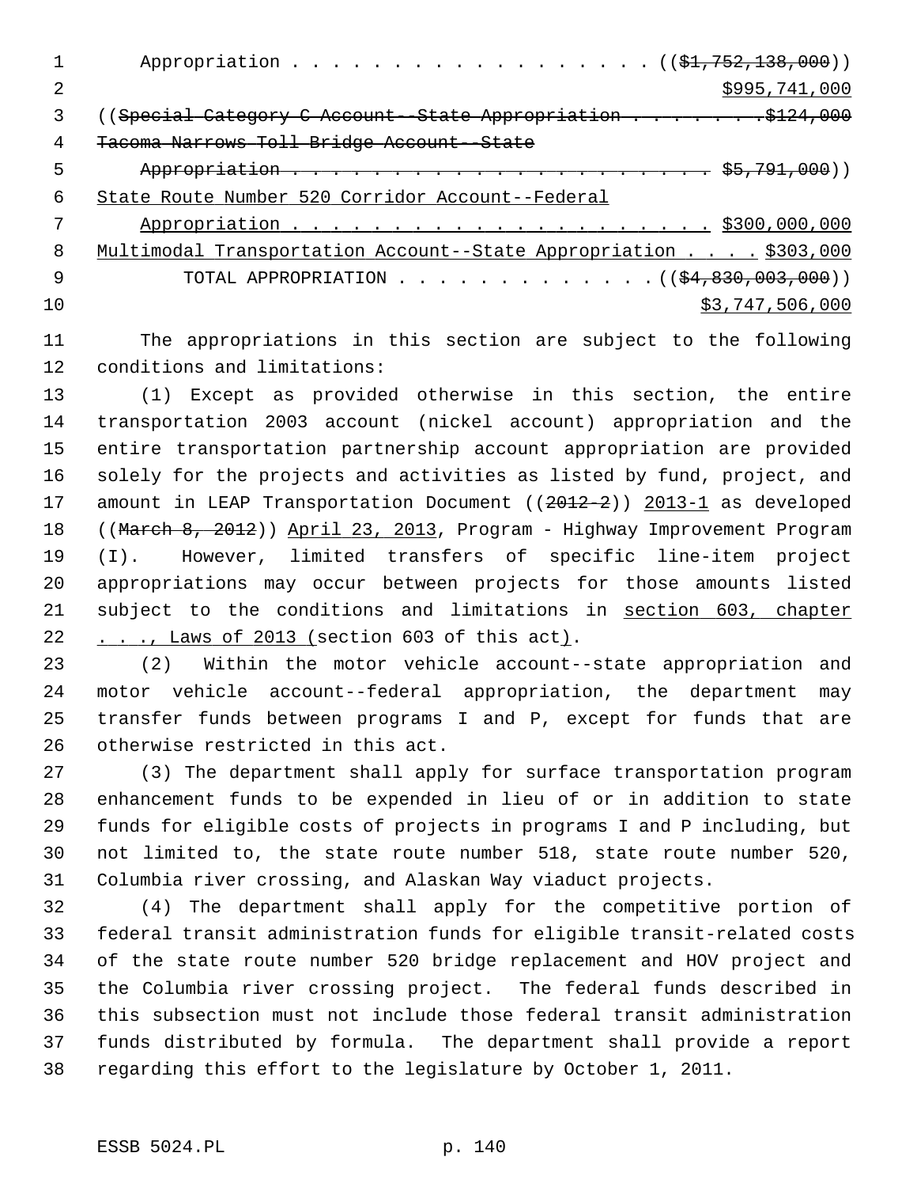Appropriation . . . . . . . . . . . . . . . . . . ((~~$1,752,138,000~~))
<u>$995,741,000</u>

((~~Special Category C Account--State Appropriation . . . . . . . .$124,000~~
~~Tacoma Narrows Toll Bridge Account--State~~
~~Appropriation . . . . . . . . . . . . . . . . . . . . . . . $5,791,000~~))
<u>State Route Number 520 Corridor Account--Federal</u>
<u>Appropriation . . . . . . . . . . . . . . . . . . . . . . $300,000,000</u>
<u>Multimodal Transportation Account--State Appropriation . . . . $303,000</u>
TOTAL APPROPRIATION . . . . . . . . . . . . . ((~~$4,830,003,000~~))
<u>$3,747,506,000</u>

The appropriations in this section are subject to the following conditions and limitations:

(1) Except as provided otherwise in this section, the entire transportation 2003 account (nickel account) appropriation and the entire transportation partnership account appropriation are provided solely for the projects and activities as listed by fund, project, and amount in LEAP Transportation Document ((~~2012-2~~)) <u>2013-1</u> as developed ((~~March 8, 2012~~)) <u>April 23, 2013</u>, Program - Highway Improvement Program (I). However, limited transfers of specific line-item project appropriations may occur between projects for those amounts listed subject to the conditions and limitations in <u>section 603, chapter . . ., Laws of 2013 (</u>section 603 of this act<u>)</u>.

(2) Within the motor vehicle account--state appropriation and motor vehicle account--federal appropriation, the department may transfer funds between programs I and P, except for funds that are otherwise restricted in this act.

(3) The department shall apply for surface transportation program enhancement funds to be expended in lieu of or in addition to state funds for eligible costs of projects in programs I and P including, but not limited to, the state route number 518, state route number 520, Columbia river crossing, and Alaskan Way viaduct projects.

(4) The department shall apply for the competitive portion of federal transit administration funds for eligible transit-related costs of the state route number 520 bridge replacement and HOV project and the Columbia river crossing project. The federal funds described in this subsection must not include those federal transit administration funds distributed by formula. The department shall provide a report regarding this effort to the legislature by October 1, 2011.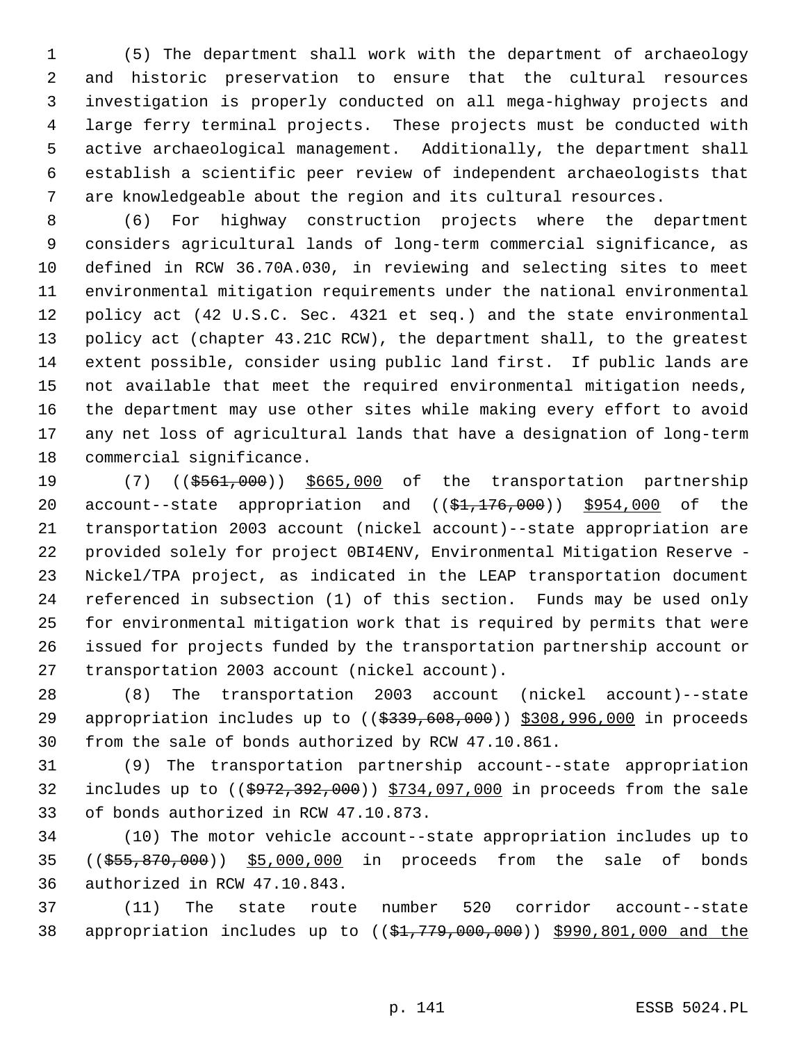(5) The department shall work with the department of archaeology and historic preservation to ensure that the cultural resources investigation is properly conducted on all mega-highway projects and large ferry terminal projects. These projects must be conducted with active archaeological management. Additionally, the department shall establish a scientific peer review of independent archaeologists that are knowledgeable about the region and its cultural resources.

(6) For highway construction projects where the department considers agricultural lands of long-term commercial significance, as defined in RCW 36.70A.030, in reviewing and selecting sites to meet environmental mitigation requirements under the national environmental policy act (42 U.S.C. Sec. 4321 et seq.) and the state environmental policy act (chapter 43.21C RCW), the department shall, to the greatest extent possible, consider using public land first. If public lands are not available that meet the required environmental mitigation needs, the department may use other sites while making every effort to avoid any net loss of agricultural lands that have a designation of long-term commercial significance.

(7) ((~~$561,000~~)) $665,000 of the transportation partnership account--state appropriation and ((~~$1,176,000~~)) $954,000 of the transportation 2003 account (nickel account)--state appropriation are provided solely for project 0BI4ENV, Environmental Mitigation Reserve - Nickel/TPA project, as indicated in the LEAP transportation document referenced in subsection (1) of this section. Funds may be used only for environmental mitigation work that is required by permits that were issued for projects funded by the transportation partnership account or transportation 2003 account (nickel account).

(8) The transportation 2003 account (nickel account)--state appropriation includes up to ((~~$339,608,000~~)) $308,996,000 in proceeds from the sale of bonds authorized by RCW 47.10.861.

(9) The transportation partnership account--state appropriation includes up to ((~~$972,392,000~~)) $734,097,000 in proceeds from the sale of bonds authorized in RCW 47.10.873.

(10) The motor vehicle account--state appropriation includes up to ((~~$55,870,000~~)) $5,000,000 in proceeds from the sale of bonds authorized in RCW 47.10.843.

(11) The state route number 520 corridor account--state appropriation includes up to ((~~$1,779,000,000~~)) $990,801,000 and the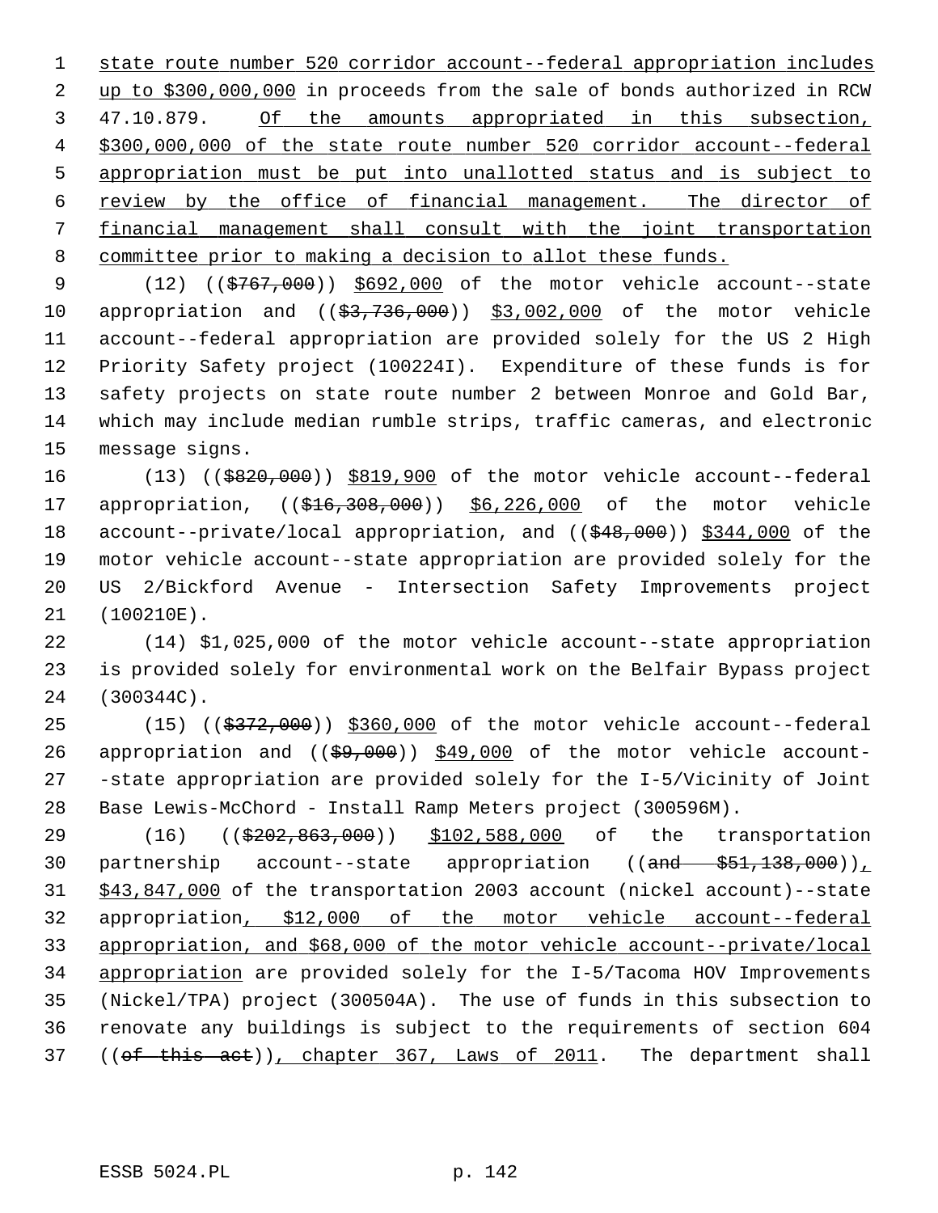state route number 520 corridor account--federal appropriation includes up to $300,000,000 in proceeds from the sale of bonds authorized in RCW 47.10.879. Of the amounts appropriated in this subsection, $300,000,000 of the state route number 520 corridor account--federal appropriation must be put into unallotted status and is subject to review by the office of financial management. The director of financial management shall consult with the joint transportation committee prior to making a decision to allot these funds.

(12) (($767,000)) $692,000 of the motor vehicle account--state appropriation and (($3,736,000)) $3,002,000 of the motor vehicle account--federal appropriation are provided solely for the US 2 High Priority Safety project (100224I). Expenditure of these funds is for safety projects on state route number 2 between Monroe and Gold Bar, which may include median rumble strips, traffic cameras, and electronic message signs.

(13) (($820,000)) $819,900 of the motor vehicle account--federal appropriation, (($16,308,000)) $6,226,000 of the motor vehicle account--private/local appropriation, and (($48,000)) $344,000 of the motor vehicle account--state appropriation are provided solely for the US 2/Bickford Avenue - Intersection Safety Improvements project (100210E).

(14) $1,025,000 of the motor vehicle account--state appropriation is provided solely for environmental work on the Belfair Bypass project (300344C).

(15) (($372,000)) $360,000 of the motor vehicle account--federal appropriation and (($9,000)) $49,000 of the motor vehicle account--state appropriation are provided solely for the I-5/Vicinity of Joint Base Lewis-McChord - Install Ramp Meters project (300596M).

(16) (($202,863,000)) $102,588,000 of the transportation partnership account--state appropriation ((and $51,138,000)), $43,847,000 of the transportation 2003 account (nickel account)--state appropriation, $12,000 of the motor vehicle account--federal appropriation, and $68,000 of the motor vehicle account--private/local appropriation are provided solely for the I-5/Tacoma HOV Improvements (Nickel/TPA) project (300504A). The use of funds in this subsection to renovate any buildings is subject to the requirements of section 604 ((of this act)), chapter 367, Laws of 2011. The department shall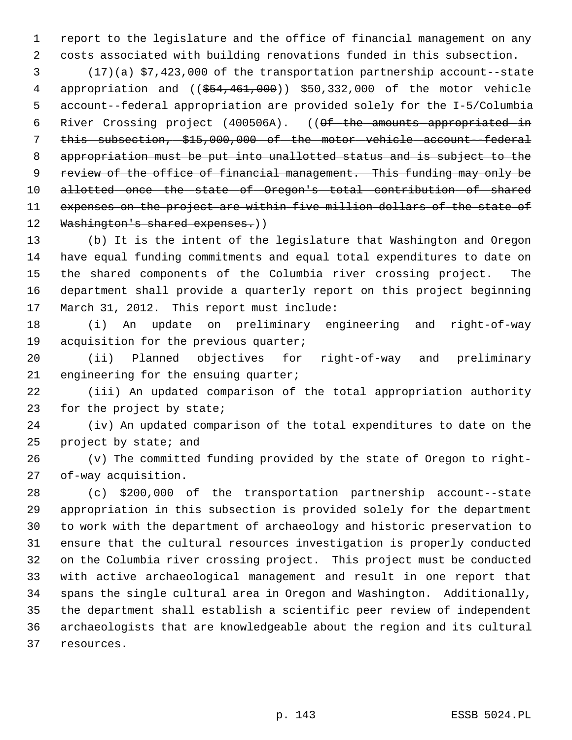report to the legislature and the office of financial management on any costs associated with building renovations funded in this subsection.

(17)(a) $7,423,000 of the transportation partnership account--state appropriation and (($54,461,000)) $50,332,000 of the motor vehicle account--federal appropriation are provided solely for the I-5/Columbia River Crossing project (400506A). ((~~Of the amounts appropriated in this subsection, $15,000,000 of the motor vehicle account--federal appropriation must be put into unallotted status and is subject to the review of the office of financial management. This funding may only be allotted once the state of Oregon's total contribution of shared expenses on the project are within five million dollars of the state of Washington's shared expenses.~~))

(b) It is the intent of the legislature that Washington and Oregon have equal funding commitments and equal total expenditures to date on the shared components of the Columbia river crossing project. The department shall provide a quarterly report on this project beginning March 31, 2012. This report must include:

(i) An update on preliminary engineering and right-of-way acquisition for the previous quarter;

(ii) Planned objectives for right-of-way and preliminary engineering for the ensuing quarter;

(iii) An updated comparison of the total appropriation authority for the project by state;

(iv) An updated comparison of the total expenditures to date on the project by state; and

(v) The committed funding provided by the state of Oregon to right-of-way acquisition.

(c) $200,000 of the transportation partnership account--state appropriation in this subsection is provided solely for the department to work with the department of archaeology and historic preservation to ensure that the cultural resources investigation is properly conducted on the Columbia river crossing project. This project must be conducted with active archaeological management and result in one report that spans the single cultural area in Oregon and Washington. Additionally, the department shall establish a scientific peer review of independent archaeologists that are knowledgeable about the region and its cultural resources.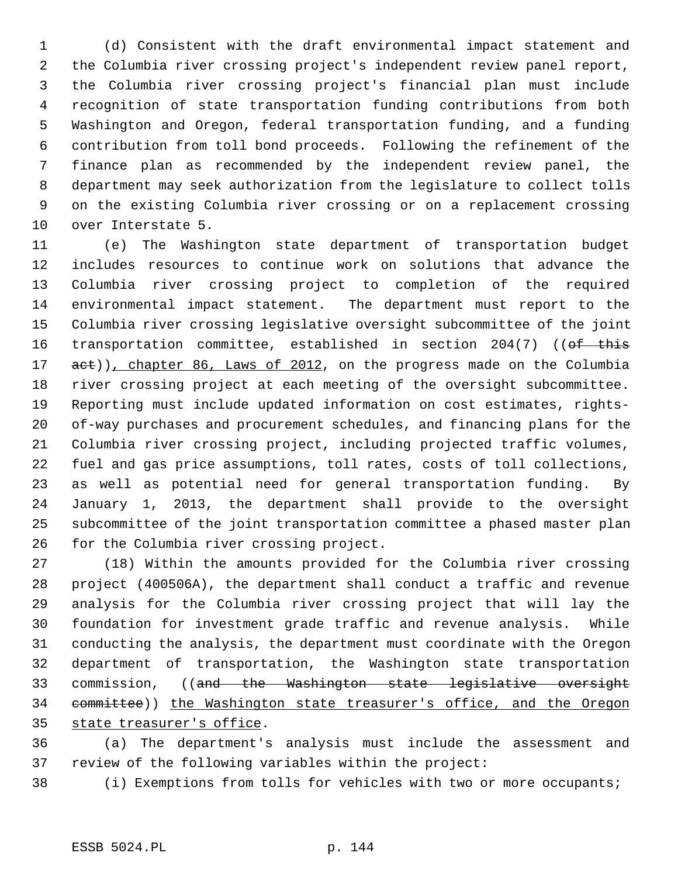(d) Consistent with the draft environmental impact statement and the Columbia river crossing project's independent review panel report, the Columbia river crossing project's financial plan must include recognition of state transportation funding contributions from both Washington and Oregon, federal transportation funding, and a funding contribution from toll bond proceeds. Following the refinement of the finance plan as recommended by the independent review panel, the department may seek authorization from the legislature to collect tolls on the existing Columbia river crossing or on a replacement crossing over Interstate 5.

(e) The Washington state department of transportation budget includes resources to continue work on solutions that advance the Columbia river crossing project to completion of the required environmental impact statement. The department must report to the Columbia river crossing legislative oversight subcommittee of the joint transportation committee, established in section 204(7) ((~~of this act~~)), chapter 86, Laws of 2012, on the progress made on the Columbia river crossing project at each meeting of the oversight subcommittee. Reporting must include updated information on cost estimates, rights-of-way purchases and procurement schedules, and financing plans for the Columbia river crossing project, including projected traffic volumes, fuel and gas price assumptions, toll rates, costs of toll collections, as well as potential need for general transportation funding. By January 1, 2013, the department shall provide to the oversight subcommittee of the joint transportation committee a phased master plan for the Columbia river crossing project.

(18) Within the amounts provided for the Columbia river crossing project (400506A), the department shall conduct a traffic and revenue analysis for the Columbia river crossing project that will lay the foundation for investment grade traffic and revenue analysis. While conducting the analysis, the department must coordinate with the Oregon department of transportation, the Washington state transportation commission, ((~~and the Washington state legislative oversight committee~~)) the Washington state treasurer's office, and the Oregon state treasurer's office.

(a) The department's analysis must include the assessment and review of the following variables within the project:

(i) Exemptions from tolls for vehicles with two or more occupants;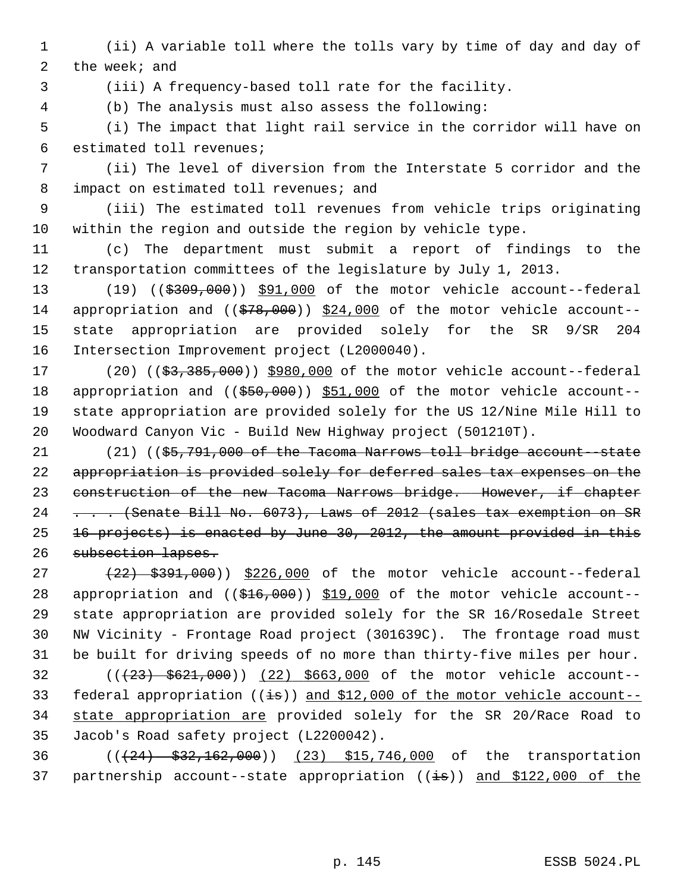(ii) A variable toll where the tolls vary by time of day and day of the week; and

(iii) A frequency-based toll rate for the facility.

(b) The analysis must also assess the following:

(i) The impact that light rail service in the corridor will have on estimated toll revenues;

(ii) The level of diversion from the Interstate 5 corridor and the impact on estimated toll revenues; and

(iii) The estimated toll revenues from vehicle trips originating within the region and outside the region by vehicle type.

(c) The department must submit a report of findings to the transportation committees of the legislature by July 1, 2013.

(19) ((~~$309,000~~)) <u>$91,000</u> of the motor vehicle account--federal appropriation and ((~~$78,000~~)) <u>$24,000</u> of the motor vehicle account--state appropriation are provided solely for the SR 9/SR 204 Intersection Improvement project (L2000040).

(20) ((~~$3,385,000~~)) <u>$980,000</u> of the motor vehicle account--federal appropriation and ((~~$50,000~~)) <u>$51,000</u> of the motor vehicle account--state appropriation are provided solely for the US 12/Nine Mile Hill to Woodward Canyon Vic - Build New Highway project (501210T).

(21) ((~~$5,791,000 of the Tacoma Narrows toll bridge account--state appropriation is provided solely for deferred sales tax expenses on the construction of the new Tacoma Narrows bridge. However, if chapter . . . (Senate Bill No. 6073), Laws of 2012 (sales tax exemption on SR 16 projects) is enacted by June 30, 2012, the amount provided in this subsection lapses.~~

~~(22) $391,000~~)) <u>$226,000</u> of the motor vehicle account--federal appropriation and ((~~$16,000~~)) <u>$19,000</u> of the motor vehicle account--state appropriation are provided solely for the SR 16/Rosedale Street NW Vicinity - Frontage Road project (301639C). The frontage road must be built for driving speeds of no more than thirty-five miles per hour.

((~~(23) $621,000~~)) <u>(22) $663,000</u> of the motor vehicle account--federal appropriation ((~~is~~)) <u>and $12,000 of the motor vehicle account--state appropriation are</u> provided solely for the SR 20/Race Road to Jacob's Road safety project (L2200042).

((~~(24) $32,162,000~~)) <u>(23) $15,746,000</u> of the transportation partnership account--state appropriation ((~~is~~)) <u>and $122,000 of the</u>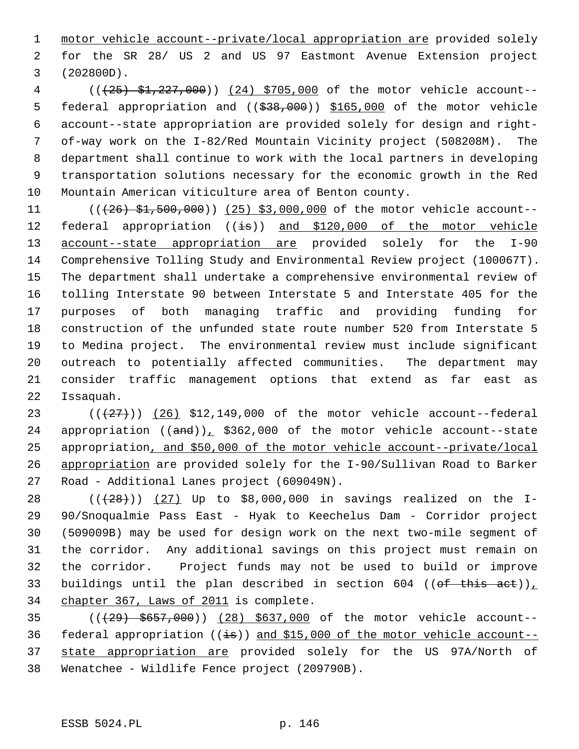motor vehicle account--private/local appropriation are provided solely for the SR 28/ US 2 and US 97 Eastmont Avenue Extension project (202800D).

((~~(25) $1,227,000~~)) (24) $705,000 of the motor vehicle account--federal appropriation and ((~~$38,000~~)) $165,000 of the motor vehicle account--state appropriation are provided solely for design and right-of-way work on the I-82/Red Mountain Vicinity project (508208M). The department shall continue to work with the local partners in developing transportation solutions necessary for the economic growth in the Red Mountain American viticulture area of Benton county.

((~~(26) $1,500,000~~)) (25) $3,000,000 of the motor vehicle account--federal appropriation ((~~is~~)) and $120,000 of the motor vehicle account--state appropriation are provided solely for the I-90 Comprehensive Tolling Study and Environmental Review project (100067T). The department shall undertake a comprehensive environmental review of tolling Interstate 90 between Interstate 5 and Interstate 405 for the purposes of both managing traffic and providing funding for construction of the unfunded state route number 520 from Interstate 5 to Medina project. The environmental review must include significant outreach to potentially affected communities. The department may consider traffic management options that extend as far east as Issaquah.

((~~(27)~~)) (26) $12,149,000 of the motor vehicle account--federal appropriation ((~~and~~)), $362,000 of the motor vehicle account--state appropriation, and $50,000 of the motor vehicle account--private/local appropriation are provided solely for the I-90/Sullivan Road to Barker Road - Additional Lanes project (609049N).

((~~(28)~~)) (27) Up to $8,000,000 in savings realized on the I-90/Snoqualmie Pass East - Hyak to Keechelus Dam - Corridor project (509009B) may be used for design work on the next two-mile segment of the corridor. Any additional savings on this project must remain on the corridor. Project funds may not be used to build or improve buildings until the plan described in section 604 ((~~of this act~~)), chapter 367, Laws of 2011 is complete.

((~~(29) $657,000~~)) (28) $637,000 of the motor vehicle account--federal appropriation ((~~is~~)) and $15,000 of the motor vehicle account--state appropriation are provided solely for the US 97A/North of Wenatchee - Wildlife Fence project (209790B).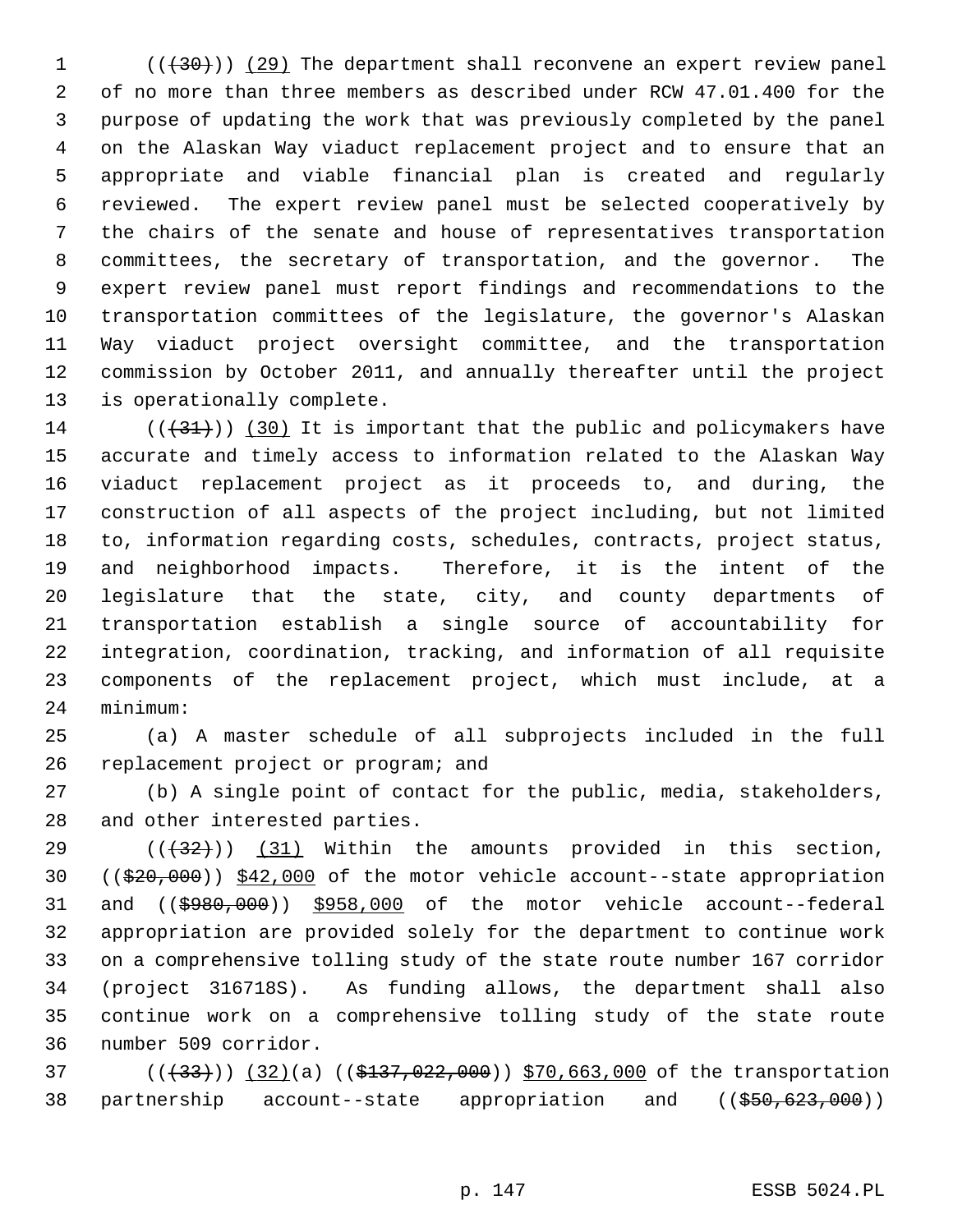(((30))) (29) The department shall reconvene an expert review panel of no more than three members as described under RCW 47.01.400 for the purpose of updating the work that was previously completed by the panel on the Alaskan Way viaduct replacement project and to ensure that an appropriate and viable financial plan is created and regularly reviewed. The expert review panel must be selected cooperatively by the chairs of the senate and house of representatives transportation committees, the secretary of transportation, and the governor. The expert review panel must report findings and recommendations to the transportation committees of the legislature, the governor's Alaskan Way viaduct project oversight committee, and the transportation commission by October 2011, and annually thereafter until the project is operationally complete.

(((31))) (30) It is important that the public and policymakers have accurate and timely access to information related to the Alaskan Way viaduct replacement project as it proceeds to, and during, the construction of all aspects of the project including, but not limited to, information regarding costs, schedules, contracts, project status, and neighborhood impacts. Therefore, it is the intent of the legislature that the state, city, and county departments of transportation establish a single source of accountability for integration, coordination, tracking, and information of all requisite components of the replacement project, which must include, at a minimum:

(a) A master schedule of all subprojects included in the full replacement project or program; and

(b) A single point of contact for the public, media, stakeholders, and other interested parties.

(((32))) (31) Within the amounts provided in this section, (($20,000)) $42,000 of the motor vehicle account--state appropriation and (($980,000)) $958,000 of the motor vehicle account--federal appropriation are provided solely for the department to continue work on a comprehensive tolling study of the state route number 167 corridor (project 316718S). As funding allows, the department shall also continue work on a comprehensive tolling study of the state route number 509 corridor.

(((33))) (32)(a) (($137,022,000)) $70,663,000 of the transportation partnership account--state appropriation and (($50,623,000))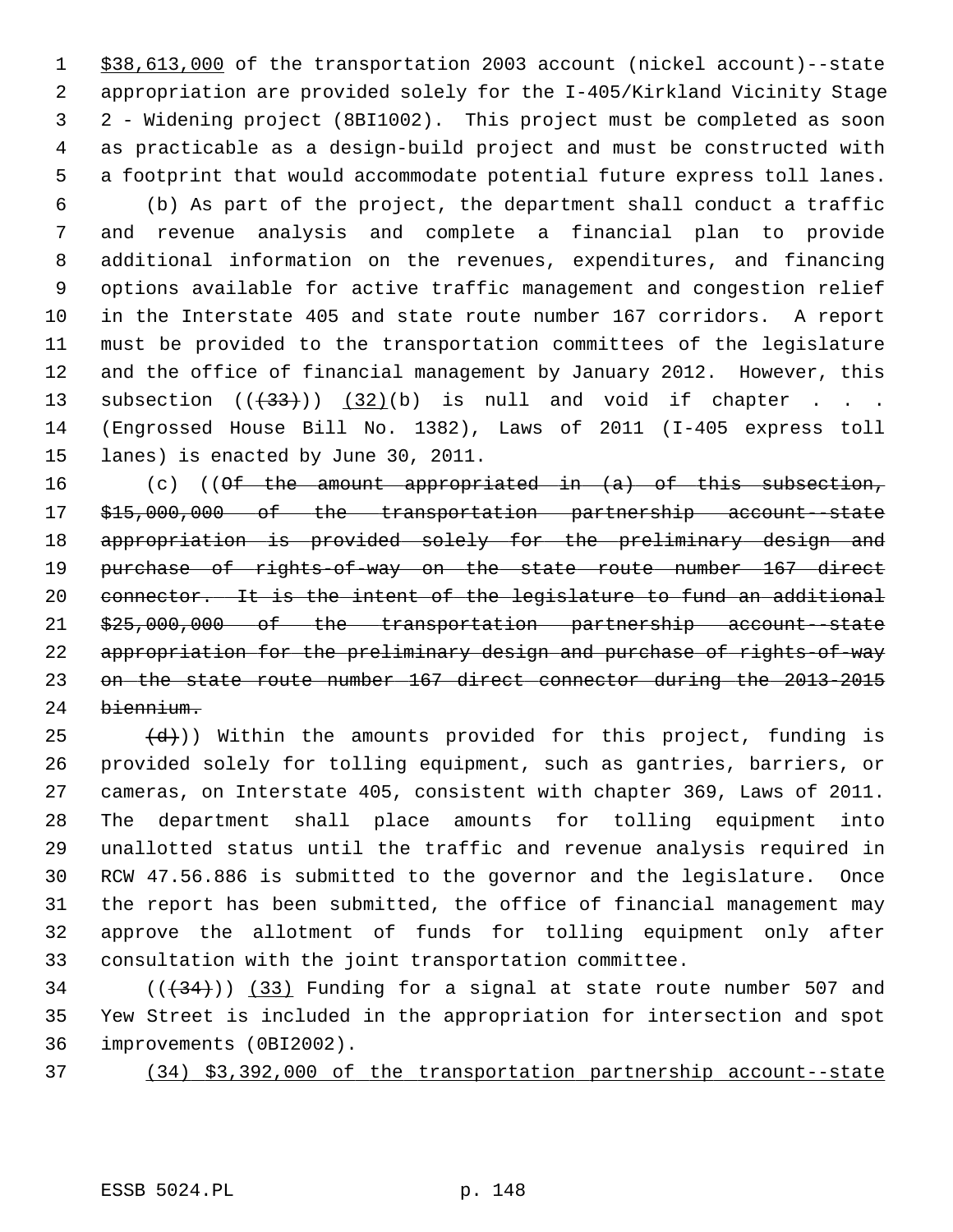$38,613,000 of the transportation 2003 account (nickel account)--state appropriation are provided solely for the I-405/Kirkland Vicinity Stage 2 - Widening project (8BI1002). This project must be completed as soon as practicable as a design-build project and must be constructed with a footprint that would accommodate potential future express toll lanes.

(b) As part of the project, the department shall conduct a traffic and revenue analysis and complete a financial plan to provide additional information on the revenues, expenditures, and financing options available for active traffic management and congestion relief in the Interstate 405 and state route number 167 corridors. A report must be provided to the transportation committees of the legislature and the office of financial management by January 2012. However, this subsection ((~~(33)~~)) (32)(b) is null and void if chapter . . . (Engrossed House Bill No. 1382), Laws of 2011 (I-405 express toll lanes) is enacted by June 30, 2011.

(c) ((~~Of the amount appropriated in (a) of this subsection, \$15,000,000 of the transportation partnership account--state appropriation is provided solely for the preliminary design and purchase of rights-of-way on the state route number 167 direct connector. It is the intent of the legislature to fund an additional \$25,000,000 of the transportation partnership account--state appropriation for the preliminary design and purchase of rights-of-way on the state route number 167 direct connector during the 2013-2015 biennium.~~

~~(d)~~)) Within the amounts provided for this project, funding is provided solely for tolling equipment, such as gantries, barriers, or cameras, on Interstate 405, consistent with chapter 369, Laws of 2011. The department shall place amounts for tolling equipment into unallotted status until the traffic and revenue analysis required in RCW 47.56.886 is submitted to the governor and the legislature. Once the report has been submitted, the office of financial management may approve the allotment of funds for tolling equipment only after consultation with the joint transportation committee.

((~~(34)~~)) (33) Funding for a signal at state route number 507 and Yew Street is included in the appropriation for intersection and spot improvements (0BI2002).

(34) $3,392,000 of the transportation partnership account--state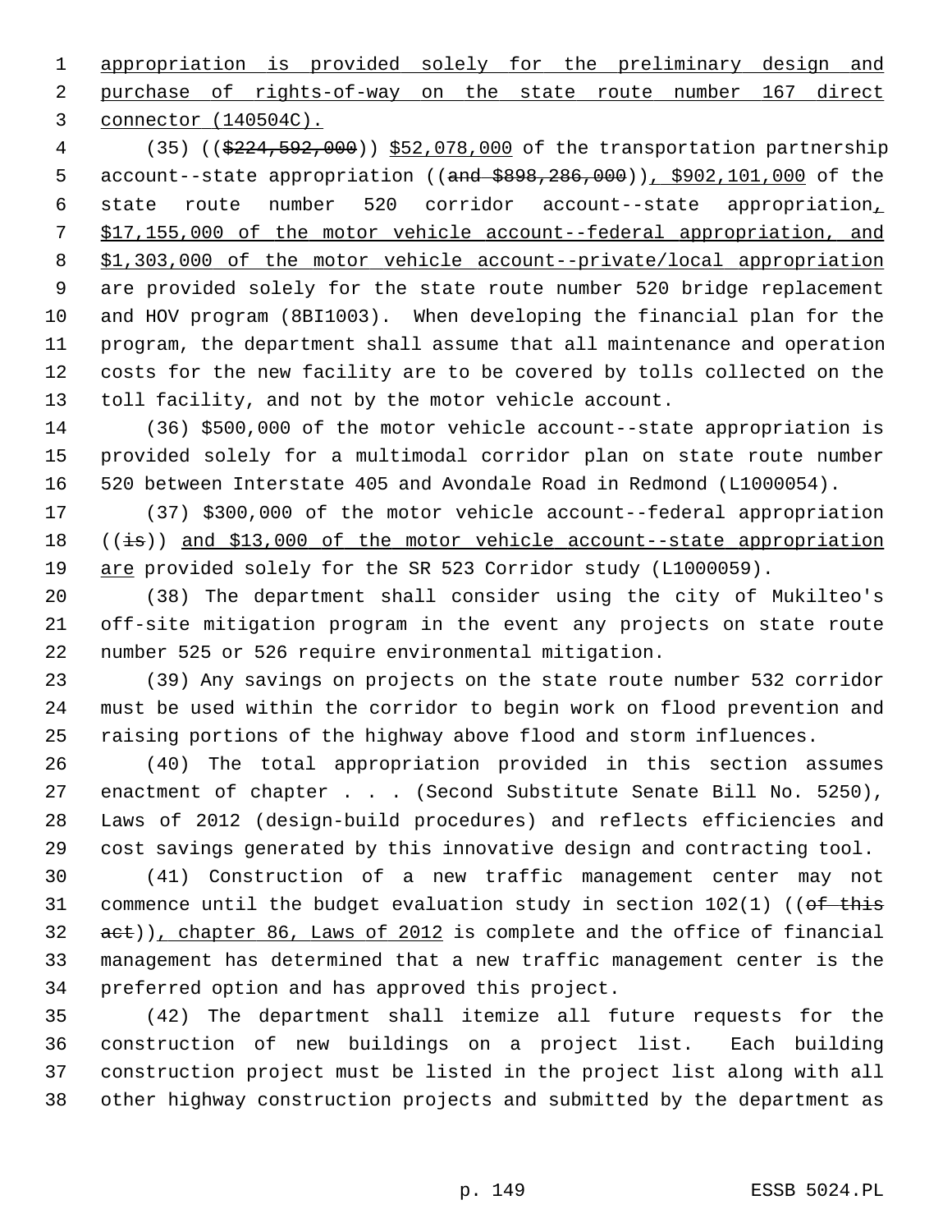appropriation is provided solely for the preliminary design and purchase of rights-of-way on the state route number 167 direct connector (140504C).

(35) (($224,592,000)) $52,078,000 of the transportation partnership account--state appropriation ((and $898,286,000)), $902,101,000 of the state route number 520 corridor account--state appropriation, $17,155,000 of the motor vehicle account--federal appropriation, and $1,303,000 of the motor vehicle account--private/local appropriation are provided solely for the state route number 520 bridge replacement and HOV program (8BI1003). When developing the financial plan for the program, the department shall assume that all maintenance and operation costs for the new facility are to be covered by tolls collected on the toll facility, and not by the motor vehicle account.

(36) $500,000 of the motor vehicle account--state appropriation is provided solely for a multimodal corridor plan on state route number 520 between Interstate 405 and Avondale Road in Redmond (L1000054).

(37) $300,000 of the motor vehicle account--federal appropriation ((is)) and $13,000 of the motor vehicle account--state appropriation are provided solely for the SR 523 Corridor study (L1000059).

(38) The department shall consider using the city of Mukilteo's off-site mitigation program in the event any projects on state route number 525 or 526 require environmental mitigation.

(39) Any savings on projects on the state route number 532 corridor must be used within the corridor to begin work on flood prevention and raising portions of the highway above flood and storm influences.

(40) The total appropriation provided in this section assumes enactment of chapter . . . (Second Substitute Senate Bill No. 5250), Laws of 2012 (design-build procedures) and reflects efficiencies and cost savings generated by this innovative design and contracting tool.

(41) Construction of a new traffic management center may not commence until the budget evaluation study in section 102(1) ((of this act)), chapter 86, Laws of 2012 is complete and the office of financial management has determined that a new traffic management center is the preferred option and has approved this project.

(42) The department shall itemize all future requests for the construction of new buildings on a project list. Each building construction project must be listed in the project list along with all other highway construction projects and submitted by the department as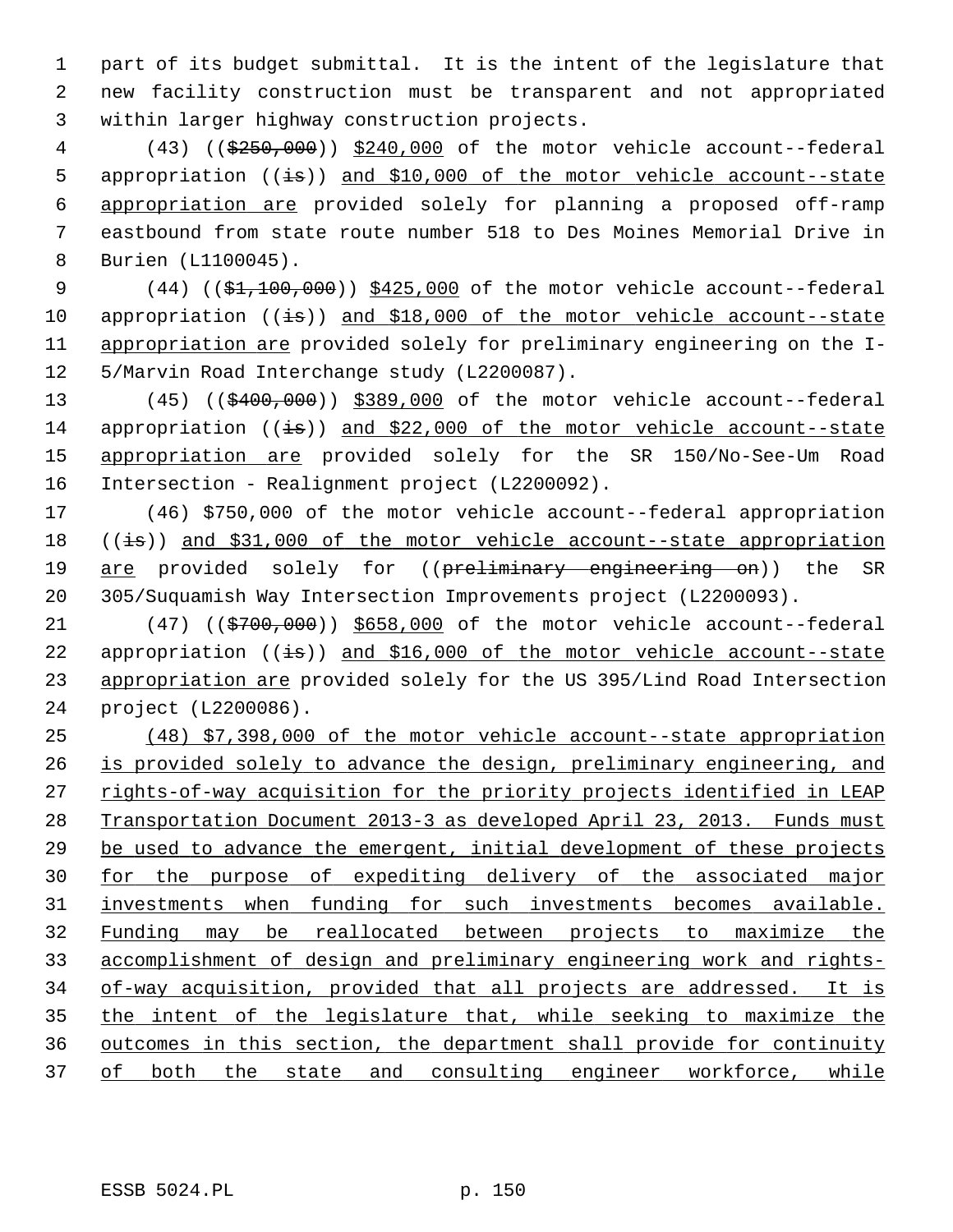part of its budget submittal. It is the intent of the legislature that new facility construction must be transparent and not appropriated within larger highway construction projects.

(43) ((~~$250,000~~)) <u>$240,000</u> of the motor vehicle account--federal appropriation ((~~is~~)) <u>and $10,000 of the motor vehicle account--state appropriation are</u> provided solely for planning a proposed off-ramp eastbound from state route number 518 to Des Moines Memorial Drive in Burien (L1100045).

(44) ((~~$1,100,000~~)) <u>$425,000</u> of the motor vehicle account--federal appropriation ((~~is~~)) <u>and $18,000 of the motor vehicle account--state appropriation are</u> provided solely for preliminary engineering on the I-5/Marvin Road Interchange study (L2200087).

(45) ((~~$400,000~~)) <u>$389,000</u> of the motor vehicle account--federal appropriation ((~~is~~)) <u>and $22,000 of the motor vehicle account--state appropriation are</u> provided solely for the SR 150/No-See-Um Road Intersection - Realignment project (L2200092).

(46) $750,000 of the motor vehicle account--federal appropriation ((~~is~~)) <u>and $31,000 of the motor vehicle account--state appropriation are</u> provided solely for ((~~preliminary engineering on~~)) the SR 305/Suquamish Way Intersection Improvements project (L2200093).

(47) ((~~$700,000~~)) <u>$658,000</u> of the motor vehicle account--federal appropriation ((~~is~~)) <u>and $16,000 of the motor vehicle account--state appropriation are</u> provided solely for the US 395/Lind Road Intersection project (L2200086).

<u>(48) $7,398,000 of the motor vehicle account--state appropriation is provided solely to advance the design, preliminary engineering, and rights-of-way acquisition for the priority projects identified in LEAP Transportation Document 2013-3 as developed April 23, 2013. Funds must be used to advance the emergent, initial development of these projects for the purpose of expediting delivery of the associated major investments when funding for such investments becomes available. Funding may be reallocated between projects to maximize the accomplishment of design and preliminary engineering work and rights-of-way acquisition, provided that all projects are addressed. It is the intent of the legislature that, while seeking to maximize the outcomes in this section, the department shall provide for continuity of both the state and consulting engineer workforce, while</u>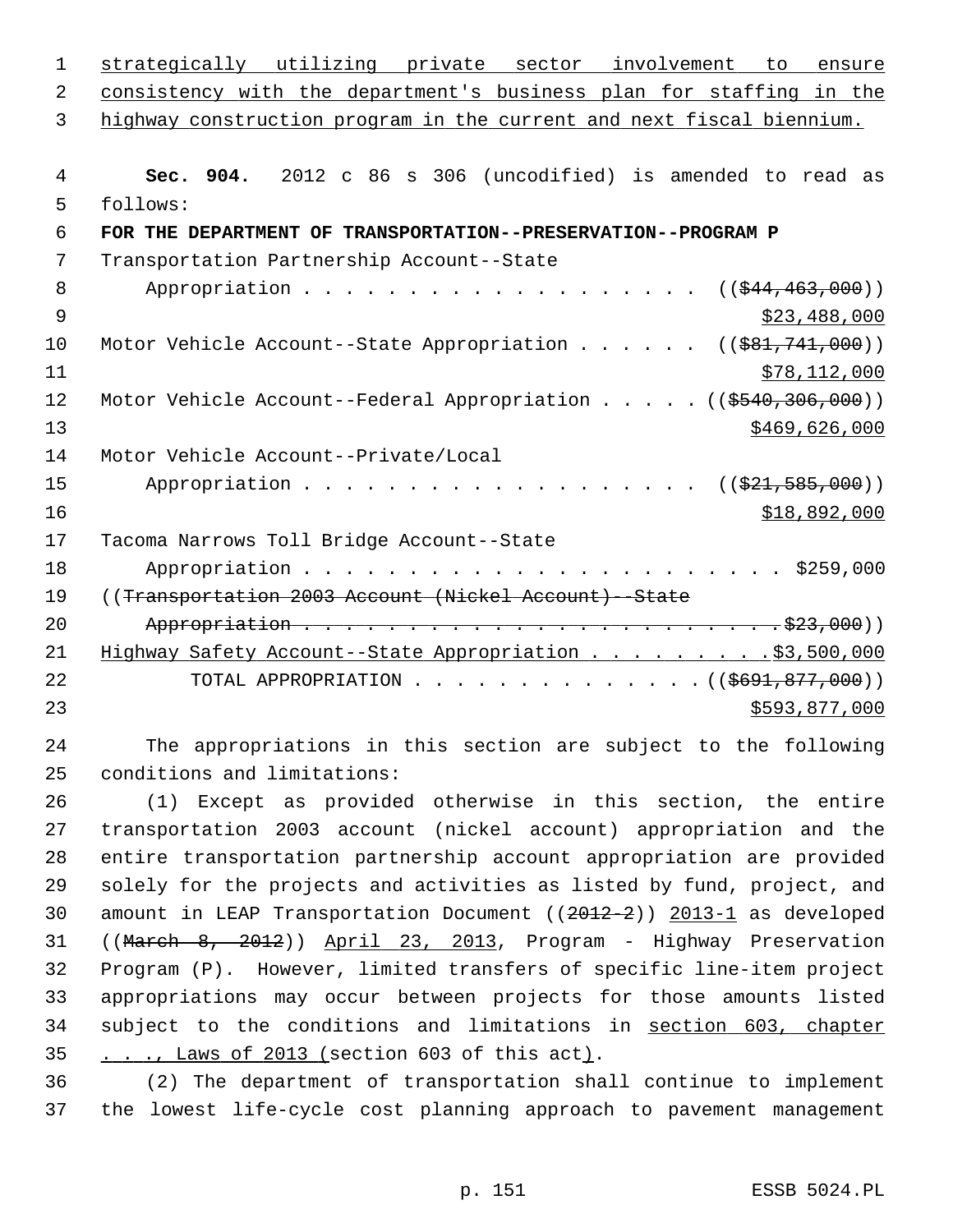strategically utilizing private sector involvement to ensure consistency with the department's business plan for staffing in the highway construction program in the current and next fiscal biennium.

**Sec. 904.** 2012 c 86 s 306 (uncodified) is amended to read as follows:

**FOR THE DEPARTMENT OF TRANSPORTATION--PRESERVATION--PROGRAM P**

Transportation Partnership Account--State Appropriation . . . . . . . . . . . . . . . . . . . (($44,463,000)) $23,488,000

Motor Vehicle Account--State Appropriation . . . . . . (($81,741,000)) $78,112,000

Motor Vehicle Account--Federal Appropriation . . . . . (($540,306,000)) $469,626,000

Motor Vehicle Account--Private/Local Appropriation . . . . . . . . . . . . . . . . . . . (($21,585,000)) $18,892,000

Tacoma Narrows Toll Bridge Account--State Appropriation . . . . . . . . . . . . . . . . . . . . . . . . $259,000

((Transportation 2003 Account (Nickel Account)--State Appropriation . . . . . . . . . . . . . . . . . . . . . . . . $23,000))

Highway Safety Account--State Appropriation . . . . . . . . . $3,500,000

TOTAL APPROPRIATION . . . . . . . . . . . . . . (($691,877,000)) $593,877,000

The appropriations in this section are subject to the following conditions and limitations:

(1) Except as provided otherwise in this section, the entire transportation 2003 account (nickel account) appropriation and the entire transportation partnership account appropriation are provided solely for the projects and activities as listed by fund, project, and amount in LEAP Transportation Document ((2012-2)) 2013-1 as developed ((March 8, 2012)) April 23, 2013, Program - Highway Preservation Program (P). However, limited transfers of specific line-item project appropriations may occur between projects for those amounts listed subject to the conditions and limitations in section 603, chapter . . ., Laws of 2013 (section 603 of this act).

(2) The department of transportation shall continue to implement the lowest life-cycle cost planning approach to pavement management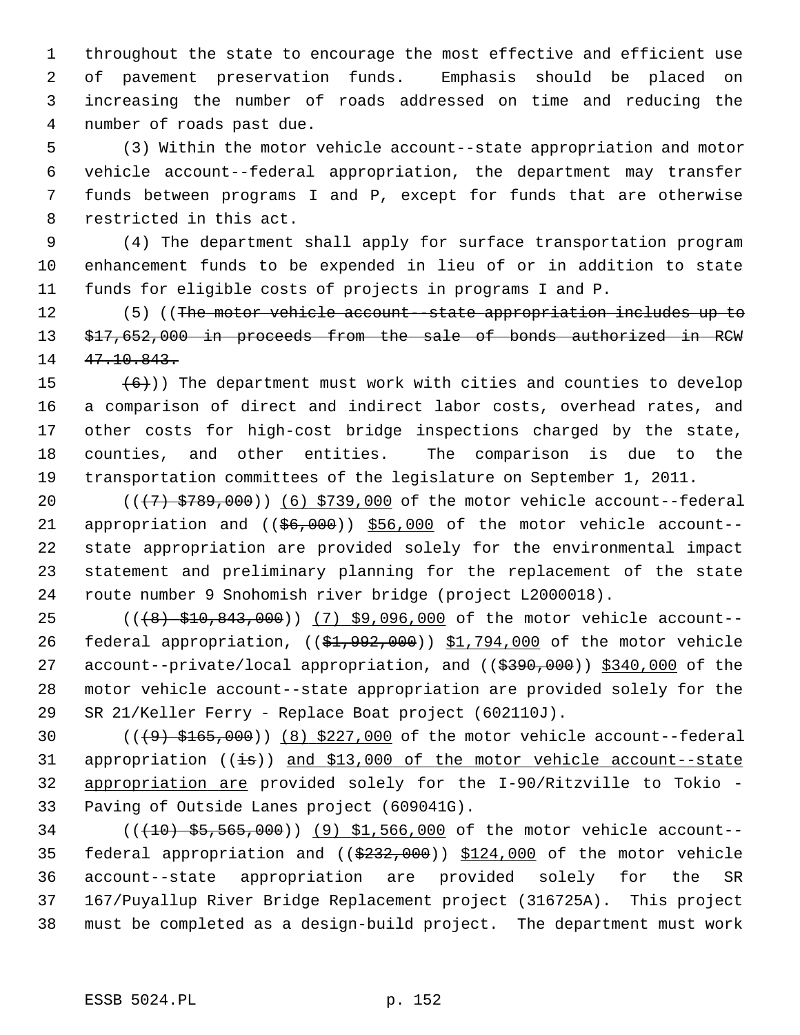throughout the state to encourage the most effective and efficient use of pavement preservation funds. Emphasis should be placed on increasing the number of roads addressed on time and reducing the number of roads past due.

(3) Within the motor vehicle account--state appropriation and motor vehicle account--federal appropriation, the department may transfer funds between programs I and P, except for funds that are otherwise restricted in this act.

(4) The department shall apply for surface transportation program enhancement funds to be expended in lieu of or in addition to state funds for eligible costs of projects in programs I and P.

(5) ((~~The motor vehicle account--state appropriation includes up to $17,652,000 in proceeds from the sale of bonds authorized in RCW 47.10.843.~~

~~(6)~~)) The department must work with cities and counties to develop a comparison of direct and indirect labor costs, overhead rates, and other costs for high-cost bridge inspections charged by the state, counties, and other entities. The comparison is due to the transportation committees of the legislature on September 1, 2011.

((~~(7) $789,000~~)) <u>(6) $739,000</u> of the motor vehicle account--federal appropriation and ((~~$6,000~~)) <u>$56,000</u> of the motor vehicle account--state appropriation are provided solely for the environmental impact statement and preliminary planning for the replacement of the state route number 9 Snohomish river bridge (project L2000018).

((~~(8) $10,843,000~~)) <u>(7) $9,096,000</u> of the motor vehicle account--federal appropriation, ((~~$1,992,000~~)) <u>$1,794,000</u> of the motor vehicle account--private/local appropriation, and ((~~$390,000~~)) <u>$340,000</u> of the motor vehicle account--state appropriation are provided solely for the SR 21/Keller Ferry - Replace Boat project (602110J).

((~~(9) $165,000~~)) <u>(8) $227,000</u> of the motor vehicle account--federal appropriation ((~~is~~)) <u>and $13,000 of the motor vehicle account--state appropriation are</u> provided solely for the I-90/Ritzville to Tokio - Paving of Outside Lanes project (609041G).

((~~(10) $5,565,000~~)) <u>(9) $1,566,000</u> of the motor vehicle account--federal appropriation and ((~~$232,000~~)) <u>$124,000</u> of the motor vehicle account--state appropriation are provided solely for the SR 167/Puyallup River Bridge Replacement project (316725A). This project must be completed as a design-build project. The department must work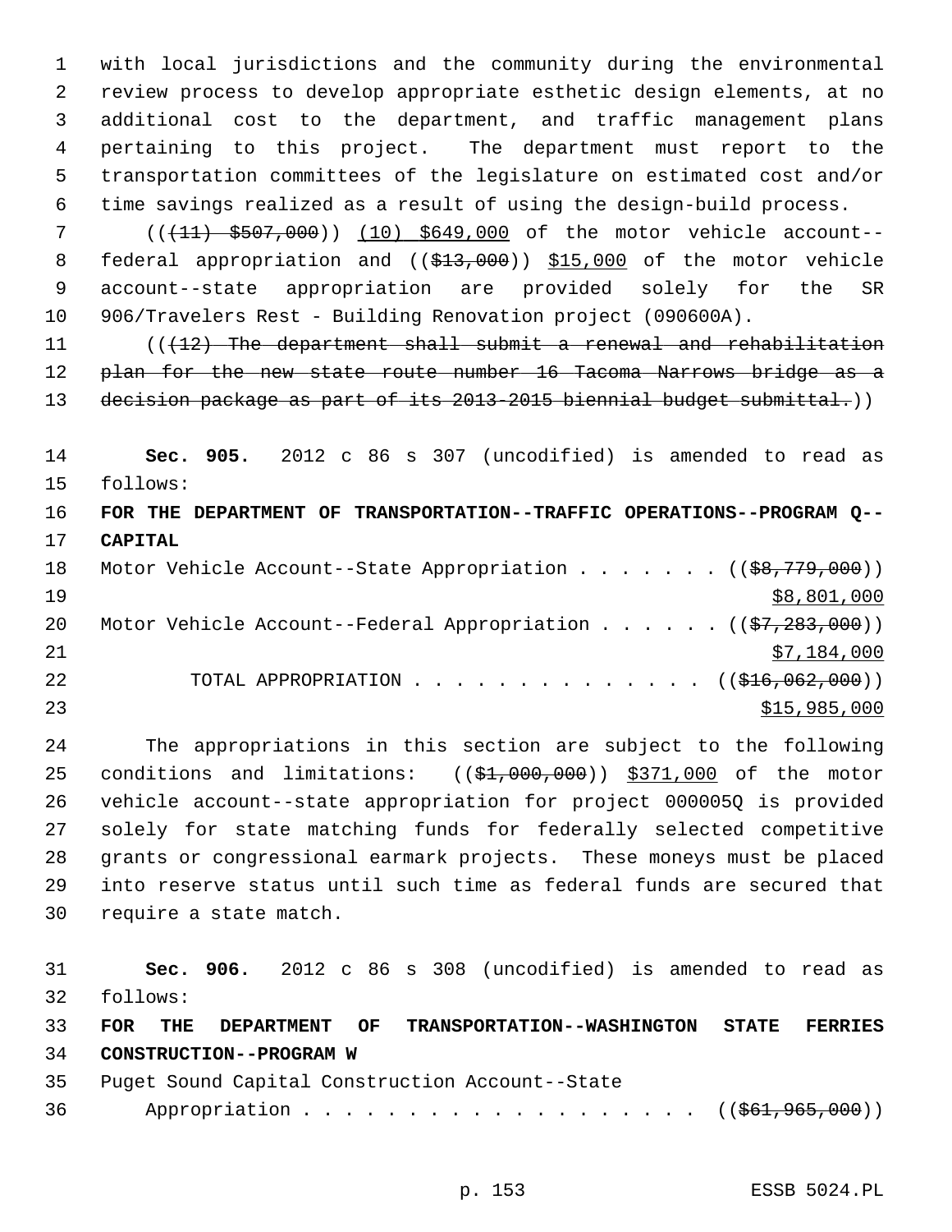with local jurisdictions and the community during the environmental review process to develop appropriate esthetic design elements, at no additional cost to the department, and traffic management plans pertaining to this project. The department must report to the transportation committees of the legislature on estimated cost and/or time savings realized as a result of using the design-build process.

((~~(11) \$507,000~~)) (10) \$649,000 of the motor vehicle account--federal appropriation and ((~~\$13,000~~)) \$15,000 of the motor vehicle account--state appropriation are provided solely for the SR 906/Travelers Rest - Building Renovation project (090600A).

((~~(12) The department shall submit a renewal and rehabilitation plan for the new state route number 16 Tacoma Narrows bridge as a decision package as part of its 2013-2015 biennial budget submittal.~~))

**Sec. 905.** 2012 c 86 s 307 (uncodified) is amended to read as follows:

**FOR THE DEPARTMENT OF TRANSPORTATION--TRAFFIC OPERATIONS--PROGRAM Q--CAPITAL**

Motor Vehicle Account--State Appropriation . . . . . . . ((~~\$8,779,000~~)) \$8,801,000

Motor Vehicle Account--Federal Appropriation . . . . . . ((~~\$7,283,000~~)) \$7,184,000

TOTAL APPROPRIATION . . . . . . . . . . . . . . ((~~\$16,062,000~~)) \$15,985,000

The appropriations in this section are subject to the following conditions and limitations: ((~~\$1,000,000~~)) \$371,000 of the motor vehicle account--state appropriation for project 000005Q is provided solely for state matching funds for federally selected competitive grants or congressional earmark projects. These moneys must be placed into reserve status until such time as federal funds are secured that require a state match.

**Sec. 906.** 2012 c 86 s 308 (uncodified) is amended to read as follows:

**FOR THE DEPARTMENT OF TRANSPORTATION--WASHINGTON STATE FERRIES CONSTRUCTION--PROGRAM W**

Puget Sound Capital Construction Account--State Appropriation . . . . . . . . . . . . . . . . . . . ((~~\$61,965,000~~))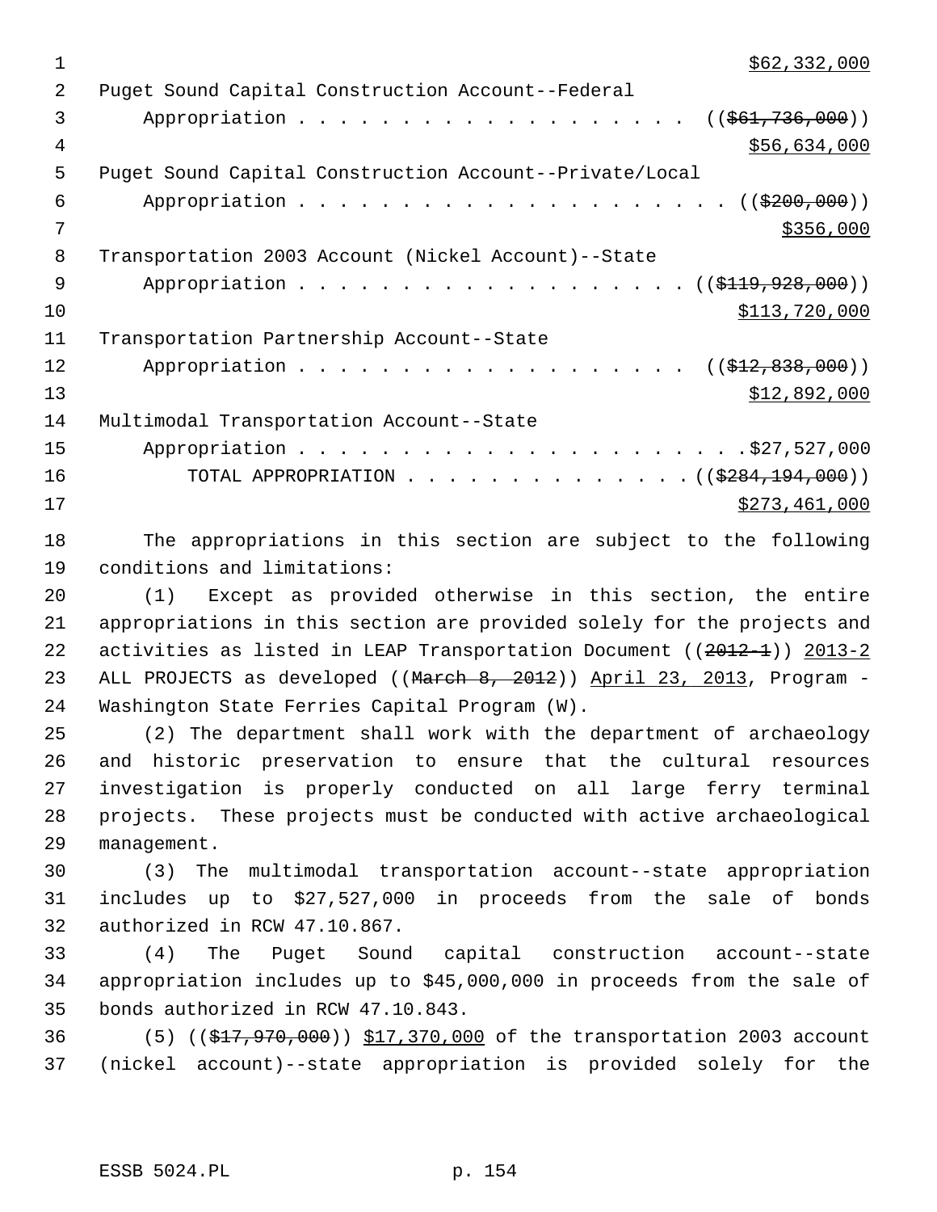$62,332,000

Puget Sound Capital Construction Account--Federal
Appropriation . . . . . . . . . . . . . . . . . . . ((~~$61,736,000~~))
$56,634,000

Puget Sound Capital Construction Account--Private/Local
Appropriation . . . . . . . . . . . . . . . . . . . . . ((~~$200,000~~))
$356,000

Transportation 2003 Account (Nickel Account)--State
Appropriation . . . . . . . . . . . . . . . . . . . ((~~$119,928,000~~))
$113,720,000

Transportation Partnership Account--State
Appropriation . . . . . . . . . . . . . . . . . . . ((~~$12,838,000~~))
$12,892,000

Multimodal Transportation Account--State
Appropriation . . . . . . . . . . . . . . . . . . . . . . .$27,527,000

TOTAL APPROPRIATION . . . . . . . . . . . . . . ((~~$284,194,000~~))
$273,461,000

The appropriations in this section are subject to the following conditions and limitations:

(1) Except as provided otherwise in this section, the entire appropriations in this section are provided solely for the projects and activities as listed in LEAP Transportation Document ((~~2012-1~~)) 2013-2 ALL PROJECTS as developed ((~~March 8, 2012~~)) April 23, 2013, Program - Washington State Ferries Capital Program (W).

(2) The department shall work with the department of archaeology and historic preservation to ensure that the cultural resources investigation is properly conducted on all large ferry terminal projects. These projects must be conducted with active archaeological management.

(3) The multimodal transportation account--state appropriation includes up to $27,527,000 in proceeds from the sale of bonds authorized in RCW 47.10.867.

(4) The Puget Sound capital construction account--state appropriation includes up to $45,000,000 in proceeds from the sale of bonds authorized in RCW 47.10.843.

(5) ((~~$17,970,000~~)) $17,370,000 of the transportation 2003 account (nickel account)--state appropriation is provided solely for the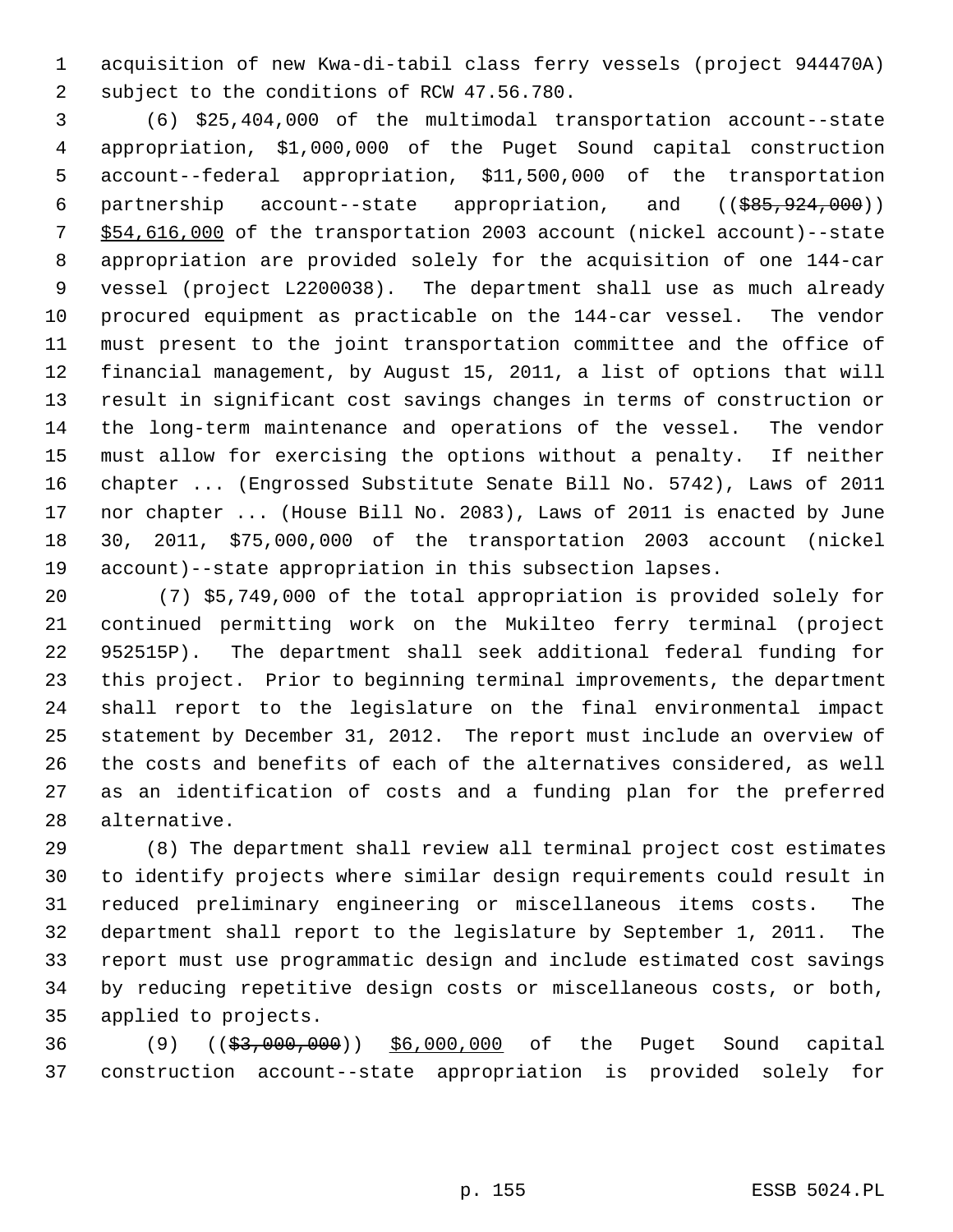acquisition of new Kwa-di-tabil class ferry vessels (project 944470A) subject to the conditions of RCW 47.56.780.

(6) $25,404,000 of the multimodal transportation account--state appropriation, $1,000,000 of the Puget Sound capital construction account--federal appropriation, $11,500,000 of the transportation partnership account--state appropriation, and ((~~$85,924,000~~)) <u>$54,616,000</u> of the transportation 2003 account (nickel account)--state appropriation are provided solely for the acquisition of one 144-car vessel (project L2200038). The department shall use as much already procured equipment as practicable on the 144-car vessel. The vendor must present to the joint transportation committee and the office of financial management, by August 15, 2011, a list of options that will result in significant cost savings changes in terms of construction or the long-term maintenance and operations of the vessel. The vendor must allow for exercising the options without a penalty. If neither chapter ... (Engrossed Substitute Senate Bill No. 5742), Laws of 2011 nor chapter ... (House Bill No. 2083), Laws of 2011 is enacted by June 30, 2011, $75,000,000 of the transportation 2003 account (nickel account)--state appropriation in this subsection lapses.

(7) $5,749,000 of the total appropriation is provided solely for continued permitting work on the Mukilteo ferry terminal (project 952515P). The department shall seek additional federal funding for this project. Prior to beginning terminal improvements, the department shall report to the legislature on the final environmental impact statement by December 31, 2012. The report must include an overview of the costs and benefits of each of the alternatives considered, as well as an identification of costs and a funding plan for the preferred alternative.

(8) The department shall review all terminal project cost estimates to identify projects where similar design requirements could result in reduced preliminary engineering or miscellaneous items costs. The department shall report to the legislature by September 1, 2011. The report must use programmatic design and include estimated cost savings by reducing repetitive design costs or miscellaneous costs, or both, applied to projects.

(9) ((~~$3,000,000~~)) <u>$6,000,000</u> of the Puget Sound capital construction account--state appropriation is provided solely for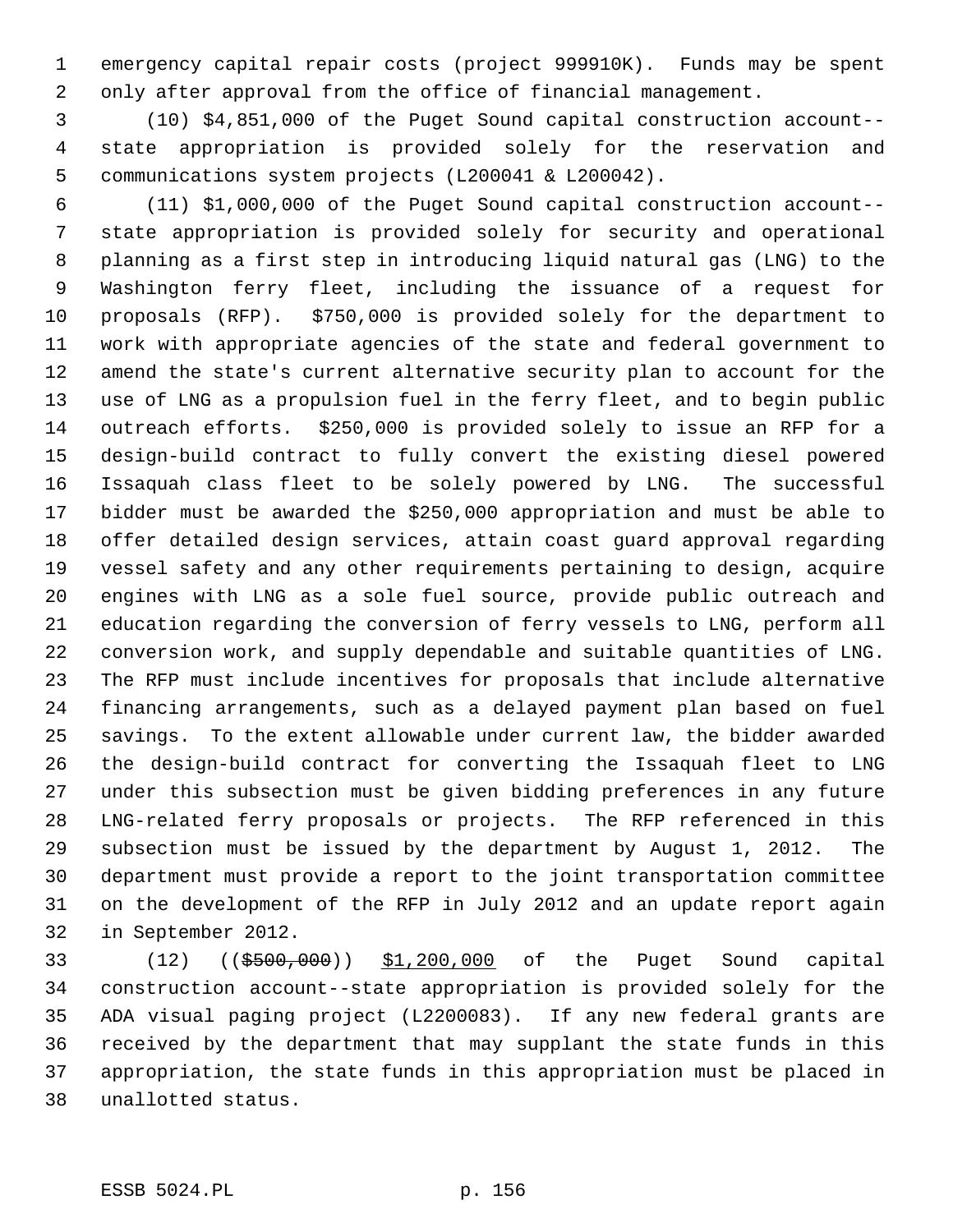emergency capital repair costs (project 999910K). Funds may be spent only after approval from the office of financial management.

(10) $4,851,000 of the Puget Sound capital construction account--state appropriation is provided solely for the reservation and communications system projects (L200041 & L200042).

(11) $1,000,000 of the Puget Sound capital construction account--state appropriation is provided solely for security and operational planning as a first step in introducing liquid natural gas (LNG) to the Washington ferry fleet, including the issuance of a request for proposals (RFP). $750,000 is provided solely for the department to work with appropriate agencies of the state and federal government to amend the state's current alternative security plan to account for the use of LNG as a propulsion fuel in the ferry fleet, and to begin public outreach efforts. $250,000 is provided solely to issue an RFP for a design-build contract to fully convert the existing diesel powered Issaquah class fleet to be solely powered by LNG. The successful bidder must be awarded the $250,000 appropriation and must be able to offer detailed design services, attain coast guard approval regarding vessel safety and any other requirements pertaining to design, acquire engines with LNG as a sole fuel source, provide public outreach and education regarding the conversion of ferry vessels to LNG, perform all conversion work, and supply dependable and suitable quantities of LNG. The RFP must include incentives for proposals that include alternative financing arrangements, such as a delayed payment plan based on fuel savings. To the extent allowable under current law, the bidder awarded the design-build contract for converting the Issaquah fleet to LNG under this subsection must be given bidding preferences in any future LNG-related ferry proposals or projects. The RFP referenced in this subsection must be issued by the department by August 1, 2012. The department must provide a report to the joint transportation committee on the development of the RFP in July 2012 and an update report again in September 2012.

(12) ((~~$500,000~~)) <u>$1,200,000</u> of the Puget Sound capital construction account--state appropriation is provided solely for the ADA visual paging project (L2200083). If any new federal grants are received by the department that may supplant the state funds in this appropriation, the state funds in this appropriation must be placed in unallotted status.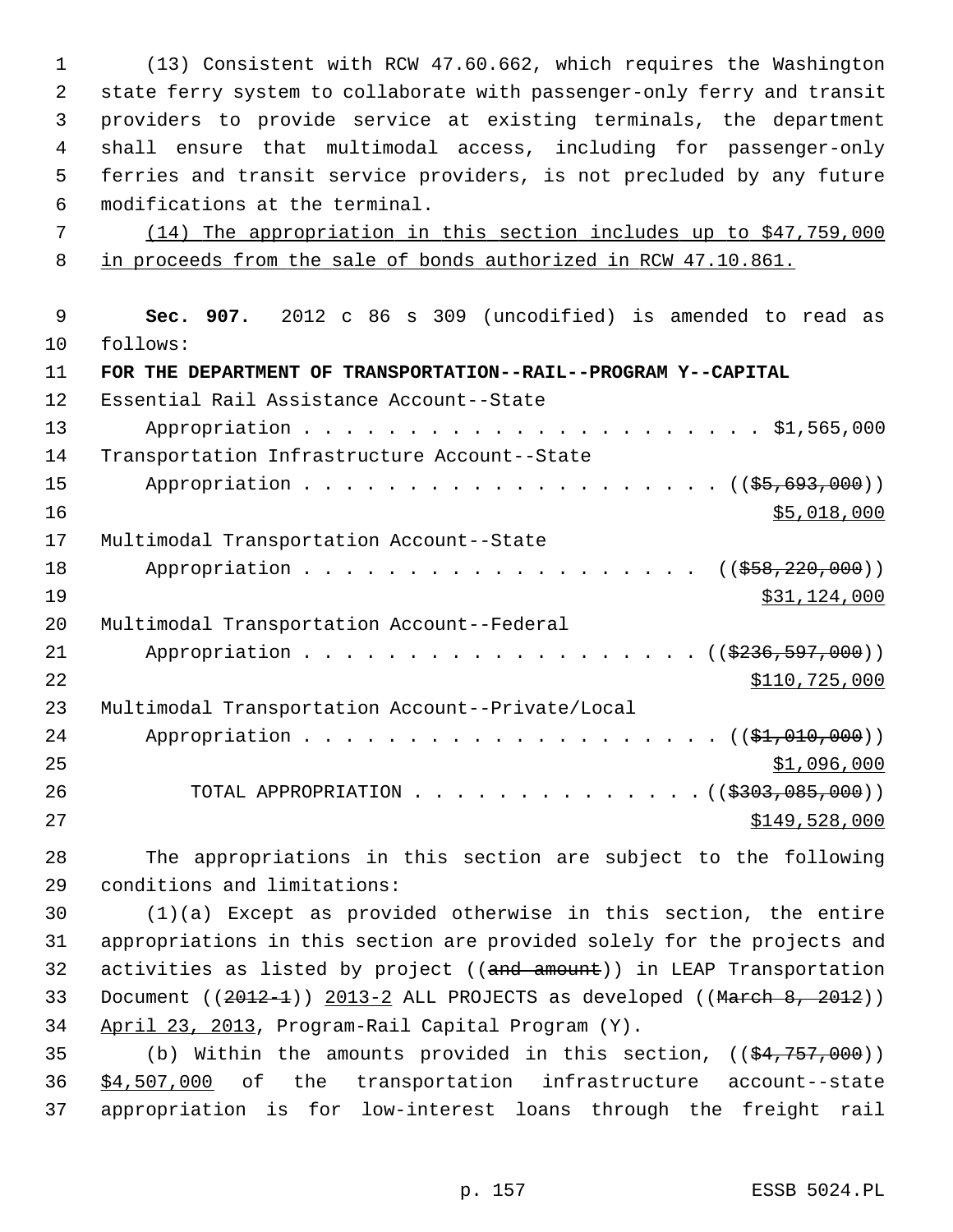(13) Consistent with RCW 47.60.662, which requires the Washington state ferry system to collaborate with passenger-only ferry and transit providers to provide service at existing terminals, the department shall ensure that multimodal access, including for passenger-only ferries and transit service providers, is not precluded by any future modifications at the terminal.

<u>(14) The appropriation in this section includes up to $47,759,000 in proceeds from the sale of bonds authorized in RCW 47.10.861.</u>

**Sec. 907.** 2012 c 86 s 309 (uncodified) is amended to read as follows:

**FOR THE DEPARTMENT OF TRANSPORTATION--RAIL--PROGRAM Y--CAPITAL**

Essential Rail Assistance Account--State
Appropriation . . . . . . . . . . . . . . . . . . . . . . $1,565,000

Transportation Infrastructure Account--State
Appropriation . . . . . . . . . . . . . . . . . . . . (( ~~$5,693,000~~ ))
<u>$5,018,000</u>

Multimodal Transportation Account--State
Appropriation . . . . . . . . . . . . . . . . . . . . (( ~~$58,220,000~~ ))
<u>$31,124,000</u>

Multimodal Transportation Account--Federal
Appropriation . . . . . . . . . . . . . . . . . . . (( ~~$236,597,000~~ ))
<u>$110,725,000</u>

Multimodal Transportation Account--Private/Local
Appropriation . . . . . . . . . . . . . . . . . . . . (( ~~$1,010,000~~ ))
<u>$1,096,000</u>

TOTAL APPROPRIATION . . . . . . . . . . . . . . (( ~~$303,085,000~~ ))
<u>$149,528,000</u>

The appropriations in this section are subject to the following conditions and limitations:

(1)(a) Except as provided otherwise in this section, the entire appropriations in this section are provided solely for the projects and activities as listed by project (( ~~and amount~~ )) in LEAP Transportation Document (( ~~2012-1~~ )) <u>2013-2</u> ALL PROJECTS as developed (( ~~March 8, 2012~~ )) <u>April 23, 2013</u>, Program-Rail Capital Program (Y).

(b) Within the amounts provided in this section, (( ~~$4,757,000~~ )) <u>$4,507,000</u> of the transportation infrastructure account--state appropriation is for low-interest loans through the freight rail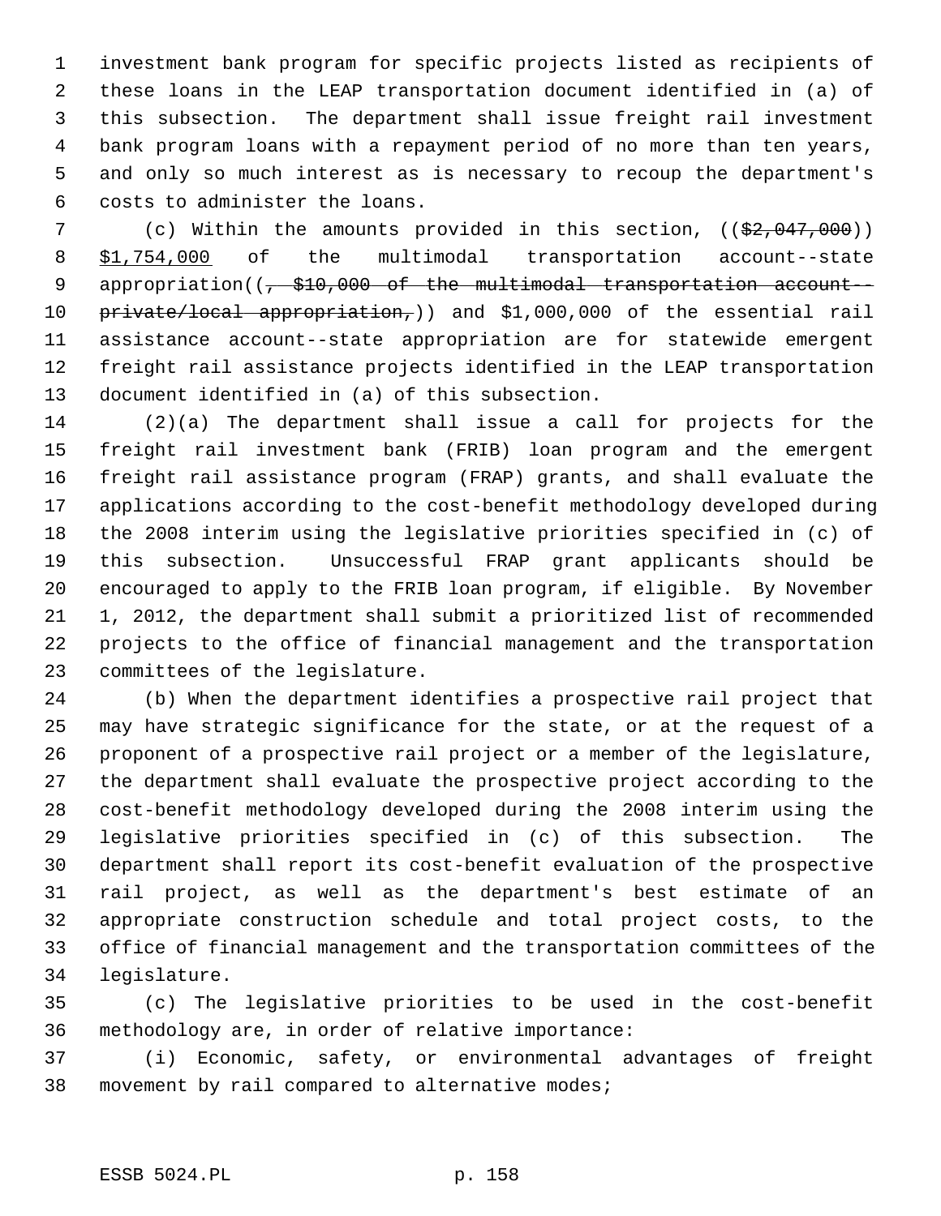investment bank program for specific projects listed as recipients of these loans in the LEAP transportation document identified in (a) of this subsection. The department shall issue freight rail investment bank program loans with a repayment period of no more than ten years, and only so much interest as is necessary to recoup the department's costs to administer the loans.

(c) Within the amounts provided in this section, ((~~$2,047,000~~)) $1,754,000 of the multimodal transportation account--state appropriation((~~, $10,000 of the multimodal transportation account--private/local appropriation,~~)) and $1,000,000 of the essential rail assistance account--state appropriation are for statewide emergent freight rail assistance projects identified in the LEAP transportation document identified in (a) of this subsection.

(2)(a) The department shall issue a call for projects for the freight rail investment bank (FRIB) loan program and the emergent freight rail assistance program (FRAP) grants, and shall evaluate the applications according to the cost-benefit methodology developed during the 2008 interim using the legislative priorities specified in (c) of this subsection. Unsuccessful FRAP grant applicants should be encouraged to apply to the FRIB loan program, if eligible. By November 1, 2012, the department shall submit a prioritized list of recommended projects to the office of financial management and the transportation committees of the legislature.

(b) When the department identifies a prospective rail project that may have strategic significance for the state, or at the request of a proponent of a prospective rail project or a member of the legislature, the department shall evaluate the prospective project according to the cost-benefit methodology developed during the 2008 interim using the legislative priorities specified in (c) of this subsection. The department shall report its cost-benefit evaluation of the prospective rail project, as well as the department's best estimate of an appropriate construction schedule and total project costs, to the office of financial management and the transportation committees of the legislature.

(c) The legislative priorities to be used in the cost-benefit methodology are, in order of relative importance:

(i) Economic, safety, or environmental advantages of freight movement by rail compared to alternative modes;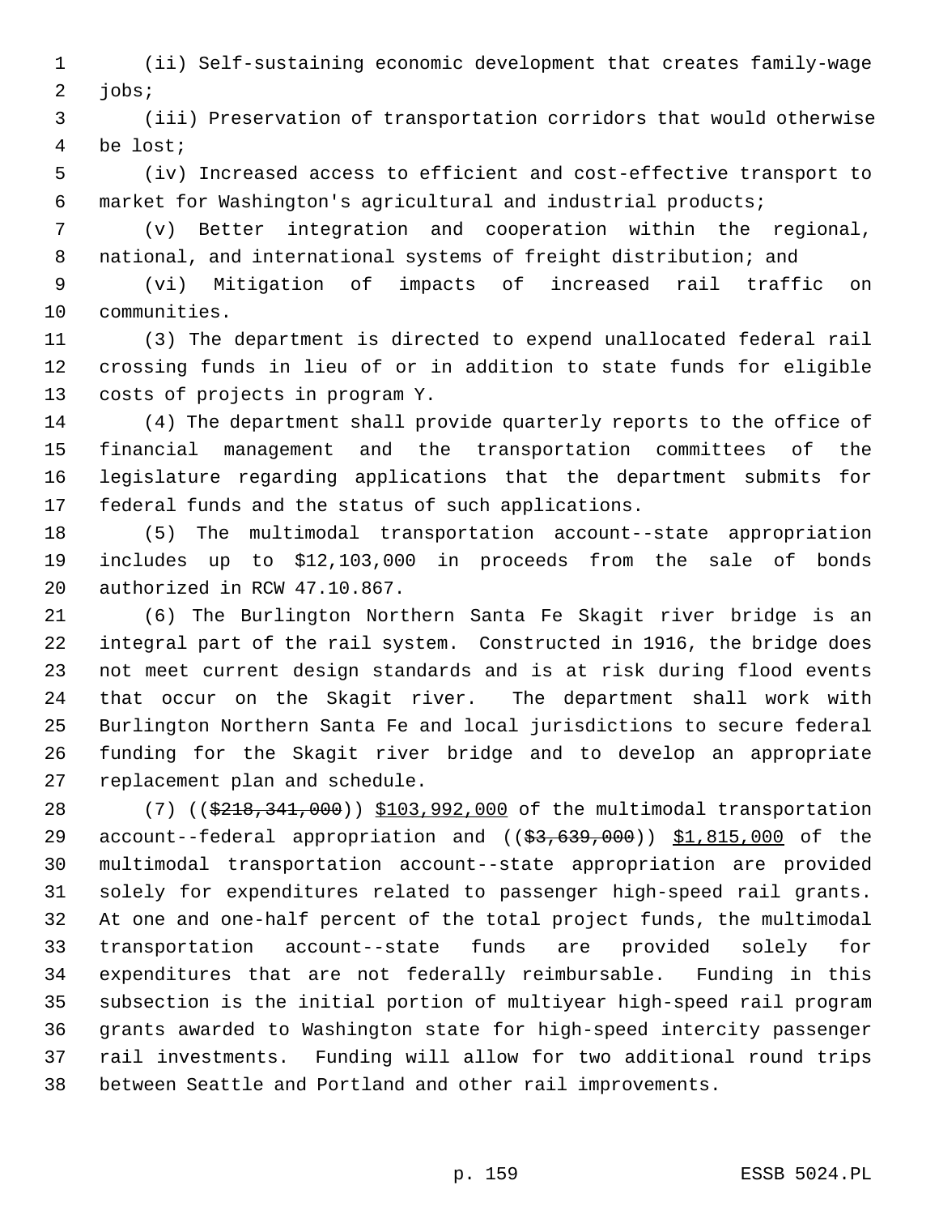(ii) Self-sustaining economic development that creates family-wage jobs;

(iii) Preservation of transportation corridors that would otherwise be lost;

(iv) Increased access to efficient and cost-effective transport to market for Washington's agricultural and industrial products;

(v) Better integration and cooperation within the regional, national, and international systems of freight distribution; and

(vi) Mitigation of impacts of increased rail traffic on communities.

(3) The department is directed to expend unallocated federal rail crossing funds in lieu of or in addition to state funds for eligible costs of projects in program Y.

(4) The department shall provide quarterly reports to the office of financial management and the transportation committees of the legislature regarding applications that the department submits for federal funds and the status of such applications.

(5) The multimodal transportation account--state appropriation includes up to $12,103,000 in proceeds from the sale of bonds authorized in RCW 47.10.867.

(6) The Burlington Northern Santa Fe Skagit river bridge is an integral part of the rail system. Constructed in 1916, the bridge does not meet current design standards and is at risk during flood events that occur on the Skagit river. The department shall work with Burlington Northern Santa Fe and local jurisdictions to secure federal funding for the Skagit river bridge and to develop an appropriate replacement plan and schedule.

(7) ((~~$218,341,000~~)) <u>$103,992,000</u> of the multimodal transportation account--federal appropriation and ((~~$3,639,000~~)) <u>$1,815,000</u> of the multimodal transportation account--state appropriation are provided solely for expenditures related to passenger high-speed rail grants. At one and one-half percent of the total project funds, the multimodal transportation account--state funds are provided solely for expenditures that are not federally reimbursable. Funding in this subsection is the initial portion of multiyear high-speed rail program grants awarded to Washington state for high-speed intercity passenger rail investments. Funding will allow for two additional round trips between Seattle and Portland and other rail improvements.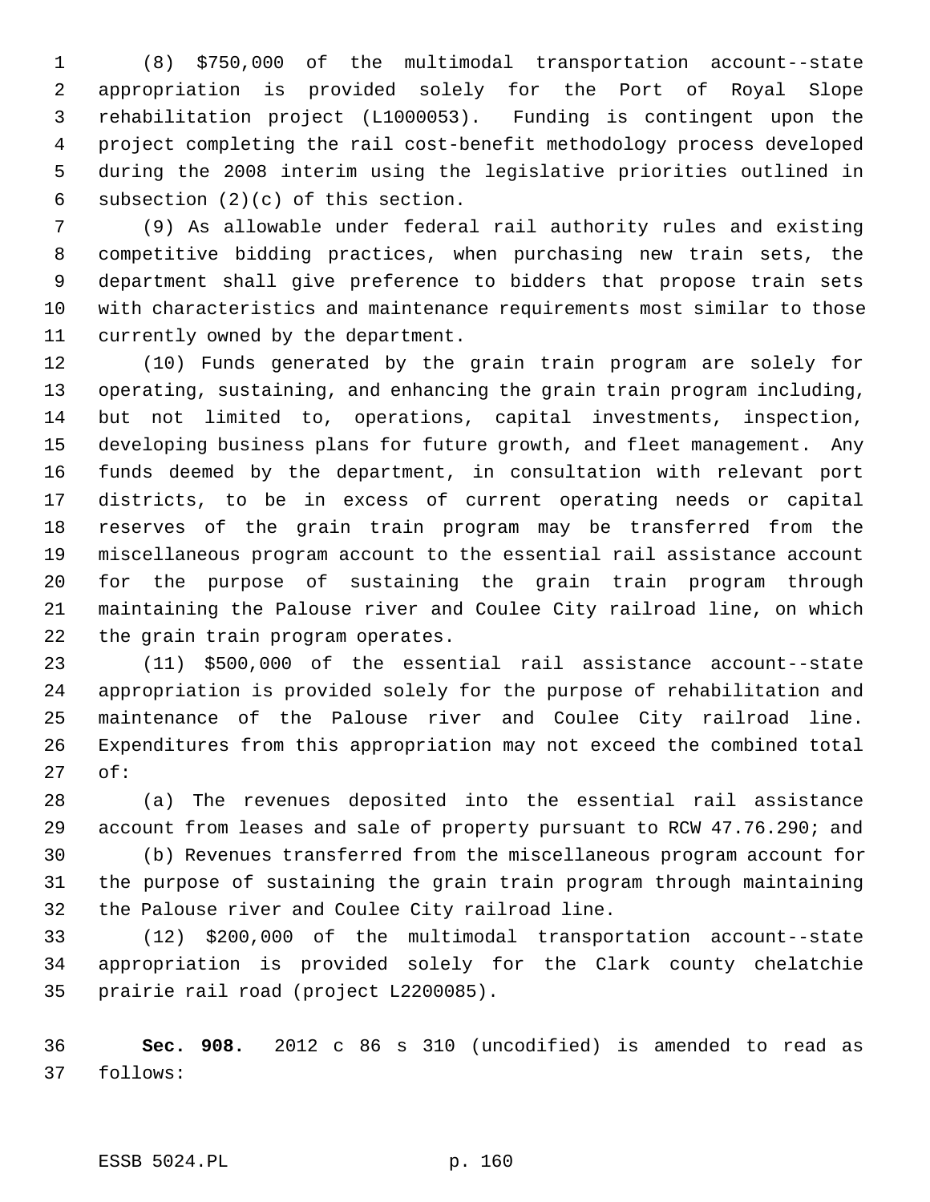(8) $750,000 of the multimodal transportation account--state appropriation is provided solely for the Port of Royal Slope rehabilitation project (L1000053). Funding is contingent upon the project completing the rail cost-benefit methodology process developed during the 2008 interim using the legislative priorities outlined in subsection (2)(c) of this section.

(9) As allowable under federal rail authority rules and existing competitive bidding practices, when purchasing new train sets, the department shall give preference to bidders that propose train sets with characteristics and maintenance requirements most similar to those currently owned by the department.

(10) Funds generated by the grain train program are solely for operating, sustaining, and enhancing the grain train program including, but not limited to, operations, capital investments, inspection, developing business plans for future growth, and fleet management. Any funds deemed by the department, in consultation with relevant port districts, to be in excess of current operating needs or capital reserves of the grain train program may be transferred from the miscellaneous program account to the essential rail assistance account for the purpose of sustaining the grain train program through maintaining the Palouse river and Coulee City railroad line, on which the grain train program operates.

(11) $500,000 of the essential rail assistance account--state appropriation is provided solely for the purpose of rehabilitation and maintenance of the Palouse river and Coulee City railroad line. Expenditures from this appropriation may not exceed the combined total of:

(a) The revenues deposited into the essential rail assistance account from leases and sale of property pursuant to RCW 47.76.290; and

(b) Revenues transferred from the miscellaneous program account for the purpose of sustaining the grain train program through maintaining the Palouse river and Coulee City railroad line.

(12) $200,000 of the multimodal transportation account--state appropriation is provided solely for the Clark county chelatchie prairie rail road (project L2200085).

**Sec. 908.** 2012 c 86 s 310 (uncodified) is amended to read as follows: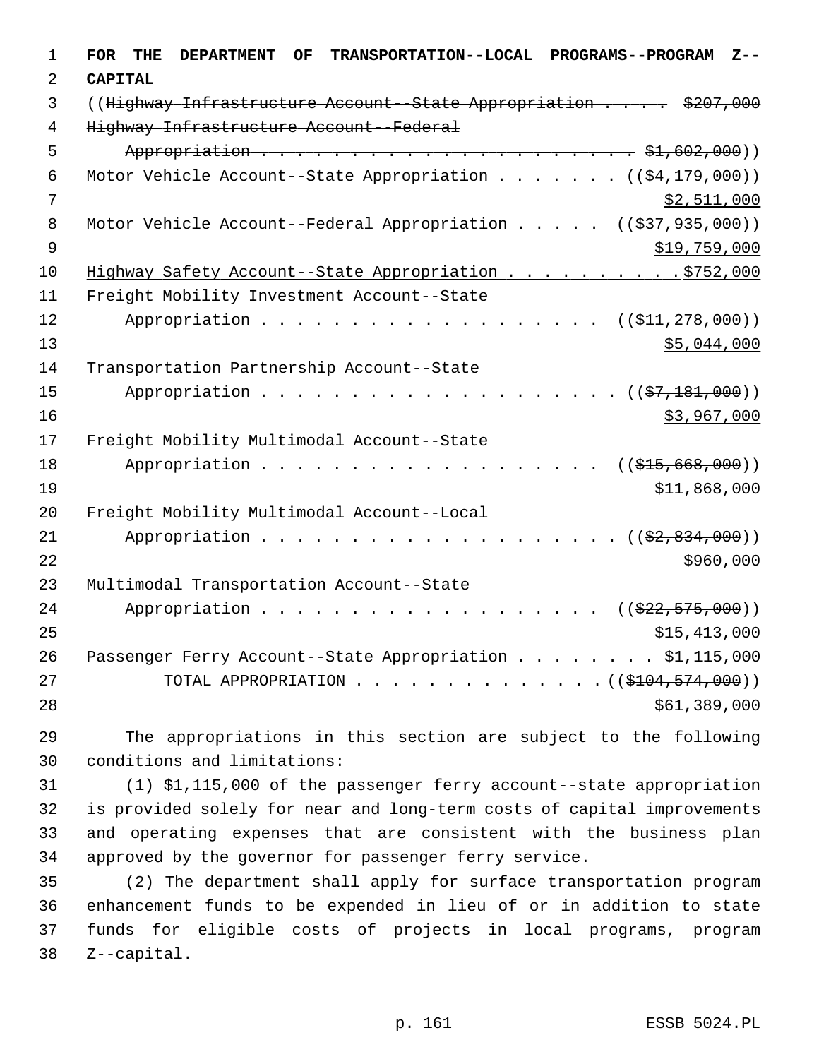**FOR THE DEPARTMENT OF TRANSPORTATION--LOCAL PROGRAMS--PROGRAM Z--CAPITAL**

((~~Highway Infrastructure Account--State Appropriation . . . . . $207,000~~
~~Highway Infrastructure Account--Federal~~
~~Appropriation . . . . . . . . . . . . . . . . . . . . . . . $1,602,000~~))
Motor Vehicle Account--State Appropriation . . . . . . . ((~~$4,179,000~~))
<u>$2,511,000</u>
Motor Vehicle Account--Federal Appropriation . . . . . ((~~$37,935,000~~))
<u>$19,759,000</u>
<u>Highway Safety Account--State Appropriation . . . . . . . . . . $752,000</u>
Freight Mobility Investment Account--State
Appropriation . . . . . . . . . . . . . . . . . . . ((~~$11,278,000~~))
<u>$5,044,000</u>
Transportation Partnership Account--State
Appropriation . . . . . . . . . . . . . . . . . . . . ((~~$7,181,000~~))
<u>$3,967,000</u>
Freight Mobility Multimodal Account--State
Appropriation . . . . . . . . . . . . . . . . . . . ((~~$15,668,000~~))
<u>$11,868,000</u>
Freight Mobility Multimodal Account--Local
Appropriation . . . . . . . . . . . . . . . . . . . . ((~~$2,834,000~~))
<u>$960,000</u>
Multimodal Transportation Account--State
Appropriation . . . . . . . . . . . . . . . . . . . ((~~$22,575,000~~))
<u>$15,413,000</u>
Passenger Ferry Account--State Appropriation . . . . . . . . $1,115,000
TOTAL APPROPRIATION . . . . . . . . . . . . . . ((~~$104,574,000~~))
<u>$61,389,000</u>

The appropriations in this section are subject to the following conditions and limitations:

(1) $1,115,000 of the passenger ferry account--state appropriation is provided solely for near and long-term costs of capital improvements and operating expenses that are consistent with the business plan approved by the governor for passenger ferry service.

(2) The department shall apply for surface transportation program enhancement funds to be expended in lieu of or in addition to state funds for eligible costs of projects in local programs, program Z--capital.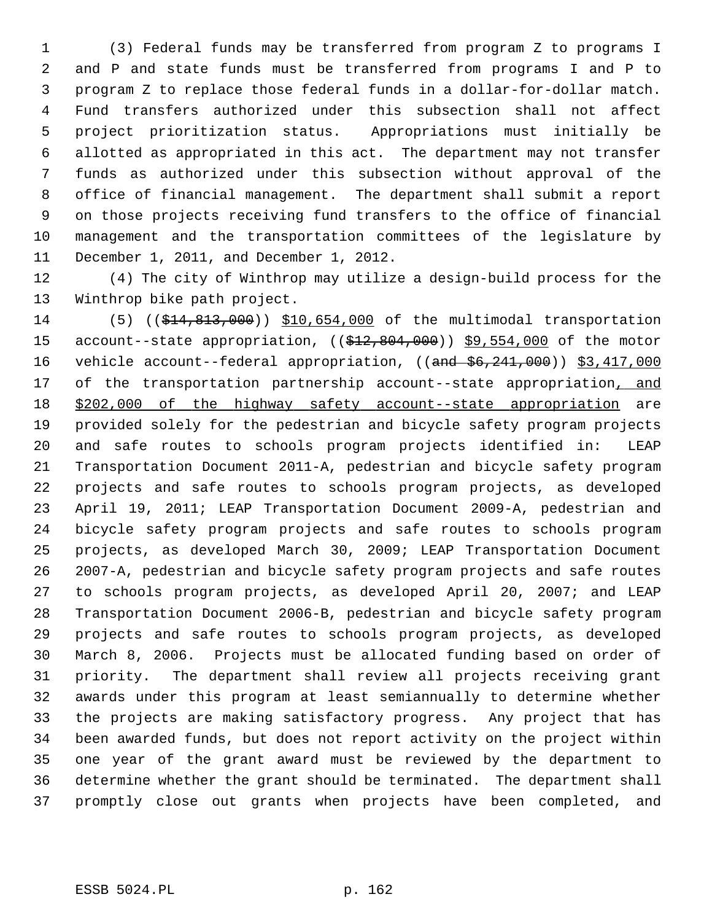(3) Federal funds may be transferred from program Z to programs I and P and state funds must be transferred from programs I and P to program Z to replace those federal funds in a dollar-for-dollar match. Fund transfers authorized under this subsection shall not affect project prioritization status. Appropriations must initially be allotted as appropriated in this act. The department may not transfer funds as authorized under this subsection without approval of the office of financial management. The department shall submit a report on those projects receiving fund transfers to the office of financial management and the transportation committees of the legislature by December 1, 2011, and December 1, 2012.

(4) The city of Winthrop may utilize a design-build process for the Winthrop bike path project.

(5) ((~~$14,813,000~~)) $10,654,000 of the multimodal transportation account--state appropriation, ((~~$12,804,000~~)) $9,554,000 of the motor vehicle account--federal appropriation, ((~~and $6,241,000~~)) $3,417,000 of the transportation partnership account--state appropriation, and $202,000 of the highway safety account--state appropriation are provided solely for the pedestrian and bicycle safety program projects and safe routes to schools program projects identified in: LEAP Transportation Document 2011-A, pedestrian and bicycle safety program projects and safe routes to schools program projects, as developed April 19, 2011; LEAP Transportation Document 2009-A, pedestrian and bicycle safety program projects and safe routes to schools program projects, as developed March 30, 2009; LEAP Transportation Document 2007-A, pedestrian and bicycle safety program projects and safe routes to schools program projects, as developed April 20, 2007; and LEAP Transportation Document 2006-B, pedestrian and bicycle safety program projects and safe routes to schools program projects, as developed March 8, 2006. Projects must be allocated funding based on order of priority. The department shall review all projects receiving grant awards under this program at least semiannually to determine whether the projects are making satisfactory progress. Any project that has been awarded funds, but does not report activity on the project within one year of the grant award must be reviewed by the department to determine whether the grant should be terminated. The department shall promptly close out grants when projects have been completed, and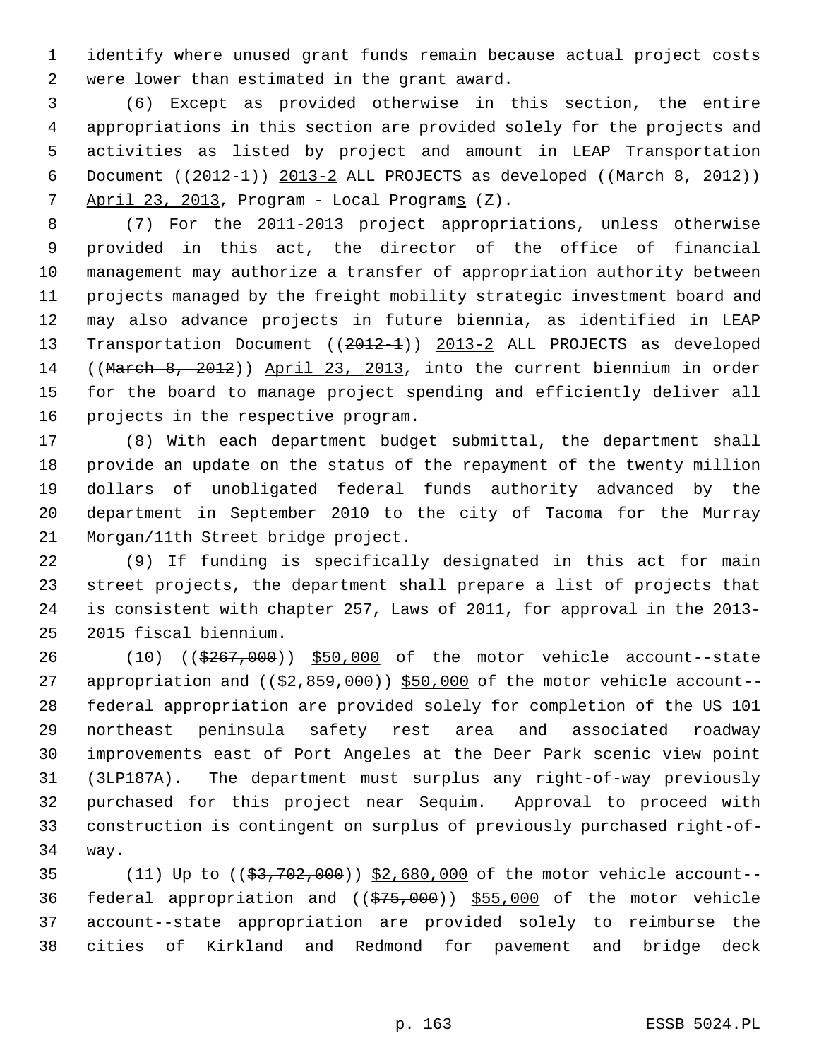identify where unused grant funds remain because actual project costs were lower than estimated in the grant award.

(6) Except as provided otherwise in this section, the entire appropriations in this section are provided solely for the projects and activities as listed by project and amount in LEAP Transportation Document ((~~2012-1~~)) 2013-2 ALL PROJECTS as developed ((~~March 8, 2012~~)) April 23, 2013, Program - Local Programs (Z).

(7) For the 2011-2013 project appropriations, unless otherwise provided in this act, the director of the office of financial management may authorize a transfer of appropriation authority between projects managed by the freight mobility strategic investment board and may also advance projects in future biennia, as identified in LEAP Transportation Document ((~~2012-1~~)) 2013-2 ALL PROJECTS as developed ((~~March 8, 2012~~)) April 23, 2013, into the current biennium in order for the board to manage project spending and efficiently deliver all projects in the respective program.

(8) With each department budget submittal, the department shall provide an update on the status of the repayment of the twenty million dollars of unobligated federal funds authority advanced by the department in September 2010 to the city of Tacoma for the Murray Morgan/11th Street bridge project.

(9) If funding is specifically designated in this act for main street projects, the department shall prepare a list of projects that is consistent with chapter 257, Laws of 2011, for approval in the 2013-2015 fiscal biennium.

(10) ((~~$267,000~~)) $50,000 of the motor vehicle account--state appropriation and ((~~$2,859,000~~)) $50,000 of the motor vehicle account--federal appropriation are provided solely for completion of the US 101 northeast peninsula safety rest area and associated roadway improvements east of Port Angeles at the Deer Park scenic view point (3LP187A). The department must surplus any right-of-way previously purchased for this project near Sequim. Approval to proceed with construction is contingent on surplus of previously purchased right-of-way.

(11) Up to ((~~$3,702,000~~)) $2,680,000 of the motor vehicle account--federal appropriation and ((~~$75,000~~)) $55,000 of the motor vehicle account--state appropriation are provided solely to reimburse the cities of Kirkland and Redmond for pavement and bridge deck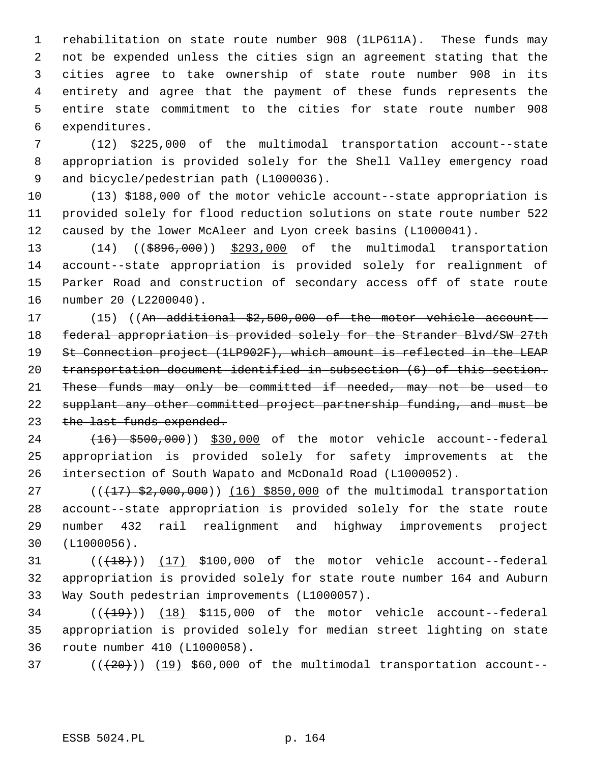rehabilitation on state route number 908 (1LP611A). These funds may not be expended unless the cities sign an agreement stating that the cities agree to take ownership of state route number 908 in its entirety and agree that the payment of these funds represents the entire state commitment to the cities for state route number 908 expenditures.

(12) $225,000 of the multimodal transportation account--state appropriation is provided solely for the Shell Valley emergency road and bicycle/pedestrian path (L1000036).

(13) $188,000 of the motor vehicle account--state appropriation is provided solely for flood reduction solutions on state route number 522 caused by the lower McAleer and Lyon creek basins (L1000041).

(14) ((~~$896,000~~)) <u>$293,000</u> of the multimodal transportation account--state appropriation is provided solely for realignment of Parker Road and construction of secondary access off of state route number 20 (L2200040).

(15) ((~~An additional $2,500,000 of the motor vehicle account--federal appropriation is provided solely for the Strander Blvd/SW 27th St Connection project (1LP902F), which amount is reflected in the LEAP transportation document identified in subsection (6) of this section. These funds may only be committed if needed, may not be used to supplant any other committed project partnership funding, and must be the last funds expended.~~

~~(16) $500,000~~)) <u>$30,000</u> of the motor vehicle account--federal appropriation is provided solely for safety improvements at the intersection of South Wapato and McDonald Road (L1000052).

((~~(17) $2,000,000~~)) <u>(16) $850,000</u> of the multimodal transportation account--state appropriation is provided solely for the state route number 432 rail realignment and highway improvements project (L1000056).

((~~(18)~~)) <u>(17)</u> $100,000 of the motor vehicle account--federal appropriation is provided solely for state route number 164 and Auburn Way South pedestrian improvements (L1000057).

((~~(19)~~)) <u>(18)</u> $115,000 of the motor vehicle account--federal appropriation is provided solely for median street lighting on state route number 410 (L1000058).

((~~(20)~~)) <u>(19)</u> $60,000 of the multimodal transportation account--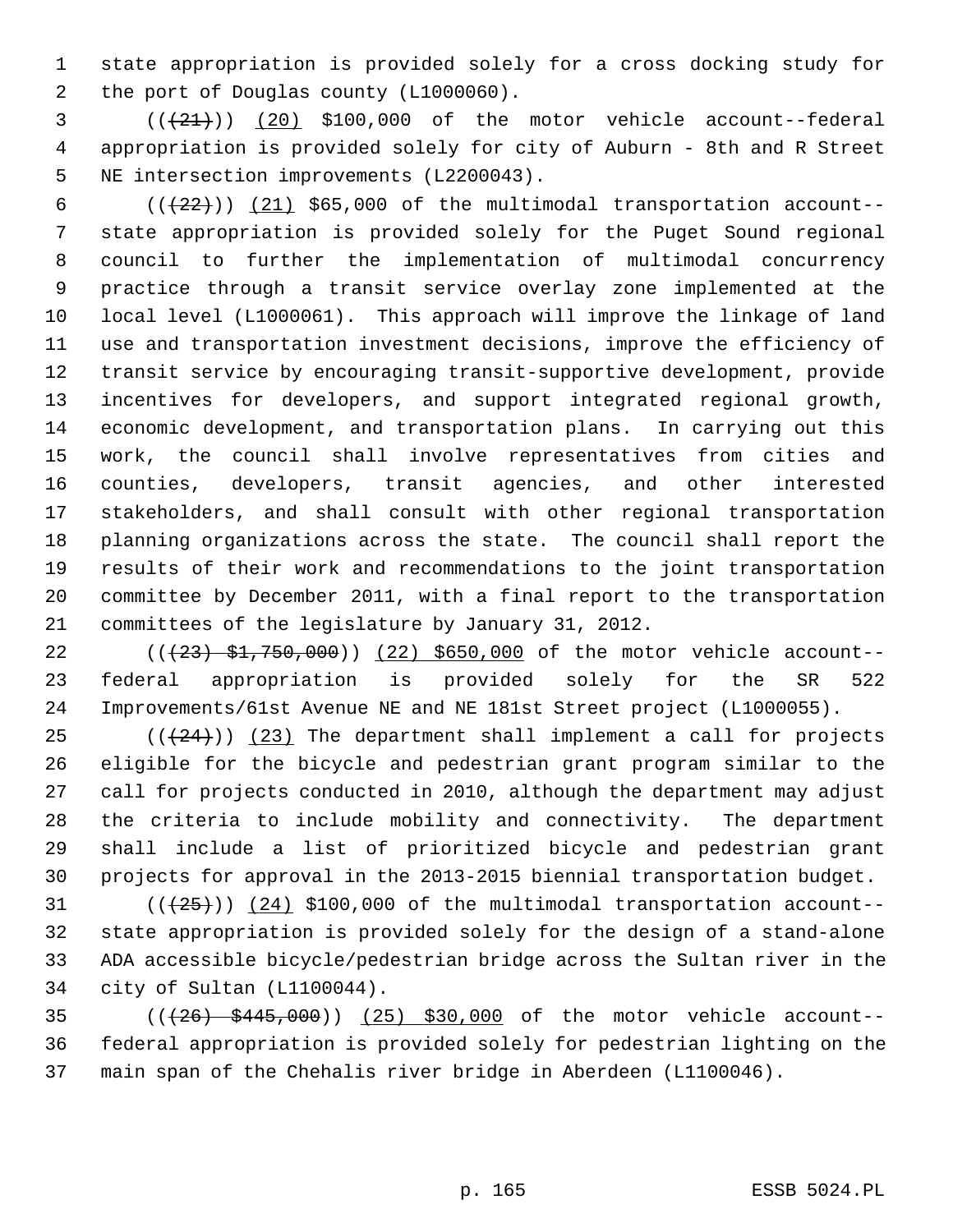state appropriation is provided solely for a cross docking study for the port of Douglas county (L1000060).

(((21))) (20) $100,000 of the motor vehicle account--federal appropriation is provided solely for city of Auburn - 8th and R Street NE intersection improvements (L2200043).

(((22))) (21) $65,000 of the multimodal transportation account--state appropriation is provided solely for the Puget Sound regional council to further the implementation of multimodal concurrency practice through a transit service overlay zone implemented at the local level (L1000061). This approach will improve the linkage of land use and transportation investment decisions, improve the efficiency of transit service by encouraging transit-supportive development, provide incentives for developers, and support integrated regional growth, economic development, and transportation plans. In carrying out this work, the council shall involve representatives from cities and counties, developers, transit agencies, and other interested stakeholders, and shall consult with other regional transportation planning organizations across the state. The council shall report the results of their work and recommendations to the joint transportation committee by December 2011, with a final report to the transportation committees of the legislature by January 31, 2012.

(((23) $1,750,000)) (22) $650,000 of the motor vehicle account--federal appropriation is provided solely for the SR 522 Improvements/61st Avenue NE and NE 181st Street project (L1000055).

(((24))) (23) The department shall implement a call for projects eligible for the bicycle and pedestrian grant program similar to the call for projects conducted in 2010, although the department may adjust the criteria to include mobility and connectivity. The department shall include a list of prioritized bicycle and pedestrian grant projects for approval in the 2013-2015 biennial transportation budget.

(((25))) (24) $100,000 of the multimodal transportation account--state appropriation is provided solely for the design of a stand-alone ADA accessible bicycle/pedestrian bridge across the Sultan river in the city of Sultan (L1100044).

(((26) $445,000)) (25) $30,000 of the motor vehicle account--federal appropriation is provided solely for pedestrian lighting on the main span of the Chehalis river bridge in Aberdeen (L1100046).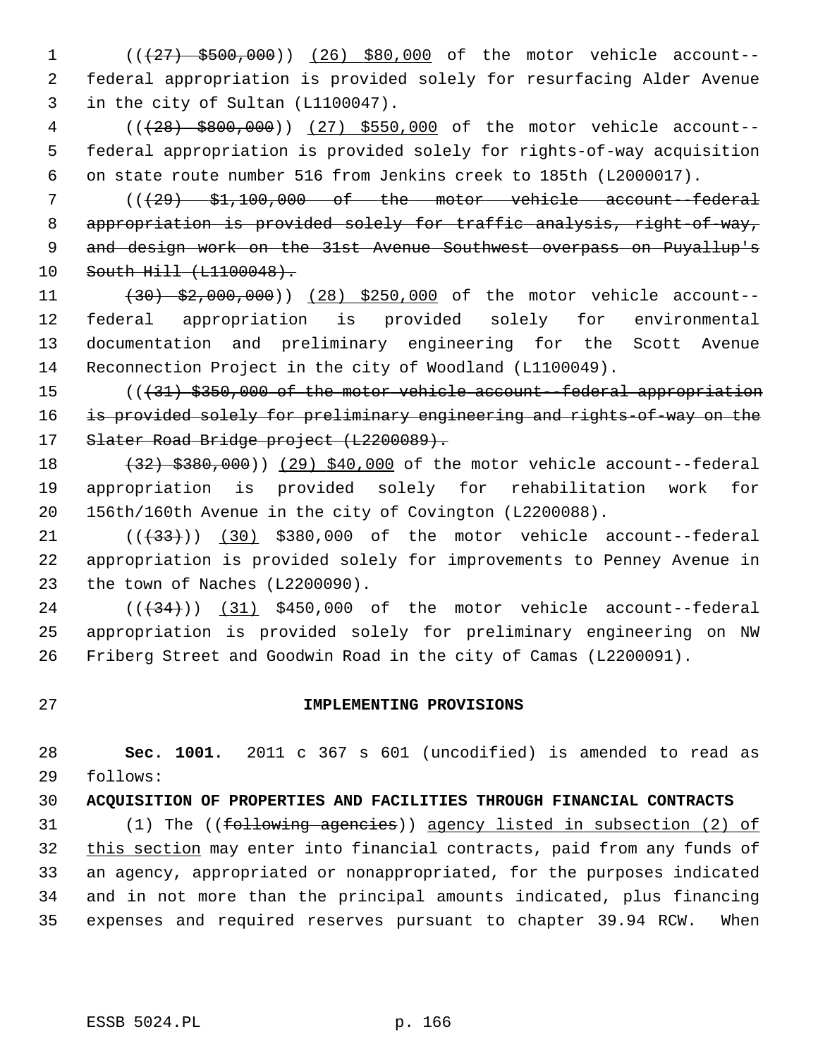(((27) $500,000)) (26) $80,000 of the motor vehicle account--federal appropriation is provided solely for resurfacing Alder Avenue in the city of Sultan (L1100047).

(((28) $800,000)) (27) $550,000 of the motor vehicle account--federal appropriation is provided solely for rights-of-way acquisition on state route number 516 from Jenkins creek to 185th (L2000017).

(((29) $1,100,000 of the motor vehicle account--federal appropriation is provided solely for traffic analysis, right-of-way, and design work on the 31st Avenue Southwest overpass on Puyallup's South Hill (L1100048).

(30) $2,000,000)) (28) $250,000 of the motor vehicle account--federal appropriation is provided solely for environmental documentation and preliminary engineering for the Scott Avenue Reconnection Project in the city of Woodland (L1100049).

(((31) $350,000 of the motor vehicle account--federal appropriation is provided solely for preliminary engineering and rights-of-way on the Slater Road Bridge project (L2200089).

(32) $380,000)) (29) $40,000 of the motor vehicle account--federal appropriation is provided solely for rehabilitation work for 156th/160th Avenue in the city of Covington (L2200088).

(((33))) (30) $380,000 of the motor vehicle account--federal appropriation is provided solely for improvements to Penney Avenue in the town of Naches (L2200090).

(((34))) (31) $450,000 of the motor vehicle account--federal appropriation is provided solely for preliminary engineering on NW Friberg Street and Goodwin Road in the city of Camas (L2200091).

## IMPLEMENTING PROVISIONS

**Sec. 1001.** 2011 c 367 s 601 (uncodified) is amended to read as follows:

**ACQUISITION OF PROPERTIES AND FACILITIES THROUGH FINANCIAL CONTRACTS**

(1) The ((following agencies)) agency listed in subsection (2) of this section may enter into financial contracts, paid from any funds of an agency, appropriated or nonappropriated, for the purposes indicated and in not more than the principal amounts indicated, plus financing expenses and required reserves pursuant to chapter 39.94 RCW. When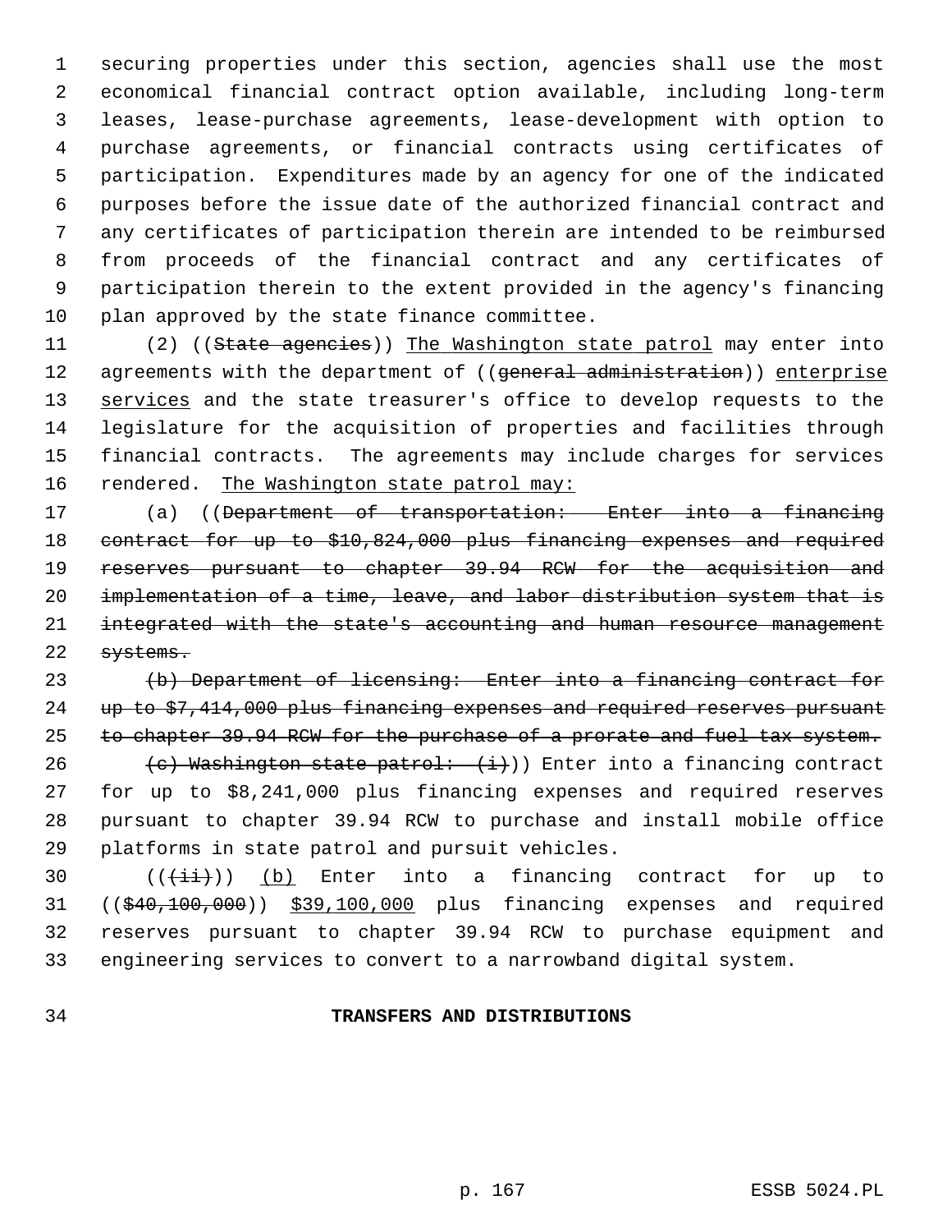securing properties under this section, agencies shall use the most economical financial contract option available, including long-term leases, lease-purchase agreements, lease-development with option to purchase agreements, or financial contracts using certificates of participation. Expenditures made by an agency for one of the indicated purposes before the issue date of the authorized financial contract and any certificates of participation therein are intended to be reimbursed from proceeds of the financial contract and any certificates of participation therein to the extent provided in the agency's financing plan approved by the state finance committee.

(2) ((~~State agencies~~)) The Washington state patrol may enter into agreements with the department of ((~~general administration~~)) enterprise services and the state treasurer's office to develop requests to the legislature for the acquisition of properties and facilities through financial contracts. The agreements may include charges for services rendered. The Washington state patrol may:

(a) ((~~Department of transportation: Enter into a financing contract for up to $10,824,000 plus financing expenses and required reserves pursuant to chapter 39.94 RCW for the acquisition and implementation of a time, leave, and labor distribution system that is integrated with the state's accounting and human resource management systems.~~

~~(b) Department of licensing: Enter into a financing contract for up to $7,414,000 plus financing expenses and required reserves pursuant to chapter 39.94 RCW for the purchase of a prorate and fuel tax system.~~

~~(c) Washington state patrol: (i)~~)) Enter into a financing contract for up to $8,241,000 plus financing expenses and required reserves pursuant to chapter 39.94 RCW to purchase and install mobile office platforms in state patrol and pursuit vehicles.

((~~(ii)~~)) (b) Enter into a financing contract for up to ((~~$40,100,000~~)) $39,100,000 plus financing expenses and required reserves pursuant to chapter 39.94 RCW to purchase equipment and engineering services to convert to a narrowband digital system.

## TRANSFERS AND DISTRIBUTIONS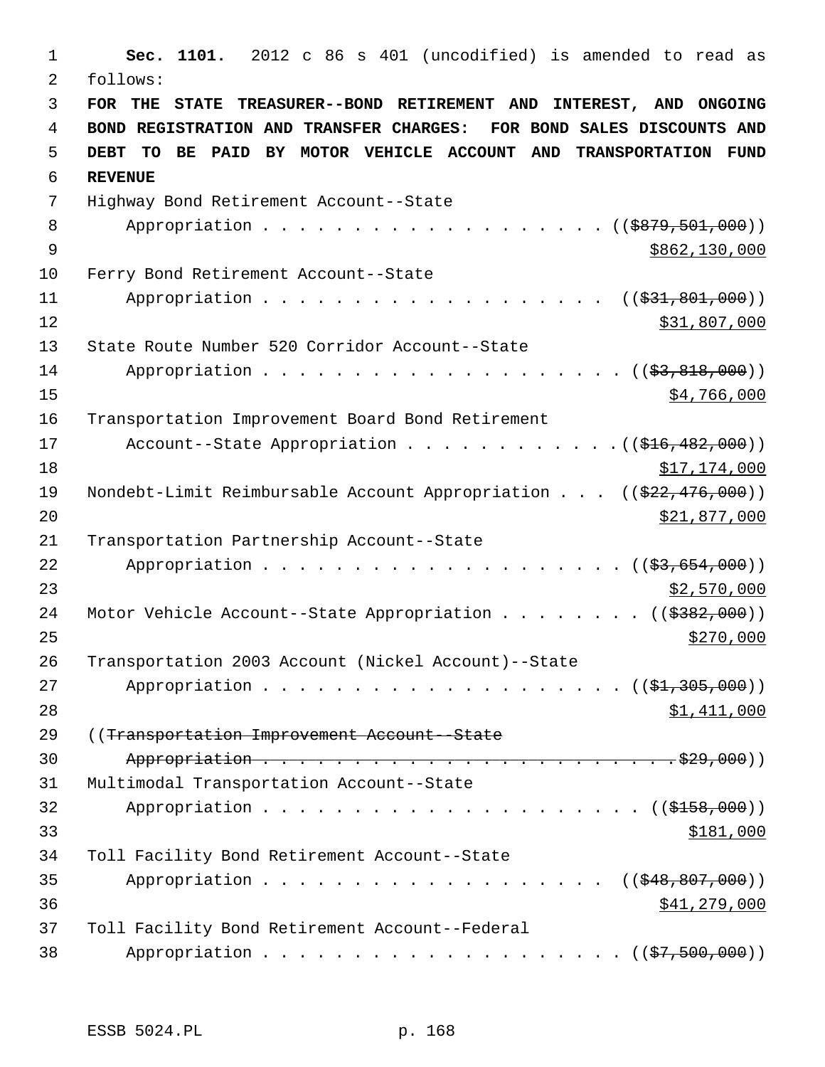**Sec. 1101.** 2012 c 86 s 401 (uncodified) is amended to read as follows:

**FOR THE STATE TREASURER--BOND RETIREMENT AND INTEREST, AND ONGOING BOND REGISTRATION AND TRANSFER CHARGES: FOR BOND SALES DISCOUNTS AND DEBT TO BE PAID BY MOTOR VEHICLE ACCOUNT AND TRANSPORTATION FUND REVENUE**

Highway Bond Retirement Account--State Appropriation . . . . . . . . . . . . . . . . . . . . ((~~$879,501,000~~)) $862,130,000

Ferry Bond Retirement Account--State Appropriation . . . . . . . . . . . . . . . . . . . . ((~~$31,801,000~~)) $31,807,000

State Route Number 520 Corridor Account--State Appropriation . . . . . . . . . . . . . . . . . . . . ((~~$3,818,000~~)) $4,766,000

Transportation Improvement Board Bond Retirement Account--State Appropriation . . . . . . . . . . . . ((~~$16,482,000~~)) $17,174,000

Nondebt-Limit Reimbursable Account Appropriation . . . ((~~$22,476,000~~)) $21,877,000

Transportation Partnership Account--State Appropriation . . . . . . . . . . . . . . . . . . . . ((~~$3,654,000~~)) $2,570,000

Motor Vehicle Account--State Appropriation . . . . . . . . ((~~$382,000~~)) $270,000

Transportation 2003 Account (Nickel Account)--State Appropriation . . . . . . . . . . . . . . . . . . . . ((~~$1,305,000~~)) $1,411,000

((~~Transportation Improvement Account--State Appropriation . . . . . . . . . . . . . . . . . . . . . . . . $29,000~~))

Multimodal Transportation Account--State Appropriation . . . . . . . . . . . . . . . . . . . . ((~~$158,000~~)) $181,000

Toll Facility Bond Retirement Account--State Appropriation . . . . . . . . . . . . . . . . . . . . ((~~$48,807,000~~)) $41,279,000

Toll Facility Bond Retirement Account--Federal Appropriation . . . . . . . . . . . . . . . . . . . . ((~~$7,500,000~~))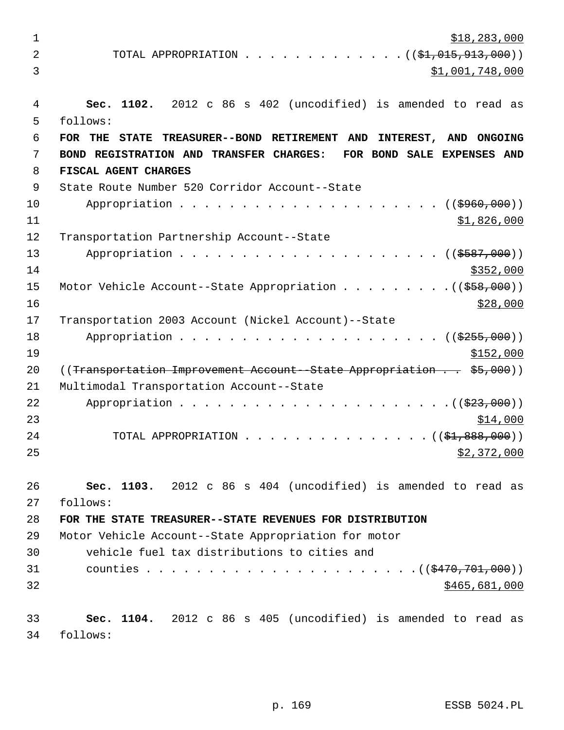$18,283,000

TOTAL APPROPRIATION . . . . . . . . . . . . . ((~~$1,015,913,000~~))
$1,001,748,000

**Sec. 1102.** 2012 c 86 s 402 (uncodified) is amended to read as follows:

**FOR THE STATE TREASURER--BOND RETIREMENT AND INTEREST, AND ONGOING BOND REGISTRATION AND TRANSFER CHARGES: FOR BOND SALE EXPENSES AND FISCAL AGENT CHARGES**

State Route Number 520 Corridor Account--State
Appropriation . . . . . . . . . . . . . . . . . . . . . . ((~~$960,000~~))
$1,826,000

Transportation Partnership Account--State
Appropriation . . . . . . . . . . . . . . . . . . . . . . ((~~$587,000~~))
$352,000

Motor Vehicle Account--State Appropriation . . . . . . . . . ((~~$58,000~~))
$28,000

Transportation 2003 Account (Nickel Account)--State
Appropriation . . . . . . . . . . . . . . . . . . . . . . ((~~$255,000~~))
$152,000

((~~Transportation Improvement Account--State Appropriation . . $5,000~~))

Multimodal Transportation Account--State
Appropriation . . . . . . . . . . . . . . . . . . . . . . ((~~$23,000~~))
$14,000

TOTAL APPROPRIATION . . . . . . . . . . . . . . . ((~~$1,888,000~~))
$2,372,000

**Sec. 1103.** 2012 c 86 s 404 (uncodified) is amended to read as follows:

**FOR THE STATE TREASURER--STATE REVENUES FOR DISTRIBUTION**

Motor Vehicle Account--State Appropriation for motor vehicle fuel tax distributions to cities and counties . . . . . . . . . . . . . . . . . . . . . . ((~~$470,701,000~~))
$465,681,000

**Sec. 1104.** 2012 c 86 s 405 (uncodified) is amended to read as follows: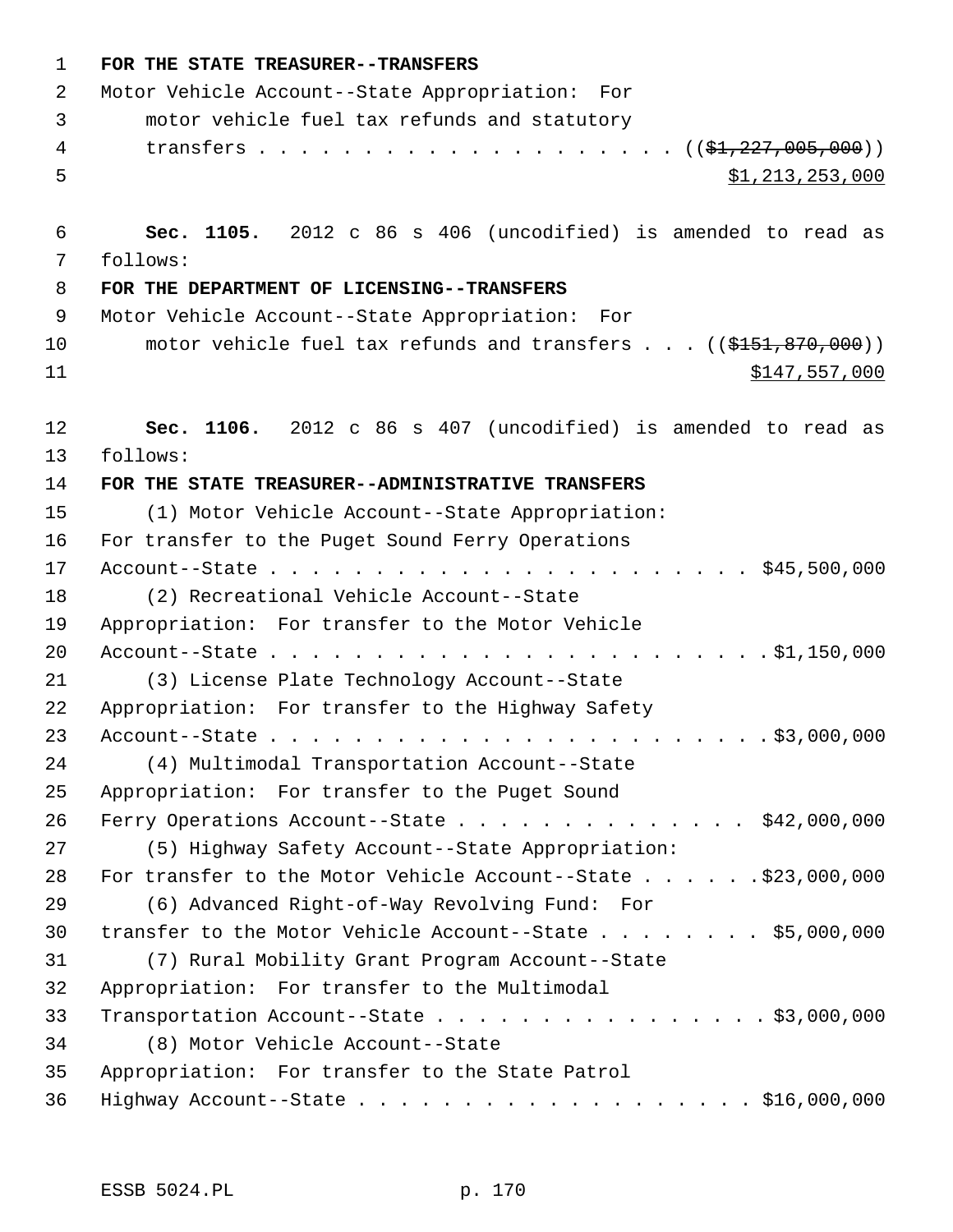**FOR THE STATE TREASURER--TRANSFERS**

Motor Vehicle Account--State Appropriation: For motor vehicle fuel tax refunds and statutory transfers . . . . . . . . . . . . . . . . . . . . (($1,227,005,000)) $1,213,253,000

**Sec. 1105.** 2012 c 86 s 406 (uncodified) is amended to read as follows:

**FOR THE DEPARTMENT OF LICENSING--TRANSFERS**

Motor Vehicle Account--State Appropriation: For motor vehicle fuel tax refunds and transfers . . . (($151,870,000)) $147,557,000

**Sec. 1106.** 2012 c 86 s 407 (uncodified) is amended to read as follows:

**FOR THE STATE TREASURER--ADMINISTRATIVE TRANSFERS**

(1) Motor Vehicle Account--State Appropriation: For transfer to the Puget Sound Ferry Operations Account--State . . . . . . . . . . . . . . . . . . . . . . . . $45,500,000

(2) Recreational Vehicle Account--State Appropriation: For transfer to the Motor Vehicle Account--State . . . . . . . . . . . . . . . . . . . . . . . . $1,150,000

(3) License Plate Technology Account--State Appropriation: For transfer to the Highway Safety Account--State . . . . . . . . . . . . . . . . . . . . . . . . $3,000,000

(4) Multimodal Transportation Account--State Appropriation: For transfer to the Puget Sound Ferry Operations Account--State . . . . . . . . . . . . . . . $42,000,000

(5) Highway Safety Account--State Appropriation: For transfer to the Motor Vehicle Account--State . . . . . . $23,000,000

(6) Advanced Right-of-Way Revolving Fund: For transfer to the Motor Vehicle Account--State . . . . . . . . $5,000,000

(7) Rural Mobility Grant Program Account--State Appropriation: For transfer to the Multimodal Transportation Account--State . . . . . . . . . . . . . . . . . $3,000,000

(8) Motor Vehicle Account--State Appropriation: For transfer to the State Patrol Highway Account--State . . . . . . . . . . . . . . . . . . . . $16,000,000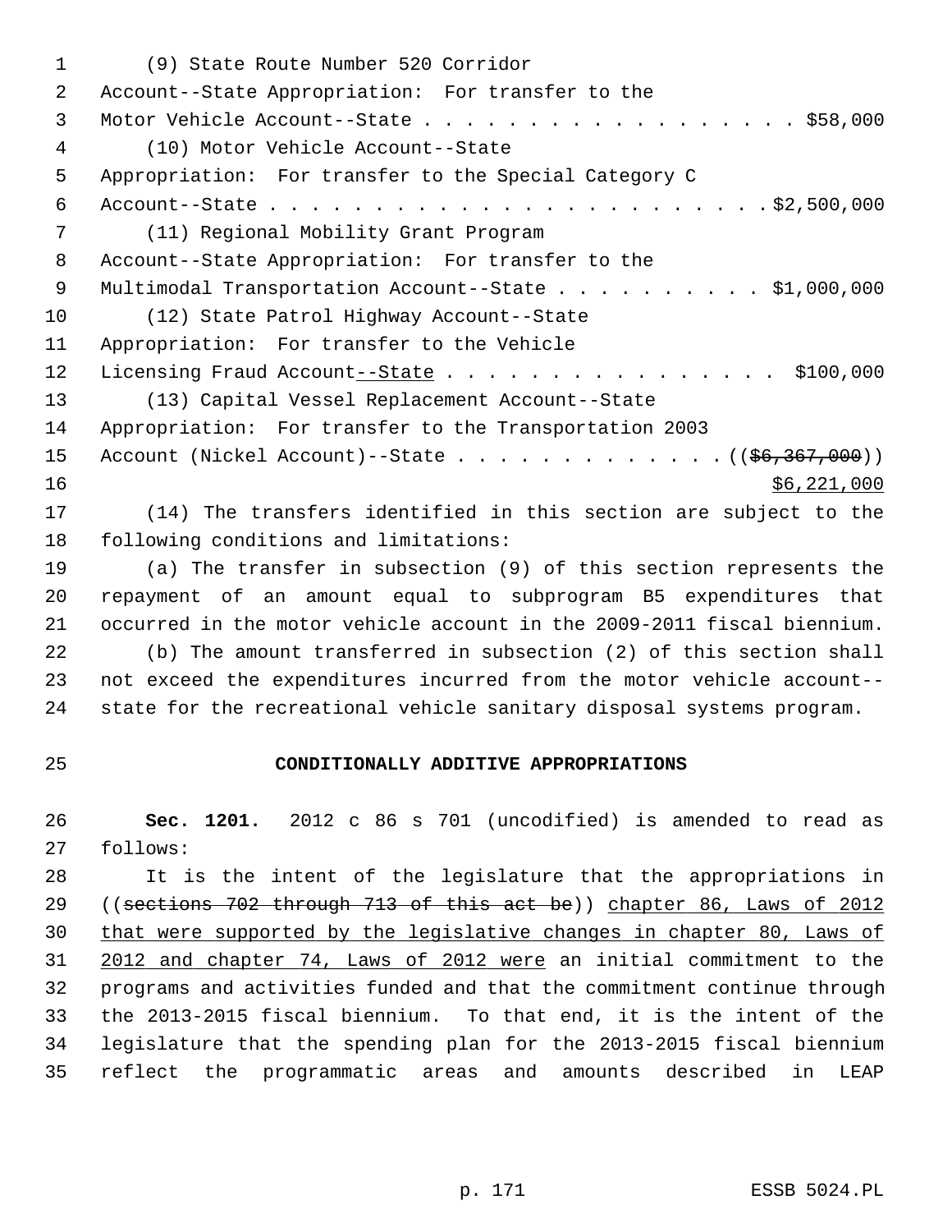(9) State Route Number 520 Corridor Account--State Appropriation: For transfer to the Motor Vehicle Account--State . . . . . . . . . . . . . . . . . . $58,000

(10) Motor Vehicle Account--State Appropriation: For transfer to the Special Category C Account--State . . . . . . . . . . . . . . . . . . . . . . . . $2,500,000

(11) Regional Mobility Grant Program Account--State Appropriation: For transfer to the Multimodal Transportation Account--State . . . . . . . . . . $1,000,000

(12) State Patrol Highway Account--State Appropriation: For transfer to the Vehicle Licensing Fraud Account--State . . . . . . . . . . . . . . . . $100,000

(13) Capital Vessel Replacement Account--State Appropriation: For transfer to the Transportation 2003 Account (Nickel Account)--State . . . . . . . . . . . . . ((~~$6,367,000~~)) $6,221,000

(14) The transfers identified in this section are subject to the following conditions and limitations:

(a) The transfer in subsection (9) of this section represents the repayment of an amount equal to subprogram B5 expenditures that occurred in the motor vehicle account in the 2009-2011 fiscal biennium.

(b) The amount transferred in subsection (2) of this section shall not exceed the expenditures incurred from the motor vehicle account--state for the recreational vehicle sanitary disposal systems program.

## CONDITIONALLY ADDITIVE APPROPRIATIONS

**Sec. 1201.** 2012 c 86 s 701 (uncodified) is amended to read as follows:

It is the intent of the legislature that the appropriations in ((~~sections 702 through 713 of this act be~~)) chapter 86, Laws of 2012 that were supported by the legislative changes in chapter 80, Laws of 2012 and chapter 74, Laws of 2012 were an initial commitment to the programs and activities funded and that the commitment continue through the 2013-2015 fiscal biennium. To that end, it is the intent of the legislature that the spending plan for the 2013-2015 fiscal biennium reflect the programmatic areas and amounts described in LEAP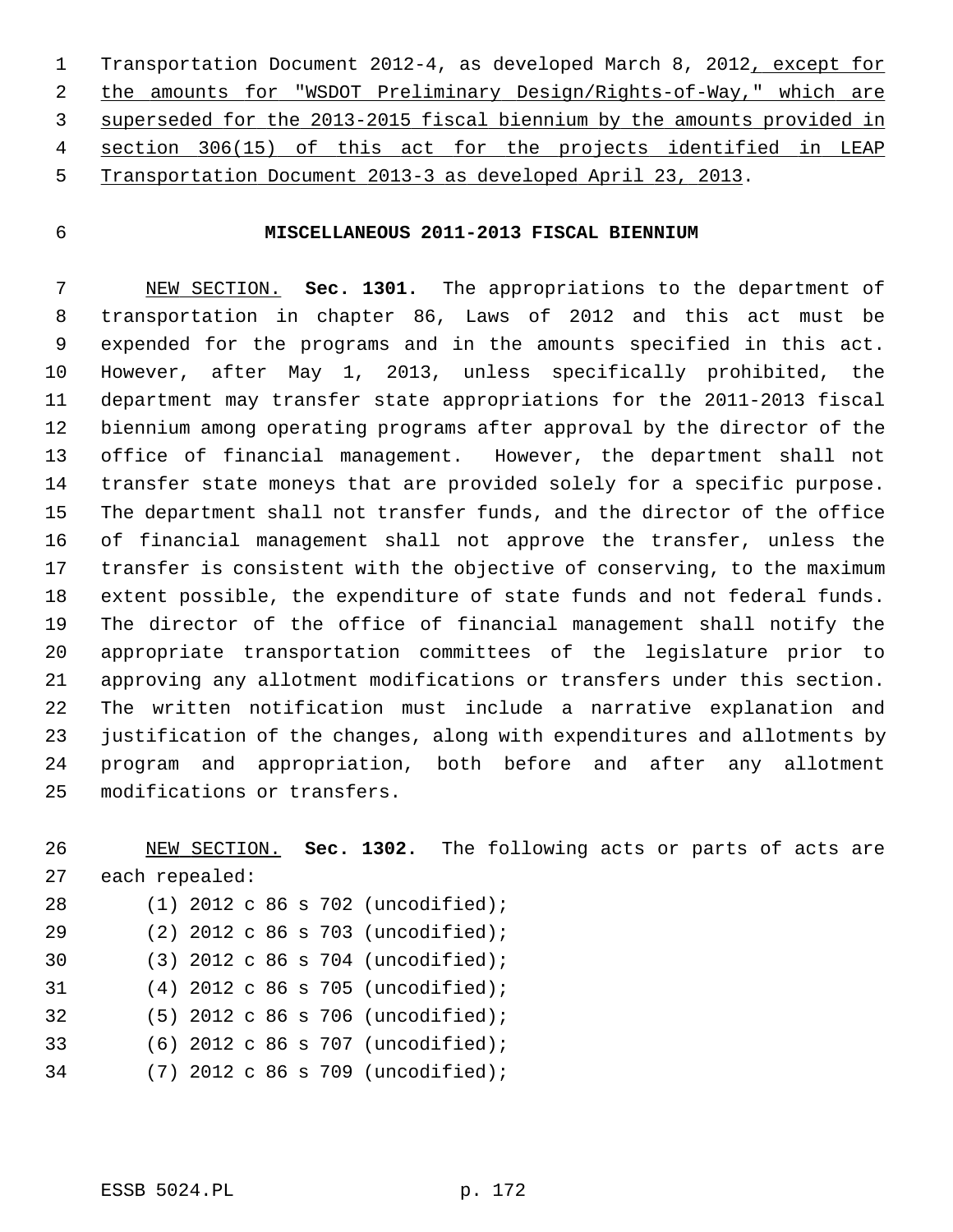Transportation Document 2012-4, as developed March 8, 2012, except for the amounts for "WSDOT Preliminary Design/Rights-of-Way," which are superseded for the 2013-2015 fiscal biennium by the amounts provided in section 306(15) of this act for the projects identified in LEAP Transportation Document 2013-3 as developed April 23, 2013.

**MISCELLANEOUS 2011-2013 FISCAL BIENNIUM**

NEW SECTION. **Sec. 1301.** The appropriations to the department of transportation in chapter 86, Laws of 2012 and this act must be expended for the programs and in the amounts specified in this act. However, after May 1, 2013, unless specifically prohibited, the department may transfer state appropriations for the 2011-2013 fiscal biennium among operating programs after approval by the director of the office of financial management. However, the department shall not transfer state moneys that are provided solely for a specific purpose. The department shall not transfer funds, and the director of the office of financial management shall not approve the transfer, unless the transfer is consistent with the objective of conserving, to the maximum extent possible, the expenditure of state funds and not federal funds. The director of the office of financial management shall notify the appropriate transportation committees of the legislature prior to approving any allotment modifications or transfers under this section. The written notification must include a narrative explanation and justification of the changes, along with expenditures and allotments by program and appropriation, both before and after any allotment modifications or transfers.

NEW SECTION. **Sec. 1302.** The following acts or parts of acts are each repealed:

(1) 2012 c 86 s 702 (uncodified);

(2) 2012 c 86 s 703 (uncodified);

(3) 2012 c 86 s 704 (uncodified);

(4) 2012 c 86 s 705 (uncodified);

(5) 2012 c 86 s 706 (uncodified);

(6) 2012 c 86 s 707 (uncodified);

(7) 2012 c 86 s 709 (uncodified);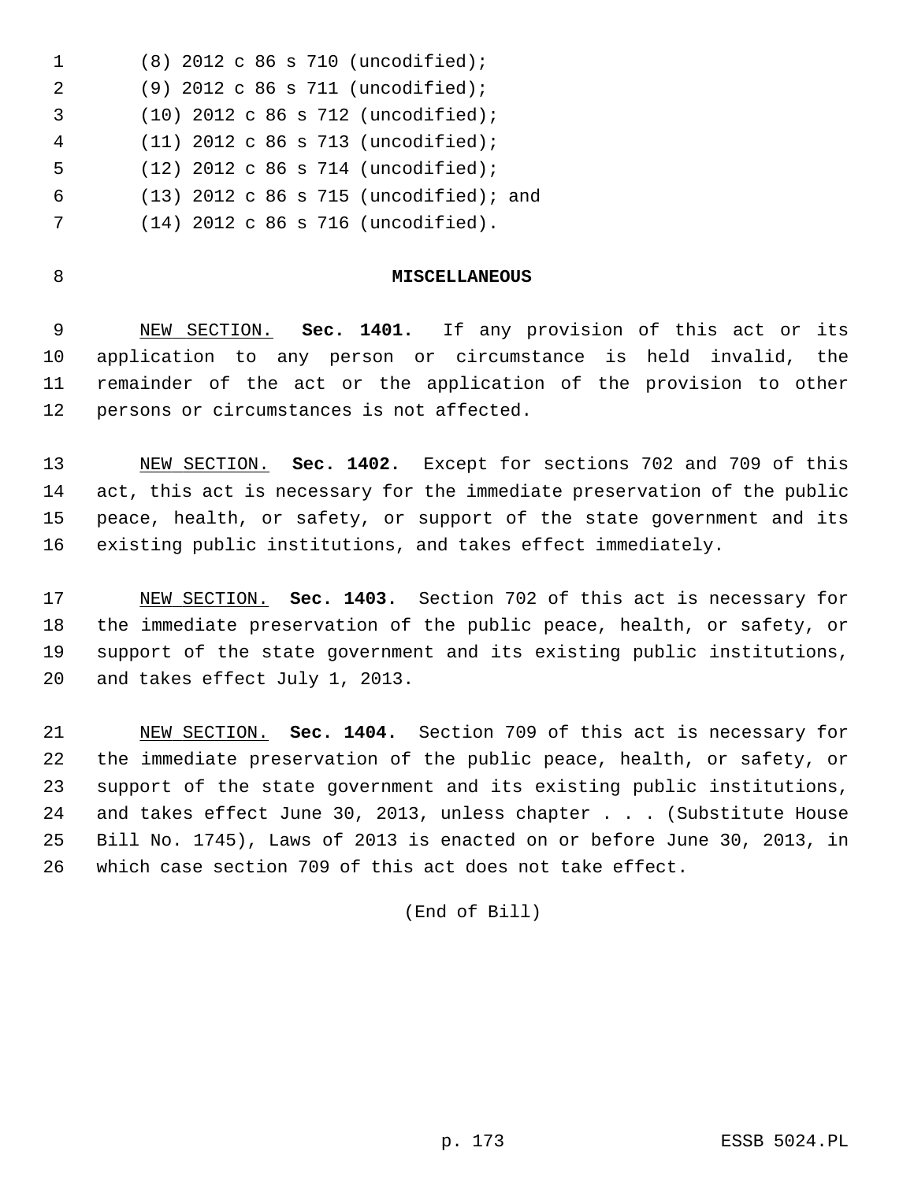(8) 2012 c 86 s 710 (uncodified);

(9) 2012 c 86 s 711 (uncodified);

(10) 2012 c 86 s 712 (uncodified);

(11) 2012 c 86 s 713 (uncodified);

(12) 2012 c 86 s 714 (uncodified);

(13) 2012 c 86 s 715 (uncodified); and

(14) 2012 c 86 s 716 (uncodified).

## MISCELLANEOUS

NEW SECTION. **Sec. 1401.** If any provision of this act or its application to any person or circumstance is held invalid, the remainder of the act or the application of the provision to other persons or circumstances is not affected.

NEW SECTION. **Sec. 1402.** Except for sections 702 and 709 of this act, this act is necessary for the immediate preservation of the public peace, health, or safety, or support of the state government and its existing public institutions, and takes effect immediately.

NEW SECTION. **Sec. 1403.** Section 702 of this act is necessary for the immediate preservation of the public peace, health, or safety, or support of the state government and its existing public institutions, and takes effect July 1, 2013.

NEW SECTION. **Sec. 1404.** Section 709 of this act is necessary for the immediate preservation of the public peace, health, or safety, or support of the state government and its existing public institutions, and takes effect June 30, 2013, unless chapter . . . (Substitute House Bill No. 1745), Laws of 2013 is enacted on or before June 30, 2013, in which case section 709 of this act does not take effect.

(End of Bill)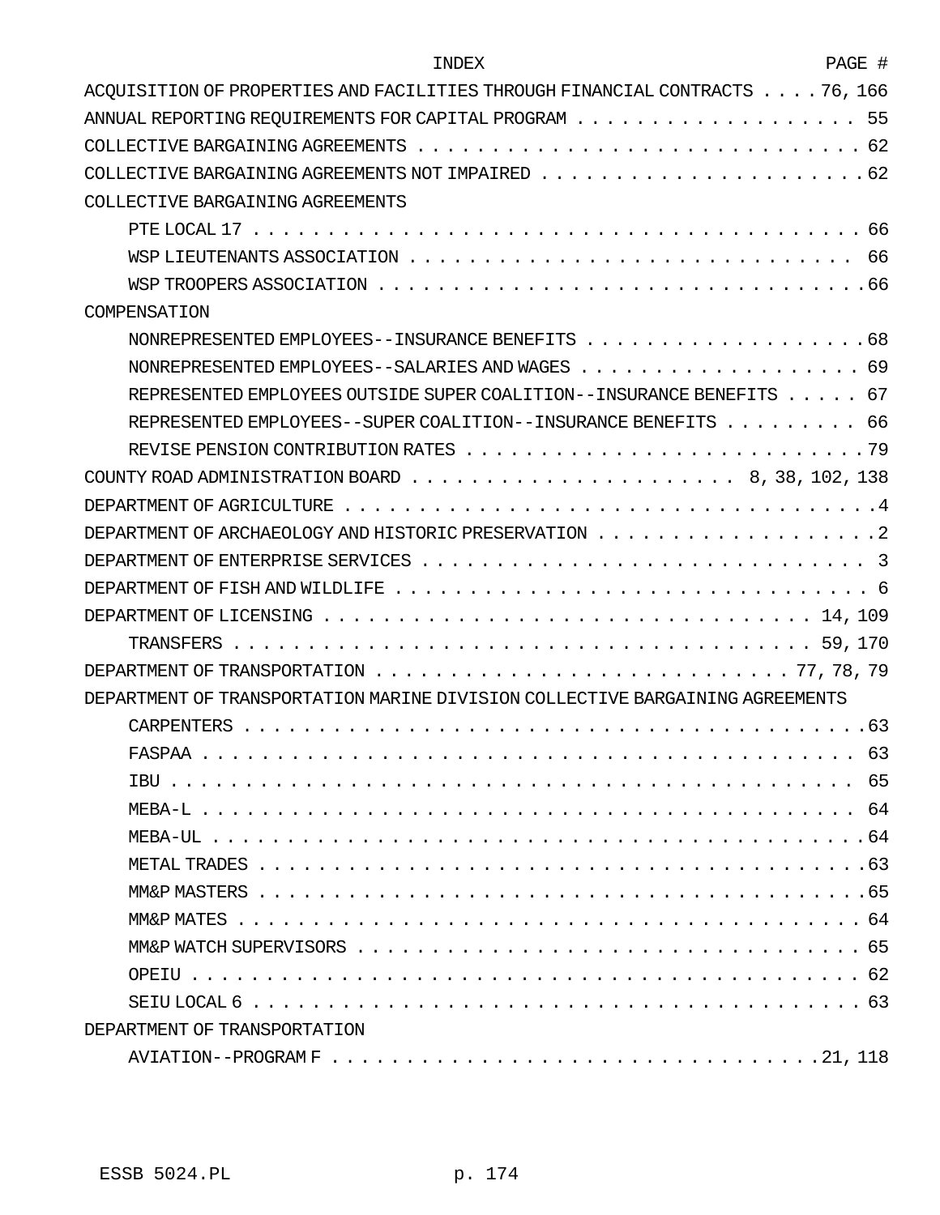INDEX PAGE #

ACQUISITION OF PROPERTIES AND FACILITIES THROUGH FINANCIAL CONTRACTS . . . . 76, 166
ANNUAL REPORTING REQUIREMENTS FOR CAPITAL PROGRAM . . . . . . . . . . . . . . . . . . . 55
COLLECTIVE BARGAINING AGREEMENTS . . . . . . . . . . . . . . . . . . . . . . . . . . . . . . . . . 62
COLLECTIVE BARGAINING AGREEMENTS NOT IMPAIRED . . . . . . . . . . . . . . . . . . . . . 62
COLLECTIVE BARGAINING AGREEMENTS
- PTE LOCAL 17 . . . . . . . . . . . . . . . . . . . . . . . . . . . . . . . . . . . . . . . . . . . 66
- WSP LIEUTENANTS ASSOCIATION . . . . . . . . . . . . . . . . . . . . . . . . . . . . . 66
- WSP TROOPERS ASSOCIATION . . . . . . . . . . . . . . . . . . . . . . . . . . . . . . . . 66

COMPENSATION
- NONREPRESENTED EMPLOYEES--INSURANCE BENEFITS . . . . . . . . . . . . . . . . . . . 68
- NONREPRESENTED EMPLOYEES--SALARIES AND WAGES . . . . . . . . . . . . . . . . . . . 69
- REPRESENTED EMPLOYEES OUTSIDE SUPER COALITION--INSURANCE BENEFITS . . . . . 67
- REPRESENTED EMPLOYEES--SUPER COALITION--INSURANCE BENEFITS . . . . . . . . . 66
- REVISE PENSION CONTRIBUTION RATES . . . . . . . . . . . . . . . . . . . . . . . . . . . 79

COUNTY ROAD ADMINISTRATION BOARD . . . . . . . . . . . . . . . . . . . . . . 8, 38, 102, 138
DEPARTMENT OF AGRICULTURE . . . . . . . . . . . . . . . . . . . . . . . . . . . . . . . . . . . 4
DEPARTMENT OF ARCHAEOLOGY AND HISTORIC PRESERVATION . . . . . . . . . . . . . . . . . . 2
DEPARTMENT OF ENTERPRISE SERVICES . . . . . . . . . . . . . . . . . . . . . . . . . . . . . . 3
DEPARTMENT OF FISH AND WILDLIFE . . . . . . . . . . . . . . . . . . . . . . . . . . . . . . . . 6
DEPARTMENT OF LICENSING . . . . . . . . . . . . . . . . . . . . . . . . . . . . . . . . . 14, 109
- TRANSFERS . . . . . . . . . . . . . . . . . . . . . . . . . . . . . . . . . . . . . . . . . 59, 170

DEPARTMENT OF TRANSPORTATION . . . . . . . . . . . . . . . . . . . . . . . . . . . . 77, 78, 79
DEPARTMENT OF TRANSPORTATION MARINE DIVISION COLLECTIVE BARGAINING AGREEMENTS
- CARPENTERS . . . . . . . . . . . . . . . . . . . . . . . . . . . . . . . . . . . . . . . . . . . 63
- FASPAA . . . . . . . . . . . . . . . . . . . . . . . . . . . . . . . . . . . . . . . . . . . . . 63
- IBU . . . . . . . . . . . . . . . . . . . . . . . . . . . . . . . . . . . . . . . . . . . . . . . . 65
- MEBA-L . . . . . . . . . . . . . . . . . . . . . . . . . . . . . . . . . . . . . . . . . . . . . 64
- MEBA-UL . . . . . . . . . . . . . . . . . . . . . . . . . . . . . . . . . . . . . . . . . . . . . 64
- METAL TRADES . . . . . . . . . . . . . . . . . . . . . . . . . . . . . . . . . . . . . . . . . 63
- MM&P MASTERS . . . . . . . . . . . . . . . . . . . . . . . . . . . . . . . . . . . . . . . . . 65
- MM&P MATES . . . . . . . . . . . . . . . . . . . . . . . . . . . . . . . . . . . . . . . . . . 64
- MM&P WATCH SUPERVISORS . . . . . . . . . . . . . . . . . . . . . . . . . . . . . . . . . . 65
- OPEIU . . . . . . . . . . . . . . . . . . . . . . . . . . . . . . . . . . . . . . . . . . . . . . 62
- SEIU LOCAL 6 . . . . . . . . . . . . . . . . . . . . . . . . . . . . . . . . . . . . . . . . . 63

DEPARTMENT OF TRANSPORTATION
- AVIATION--PROGRAM F . . . . . . . . . . . . . . . . . . . . . . . . . . . . . . . . . 21, 118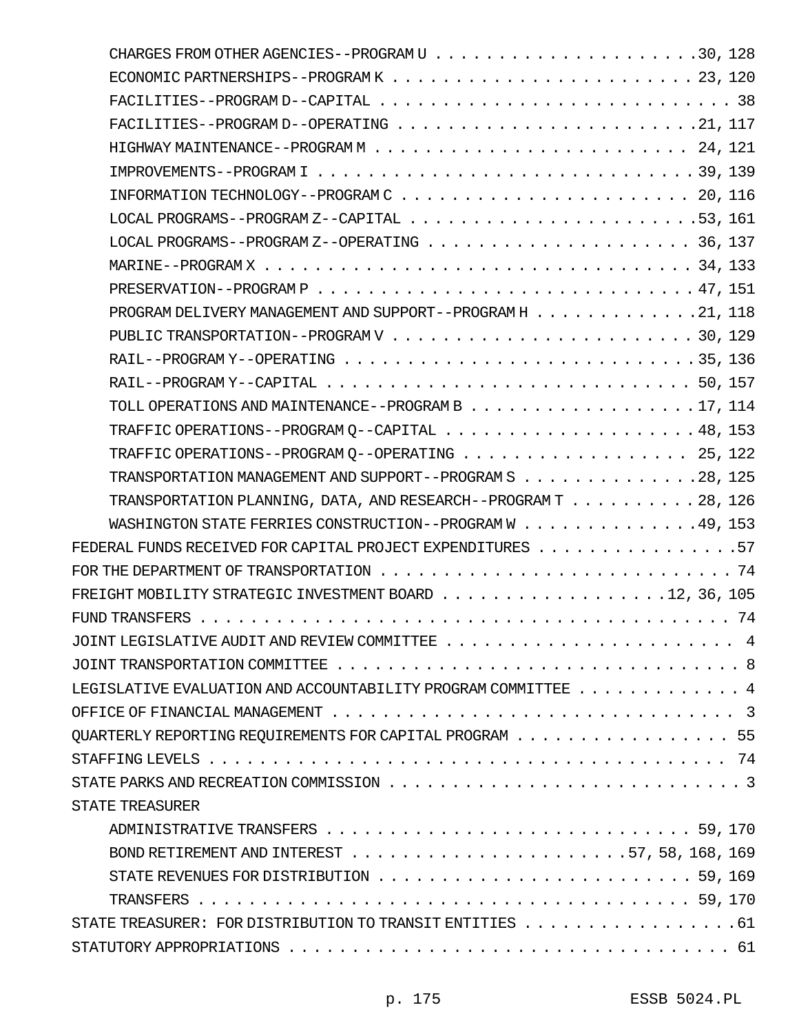CHARGES FROM OTHER AGENCIES--PROGRAM U . . . . . . . . . . . . . . . . . . . . .30, 128
ECONOMIC PARTNERSHIPS--PROGRAM K . . . . . . . . . . . . . . . . . . . . . . . 23, 120
FACILITIES--PROGRAM D--CAPITAL . . . . . . . . . . . . . . . . . . . . . . . . . . 38
FACILITIES--PROGRAM D--OPERATING . . . . . . . . . . . . . . . . . . . . . . . .21, 117
HIGHWAY MAINTENANCE--PROGRAM M . . . . . . . . . . . . . . . . . . . . . . . . 24, 121
IMPROVEMENTS--PROGRAM I . . . . . . . . . . . . . . . . . . . . . . . . . . . . .39, 139
INFORMATION TECHNOLOGY--PROGRAM C . . . . . . . . . . . . . . . . . . . . . . 20, 116
LOCAL PROGRAMS--PROGRAM Z--CAPITAL . . . . . . . . . . . . . . . . . . . . . .53, 161
LOCAL PROGRAMS--PROGRAM Z--OPERATING . . . . . . . . . . . . . . . . . . . . 36, 137
MARINE--PROGRAM X . . . . . . . . . . . . . . . . . . . . . . . . . . . . . . . . 34, 133
PRESERVATION--PROGRAM P . . . . . . . . . . . . . . . . . . . . . . . . . . . . .47, 151
PROGRAM DELIVERY MANAGEMENT AND SUPPORT--PROGRAM H . . . . . . . . . . . . .21, 118
PUBLIC TRANSPORTATION--PROGRAM V . . . . . . . . . . . . . . . . . . . . . . . 30, 129
RAIL--PROGRAM Y--OPERATING . . . . . . . . . . . . . . . . . . . . . . . . . . .35, 136
RAIL--PROGRAM Y--CAPITAL . . . . . . . . . . . . . . . . . . . . . . . . . . . . 50, 157
TOLL OPERATIONS AND MAINTENANCE--PROGRAM B . . . . . . . . . . . . . . . . . .17, 114
TRAFFIC OPERATIONS--PROGRAM Q--CAPITAL . . . . . . . . . . . . . . . . . . . .48, 153
TRAFFIC OPERATIONS--PROGRAM Q--OPERATING . . . . . . . . . . . . . . . . . . 25, 122
TRANSPORTATION MANAGEMENT AND SUPPORT--PROGRAM S . . . . . . . . . . . . . .28, 125
TRANSPORTATION PLANNING, DATA, AND RESEARCH--PROGRAM T . . . . . . . . . . .28, 126
WASHINGTON STATE FERRIES CONSTRUCTION--PROGRAM W . . . . . . . . . . . . . .49, 153

FEDERAL FUNDS RECEIVED FOR CAPITAL PROJECT EXPENDITURES . . . . . . . . . . . . . . . .57
FOR THE DEPARTMENT OF TRANSPORTATION . . . . . . . . . . . . . . . . . . . . . . . . . . 74
FREIGHT MOBILITY STRATEGIC INVESTMENT BOARD . . . . . . . . . . . . . . . . . .12, 36, 105
FUND TRANSFERS . . . . . . . . . . . . . . . . . . . . . . . . . . . . . . . . . . . . . . 74
JOINT LEGISLATIVE AUDIT AND REVIEW COMMITTEE . . . . . . . . . . . . . . . . . . . . . . 4
JOINT TRANSPORTATION COMMITTEE . . . . . . . . . . . . . . . . . . . . . . . . . . . . . . 8
LEGISLATIVE EVALUATION AND ACCOUNTABILITY PROGRAM COMMITTEE . . . . . . . . . . . . . 4
OFFICE OF FINANCIAL MANAGEMENT . . . . . . . . . . . . . . . . . . . . . . . . . . . . . 3
QUARTERLY REPORTING REQUIREMENTS FOR CAPITAL PROGRAM . . . . . . . . . . . . . . . . . 55
STAFFING LEVELS . . . . . . . . . . . . . . . . . . . . . . . . . . . . . . . . . . . . . 74
STATE PARKS AND RECREATION COMMISSION . . . . . . . . . . . . . . . . . . . . . . . . . . 3
STATE TREASURER

ADMINISTRATIVE TRANSFERS . . . . . . . . . . . . . . . . . . . . . . . . . . . . 59, 170
BOND RETIREMENT AND INTEREST . . . . . . . . . . . . . . . . . . . . . .57, 58, 168, 169
STATE REVENUES FOR DISTRIBUTION . . . . . . . . . . . . . . . . . . . . . . . . . 59, 169
TRANSFERS . . . . . . . . . . . . . . . . . . . . . . . . . . . . . . . . . . . . . . 59, 170

STATE TREASURER: FOR DISTRIBUTION TO TRANSIT ENTITIES . . . . . . . . . . . . . . . . .61
STATUTORY APPROPRIATIONS . . . . . . . . . . . . . . . . . . . . . . . . . . . . . . . . . 61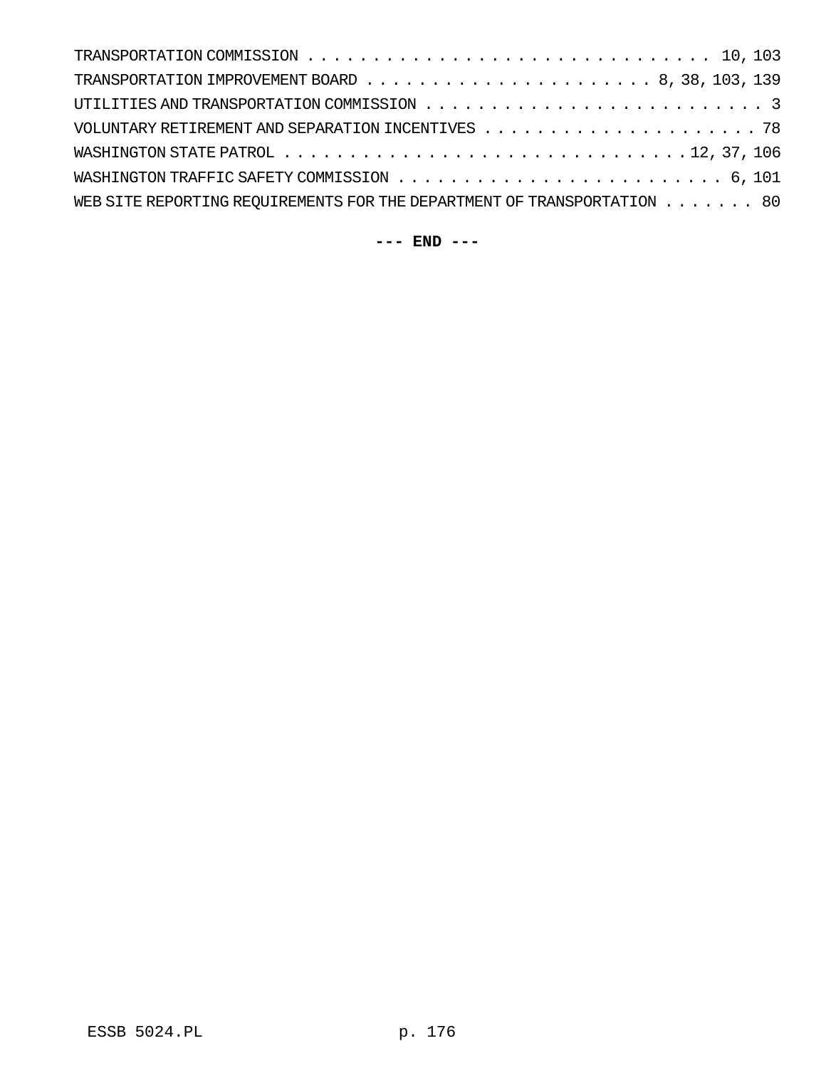TRANSPORTATION COMMISSION . . . . . . . . . . . . . . . . . . . . . . . . . . . . . . . 10, 103
TRANSPORTATION IMPROVEMENT BOARD . . . . . . . . . . . . . . . . . . . . . . 8, 38, 103, 139
UTILITIES AND TRANSPORTATION COMMISSION . . . . . . . . . . . . . . . . . . . . . . . . . . 3
VOLUNTARY RETIREMENT AND SEPARATION INCENTIVES . . . . . . . . . . . . . . . . . . . . . 78
WASHINGTON STATE PATROL . . . . . . . . . . . . . . . . . . . . . . . . . . . . . . . . 12, 37, 106
WASHINGTON TRAFFIC SAFETY COMMISSION . . . . . . . . . . . . . . . . . . . . . . . . . 6, 101
WEB SITE REPORTING REQUIREMENTS FOR THE DEPARTMENT OF TRANSPORTATION . . . . . . . 80

**--- END ---**